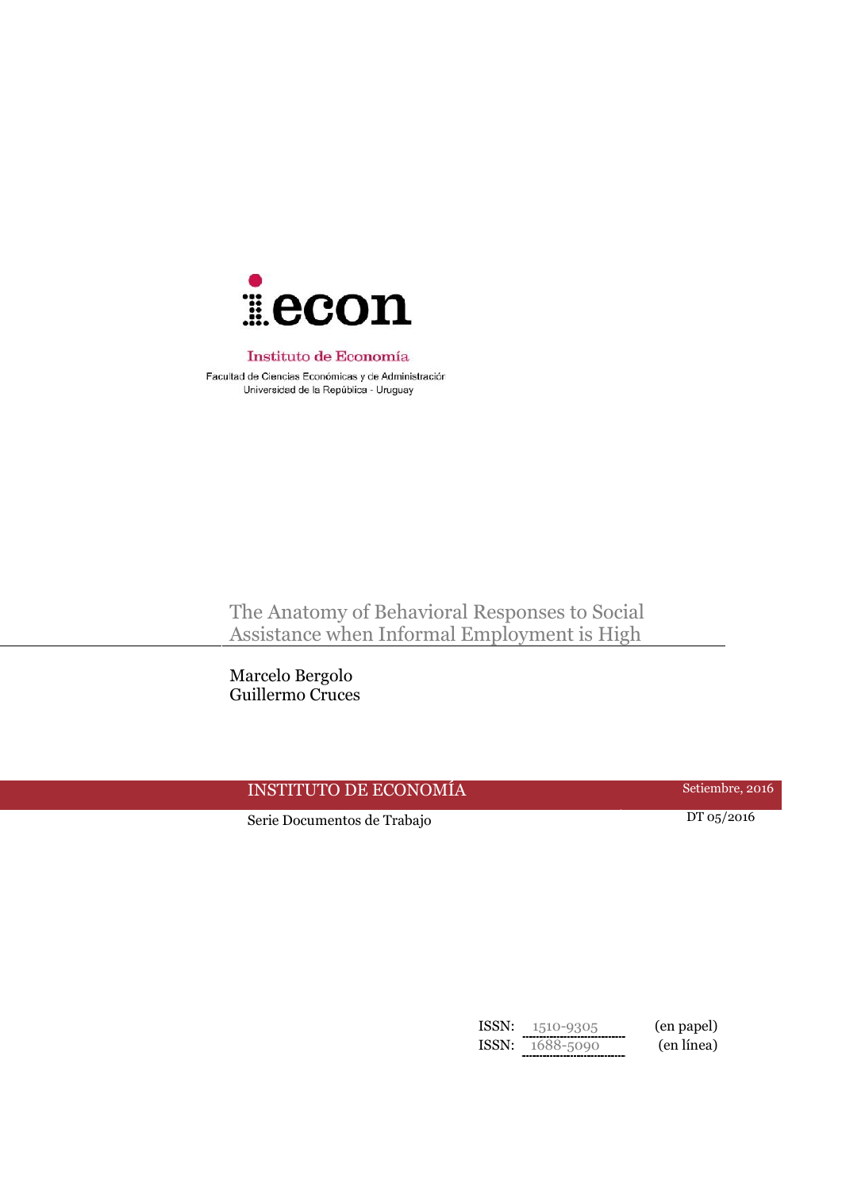iecon

Instituto de Economía

Facultad de Ciencias Económicas y de Administración
Universidad de la República - Uruguay

# The Anatomy of Behavioral Responses to Social Assistance when Informal Employment is High

Marcelo Bergolo
Guillermo Cruces

INSTITUTO DE ECONOMÍA — Setiembre, 2016

Serie Documentos de Trabajo — DT 05/2016

ISSN: 1510-9305 (en papel)
ISSN: 1688-5090 (en línea)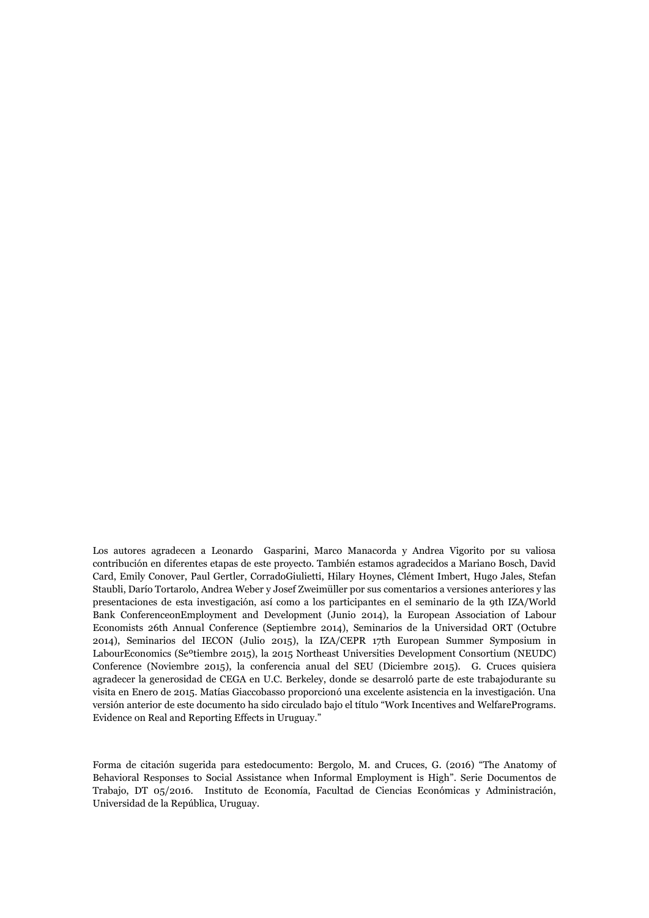Los autores agradecen a Leonardo Gasparini, Marco Manacorda y Andrea Vigorito por su valiosa contribución en diferentes etapas de este proyecto. También estamos agradecidos a Mariano Bosch, David Card, Emily Conover, Paul Gertler, CorradoGiulietti, Hilary Hoynes, Clément Imbert, Hugo Jales, Stefan Staubli, Darío Tortarolo, Andrea Weber y Josef Zweimüller por sus comentarios a versiones anteriores y las presentaciones de esta investigación, así como a los participantes en el seminario de la 9th IZA/World Bank ConferenceonEmployment and Development (Junio 2014), la European Association of Labour Economists 26th Annual Conference (Septiembre 2014), Seminarios de la Universidad ORT (Octubre 2014), Seminarios del IECON (Julio 2015), la IZA/CEPR 17th European Summer Symposium in LabourEconomics (Seºtiembre 2015), la 2015 Northeast Universities Development Consortium (NEUDC) Conference (Noviembre 2015), la conferencia anual del SEU (Diciembre 2015). G. Cruces quisiera agradecer la generosidad de CEGA en U.C. Berkeley, donde se desarrolló parte de este trabajodurante su visita en Enero de 2015. Matías Giaccobasso proporcionó una excelente asistencia en la investigación. Una versión anterior de este documento ha sido circulado bajo el título "Work Incentives and WelfarePrograms. Evidence on Real and Reporting Effects in Uruguay."

Forma de citación sugerida para estedocumento: Bergolo, M. and Cruces, G. (2016) "The Anatomy of Behavioral Responses to Social Assistance when Informal Employment is High". Serie Documentos de Trabajo, DT 05/2016. Instituto de Economía, Facultad de Ciencias Económicas y Administración, Universidad de la República, Uruguay.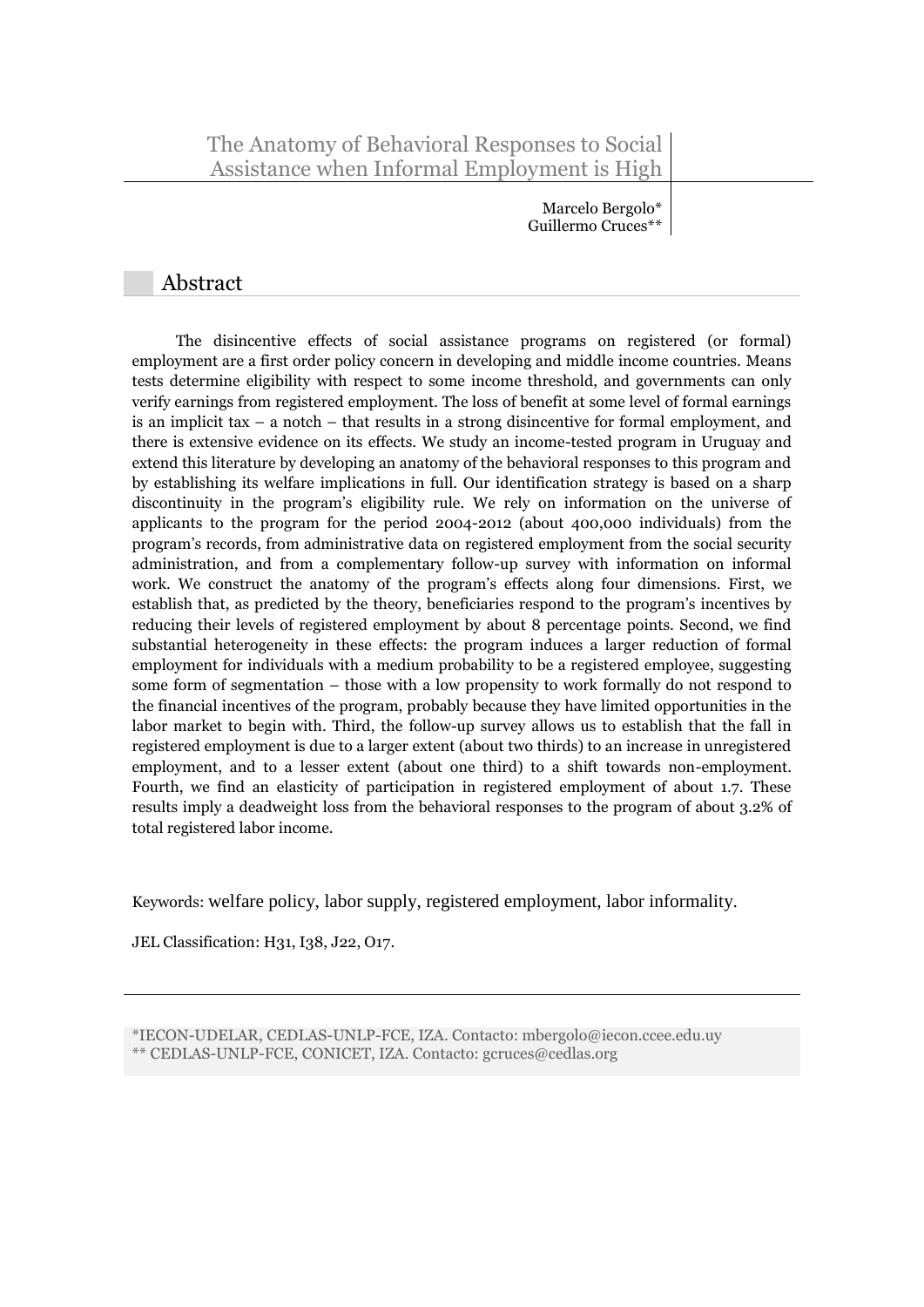# The Anatomy of Behavioral Responses to Social Assistance when Informal Employment is High

Marcelo Bergolo*
Guillermo Cruces**

## Abstract

The disincentive effects of social assistance programs on registered (or formal) employment are a first order policy concern in developing and middle income countries. Means tests determine eligibility with respect to some income threshold, and governments can only verify earnings from registered employment. The loss of benefit at some level of formal earnings is an implicit tax – a notch – that results in a strong disincentive for formal employment, and there is extensive evidence on its effects. We study an income-tested program in Uruguay and extend this literature by developing an anatomy of the behavioral responses to this program and by establishing its welfare implications in full. Our identification strategy is based on a sharp discontinuity in the program's eligibility rule. We rely on information on the universe of applicants to the program for the period 2004-2012 (about 400,000 individuals) from the program's records, from administrative data on registered employment from the social security administration, and from a complementary follow-up survey with information on informal work. We construct the anatomy of the program's effects along four dimensions. First, we establish that, as predicted by the theory, beneficiaries respond to the program's incentives by reducing their levels of registered employment by about 8 percentage points. Second, we find substantial heterogeneity in these effects: the program induces a larger reduction of formal employment for individuals with a medium probability to be a registered employee, suggesting some form of segmentation – those with a low propensity to work formally do not respond to the financial incentives of the program, probably because they have limited opportunities in the labor market to begin with. Third, the follow-up survey allows us to establish that the fall in registered employment is due to a larger extent (about two thirds) to an increase in unregistered employment, and to a lesser extent (about one third) to a shift towards non-employment. Fourth, we find an elasticity of participation in registered employment of about 1.7. These results imply a deadweight loss from the behavioral responses to the program of about 3.2% of total registered labor income.

Keywords: welfare policy, labor supply, registered employment, labor informality.

JEL Classification: H31, I38, J22, O17.

*IECON-UDELAR, CEDLAS-UNLP-FCE, IZA. Contacto: mbergolo@iecon.ccee.edu.uy
** CEDLAS-UNLP-FCE, CONICET, IZA. Contacto: gcruces@cedlas.org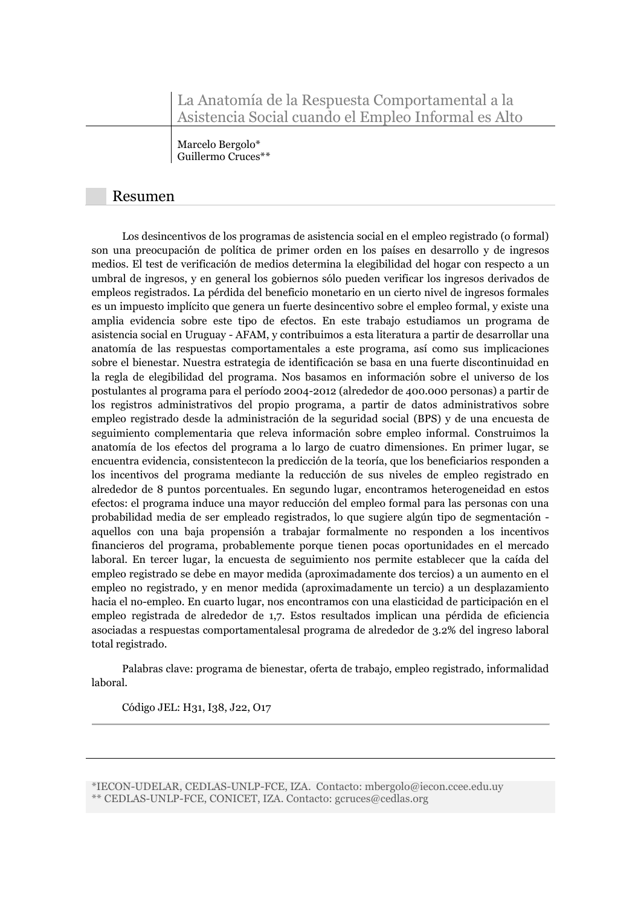# La Anatomía de la Respuesta Comportamental a la Asistencia Social cuando el Empleo Informal es Alto

Marcelo Bergolo*
Guillermo Cruces**

## Resumen

Los desincentivos de los programas de asistencia social en el empleo registrado (o formal) son una preocupación de política de primer orden en los países en desarrollo y de ingresos medios. El test de verificación de medios determina la elegibilidad del hogar con respecto a un umbral de ingresos, y en general los gobiernos sólo pueden verificar los ingresos derivados de empleos registrados. La pérdida del beneficio monetario en un cierto nivel de ingresos formales es un impuesto implícito que genera un fuerte desincentivo sobre el empleo formal, y existe una amplia evidencia sobre este tipo de efectos. En este trabajo estudiamos un programa de asistencia social en Uruguay - AFAM, y contribuimos a esta literatura a partir de desarrollar una anatomía de las respuestas comportamentales a este programa, así como sus implicaciones sobre el bienestar. Nuestra estrategia de identificación se basa en una fuerte discontinuidad en la regla de elegibilidad del programa. Nos basamos en información sobre el universo de los postulantes al programa para el período 2004-2012 (alrededor de 400.000 personas) a partir de los registros administrativos del propio programa, a partir de datos administrativos sobre empleo registrado desde la administración de la seguridad social (BPS) y de una encuesta de seguimiento complementaria que releva información sobre empleo informal. Construimos la anatomía de los efectos del programa a lo largo de cuatro dimensiones. En primer lugar, se encuentra evidencia, consistentecon la predicción de la teoría, que los beneficiarios responden a los incentivos del programa mediante la reducción de sus niveles de empleo registrado en alrededor de 8 puntos porcentuales. En segundo lugar, encontramos heterogeneidad en estos efectos: el programa induce una mayor reducción del empleo formal para las personas con una probabilidad media de ser empleado registrados, lo que sugiere algún tipo de segmentación - aquellos con una baja propensión a trabajar formalmente no responden a los incentivos financieros del programa, probablemente porque tienen pocas oportunidades en el mercado laboral. En tercer lugar, la encuesta de seguimiento nos permite establecer que la caída del empleo registrado se debe en mayor medida (aproximadamente dos tercios) a un aumento en el empleo no registrado, y en menor medida (aproximadamente un tercio) a un desplazamiento hacia el no-empleo. En cuarto lugar, nos encontramos con una elasticidad de participación en el empleo registrada de alrededor de 1,7. Estos resultados implican una pérdida de eficiencia asociadas a respuestas comportamentalesal programa de alrededor de 3.2% del ingreso laboral total registrado.

Palabras clave: programa de bienestar, oferta de trabajo, empleo registrado, informalidad laboral.

Código JEL: H31, I38, J22, O17

*IECON-UDELAR, CEDLAS-UNLP-FCE, IZA. Contacto: mbergolo@iecon.ccee.edu.uy
** CEDLAS-UNLP-FCE, CONICET, IZA. Contacto: gcruces@cedlas.org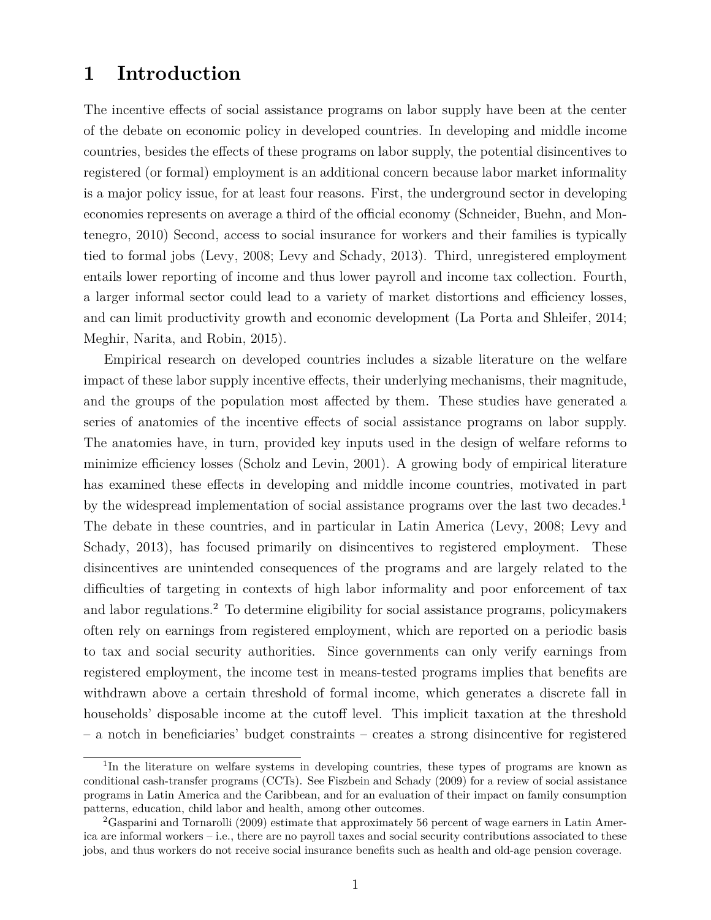# 1 Introduction

The incentive effects of social assistance programs on labor supply have been at the center of the debate on economic policy in developed countries. In developing and middle income countries, besides the effects of these programs on labor supply, the potential disincentives to registered (or formal) employment is an additional concern because labor market informality is a major policy issue, for at least four reasons. First, the underground sector in developing economies represents on average a third of the official economy (Schneider, Buehn, and Montenegro, 2010) Second, access to social insurance for workers and their families is typically tied to formal jobs (Levy, 2008; Levy and Schady, 2013). Third, unregistered employment entails lower reporting of income and thus lower payroll and income tax collection. Fourth, a larger informal sector could lead to a variety of market distortions and efficiency losses, and can limit productivity growth and economic development (La Porta and Shleifer, 2014; Meghir, Narita, and Robin, 2015).

Empirical research on developed countries includes a sizable literature on the welfare impact of these labor supply incentive effects, their underlying mechanisms, their magnitude, and the groups of the population most affected by them. These studies have generated a series of anatomies of the incentive effects of social assistance programs on labor supply. The anatomies have, in turn, provided key inputs used in the design of welfare reforms to minimize efficiency losses (Scholz and Levin, 2001). A growing body of empirical literature has examined these effects in developing and middle income countries, motivated in part by the widespread implementation of social assistance programs over the last two decades.[1] The debate in these countries, and in particular in Latin America (Levy, 2008; Levy and Schady, 2013), has focused primarily on disincentives to registered employment. These disincentives are unintended consequences of the programs and are largely related to the difficulties of targeting in contexts of high labor informality and poor enforcement of tax and labor regulations.[2] To determine eligibility for social assistance programs, policymakers often rely on earnings from registered employment, which are reported on a periodic basis to tax and social security authorities. Since governments can only verify earnings from registered employment, the income test in means-tested programs implies that benefits are withdrawn above a certain threshold of formal income, which generates a discrete fall in households' disposable income at the cutoff level. This implicit taxation at the threshold – a notch in beneficiaries' budget constraints – creates a strong disincentive for registered

[1] In the literature on welfare systems in developing countries, these types of programs are known as conditional cash-transfer programs (CCTs). See Fiszbein and Schady (2009) for a review of social assistance programs in Latin America and the Caribbean, and for an evaluation of their impact on family consumption patterns, education, child labor and health, among other outcomes.

[2] Gasparini and Tornarolli (2009) estimate that approximately 56 percent of wage earners in Latin America are informal workers – i.e., there are no payroll taxes and social security contributions associated to these jobs, and thus workers do not receive social insurance benefits such as health and old-age pension coverage.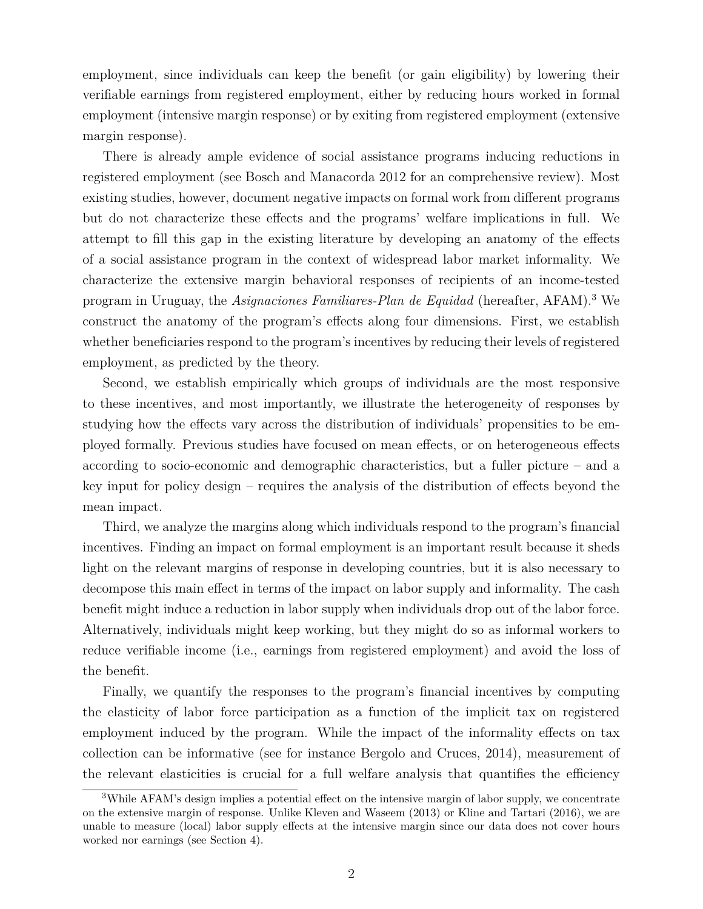employment, since individuals can keep the benefit (or gain eligibility) by lowering their verifiable earnings from registered employment, either by reducing hours worked in formal employment (intensive margin response) or by exiting from registered employment (extensive margin response).

There is already ample evidence of social assistance programs inducing reductions in registered employment (see Bosch and Manacorda 2012 for an comprehensive review). Most existing studies, however, document negative impacts on formal work from different programs but do not characterize these effects and the programs' welfare implications in full. We attempt to fill this gap in the existing literature by developing an anatomy of the effects of a social assistance program in the context of widespread labor market informality. We characterize the extensive margin behavioral responses of recipients of an income-tested program in Uruguay, the *Asignaciones Familiares-Plan de Equidad* (hereafter, AFAM).[3] We construct the anatomy of the program's effects along four dimensions. First, we establish whether beneficiaries respond to the program's incentives by reducing their levels of registered employment, as predicted by the theory.

Second, we establish empirically which groups of individuals are the most responsive to these incentives, and most importantly, we illustrate the heterogeneity of responses by studying how the effects vary across the distribution of individuals' propensities to be employed formally. Previous studies have focused on mean effects, or on heterogeneous effects according to socio-economic and demographic characteristics, but a fuller picture – and a key input for policy design – requires the analysis of the distribution of effects beyond the mean impact.

Third, we analyze the margins along which individuals respond to the program's financial incentives. Finding an impact on formal employment is an important result because it sheds light on the relevant margins of response in developing countries, but it is also necessary to decompose this main effect in terms of the impact on labor supply and informality. The cash benefit might induce a reduction in labor supply when individuals drop out of the labor force. Alternatively, individuals might keep working, but they might do so as informal workers to reduce verifiable income (i.e., earnings from registered employment) and avoid the loss of the benefit.

Finally, we quantify the responses to the program's financial incentives by computing the elasticity of labor force participation as a function of the implicit tax on registered employment induced by the program. While the impact of the informality effects on tax collection can be informative (see for instance Bergolo and Cruces, 2014), measurement of the relevant elasticities is crucial for a full welfare analysis that quantifies the efficiency

[3]While AFAM's design implies a potential effect on the intensive margin of labor supply, we concentrate on the extensive margin of response. Unlike Kleven and Waseem (2013) or Kline and Tartari (2016), we are unable to measure (local) labor supply effects at the intensive margin since our data does not cover hours worked nor earnings (see Section 4).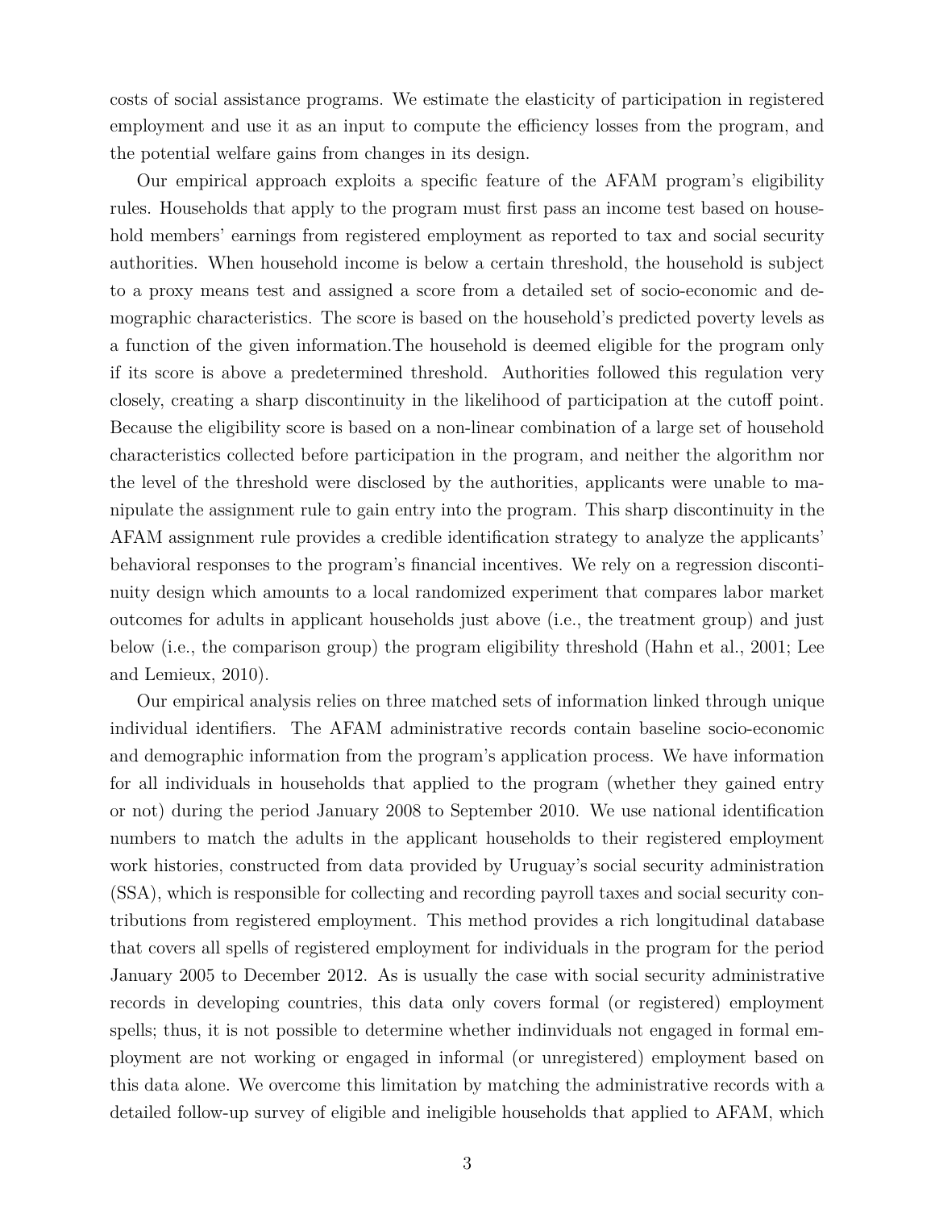costs of social assistance programs. We estimate the elasticity of participation in registered employment and use it as an input to compute the efficiency losses from the program, and the potential welfare gains from changes in its design.

Our empirical approach exploits a specific feature of the AFAM program's eligibility rules. Households that apply to the program must first pass an income test based on household members' earnings from registered employment as reported to tax and social security authorities. When household income is below a certain threshold, the household is subject to a proxy means test and assigned a score from a detailed set of socio-economic and demographic characteristics. The score is based on the household's predicted poverty levels as a function of the given information.The household is deemed eligible for the program only if its score is above a predetermined threshold. Authorities followed this regulation very closely, creating a sharp discontinuity in the likelihood of participation at the cutoff point. Because the eligibility score is based on a non-linear combination of a large set of household characteristics collected before participation in the program, and neither the algorithm nor the level of the threshold were disclosed by the authorities, applicants were unable to manipulate the assignment rule to gain entry into the program. This sharp discontinuity in the AFAM assignment rule provides a credible identification strategy to analyze the applicants' behavioral responses to the program's financial incentives. We rely on a regression discontinuity design which amounts to a local randomized experiment that compares labor market outcomes for adults in applicant households just above (i.e., the treatment group) and just below (i.e., the comparison group) the program eligibility threshold (Hahn et al., 2001; Lee and Lemieux, 2010).

Our empirical analysis relies on three matched sets of information linked through unique individual identifiers. The AFAM administrative records contain baseline socio-economic and demographic information from the program's application process. We have information for all individuals in households that applied to the program (whether they gained entry or not) during the period January 2008 to September 2010. We use national identification numbers to match the adults in the applicant households to their registered employment work histories, constructed from data provided by Uruguay's social security administration (SSA), which is responsible for collecting and recording payroll taxes and social security contributions from registered employment. This method provides a rich longitudinal database that covers all spells of registered employment for individuals in the program for the period January 2005 to December 2012. As is usually the case with social security administrative records in developing countries, this data only covers formal (or registered) employment spells; thus, it is not possible to determine whether indinviduals not engaged in formal employment are not working or engaged in informal (or unregistered) employment based on this data alone. We overcome this limitation by matching the administrative records with a detailed follow-up survey of eligible and ineligible households that applied to AFAM, which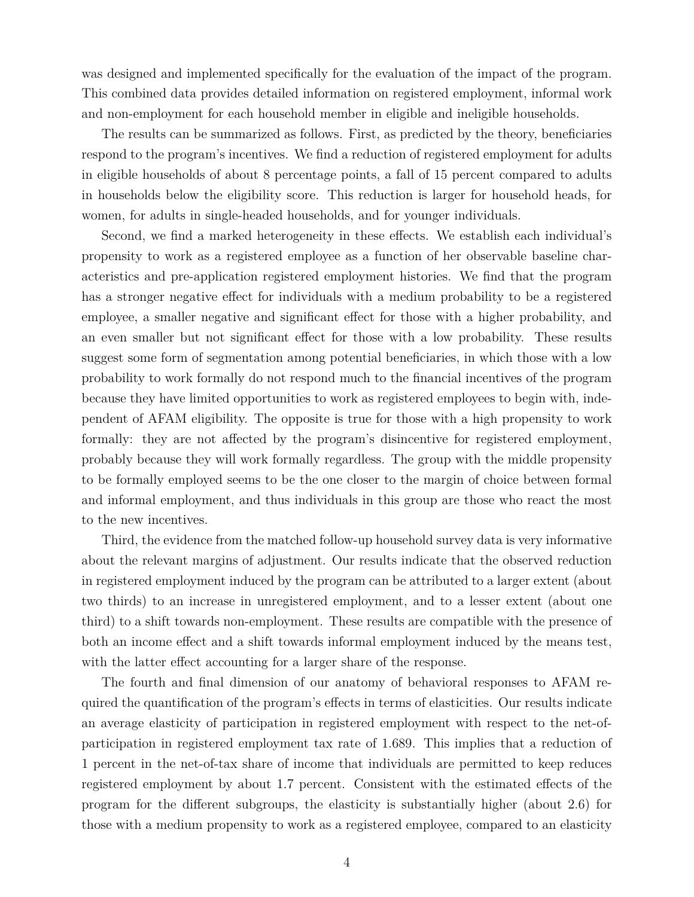was designed and implemented specifically for the evaluation of the impact of the program. This combined data provides detailed information on registered employment, informal work and non-employment for each household member in eligible and ineligible households.

The results can be summarized as follows. First, as predicted by the theory, beneficiaries respond to the program's incentives. We find a reduction of registered employment for adults in eligible households of about 8 percentage points, a fall of 15 percent compared to adults in households below the eligibility score. This reduction is larger for household heads, for women, for adults in single-headed households, and for younger individuals.

Second, we find a marked heterogeneity in these effects. We establish each individual's propensity to work as a registered employee as a function of her observable baseline characteristics and pre-application registered employment histories. We find that the program has a stronger negative effect for individuals with a medium probability to be a registered employee, a smaller negative and significant effect for those with a higher probability, and an even smaller but not significant effect for those with a low probability. These results suggest some form of segmentation among potential beneficiaries, in which those with a low probability to work formally do not respond much to the financial incentives of the program because they have limited opportunities to work as registered employees to begin with, independent of AFAM eligibility. The opposite is true for those with a high propensity to work formally: they are not affected by the program's disincentive for registered employment, probably because they will work formally regardless. The group with the middle propensity to be formally employed seems to be the one closer to the margin of choice between formal and informal employment, and thus individuals in this group are those who react the most to the new incentives.

Third, the evidence from the matched follow-up household survey data is very informative about the relevant margins of adjustment. Our results indicate that the observed reduction in registered employment induced by the program can be attributed to a larger extent (about two thirds) to an increase in unregistered employment, and to a lesser extent (about one third) to a shift towards non-employment. These results are compatible with the presence of both an income effect and a shift towards informal employment induced by the means test, with the latter effect accounting for a larger share of the response.

The fourth and final dimension of our anatomy of behavioral responses to AFAM required the quantification of the program's effects in terms of elasticities. Our results indicate an average elasticity of participation in registered employment with respect to the net-of-participation in registered employment tax rate of 1.689. This implies that a reduction of 1 percent in the net-of-tax share of income that individuals are permitted to keep reduces registered employment by about 1.7 percent. Consistent with the estimated effects of the program for the different subgroups, the elasticity is substantially higher (about 2.6) for those with a medium propensity to work as a registered employee, compared to an elasticity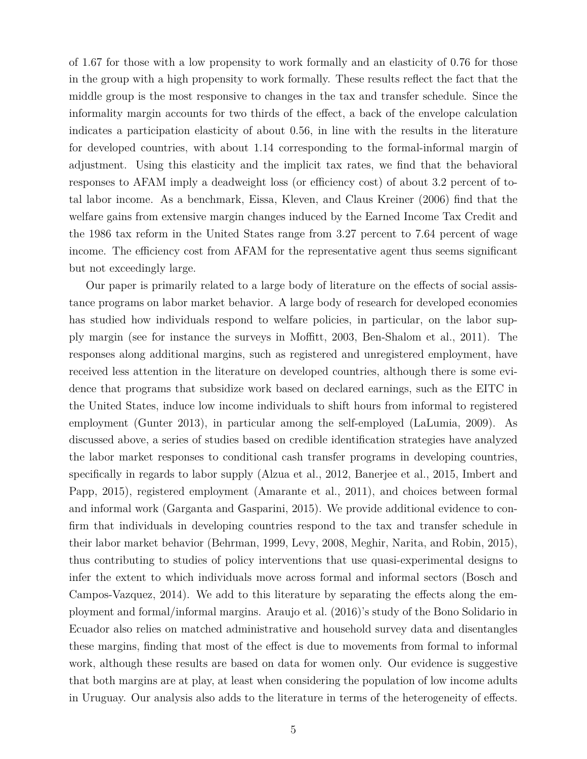of 1.67 for those with a low propensity to work formally and an elasticity of 0.76 for those in the group with a high propensity to work formally. These results reflect the fact that the middle group is the most responsive to changes in the tax and transfer schedule. Since the informality margin accounts for two thirds of the effect, a back of the envelope calculation indicates a participation elasticity of about 0.56, in line with the results in the literature for developed countries, with about 1.14 corresponding to the formal-informal margin of adjustment. Using this elasticity and the implicit tax rates, we find that the behavioral responses to AFAM imply a deadweight loss (or efficiency cost) of about 3.2 percent of total labor income. As a benchmark, Eissa, Kleven, and Claus Kreiner (2006) find that the welfare gains from extensive margin changes induced by the Earned Income Tax Credit and the 1986 tax reform in the United States range from 3.27 percent to 7.64 percent of wage income. The efficiency cost from AFAM for the representative agent thus seems significant but not exceedingly large.

Our paper is primarily related to a large body of literature on the effects of social assistance programs on labor market behavior. A large body of research for developed economies has studied how individuals respond to welfare policies, in particular, on the labor supply margin (see for instance the surveys in Moffitt, 2003, Ben-Shalom et al., 2011). The responses along additional margins, such as registered and unregistered employment, have received less attention in the literature on developed countries, although there is some evidence that programs that subsidize work based on declared earnings, such as the EITC in the United States, induce low income individuals to shift hours from informal to registered employment (Gunter 2013), in particular among the self-employed (LaLumia, 2009). As discussed above, a series of studies based on credible identification strategies have analyzed the labor market responses to conditional cash transfer programs in developing countries, specifically in regards to labor supply (Alzua et al., 2012, Banerjee et al., 2015, Imbert and Papp, 2015), registered employment (Amarante et al., 2011), and choices between formal and informal work (Garganta and Gasparini, 2015). We provide additional evidence to confirm that individuals in developing countries respond to the tax and transfer schedule in their labor market behavior (Behrman, 1999, Levy, 2008, Meghir, Narita, and Robin, 2015), thus contributing to studies of policy interventions that use quasi-experimental designs to infer the extent to which individuals move across formal and informal sectors (Bosch and Campos-Vazquez, 2014). We add to this literature by separating the effects along the employment and formal/informal margins. Araujo et al. (2016)'s study of the Bono Solidario in Ecuador also relies on matched administrative and household survey data and disentangles these margins, finding that most of the effect is due to movements from formal to informal work, although these results are based on data for women only. Our evidence is suggestive that both margins are at play, at least when considering the population of low income adults in Uruguay. Our analysis also adds to the literature in terms of the heterogeneity of effects.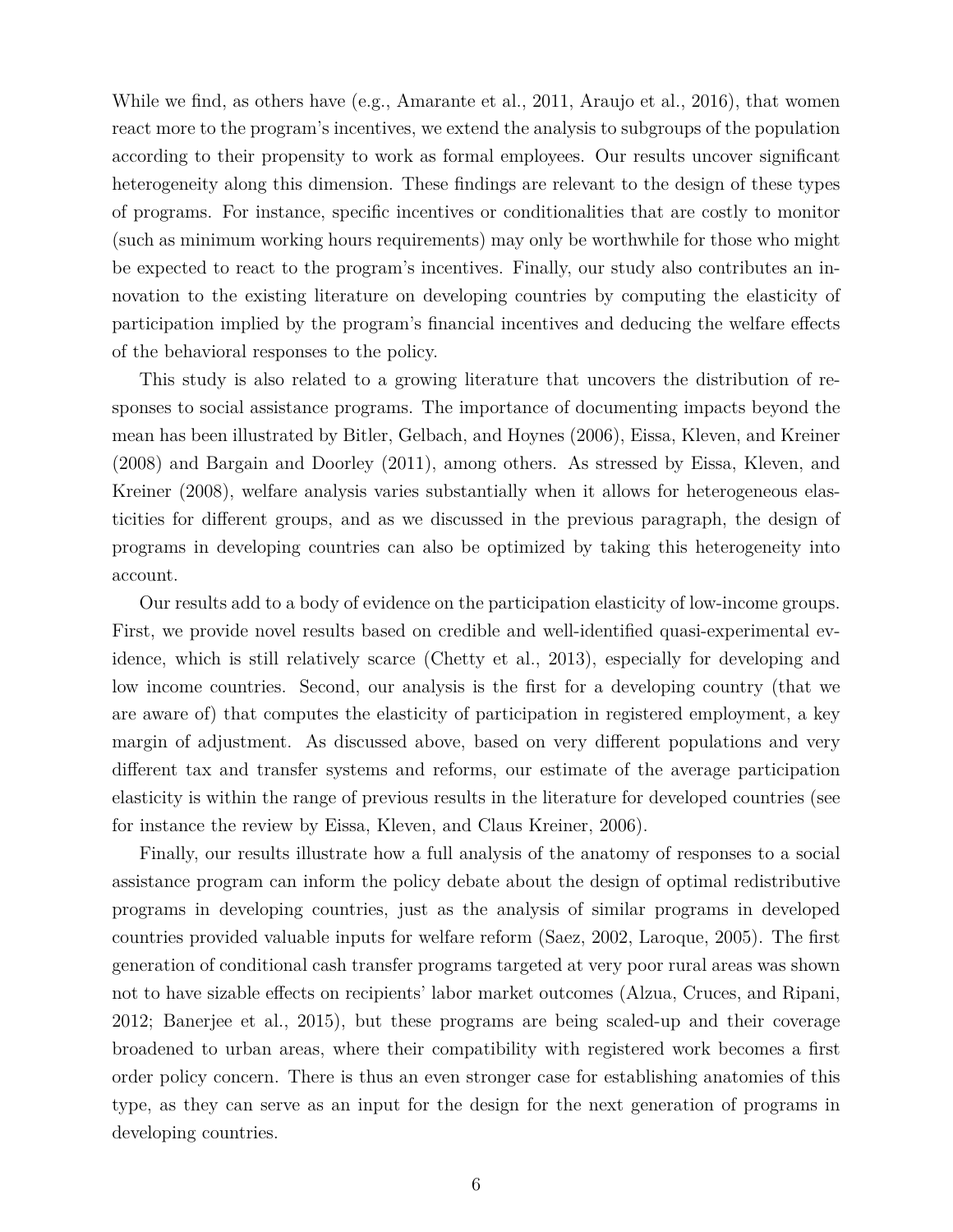While we find, as others have (e.g., Amarante et al., 2011, Araujo et al., 2016), that women react more to the program's incentives, we extend the analysis to subgroups of the population according to their propensity to work as formal employees. Our results uncover significant heterogeneity along this dimension. These findings are relevant to the design of these types of programs. For instance, specific incentives or conditionalities that are costly to monitor (such as minimum working hours requirements) may only be worthwhile for those who might be expected to react to the program's incentives. Finally, our study also contributes an innovation to the existing literature on developing countries by computing the elasticity of participation implied by the program's financial incentives and deducing the welfare effects of the behavioral responses to the policy.

This study is also related to a growing literature that uncovers the distribution of responses to social assistance programs. The importance of documenting impacts beyond the mean has been illustrated by Bitler, Gelbach, and Hoynes (2006), Eissa, Kleven, and Kreiner (2008) and Bargain and Doorley (2011), among others. As stressed by Eissa, Kleven, and Kreiner (2008), welfare analysis varies substantially when it allows for heterogeneous elasticities for different groups, and as we discussed in the previous paragraph, the design of programs in developing countries can also be optimized by taking this heterogeneity into account.

Our results add to a body of evidence on the participation elasticity of low-income groups. First, we provide novel results based on credible and well-identified quasi-experimental evidence, which is still relatively scarce (Chetty et al., 2013), especially for developing and low income countries. Second, our analysis is the first for a developing country (that we are aware of) that computes the elasticity of participation in registered employment, a key margin of adjustment. As discussed above, based on very different populations and very different tax and transfer systems and reforms, our estimate of the average participation elasticity is within the range of previous results in the literature for developed countries (see for instance the review by Eissa, Kleven, and Claus Kreiner, 2006).

Finally, our results illustrate how a full analysis of the anatomy of responses to a social assistance program can inform the policy debate about the design of optimal redistributive programs in developing countries, just as the analysis of similar programs in developed countries provided valuable inputs for welfare reform (Saez, 2002, Laroque, 2005). The first generation of conditional cash transfer programs targeted at very poor rural areas was shown not to have sizable effects on recipients' labor market outcomes (Alzua, Cruces, and Ripani, 2012; Banerjee et al., 2015), but these programs are being scaled-up and their coverage broadened to urban areas, where their compatibility with registered work becomes a first order policy concern. There is thus an even stronger case for establishing anatomies of this type, as they can serve as an input for the design for the next generation of programs in developing countries.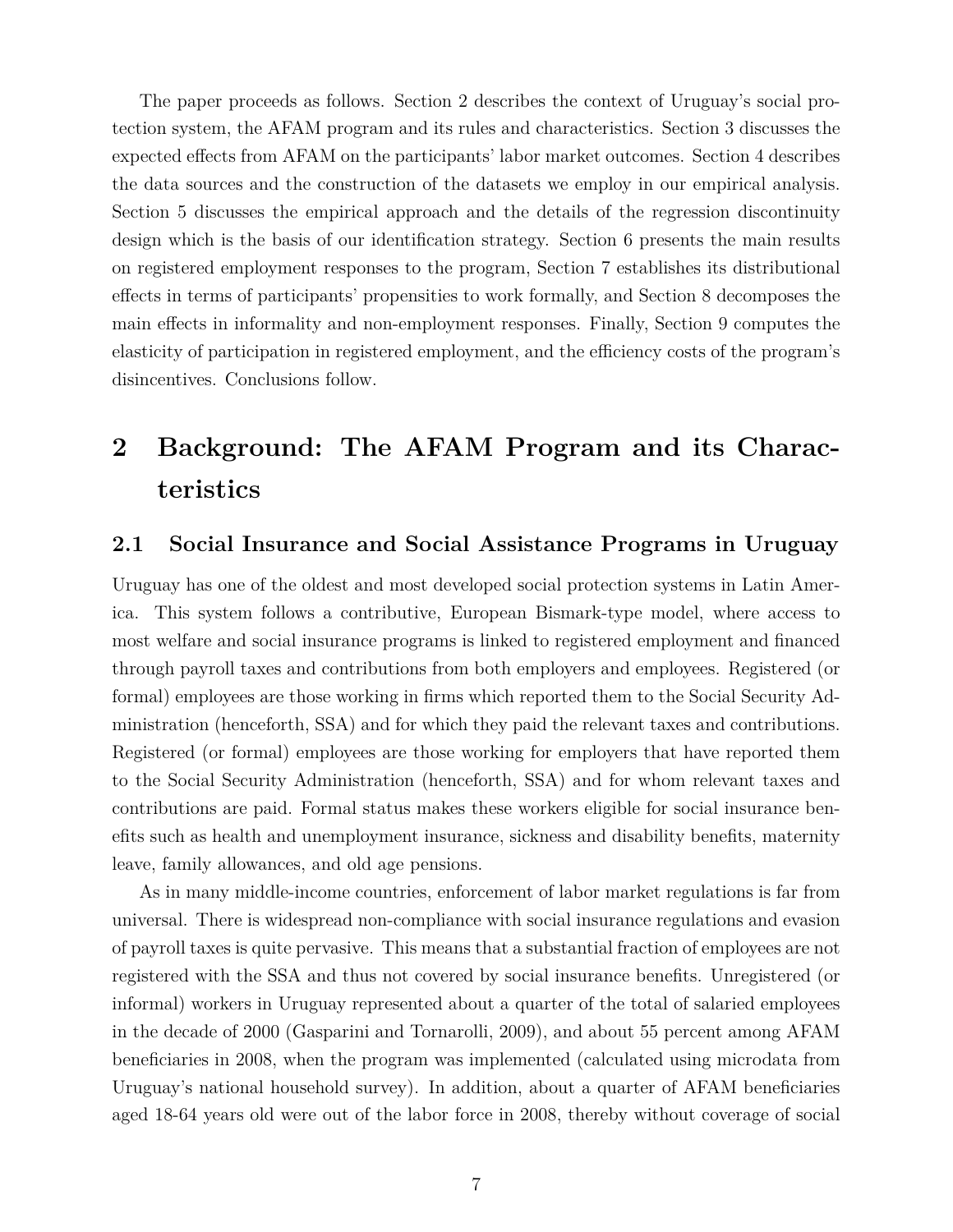The paper proceeds as follows. Section 2 describes the context of Uruguay's social protection system, the AFAM program and its rules and characteristics. Section 3 discusses the expected effects from AFAM on the participants' labor market outcomes. Section 4 describes the data sources and the construction of the datasets we employ in our empirical analysis. Section 5 discusses the empirical approach and the details of the regression discontinuity design which is the basis of our identification strategy. Section 6 presents the main results on registered employment responses to the program, Section 7 establishes its distributional effects in terms of participants' propensities to work formally, and Section 8 decomposes the main effects in informality and non-employment responses. Finally, Section 9 computes the elasticity of participation in registered employment, and the efficiency costs of the program's disincentives. Conclusions follow.

# 2 Background: The AFAM Program and its Characteristics

## 2.1 Social Insurance and Social Assistance Programs in Uruguay

Uruguay has one of the oldest and most developed social protection systems in Latin America. This system follows a contributive, European Bismark-type model, where access to most welfare and social insurance programs is linked to registered employment and financed through payroll taxes and contributions from both employers and employees. Registered (or formal) employees are those working in firms which reported them to the Social Security Administration (henceforth, SSA) and for which they paid the relevant taxes and contributions. Registered (or formal) employees are those working for employers that have reported them to the Social Security Administration (henceforth, SSA) and for whom relevant taxes and contributions are paid. Formal status makes these workers eligible for social insurance benefits such as health and unemployment insurance, sickness and disability benefits, maternity leave, family allowances, and old age pensions.

As in many middle-income countries, enforcement of labor market regulations is far from universal. There is widespread non-compliance with social insurance regulations and evasion of payroll taxes is quite pervasive. This means that a substantial fraction of employees are not registered with the SSA and thus not covered by social insurance benefits. Unregistered (or informal) workers in Uruguay represented about a quarter of the total of salaried employees in the decade of 2000 (Gasparini and Tornarolli, 2009), and about 55 percent among AFAM beneficiaries in 2008, when the program was implemented (calculated using microdata from Uruguay's national household survey). In addition, about a quarter of AFAM beneficiaries aged 18-64 years old were out of the labor force in 2008, thereby without coverage of social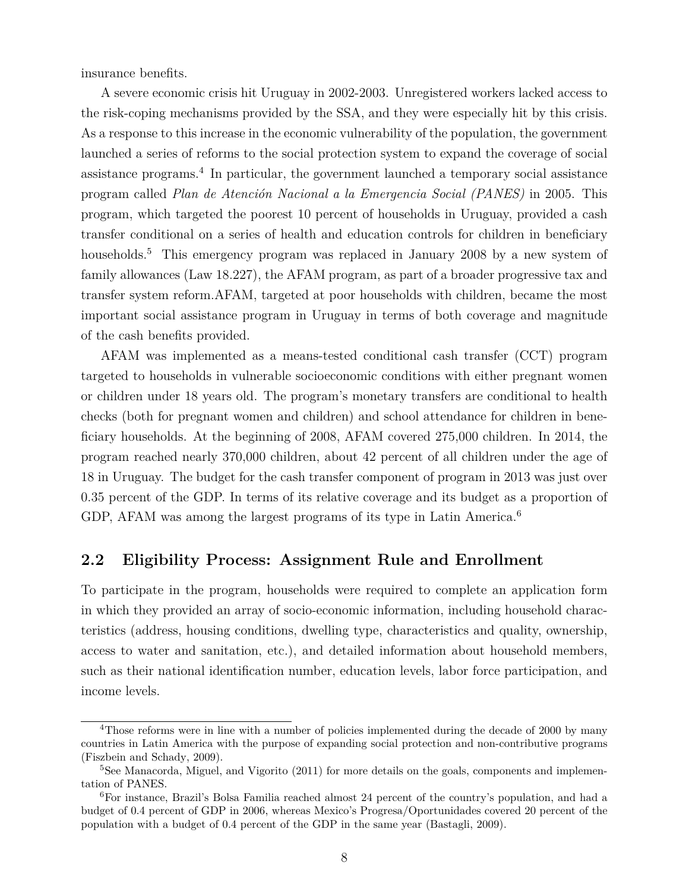insurance benefits.

A severe economic crisis hit Uruguay in 2002-2003. Unregistered workers lacked access to the risk-coping mechanisms provided by the SSA, and they were especially hit by this crisis. As a response to this increase in the economic vulnerability of the population, the government launched a series of reforms to the social protection system to expand the coverage of social assistance programs.[4] In particular, the government launched a temporary social assistance program called *Plan de Atención Nacional a la Emergencia Social (PANES)* in 2005. This program, which targeted the poorest 10 percent of households in Uruguay, provided a cash transfer conditional on a series of health and education controls for children in beneficiary households.[5] This emergency program was replaced in January 2008 by a new system of family allowances (Law 18.227), the AFAM program, as part of a broader progressive tax and transfer system reform.AFAM, targeted at poor households with children, became the most important social assistance program in Uruguay in terms of both coverage and magnitude of the cash benefits provided.

AFAM was implemented as a means-tested conditional cash transfer (CCT) program targeted to households in vulnerable socioeconomic conditions with either pregnant women or children under 18 years old. The program's monetary transfers are conditional to health checks (both for pregnant women and children) and school attendance for children in beneficiary households. At the beginning of 2008, AFAM covered 275,000 children. In 2014, the program reached nearly 370,000 children, about 42 percent of all children under the age of 18 in Uruguay. The budget for the cash transfer component of program in 2013 was just over 0.35 percent of the GDP. In terms of its relative coverage and its budget as a proportion of GDP, AFAM was among the largest programs of its type in Latin America.[6]

## 2.2 Eligibility Process: Assignment Rule and Enrollment

To participate in the program, households were required to complete an application form in which they provided an array of socio-economic information, including household characteristics (address, housing conditions, dwelling type, characteristics and quality, ownership, access to water and sanitation, etc.), and detailed information about household members, such as their national identification number, education levels, labor force participation, and income levels.

[4] Those reforms were in line with a number of policies implemented during the decade of 2000 by many countries in Latin America with the purpose of expanding social protection and non-contributive programs (Fiszbein and Schady, 2009).

[5] See Manacorda, Miguel, and Vigorito (2011) for more details on the goals, components and implementation of PANES.

[6] For instance, Brazil's Bolsa Familia reached almost 24 percent of the country's population, and had a budget of 0.4 percent of GDP in 2006, whereas Mexico's Progresa/Oportunidades covered 20 percent of the population with a budget of 0.4 percent of the GDP in the same year (Bastagli, 2009).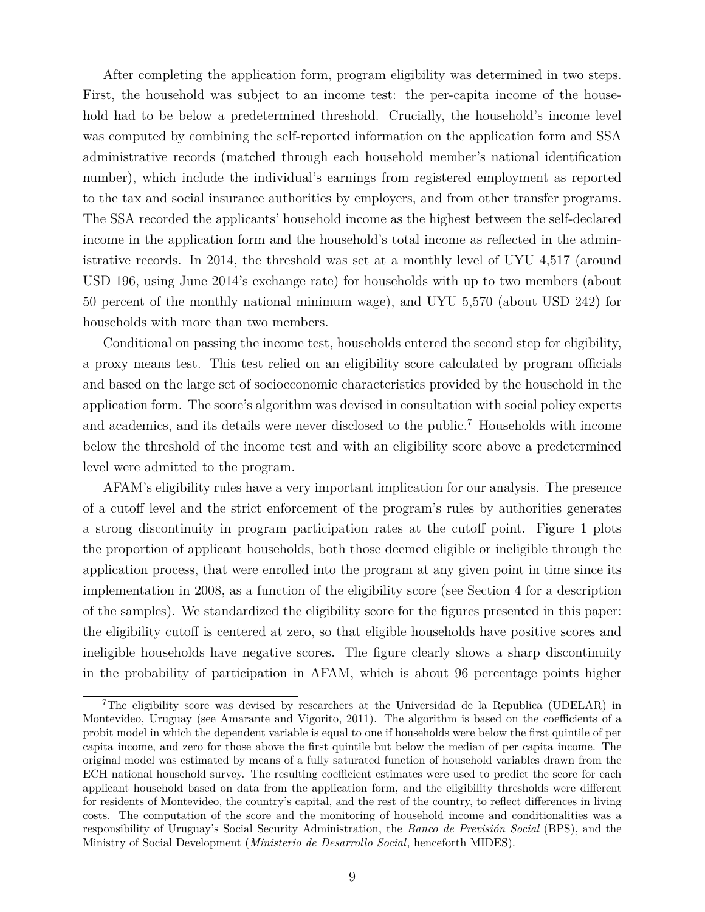After completing the application form, program eligibility was determined in two steps. First, the household was subject to an income test: the per-capita income of the household had to be below a predetermined threshold. Crucially, the household's income level was computed by combining the self-reported information on the application form and SSA administrative records (matched through each household member's national identification number), which include the individual's earnings from registered employment as reported to the tax and social insurance authorities by employers, and from other transfer programs. The SSA recorded the applicants' household income as the highest between the self-declared income in the application form and the household's total income as reflected in the administrative records. In 2014, the threshold was set at a monthly level of UYU 4,517 (around USD 196, using June 2014's exchange rate) for households with up to two members (about 50 percent of the monthly national minimum wage), and UYU 5,570 (about USD 242) for households with more than two members.

Conditional on passing the income test, households entered the second step for eligibility, a proxy means test. This test relied on an eligibility score calculated by program officials and based on the large set of socioeconomic characteristics provided by the household in the application form. The score's algorithm was devised in consultation with social policy experts and academics, and its details were never disclosed to the public.[7] Households with income below the threshold of the income test and with an eligibility score above a predetermined level were admitted to the program.

AFAM's eligibility rules have a very important implication for our analysis. The presence of a cutoff level and the strict enforcement of the program's rules by authorities generates a strong discontinuity in program participation rates at the cutoff point. Figure 1 plots the proportion of applicant households, both those deemed eligible or ineligible through the application process, that were enrolled into the program at any given point in time since its implementation in 2008, as a function of the eligibility score (see Section 4 for a description of the samples). We standardized the eligibility score for the figures presented in this paper: the eligibility cutoff is centered at zero, so that eligible households have positive scores and ineligible households have negative scores. The figure clearly shows a sharp discontinuity in the probability of participation in AFAM, which is about 96 percentage points higher

[7] The eligibility score was devised by researchers at the Universidad de la Republica (UDELAR) in Montevideo, Uruguay (see Amarante and Vigorito, 2011). The algorithm is based on the coefficients of a probit model in which the dependent variable is equal to one if households were below the first quintile of per capita income, and zero for those above the first quintile but below the median of per capita income. The original model was estimated by means of a fully saturated function of household variables drawn from the ECH national household survey. The resulting coefficient estimates were used to predict the score for each applicant household based on data from the application form, and the eligibility thresholds were different for residents of Montevideo, the country's capital, and the rest of the country, to reflect differences in living costs. The computation of the score and the monitoring of household income and conditionalities was a responsibility of Uruguay's Social Security Administration, the *Banco de Previsión Social* (BPS), and the Ministry of Social Development (*Ministerio de Desarrollo Social*, henceforth MIDES).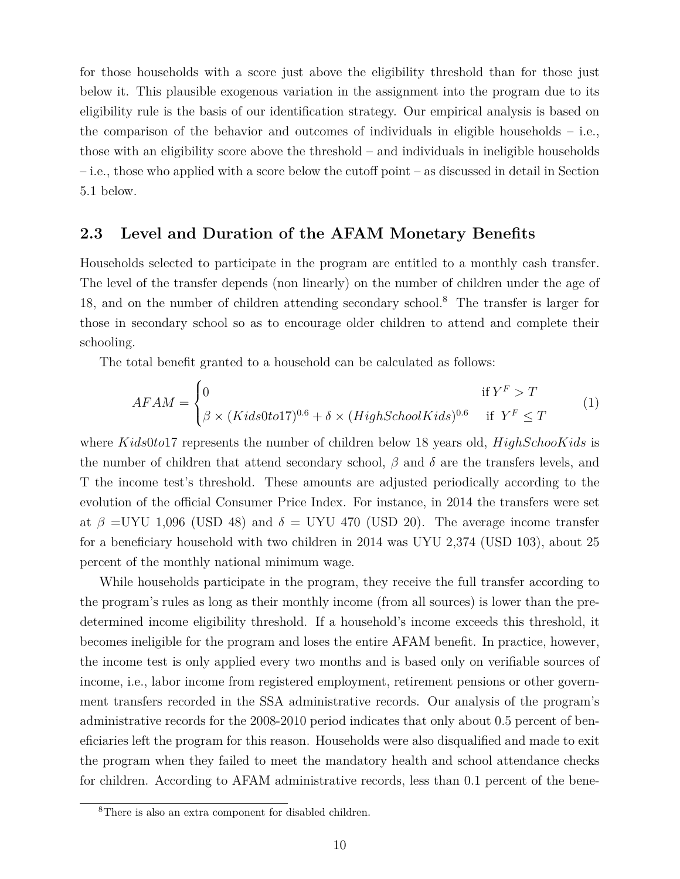for those households with a score just above the eligibility threshold than for those just below it. This plausible exogenous variation in the assignment into the program due to its eligibility rule is the basis of our identification strategy. Our empirical analysis is based on the comparison of the behavior and outcomes of individuals in eligible households – i.e., those with an eligibility score above the threshold – and individuals in ineligible households – i.e., those who applied with a score below the cutoff point – as discussed in detail in Section 5.1 below.

## 2.3 Level and Duration of the AFAM Monetary Benefits

Households selected to participate in the program are entitled to a monthly cash transfer. The level of the transfer depends (non linearly) on the number of children under the age of 18, and on the number of children attending secondary school.[8] The transfer is larger for those in secondary school so as to encourage older children to attend and complete their schooling.

The total benefit granted to a household can be calculated as follows:

$$AFAM = \begin{cases} 0 & \text{if } Y^F > T \\ \beta \times (Kids0to17)^{0.6} + \delta \times (HighSchoolKids)^{0.6} & \text{if } Y^F \leq T \end{cases} \tag{1}$$

where $Kids0to17$ represents the number of children below 18 years old, $HighSchooKids$ is the number of children that attend secondary school, $\beta$ and $\delta$ are the transfers levels, and T the income test's threshold. These amounts are adjusted periodically according to the evolution of the official Consumer Price Index. For instance, in 2014 the transfers were set at $\beta$ =UYU 1,096 (USD 48) and $\delta$ = UYU 470 (USD 20). The average income transfer for a beneficiary household with two children in 2014 was UYU 2,374 (USD 103), about 25 percent of the monthly national minimum wage.

While households participate in the program, they receive the full transfer according to the program's rules as long as their monthly income (from all sources) is lower than the predetermined income eligibility threshold. If a household's income exceeds this threshold, it becomes ineligible for the program and loses the entire AFAM benefit. In practice, however, the income test is only applied every two months and is based only on verifiable sources of income, i.e., labor income from registered employment, retirement pensions or other government transfers recorded in the SSA administrative records. Our analysis of the program's administrative records for the 2008-2010 period indicates that only about 0.5 percent of beneficiaries left the program for this reason. Households were also disqualified and made to exit the program when they failed to meet the mandatory health and school attendance checks for children. According to AFAM administrative records, less than 0.1 percent of the bene-

[8] There is also an extra component for disabled children.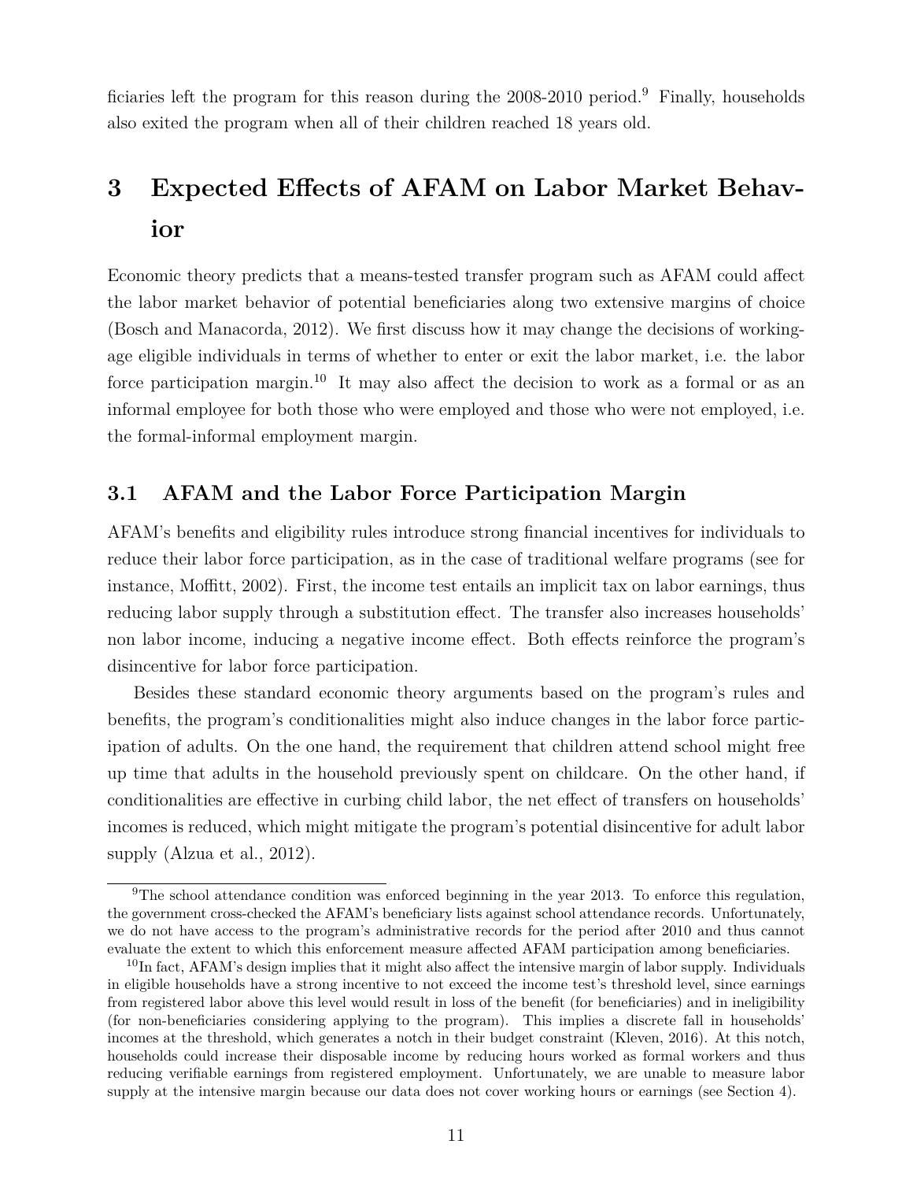ficiaries left the program for this reason during the 2008-2010 period.[9] Finally, households also exited the program when all of their children reached 18 years old.

# 3 Expected Effects of AFAM on Labor Market Behavior

Economic theory predicts that a means-tested transfer program such as AFAM could affect the labor market behavior of potential beneficiaries along two extensive margins of choice (Bosch and Manacorda, 2012). We first discuss how it may change the decisions of working-age eligible individuals in terms of whether to enter or exit the labor market, i.e. the labor force participation margin.[10] It may also affect the decision to work as a formal or as an informal employee for both those who were employed and those who were not employed, i.e. the formal-informal employment margin.

## 3.1 AFAM and the Labor Force Participation Margin

AFAM's benefits and eligibility rules introduce strong financial incentives for individuals to reduce their labor force participation, as in the case of traditional welfare programs (see for instance, Moffitt, 2002). First, the income test entails an implicit tax on labor earnings, thus reducing labor supply through a substitution effect. The transfer also increases households' non labor income, inducing a negative income effect. Both effects reinforce the program's disincentive for labor force participation.

Besides these standard economic theory arguments based on the program's rules and benefits, the program's conditionalities might also induce changes in the labor force participation of adults. On the one hand, the requirement that children attend school might free up time that adults in the household previously spent on childcare. On the other hand, if conditionalities are effective in curbing child labor, the net effect of transfers on households' incomes is reduced, which might mitigate the program's potential disincentive for adult labor supply (Alzua et al., 2012).

[9] The school attendance condition was enforced beginning in the year 2013. To enforce this regulation, the government cross-checked the AFAM's beneficiary lists against school attendance records. Unfortunately, we do not have access to the program's administrative records for the period after 2010 and thus cannot evaluate the extent to which this enforcement measure affected AFAM participation among beneficiaries.

[10] In fact, AFAM's design implies that it might also affect the intensive margin of labor supply. Individuals in eligible households have a strong incentive to not exceed the income test's threshold level, since earnings from registered labor above this level would result in loss of the benefit (for beneficiaries) and in ineligibility (for non-beneficiaries considering applying to the program). This implies a discrete fall in households' incomes at the threshold, which generates a notch in their budget constraint (Kleven, 2016). At this notch, households could increase their disposable income by reducing hours worked as formal workers and thus reducing verifiable earnings from registered employment. Unfortunately, we are unable to measure labor supply at the intensive margin because our data does not cover working hours or earnings (see Section 4).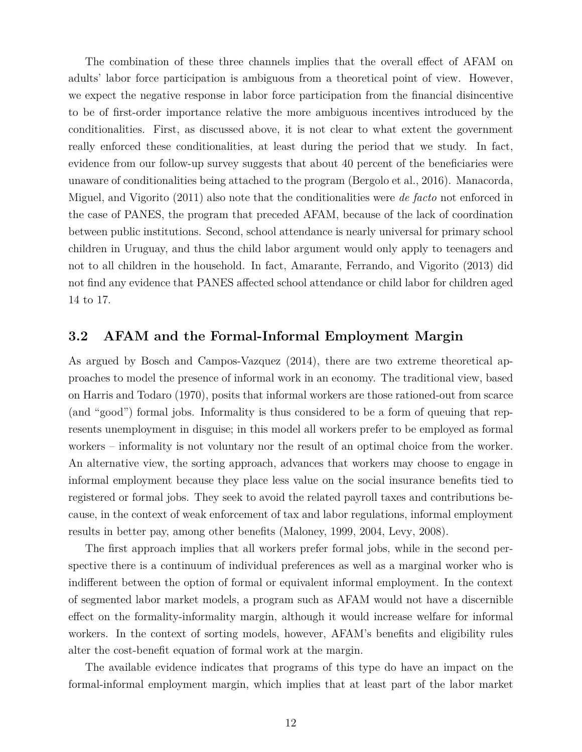The combination of these three channels implies that the overall effect of AFAM on adults' labor force participation is ambiguous from a theoretical point of view. However, we expect the negative response in labor force participation from the financial disincentive to be of first-order importance relative the more ambiguous incentives introduced by the conditionalities. First, as discussed above, it is not clear to what extent the government really enforced these conditionalities, at least during the period that we study. In fact, evidence from our follow-up survey suggests that about 40 percent of the beneficiaries were unaware of conditionalities being attached to the program (Bergolo et al., 2016). Manacorda, Miguel, and Vigorito (2011) also note that the conditionalities were *de facto* not enforced in the case of PANES, the program that preceded AFAM, because of the lack of coordination between public institutions. Second, school attendance is nearly universal for primary school children in Uruguay, and thus the child labor argument would only apply to teenagers and not to all children in the household. In fact, Amarante, Ferrando, and Vigorito (2013) did not find any evidence that PANES affected school attendance or child labor for children aged 14 to 17.

## 3.2 AFAM and the Formal-Informal Employment Margin

As argued by Bosch and Campos-Vazquez (2014), there are two extreme theoretical approaches to model the presence of informal work in an economy. The traditional view, based on Harris and Todaro (1970), posits that informal workers are those rationed-out from scarce (and "good") formal jobs. Informality is thus considered to be a form of queuing that represents unemployment in disguise; in this model all workers prefer to be employed as formal workers – informality is not voluntary nor the result of an optimal choice from the worker. An alternative view, the sorting approach, advances that workers may choose to engage in informal employment because they place less value on the social insurance benefits tied to registered or formal jobs. They seek to avoid the related payroll taxes and contributions because, in the context of weak enforcement of tax and labor regulations, informal employment results in better pay, among other benefits (Maloney, 1999, 2004, Levy, 2008).

The first approach implies that all workers prefer formal jobs, while in the second perspective there is a continuum of individual preferences as well as a marginal worker who is indifferent between the option of formal or equivalent informal employment. In the context of segmented labor market models, a program such as AFAM would not have a discernible effect on the formality-informality margin, although it would increase welfare for informal workers. In the context of sorting models, however, AFAM's benefits and eligibility rules alter the cost-benefit equation of formal work at the margin.

The available evidence indicates that programs of this type do have an impact on the formal-informal employment margin, which implies that at least part of the labor market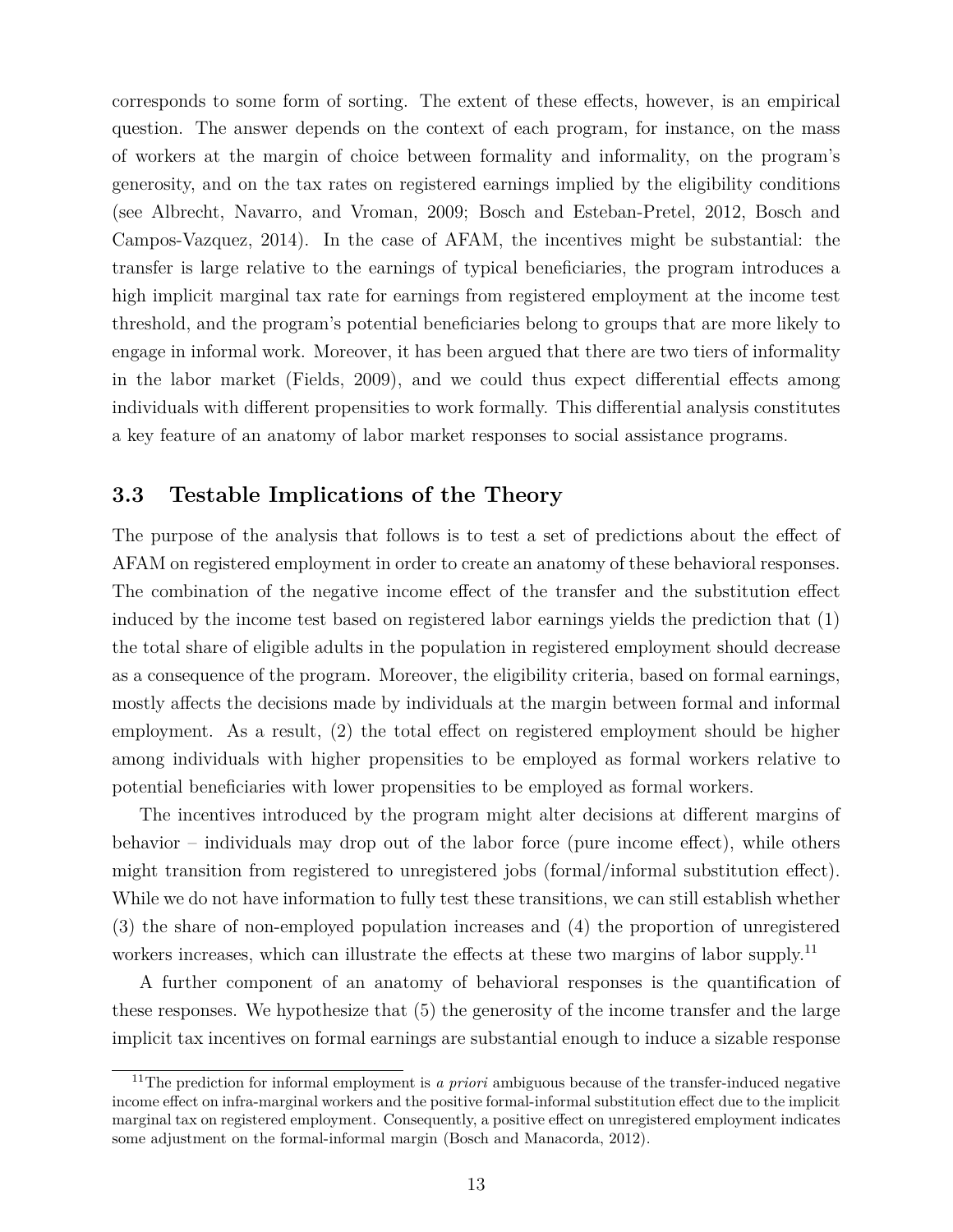corresponds to some form of sorting. The extent of these effects, however, is an empirical question. The answer depends on the context of each program, for instance, on the mass of workers at the margin of choice between formality and informality, on the program's generosity, and on the tax rates on registered earnings implied by the eligibility conditions (see Albrecht, Navarro, and Vroman, 2009; Bosch and Esteban-Pretel, 2012, Bosch and Campos-Vazquez, 2014). In the case of AFAM, the incentives might be substantial: the transfer is large relative to the earnings of typical beneficiaries, the program introduces a high implicit marginal tax rate for earnings from registered employment at the income test threshold, and the program's potential beneficiaries belong to groups that are more likely to engage in informal work. Moreover, it has been argued that there are two tiers of informality in the labor market (Fields, 2009), and we could thus expect differential effects among individuals with different propensities to work formally. This differential analysis constitutes a key feature of an anatomy of labor market responses to social assistance programs.

### 3.3 Testable Implications of the Theory

The purpose of the analysis that follows is to test a set of predictions about the effect of AFAM on registered employment in order to create an anatomy of these behavioral responses. The combination of the negative income effect of the transfer and the substitution effect induced by the income test based on registered labor earnings yields the prediction that (1) the total share of eligible adults in the population in registered employment should decrease as a consequence of the program. Moreover, the eligibility criteria, based on formal earnings, mostly affects the decisions made by individuals at the margin between formal and informal employment. As a result, (2) the total effect on registered employment should be higher among individuals with higher propensities to be employed as formal workers relative to potential beneficiaries with lower propensities to be employed as formal workers.

The incentives introduced by the program might alter decisions at different margins of behavior – individuals may drop out of the labor force (pure income effect), while others might transition from registered to unregistered jobs (formal/informal substitution effect). While we do not have information to fully test these transitions, we can still establish whether (3) the share of non-employed population increases and (4) the proportion of unregistered workers increases, which can illustrate the effects at these two margins of labor supply.[11]

A further component of an anatomy of behavioral responses is the quantification of these responses. We hypothesize that (5) the generosity of the income transfer and the large implicit tax incentives on formal earnings are substantial enough to induce a sizable response

[11] The prediction for informal employment is *a priori* ambiguous because of the transfer-induced negative income effect on infra-marginal workers and the positive formal-informal substitution effect due to the implicit marginal tax on registered employment. Consequently, a positive effect on unregistered employment indicates some adjustment on the formal-informal margin (Bosch and Manacorda, 2012).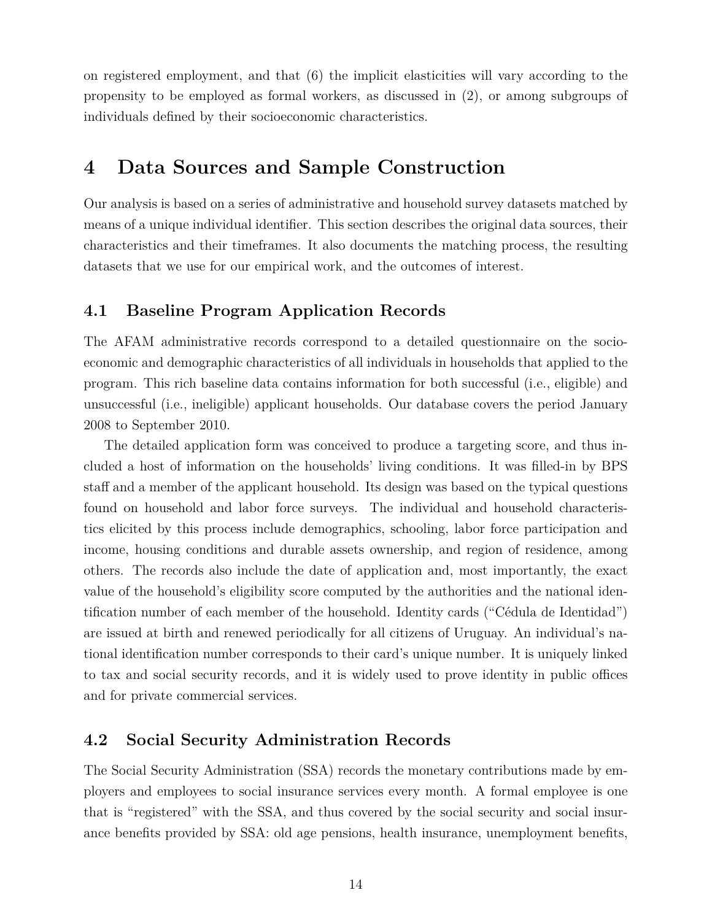on registered employment, and that (6) the implicit elasticities will vary according to the propensity to be employed as formal workers, as discussed in (2), or among subgroups of individuals defined by their socioeconomic characteristics.

# 4 Data Sources and Sample Construction

Our analysis is based on a series of administrative and household survey datasets matched by means of a unique individual identifier. This section describes the original data sources, their characteristics and their timeframes. It also documents the matching process, the resulting datasets that we use for our empirical work, and the outcomes of interest.

## 4.1 Baseline Program Application Records

The AFAM administrative records correspond to a detailed questionnaire on the socio-economic and demographic characteristics of all individuals in households that applied to the program. This rich baseline data contains information for both successful (i.e., eligible) and unsuccessful (i.e., ineligible) applicant households. Our database covers the period January 2008 to September 2010.

The detailed application form was conceived to produce a targeting score, and thus included a host of information on the households' living conditions. It was filled-in by BPS staff and a member of the applicant household. Its design was based on the typical questions found on household and labor force surveys. The individual and household characteristics elicited by this process include demographics, schooling, labor force participation and income, housing conditions and durable assets ownership, and region of residence, among others. The records also include the date of application and, most importantly, the exact value of the household's eligibility score computed by the authorities and the national identification number of each member of the household. Identity cards ("Cédula de Identidad") are issued at birth and renewed periodically for all citizens of Uruguay. An individual's national identification number corresponds to their card's unique number. It is uniquely linked to tax and social security records, and it is widely used to prove identity in public offices and for private commercial services.

## 4.2 Social Security Administration Records

The Social Security Administration (SSA) records the monetary contributions made by employers and employees to social insurance services every month. A formal employee is one that is "registered" with the SSA, and thus covered by the social security and social insurance benefits provided by SSA: old age pensions, health insurance, unemployment benefits,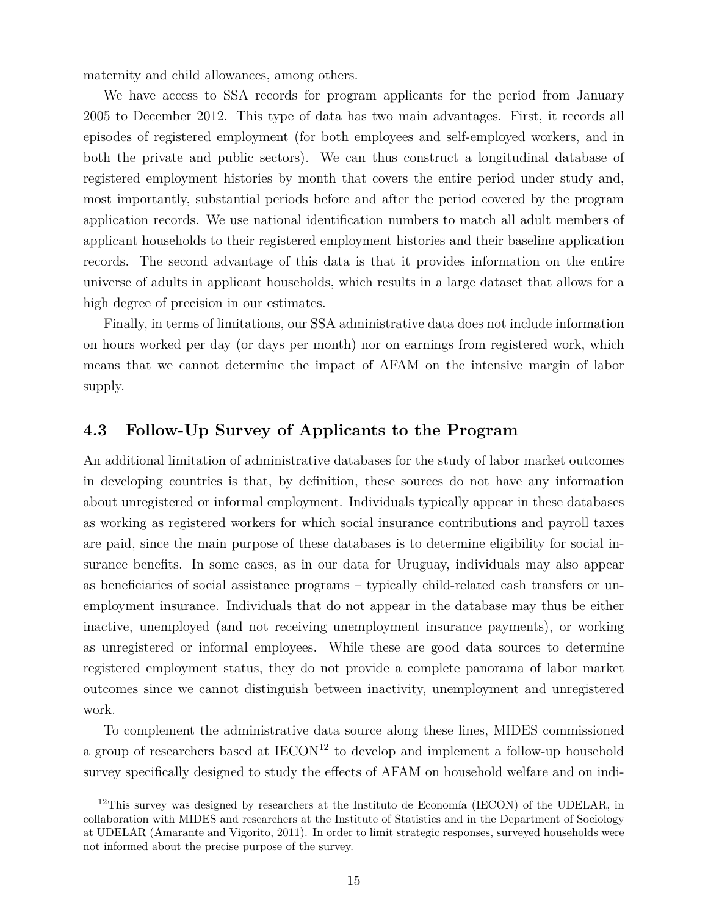maternity and child allowances, among others.

We have access to SSA records for program applicants for the period from January 2005 to December 2012. This type of data has two main advantages. First, it records all episodes of registered employment (for both employees and self-employed workers, and in both the private and public sectors). We can thus construct a longitudinal database of registered employment histories by month that covers the entire period under study and, most importantly, substantial periods before and after the period covered by the program application records. We use national identification numbers to match all adult members of applicant households to their registered employment histories and their baseline application records. The second advantage of this data is that it provides information on the entire universe of adults in applicant households, which results in a large dataset that allows for a high degree of precision in our estimates.

Finally, in terms of limitations, our SSA administrative data does not include information on hours worked per day (or days per month) nor on earnings from registered work, which means that we cannot determine the impact of AFAM on the intensive margin of labor supply.

## 4.3 Follow-Up Survey of Applicants to the Program

An additional limitation of administrative databases for the study of labor market outcomes in developing countries is that, by definition, these sources do not have any information about unregistered or informal employment. Individuals typically appear in these databases as working as registered workers for which social insurance contributions and payroll taxes are paid, since the main purpose of these databases is to determine eligibility for social insurance benefits. In some cases, as in our data for Uruguay, individuals may also appear as beneficiaries of social assistance programs – typically child-related cash transfers or unemployment insurance. Individuals that do not appear in the database may thus be either inactive, unemployed (and not receiving unemployment insurance payments), or working as unregistered or informal employees. While these are good data sources to determine registered employment status, they do not provide a complete panorama of labor market outcomes since we cannot distinguish between inactivity, unemployment and unregistered work.

To complement the administrative data source along these lines, MIDES commissioned a group of researchers based at IECON[12] to develop and implement a follow-up household survey specifically designed to study the effects of AFAM on household welfare and on indi-

[12] This survey was designed by researchers at the Instituto de Economía (IECON) of the UDELAR, in collaboration with MIDES and researchers at the Institute of Statistics and in the Department of Sociology at UDELAR (Amarante and Vigorito, 2011). In order to limit strategic responses, surveyed households were not informed about the precise purpose of the survey.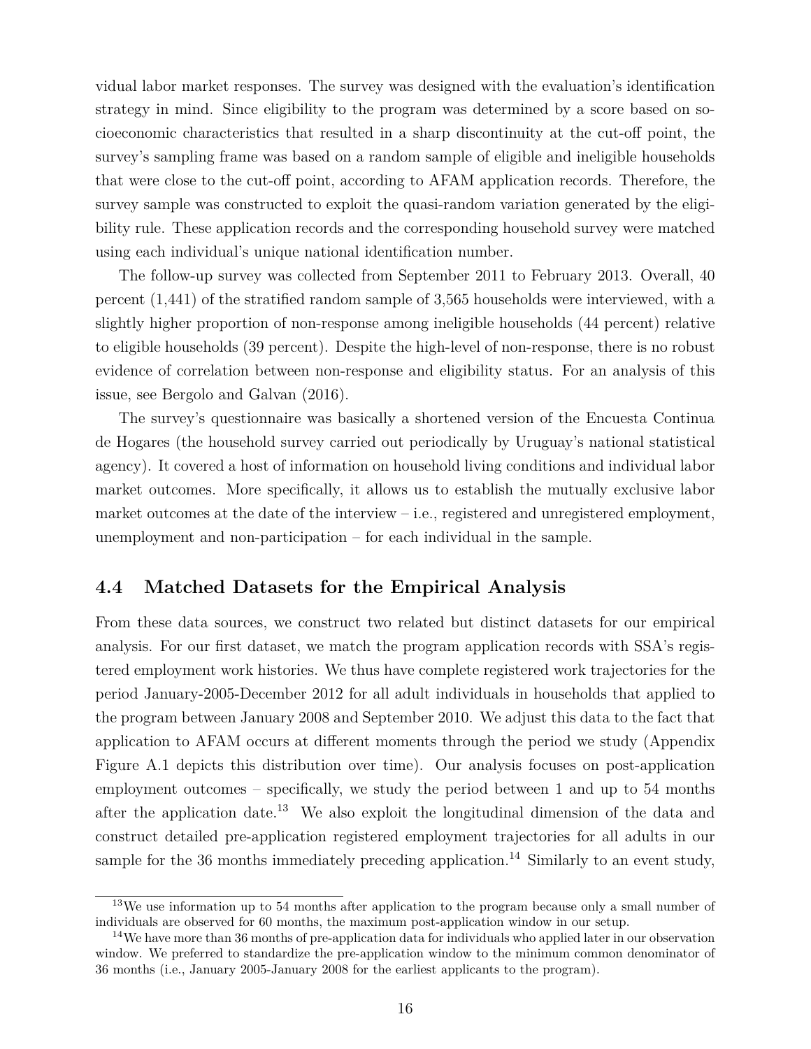vidual labor market responses. The survey was designed with the evaluation's identification strategy in mind. Since eligibility to the program was determined by a score based on socioeconomic characteristics that resulted in a sharp discontinuity at the cut-off point, the survey's sampling frame was based on a random sample of eligible and ineligible households that were close to the cut-off point, according to AFAM application records. Therefore, the survey sample was constructed to exploit the quasi-random variation generated by the eligibility rule. These application records and the corresponding household survey were matched using each individual's unique national identification number.

The follow-up survey was collected from September 2011 to February 2013. Overall, 40 percent (1,441) of the stratified random sample of 3,565 households were interviewed, with a slightly higher proportion of non-response among ineligible households (44 percent) relative to eligible households (39 percent). Despite the high-level of non-response, there is no robust evidence of correlation between non-response and eligibility status. For an analysis of this issue, see Bergolo and Galvan (2016).

The survey's questionnaire was basically a shortened version of the Encuesta Continua de Hogares (the household survey carried out periodically by Uruguay's national statistical agency). It covered a host of information on household living conditions and individual labor market outcomes. More specifically, it allows us to establish the mutually exclusive labor market outcomes at the date of the interview – i.e., registered and unregistered employment, unemployment and non-participation – for each individual in the sample.

### 4.4 Matched Datasets for the Empirical Analysis

From these data sources, we construct two related but distinct datasets for our empirical analysis. For our first dataset, we match the program application records with SSA's registered employment work histories. We thus have complete registered work trajectories for the period January-2005-December 2012 for all adult individuals in households that applied to the program between January 2008 and September 2010. We adjust this data to the fact that application to AFAM occurs at different moments through the period we study (Appendix Figure A.1 depicts this distribution over time). Our analysis focuses on post-application employment outcomes – specifically, we study the period between 1 and up to 54 months after the application date.[13] We also exploit the longitudinal dimension of the data and construct detailed pre-application registered employment trajectories for all adults in our sample for the 36 months immediately preceding application.[14] Similarly to an event study,

[13] We use information up to 54 months after application to the program because only a small number of individuals are observed for 60 months, the maximum post-application window in our setup.

[14] We have more than 36 months of pre-application data for individuals who applied later in our observation window. We preferred to standardize the pre-application window to the minimum common denominator of 36 months (i.e., January 2005-January 2008 for the earliest applicants to the program).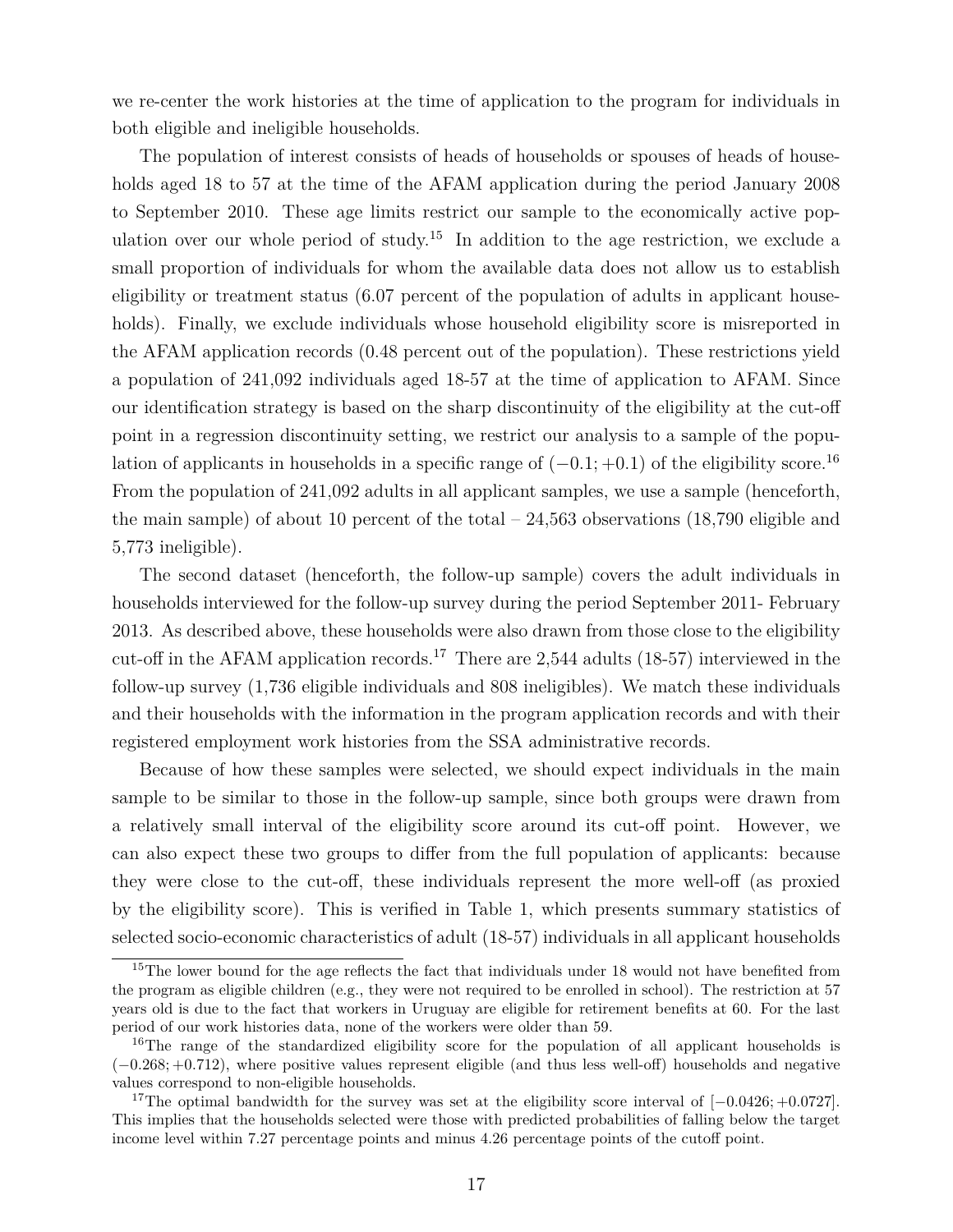we re-center the work histories at the time of application to the program for individuals in both eligible and ineligible households.

The population of interest consists of heads of households or spouses of heads of households aged 18 to 57 at the time of the AFAM application during the period January 2008 to September 2010. These age limits restrict our sample to the economically active population over our whole period of study.[15] In addition to the age restriction, we exclude a small proportion of individuals for whom the available data does not allow us to establish eligibility or treatment status (6.07 percent of the population of adults in applicant households). Finally, we exclude individuals whose household eligibility score is misreported in the AFAM application records (0.48 percent out of the population). These restrictions yield a population of 241,092 individuals aged 18-57 at the time of application to AFAM. Since our identification strategy is based on the sharp discontinuity of the eligibility at the cut-off point in a regression discontinuity setting, we restrict our analysis to a sample of the population of applicants in households in a specific range of $(-0.1; +0.1)$ of the eligibility score.[16] From the population of 241,092 adults in all applicant samples, we use a sample (henceforth, the main sample) of about 10 percent of the total – 24,563 observations (18,790 eligible and 5,773 ineligible).

The second dataset (henceforth, the follow-up sample) covers the adult individuals in households interviewed for the follow-up survey during the period September 2011- February 2013. As described above, these households were also drawn from those close to the eligibility cut-off in the AFAM application records.[17] There are 2,544 adults (18-57) interviewed in the follow-up survey (1,736 eligible individuals and 808 ineligibles). We match these individuals and their households with the information in the program application records and with their registered employment work histories from the SSA administrative records.

Because of how these samples were selected, we should expect individuals in the main sample to be similar to those in the follow-up sample, since both groups were drawn from a relatively small interval of the eligibility score around its cut-off point. However, we can also expect these two groups to differ from the full population of applicants: because they were close to the cut-off, these individuals represent the more well-off (as proxied by the eligibility score). This is verified in Table 1, which presents summary statistics of selected socio-economic characteristics of adult (18-57) individuals in all applicant households

[15] The lower bound for the age reflects the fact that individuals under 18 would not have benefited from the program as eligible children (e.g., they were not required to be enrolled in school). The restriction at 57 years old is due to the fact that workers in Uruguay are eligible for retirement benefits at 60. For the last period of our work histories data, none of the workers were older than 59.

[16] The range of the standardized eligibility score for the population of all applicant households is $(-0.268; +0.712)$, where positive values represent eligible (and thus less well-off) households and negative values correspond to non-eligible households.

[17] The optimal bandwidth for the survey was set at the eligibility score interval of $[-0.0426; +0.0727]$. This implies that the households selected were those with predicted probabilities of falling below the target income level within 7.27 percentage points and minus 4.26 percentage points of the cutoff point.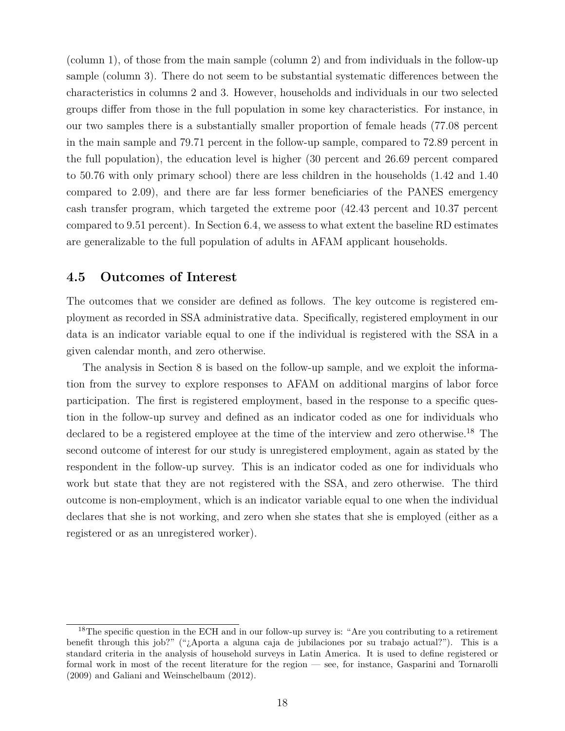(column 1), of those from the main sample (column 2) and from individuals in the follow-up sample (column 3). There do not seem to be substantial systematic differences between the characteristics in columns 2 and 3. However, households and individuals in our two selected groups differ from those in the full population in some key characteristics. For instance, in our two samples there is a substantially smaller proportion of female heads (77.08 percent in the main sample and 79.71 percent in the follow-up sample, compared to 72.89 percent in the full population), the education level is higher (30 percent and 26.69 percent compared to 50.76 with only primary school) there are less children in the households (1.42 and 1.40 compared to 2.09), and there are far less former beneficiaries of the PANES emergency cash transfer program, which targeted the extreme poor (42.43 percent and 10.37 percent compared to 9.51 percent). In Section 6.4, we assess to what extent the baseline RD estimates are generalizable to the full population of adults in AFAM applicant households.

## 4.5 Outcomes of Interest

The outcomes that we consider are defined as follows. The key outcome is registered employment as recorded in SSA administrative data. Specifically, registered employment in our data is an indicator variable equal to one if the individual is registered with the SSA in a given calendar month, and zero otherwise.

The analysis in Section 8 is based on the follow-up sample, and we exploit the information from the survey to explore responses to AFAM on additional margins of labor force participation. The first is registered employment, based in the response to a specific question in the follow-up survey and defined as an indicator coded as one for individuals who declared to be a registered employee at the time of the interview and zero otherwise.[18] The second outcome of interest for our study is unregistered employment, again as stated by the respondent in the follow-up survey. This is an indicator coded as one for individuals who work but state that they are not registered with the SSA, and zero otherwise. The third outcome is non-employment, which is an indicator variable equal to one when the individual declares that she is not working, and zero when she states that she is employed (either as a registered or as an unregistered worker).

[18] The specific question in the ECH and in our follow-up survey is: "Are you contributing to a retirement benefit through this job?" ("¿Aporta a alguna caja de jubilaciones por su trabajo actual?"). This is a standard criteria in the analysis of household surveys in Latin America. It is used to define registered or formal work in most of the recent literature for the region — see, for instance, Gasparini and Tornarolli (2009) and Galiani and Weinschelbaum (2012).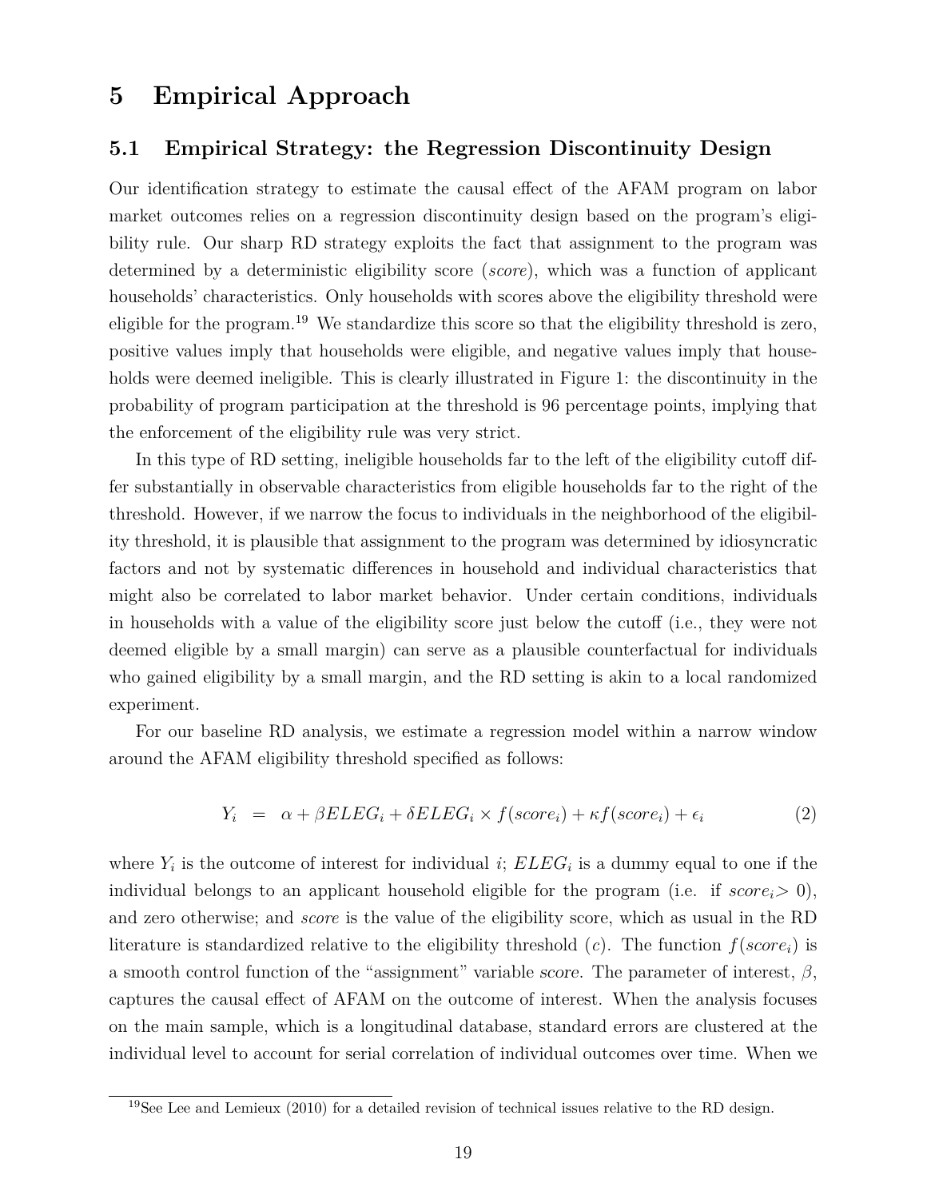# 5 Empirical Approach

## 5.1 Empirical Strategy: the Regression Discontinuity Design

Our identification strategy to estimate the causal effect of the AFAM program on labor market outcomes relies on a regression discontinuity design based on the program's eligibility rule. Our sharp RD strategy exploits the fact that assignment to the program was determined by a deterministic eligibility score (*score*), which was a function of applicant households' characteristics. Only households with scores above the eligibility threshold were eligible for the program.[19] We standardize this score so that the eligibility threshold is zero, positive values imply that households were eligible, and negative values imply that households were deemed ineligible. This is clearly illustrated in Figure 1: the discontinuity in the probability of program participation at the threshold is 96 percentage points, implying that the enforcement of the eligibility rule was very strict.

In this type of RD setting, ineligible households far to the left of the eligibility cutoff differ substantially in observable characteristics from eligible households far to the right of the threshold. However, if we narrow the focus to individuals in the neighborhood of the eligibility threshold, it is plausible that assignment to the program was determined by idiosyncratic factors and not by systematic differences in household and individual characteristics that might also be correlated to labor market behavior. Under certain conditions, individuals in households with a value of the eligibility score just below the cutoff (i.e., they were not deemed eligible by a small margin) can serve as a plausible counterfactual for individuals who gained eligibility by a small margin, and the RD setting is akin to a local randomized experiment.

For our baseline RD analysis, we estimate a regression model within a narrow window around the AFAM eligibility threshold specified as follows:

$$Y_i \;=\; \alpha + \beta ELEG_i + \delta ELEG_i \times f(score_i) + \kappa f(score_i) + \epsilon_i \qquad (2)$$

where $Y_i$ is the outcome of interest for individual $i$; $ELEG_i$ is a dummy equal to one if the individual belongs to an applicant household eligible for the program (i.e. if $score_i > 0$), and zero otherwise; and *score* is the value of the eligibility score, which as usual in the RD literature is standardized relative to the eligibility threshold ($c$). The function $f(score_i)$ is a smooth control function of the "assignment" variable *score*. The parameter of interest, $\beta$, captures the causal effect of AFAM on the outcome of interest. When the analysis focuses on the main sample, which is a longitudinal database, standard errors are clustered at the individual level to account for serial correlation of individual outcomes over time. When we

[19] See Lee and Lemieux (2010) for a detailed revision of technical issues relative to the RD design.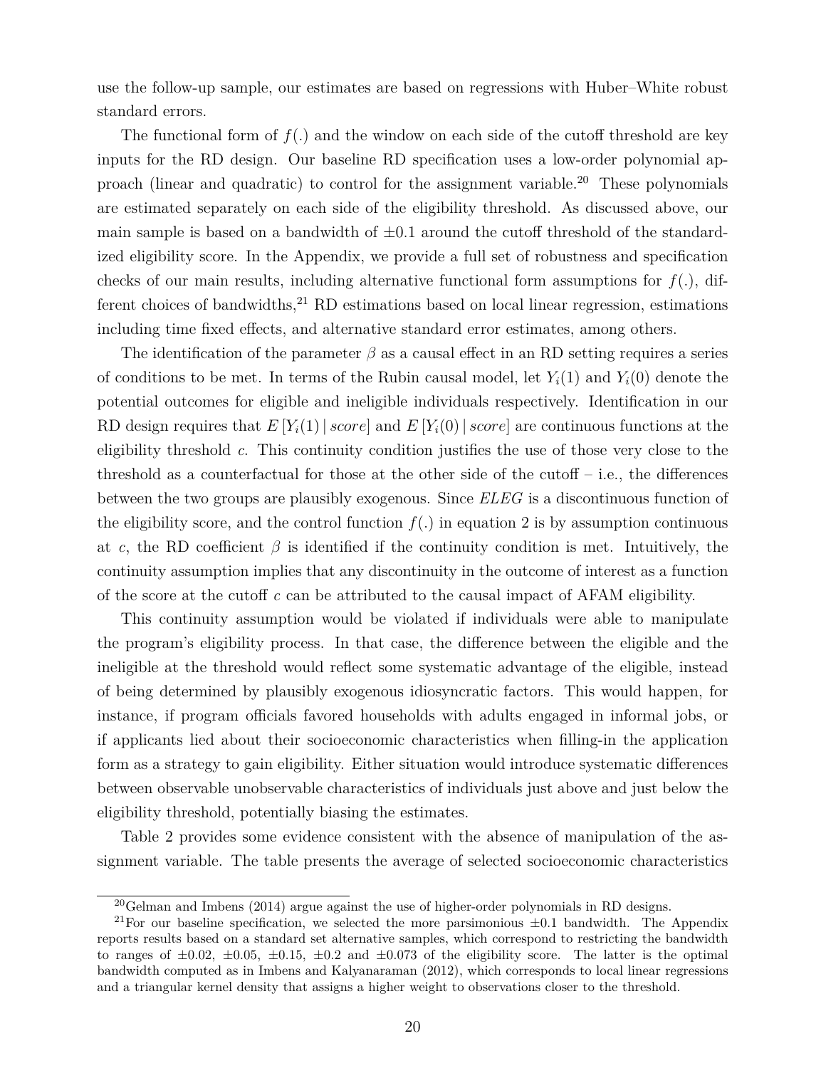use the follow-up sample, our estimates are based on regressions with Huber–White robust standard errors.

The functional form of $f(.)$ and the window on each side of the cutoff threshold are key inputs for the RD design. Our baseline RD specification uses a low-order polynomial approach (linear and quadratic) to control for the assignment variable.[20] These polynomials are estimated separately on each side of the eligibility threshold. As discussed above, our main sample is based on a bandwidth of $\pm 0.1$ around the cutoff threshold of the standardized eligibility score. In the Appendix, we provide a full set of robustness and specification checks of our main results, including alternative functional form assumptions for $f(.)$, different choices of bandwidths,[21] RD estimations based on local linear regression, estimations including time fixed effects, and alternative standard error estimates, among others.

The identification of the parameter $\beta$ as a causal effect in an RD setting requires a series of conditions to be met. In terms of the Rubin causal model, let $Y_i(1)$ and $Y_i(0)$ denote the potential outcomes for eligible and ineligible individuals respectively. Identification in our RD design requires that $E\left[Y_i(1) \,|\, score\right]$ and $E\left[Y_i(0) \,|\, score\right]$ are continuous functions at the eligibility threshold $c$. This continuity condition justifies the use of those very close to the threshold as a counterfactual for those at the other side of the cutoff – i.e., the differences between the two groups are plausibly exogenous. Since *ELEG* is a discontinuous function of the eligibility score, and the control function $f(.)$ in equation 2 is by assumption continuous at $c$, the RD coefficient $\beta$ is identified if the continuity condition is met. Intuitively, the continuity assumption implies that any discontinuity in the outcome of interest as a function of the score at the cutoff $c$ can be attributed to the causal impact of AFAM eligibility.

This continuity assumption would be violated if individuals were able to manipulate the program's eligibility process. In that case, the difference between the eligible and the ineligible at the threshold would reflect some systematic advantage of the eligible, instead of being determined by plausibly exogenous idiosyncratic factors. This would happen, for instance, if program officials favored households with adults engaged in informal jobs, or if applicants lied about their socioeconomic characteristics when filling-in the application form as a strategy to gain eligibility. Either situation would introduce systematic differences between observable unobservable characteristics of individuals just above and just below the eligibility threshold, potentially biasing the estimates.

Table 2 provides some evidence consistent with the absence of manipulation of the assignment variable. The table presents the average of selected socioeconomic characteristics

---

[20] Gelman and Imbens (2014) argue against the use of higher-order polynomials in RD designs.

[21] For our baseline specification, we selected the more parsimonious $\pm 0.1$ bandwidth. The Appendix reports results based on a standard set alternative samples, which correspond to restricting the bandwidth to ranges of $\pm 0.02$, $\pm 0.05$, $\pm 0.15$, $\pm 0.2$ and $\pm 0.073$ of the eligibility score. The latter is the optimal bandwidth computed as in Imbens and Kalyanaraman (2012), which corresponds to local linear regressions and a triangular kernel density that assigns a higher weight to observations closer to the threshold.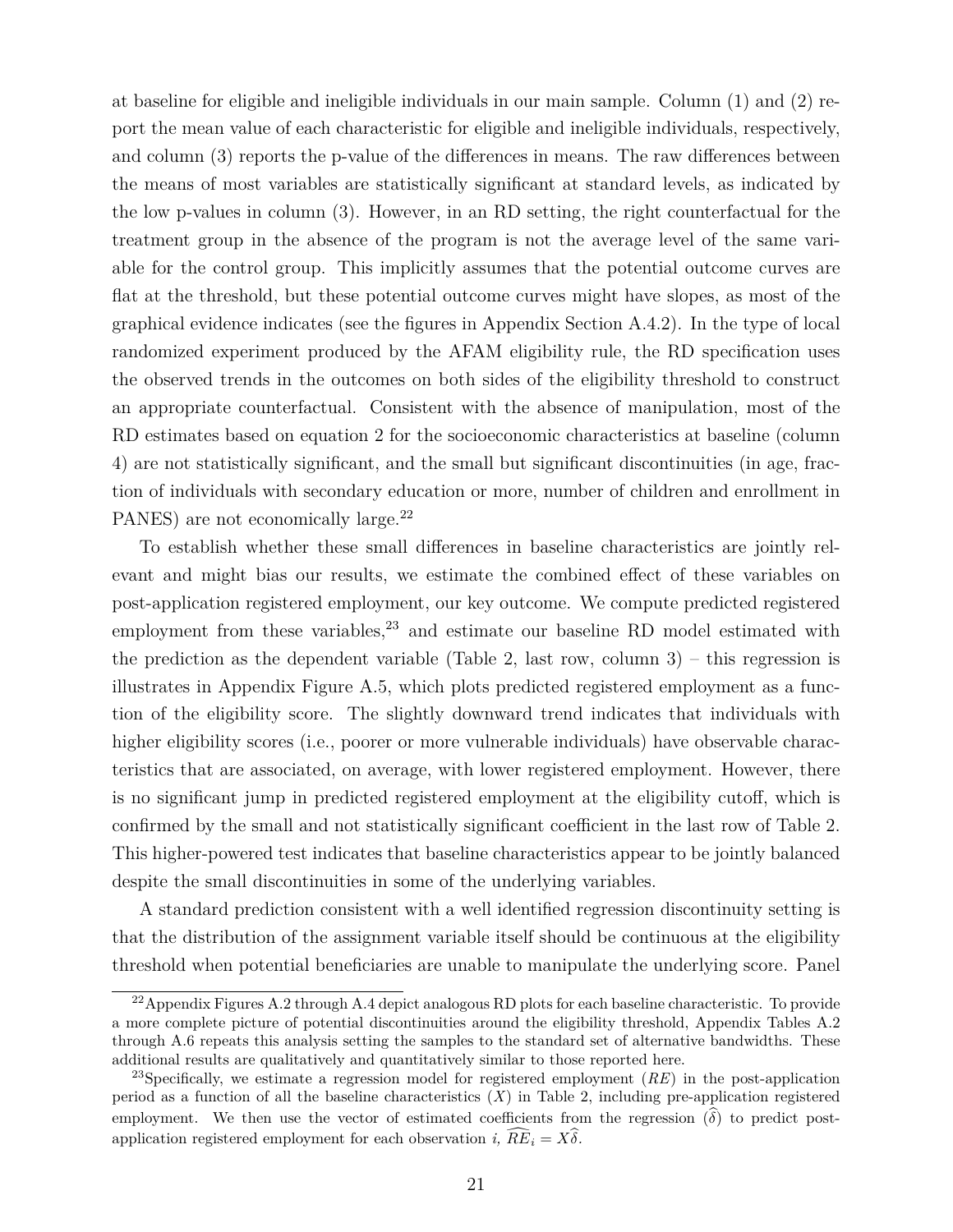at baseline for eligible and ineligible individuals in our main sample. Column (1) and (2) report the mean value of each characteristic for eligible and ineligible individuals, respectively, and column (3) reports the p-value of the differences in means. The raw differences between the means of most variables are statistically significant at standard levels, as indicated by the low p-values in column (3). However, in an RD setting, the right counterfactual for the treatment group in the absence of the program is not the average level of the same variable for the control group. This implicitly assumes that the potential outcome curves are flat at the threshold, but these potential outcome curves might have slopes, as most of the graphical evidence indicates (see the figures in Appendix Section A.4.2). In the type of local randomized experiment produced by the AFAM eligibility rule, the RD specification uses the observed trends in the outcomes on both sides of the eligibility threshold to construct an appropriate counterfactual. Consistent with the absence of manipulation, most of the RD estimates based on equation 2 for the socioeconomic characteristics at baseline (column 4) are not statistically significant, and the small but significant discontinuities (in age, fraction of individuals with secondary education or more, number of children and enrollment in PANES) are not economically large.[22]

To establish whether these small differences in baseline characteristics are jointly relevant and might bias our results, we estimate the combined effect of these variables on post-application registered employment, our key outcome. We compute predicted registered employment from these variables,[23] and estimate our baseline RD model estimated with the prediction as the dependent variable (Table 2, last row, column 3) – this regression is illustrates in Appendix Figure A.5, which plots predicted registered employment as a function of the eligibility score. The slightly downward trend indicates that individuals with higher eligibility scores (i.e., poorer or more vulnerable individuals) have observable characteristics that are associated, on average, with lower registered employment. However, there is no significant jump in predicted registered employment at the eligibility cutoff, which is confirmed by the small and not statistically significant coefficient in the last row of Table 2. This higher-powered test indicates that baseline characteristics appear to be jointly balanced despite the small discontinuities in some of the underlying variables.

A standard prediction consistent with a well identified regression discontinuity setting is that the distribution of the assignment variable itself should be continuous at the eligibility threshold when potential beneficiaries are unable to manipulate the underlying score. Panel

[22] Appendix Figures A.2 through A.4 depict analogous RD plots for each baseline characteristic. To provide a more complete picture of potential discontinuities around the eligibility threshold, Appendix Tables A.2 through A.6 repeats this analysis setting the samples to the standard set of alternative bandwidths. These additional results are qualitatively and quantitatively similar to those reported here.

[23] Specifically, we estimate a regression model for registered employment ($RE$) in the post-application period as a function of all the baseline characteristics ($X$) in Table 2, including pre-application registered employment. We then use the vector of estimated coefficients from the regression ($\widehat{\delta}$) to predict post-application registered employment for each observation $i$, $\widehat{RE}_i = X\widehat{\delta}$.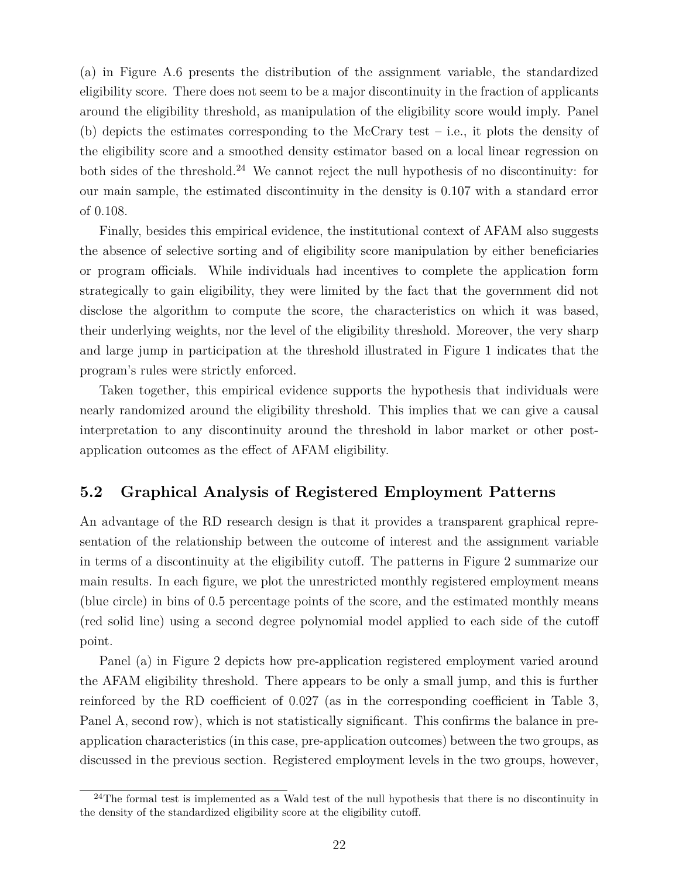(a) in Figure A.6 presents the distribution of the assignment variable, the standardized eligibility score. There does not seem to be a major discontinuity in the fraction of applicants around the eligibility threshold, as manipulation of the eligibility score would imply. Panel (b) depicts the estimates corresponding to the McCrary test – i.e., it plots the density of the eligibility score and a smoothed density estimator based on a local linear regression on both sides of the threshold.[24] We cannot reject the null hypothesis of no discontinuity: for our main sample, the estimated discontinuity in the density is 0.107 with a standard error of 0.108.

Finally, besides this empirical evidence, the institutional context of AFAM also suggests the absence of selective sorting and of eligibility score manipulation by either beneficiaries or program officials. While individuals had incentives to complete the application form strategically to gain eligibility, they were limited by the fact that the government did not disclose the algorithm to compute the score, the characteristics on which it was based, their underlying weights, nor the level of the eligibility threshold. Moreover, the very sharp and large jump in participation at the threshold illustrated in Figure 1 indicates that the program's rules were strictly enforced.

Taken together, this empirical evidence supports the hypothesis that individuals were nearly randomized around the eligibility threshold. This implies that we can give a causal interpretation to any discontinuity around the threshold in labor market or other post-application outcomes as the effect of AFAM eligibility.

## 5.2 Graphical Analysis of Registered Employment Patterns

An advantage of the RD research design is that it provides a transparent graphical representation of the relationship between the outcome of interest and the assignment variable in terms of a discontinuity at the eligibility cutoff. The patterns in Figure 2 summarize our main results. In each figure, we plot the unrestricted monthly registered employment means (blue circle) in bins of 0.5 percentage points of the score, and the estimated monthly means (red solid line) using a second degree polynomial model applied to each side of the cutoff point.

Panel (a) in Figure 2 depicts how pre-application registered employment varied around the AFAM eligibility threshold. There appears to be only a small jump, and this is further reinforced by the RD coefficient of 0.027 (as in the corresponding coefficient in Table 3, Panel A, second row), which is not statistically significant. This confirms the balance in pre-application characteristics (in this case, pre-application outcomes) between the two groups, as discussed in the previous section. Registered employment levels in the two groups, however,

[24]The formal test is implemented as a Wald test of the null hypothesis that there is no discontinuity in the density of the standardized eligibility score at the eligibility cutoff.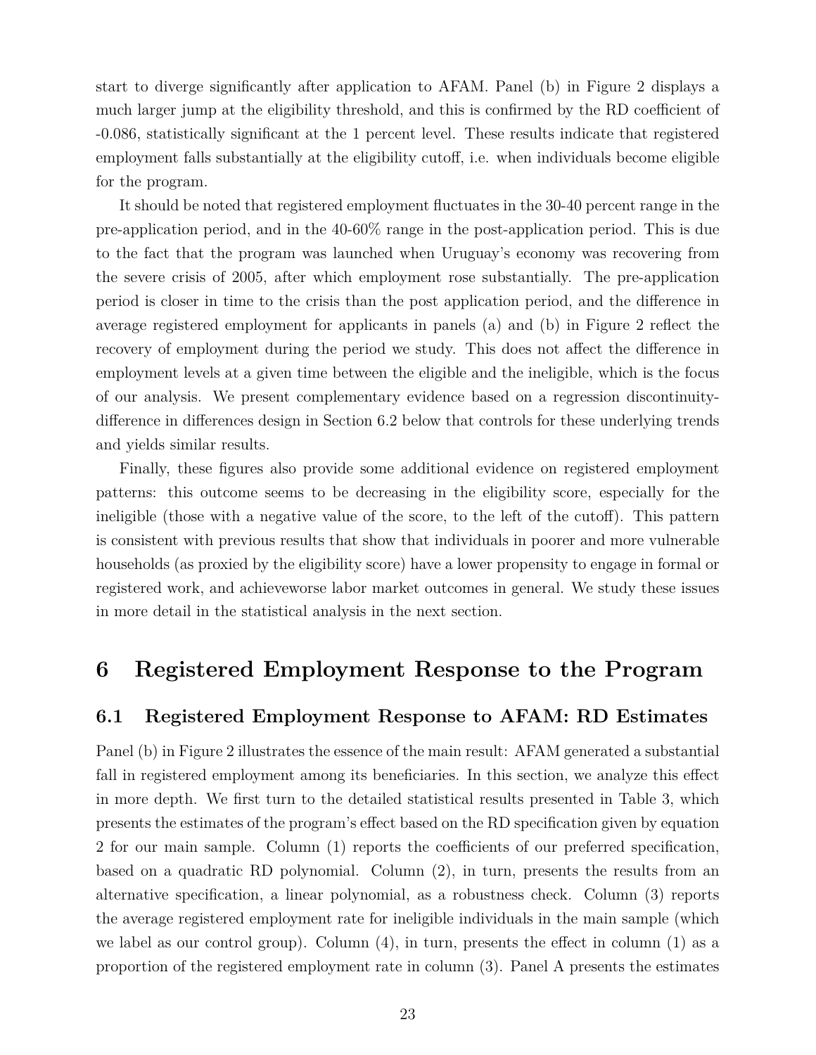start to diverge significantly after application to AFAM. Panel (b) in Figure 2 displays a much larger jump at the eligibility threshold, and this is confirmed by the RD coefficient of -0.086, statistically significant at the 1 percent level. These results indicate that registered employment falls substantially at the eligibility cutoff, i.e. when individuals become eligible for the program.

It should be noted that registered employment fluctuates in the 30-40 percent range in the pre-application period, and in the 40-60% range in the post-application period. This is due to the fact that the program was launched when Uruguay's economy was recovering from the severe crisis of 2005, after which employment rose substantially. The pre-application period is closer in time to the crisis than the post application period, and the difference in average registered employment for applicants in panels (a) and (b) in Figure 2 reflect the recovery of employment during the period we study. This does not affect the difference in employment levels at a given time between the eligible and the ineligible, which is the focus of our analysis. We present complementary evidence based on a regression discontinuity-difference in differences design in Section 6.2 below that controls for these underlying trends and yields similar results.

Finally, these figures also provide some additional evidence on registered employment patterns: this outcome seems to be decreasing in the eligibility score, especially for the ineligible (those with a negative value of the score, to the left of the cutoff). This pattern is consistent with previous results that show that individuals in poorer and more vulnerable households (as proxied by the eligibility score) have a lower propensity to engage in formal or registered work, and achieveworse labor market outcomes in general. We study these issues in more detail in the statistical analysis in the next section.

# 6 Registered Employment Response to the Program

## 6.1 Registered Employment Response to AFAM: RD Estimates

Panel (b) in Figure 2 illustrates the essence of the main result: AFAM generated a substantial fall in registered employment among its beneficiaries. In this section, we analyze this effect in more depth. We first turn to the detailed statistical results presented in Table 3, which presents the estimates of the program's effect based on the RD specification given by equation 2 for our main sample. Column (1) reports the coefficients of our preferred specification, based on a quadratic RD polynomial. Column (2), in turn, presents the results from an alternative specification, a linear polynomial, as a robustness check. Column (3) reports the average registered employment rate for ineligible individuals in the main sample (which we label as our control group). Column (4), in turn, presents the effect in column (1) as a proportion of the registered employment rate in column (3). Panel A presents the estimates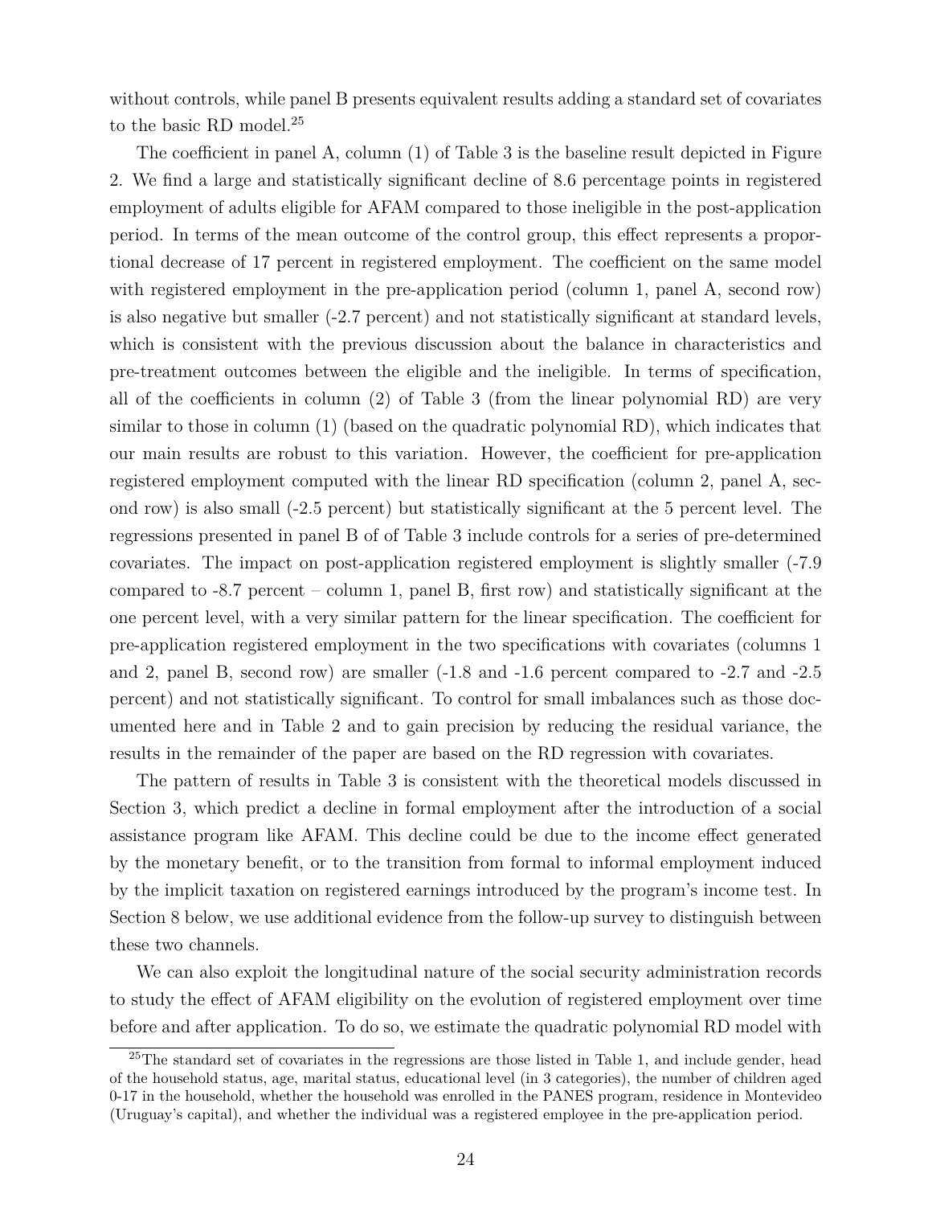without controls, while panel B presents equivalent results adding a standard set of covariates to the basic RD model.[25]

The coefficient in panel A, column (1) of Table 3 is the baseline result depicted in Figure 2. We find a large and statistically significant decline of 8.6 percentage points in registered employment of adults eligible for AFAM compared to those ineligible in the post-application period. In terms of the mean outcome of the control group, this effect represents a proportional decrease of 17 percent in registered employment. The coefficient on the same model with registered employment in the pre-application period (column 1, panel A, second row) is also negative but smaller (-2.7 percent) and not statistically significant at standard levels, which is consistent with the previous discussion about the balance in characteristics and pre-treatment outcomes between the eligible and the ineligible. In terms of specification, all of the coefficients in column (2) of Table 3 (from the linear polynomial RD) are very similar to those in column (1) (based on the quadratic polynomial RD), which indicates that our main results are robust to this variation. However, the coefficient for pre-application registered employment computed with the linear RD specification (column 2, panel A, second row) is also small (-2.5 percent) but statistically significant at the 5 percent level. The regressions presented in panel B of of Table 3 include controls for a series of pre-determined covariates. The impact on post-application registered employment is slightly smaller (-7.9 compared to -8.7 percent – column 1, panel B, first row) and statistically significant at the one percent level, with a very similar pattern for the linear specification. The coefficient for pre-application registered employment in the two specifications with covariates (columns 1 and 2, panel B, second row) are smaller (-1.8 and -1.6 percent compared to -2.7 and -2.5 percent) and not statistically significant. To control for small imbalances such as those documented here and in Table 2 and to gain precision by reducing the residual variance, the results in the remainder of the paper are based on the RD regression with covariates.

The pattern of results in Table 3 is consistent with the theoretical models discussed in Section 3, which predict a decline in formal employment after the introduction of a social assistance program like AFAM. This decline could be due to the income effect generated by the monetary benefit, or to the transition from formal to informal employment induced by the implicit taxation on registered earnings introduced by the program's income test. In Section 8 below, we use additional evidence from the follow-up survey to distinguish between these two channels.

We can also exploit the longitudinal nature of the social security administration records to study the effect of AFAM eligibility on the evolution of registered employment over time before and after application. To do so, we estimate the quadratic polynomial RD model with

[25] The standard set of covariates in the regressions are those listed in Table 1, and include gender, head of the household status, age, marital status, educational level (in 3 categories), the number of children aged 0-17 in the household, whether the household was enrolled in the PANES program, residence in Montevideo (Uruguay's capital), and whether the individual was a registered employee in the pre-application period.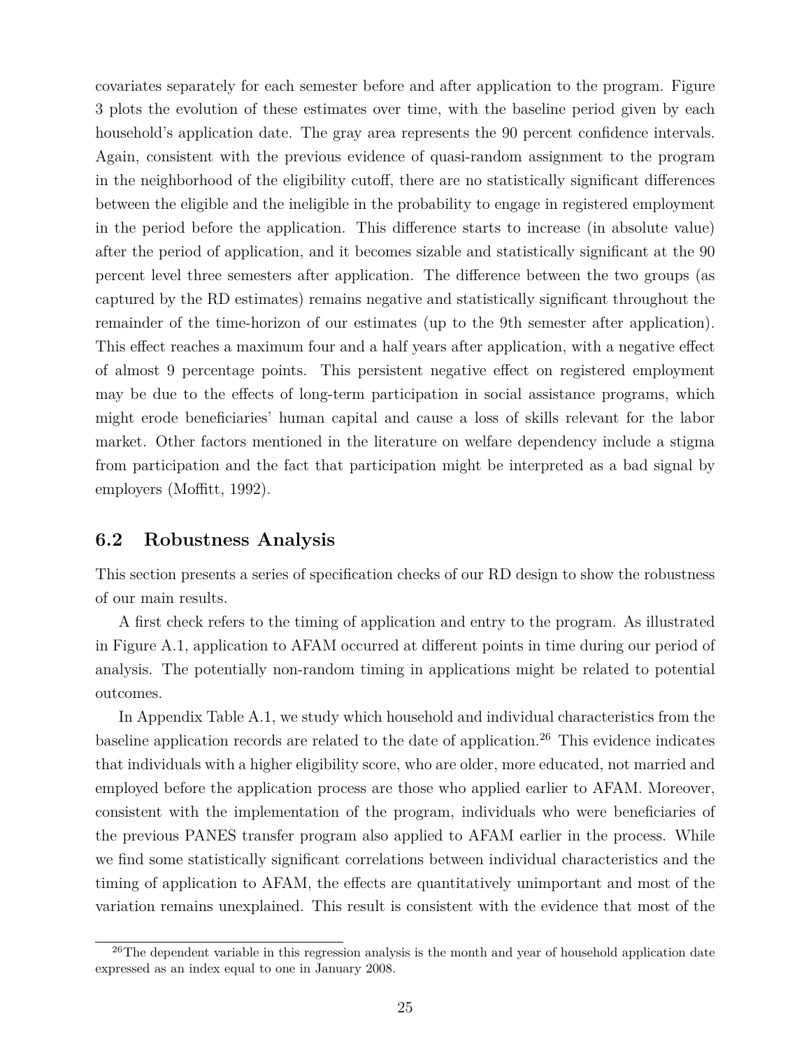covariates separately for each semester before and after application to the program. Figure 3 plots the evolution of these estimates over time, with the baseline period given by each household's application date. The gray area represents the 90 percent confidence intervals. Again, consistent with the previous evidence of quasi-random assignment to the program in the neighborhood of the eligibility cutoff, there are no statistically significant differences between the eligible and the ineligible in the probability to engage in registered employment in the period before the application. This difference starts to increase (in absolute value) after the period of application, and it becomes sizable and statistically significant at the 90 percent level three semesters after application. The difference between the two groups (as captured by the RD estimates) remains negative and statistically significant throughout the remainder of the time-horizon of our estimates (up to the 9th semester after application). This effect reaches a maximum four and a half years after application, with a negative effect of almost 9 percentage points. This persistent negative effect on registered employment may be due to the effects of long-term participation in social assistance programs, which might erode beneficiaries' human capital and cause a loss of skills relevant for the labor market. Other factors mentioned in the literature on welfare dependency include a stigma from participation and the fact that participation might be interpreted as a bad signal by employers (Moffitt, 1992).

## 6.2 Robustness Analysis

This section presents a series of specification checks of our RD design to show the robustness of our main results.

A first check refers to the timing of application and entry to the program. As illustrated in Figure A.1, application to AFAM occurred at different points in time during our period of analysis. The potentially non-random timing in applications might be related to potential outcomes.

In Appendix Table A.1, we study which household and individual characteristics from the baseline application records are related to the date of application.[26] This evidence indicates that individuals with a higher eligibility score, who are older, more educated, not married and employed before the application process are those who applied earlier to AFAM. Moreover, consistent with the implementation of the program, individuals who were beneficiaries of the previous PANES transfer program also applied to AFAM earlier in the process. While we find some statistically significant correlations between individual characteristics and the timing of application to AFAM, the effects are quantitatively unimportant and most of the variation remains unexplained. This result is consistent with the evidence that most of the

[26] The dependent variable in this regression analysis is the month and year of household application date expressed as an index equal to one in January 2008.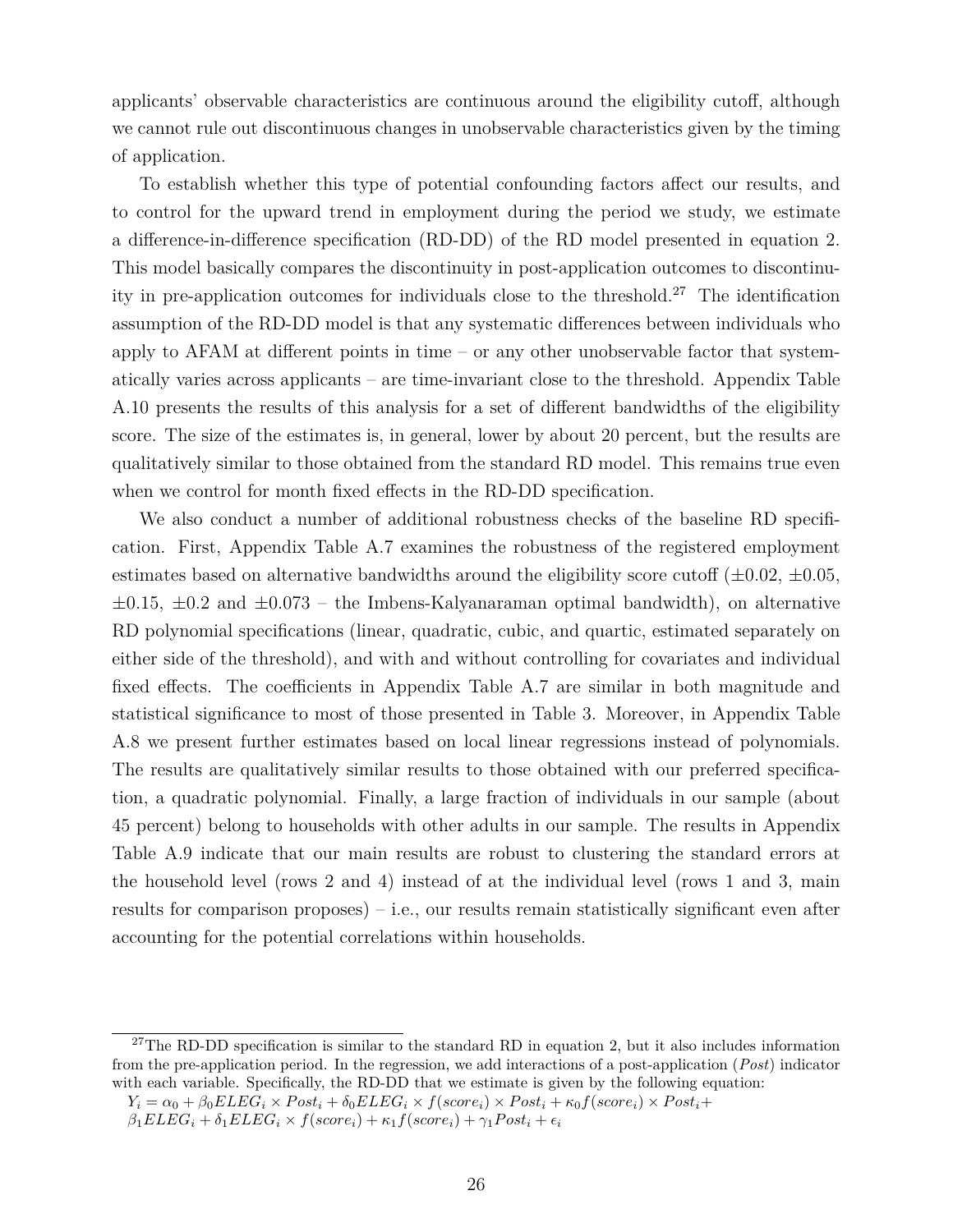applicants' observable characteristics are continuous around the eligibility cutoff, although we cannot rule out discontinuous changes in unobservable characteristics given by the timing of application.

To establish whether this type of potential confounding factors affect our results, and to control for the upward trend in employment during the period we study, we estimate a difference-in-difference specification (RD-DD) of the RD model presented in equation 2. This model basically compares the discontinuity in post-application outcomes to discontinuity in pre-application outcomes for individuals close to the threshold.[27] The identification assumption of the RD-DD model is that any systematic differences between individuals who apply to AFAM at different points in time – or any other unobservable factor that systematically varies across applicants – are time-invariant close to the threshold. Appendix Table A.10 presents the results of this analysis for a set of different bandwidths of the eligibility score. The size of the estimates is, in general, lower by about 20 percent, but the results are qualitatively similar to those obtained from the standard RD model. This remains true even when we control for month fixed effects in the RD-DD specification.

We also conduct a number of additional robustness checks of the baseline RD specification. First, Appendix Table A.7 examines the robustness of the registered employment estimates based on alternative bandwidths around the eligibility score cutoff ($\pm 0.02$, $\pm 0.05$, $\pm 0.15$, $\pm 0.2$ and $\pm 0.073$ – the Imbens-Kalyanaraman optimal bandwidth), on alternative RD polynomial specifications (linear, quadratic, cubic, and quartic, estimated separately on either side of the threshold), and with and without controlling for covariates and individual fixed effects. The coefficients in Appendix Table A.7 are similar in both magnitude and statistical significance to most of those presented in Table 3. Moreover, in Appendix Table A.8 we present further estimates based on local linear regressions instead of polynomials. The results are qualitatively similar results to those obtained with our preferred specification, a quadratic polynomial. Finally, a large fraction of individuals in our sample (about 45 percent) belong to households with other adults in our sample. The results in Appendix Table A.9 indicate that our main results are robust to clustering the standard errors at the household level (rows 2 and 4) instead of at the individual level (rows 1 and 3, main results for comparison proposes) – i.e., our results remain statistically significant even after accounting for the potential correlations within households.

[27] The RD-DD specification is similar to the standard RD in equation 2, but it also includes information from the pre-application period. In the regression, we add interactions of a post-application ($Post$) indicator with each variable. Specifically, the RD-DD that we estimate is given by the following equation:

$$Y_i = \alpha_0 + \beta_0 ELEG_i \times Post_i + \delta_0 ELEG_i \times f(score_i) \times Post_i + \kappa_0 f(score_i) \times Post_i +$$
$$\beta_1 ELEG_i + \delta_1 ELEG_i \times f(score_i) + \kappa_1 f(score_i) + \gamma_1 Post_i + \epsilon_i$$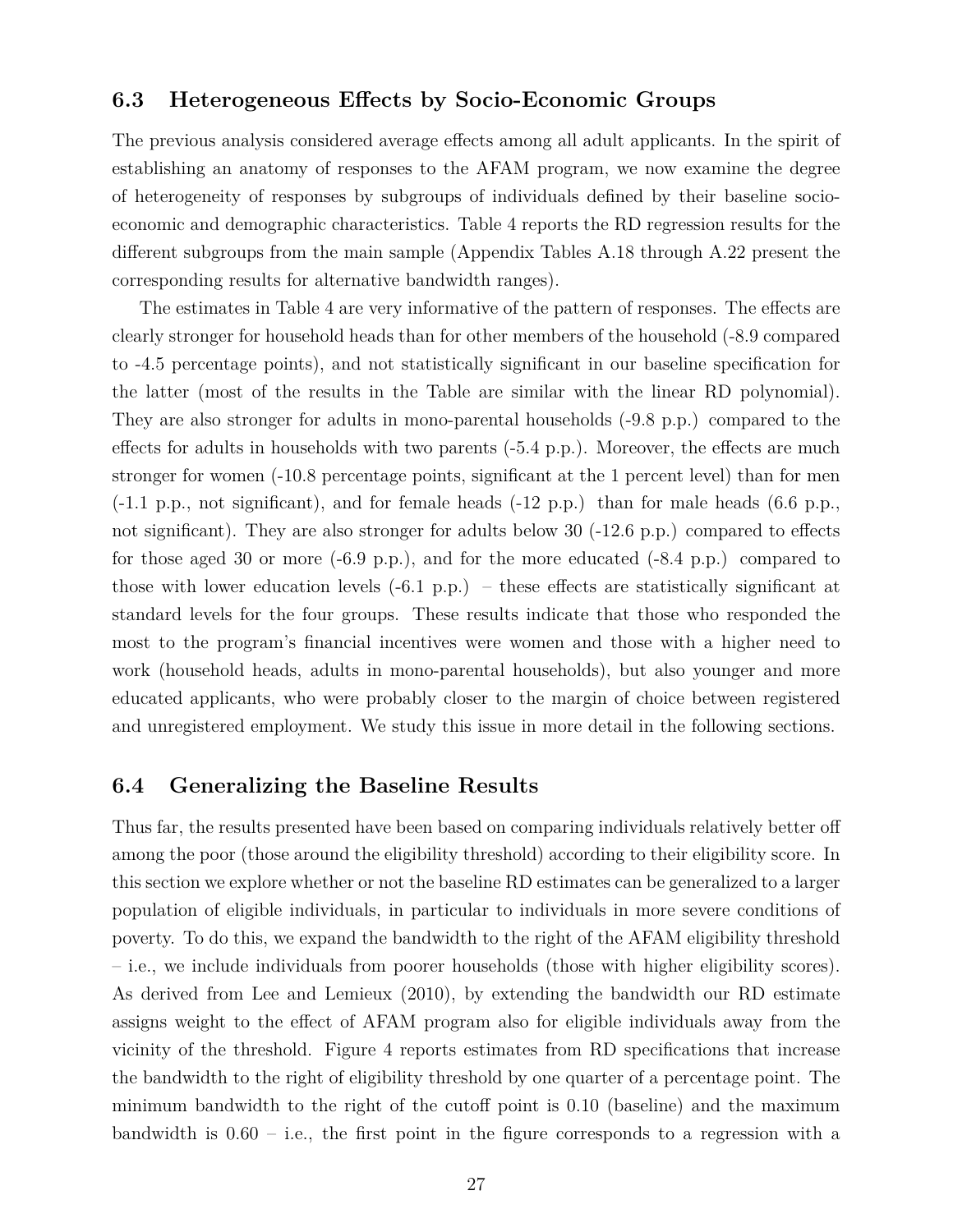### 6.3 Heterogeneous Effects by Socio-Economic Groups

The previous analysis considered average effects among all adult applicants. In the spirit of establishing an anatomy of responses to the AFAM program, we now examine the degree of heterogeneity of responses by subgroups of individuals defined by their baseline socio-economic and demographic characteristics. Table 4 reports the RD regression results for the different subgroups from the main sample (Appendix Tables A.18 through A.22 present the corresponding results for alternative bandwidth ranges).

The estimates in Table 4 are very informative of the pattern of responses. The effects are clearly stronger for household heads than for other members of the household (-8.9 compared to -4.5 percentage points), and not statistically significant in our baseline specification for the latter (most of the results in the Table are similar with the linear RD polynomial). They are also stronger for adults in mono-parental households (-9.8 p.p.) compared to the effects for adults in households with two parents (-5.4 p.p.). Moreover, the effects are much stronger for women (-10.8 percentage points, significant at the 1 percent level) than for men (-1.1 p.p., not significant), and for female heads (-12 p.p.) than for male heads (6.6 p.p., not significant). They are also stronger for adults below 30 (-12.6 p.p.) compared to effects for those aged 30 or more (-6.9 p.p.), and for the more educated (-8.4 p.p.) compared to those with lower education levels (-6.1 p.p.) – these effects are statistically significant at standard levels for the four groups. These results indicate that those who responded the most to the program's financial incentives were women and those with a higher need to work (household heads, adults in mono-parental households), but also younger and more educated applicants, who were probably closer to the margin of choice between registered and unregistered employment. We study this issue in more detail in the following sections.

### 6.4 Generalizing the Baseline Results

Thus far, the results presented have been based on comparing individuals relatively better off among the poor (those around the eligibility threshold) according to their eligibility score. In this section we explore whether or not the baseline RD estimates can be generalized to a larger population of eligible individuals, in particular to individuals in more severe conditions of poverty. To do this, we expand the bandwidth to the right of the AFAM eligibility threshold – i.e., we include individuals from poorer households (those with higher eligibility scores). As derived from Lee and Lemieux (2010), by extending the bandwidth our RD estimate assigns weight to the effect of AFAM program also for eligible individuals away from the vicinity of the threshold. Figure 4 reports estimates from RD specifications that increase the bandwidth to the right of eligibility threshold by one quarter of a percentage point. The minimum bandwidth to the right of the cutoff point is 0.10 (baseline) and the maximum bandwidth is 0.60 – i.e., the first point in the figure corresponds to a regression with a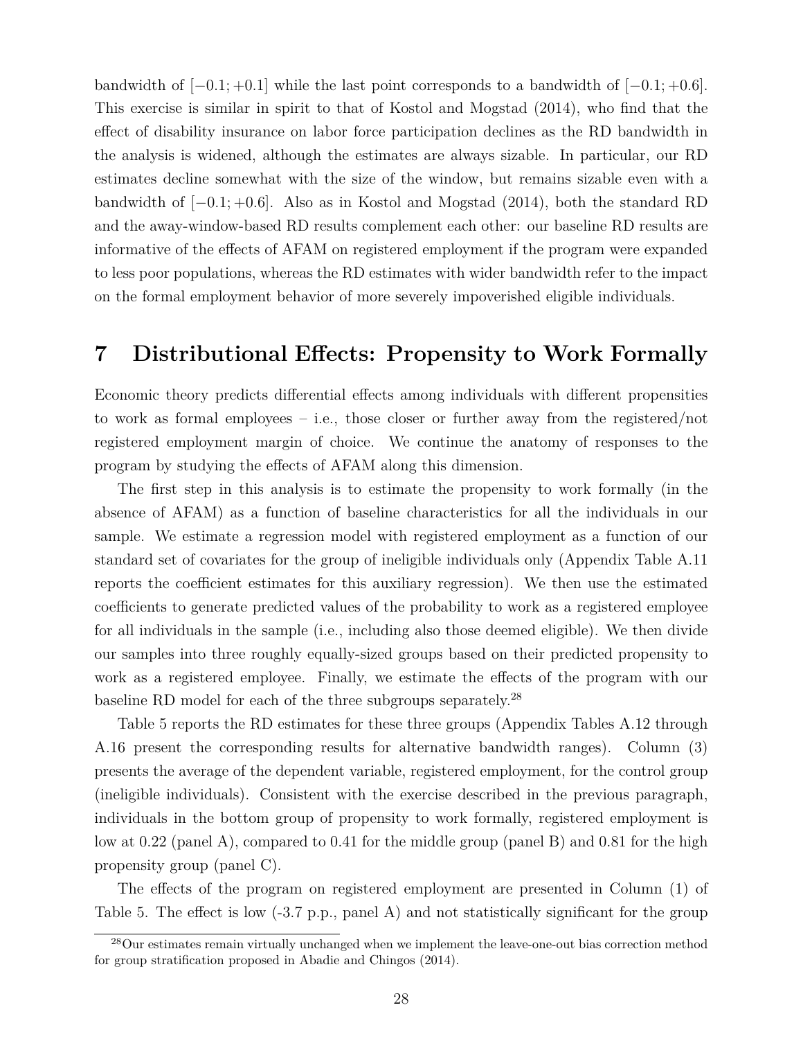bandwidth of $[-0.1; +0.1]$ while the last point corresponds to a bandwidth of $[-0.1; +0.6]$. This exercise is similar in spirit to that of Kostol and Mogstad (2014), who find that the effect of disability insurance on labor force participation declines as the RD bandwidth in the analysis is widened, although the estimates are always sizable. In particular, our RD estimates decline somewhat with the size of the window, but remains sizable even with a bandwidth of $[-0.1; +0.6]$. Also as in Kostol and Mogstad (2014), both the standard RD and the away-window-based RD results complement each other: our baseline RD results are informative of the effects of AFAM on registered employment if the program were expanded to less poor populations, whereas the RD estimates with wider bandwidth refer to the impact on the formal employment behavior of more severely impoverished eligible individuals.

# 7 Distributional Effects: Propensity to Work Formally

Economic theory predicts differential effects among individuals with different propensities to work as formal employees – i.e., those closer or further away from the registered/not registered employment margin of choice. We continue the anatomy of responses to the program by studying the effects of AFAM along this dimension.

The first step in this analysis is to estimate the propensity to work formally (in the absence of AFAM) as a function of baseline characteristics for all the individuals in our sample. We estimate a regression model with registered employment as a function of our standard set of covariates for the group of ineligible individuals only (Appendix Table A.11 reports the coefficient estimates for this auxiliary regression). We then use the estimated coefficients to generate predicted values of the probability to work as a registered employee for all individuals in the sample (i.e., including also those deemed eligible). We then divide our samples into three roughly equally-sized groups based on their predicted propensity to work as a registered employee. Finally, we estimate the effects of the program with our baseline RD model for each of the three subgroups separately.[28]

Table 5 reports the RD estimates for these three groups (Appendix Tables A.12 through A.16 present the corresponding results for alternative bandwidth ranges). Column (3) presents the average of the dependent variable, registered employment, for the control group (ineligible individuals). Consistent with the exercise described in the previous paragraph, individuals in the bottom group of propensity to work formally, registered employment is low at 0.22 (panel A), compared to 0.41 for the middle group (panel B) and 0.81 for the high propensity group (panel C).

The effects of the program on registered employment are presented in Column (1) of Table 5. The effect is low (-3.7 p.p., panel A) and not statistically significant for the group

[28]Our estimates remain virtually unchanged when we implement the leave-one-out bias correction method for group stratification proposed in Abadie and Chingos (2014).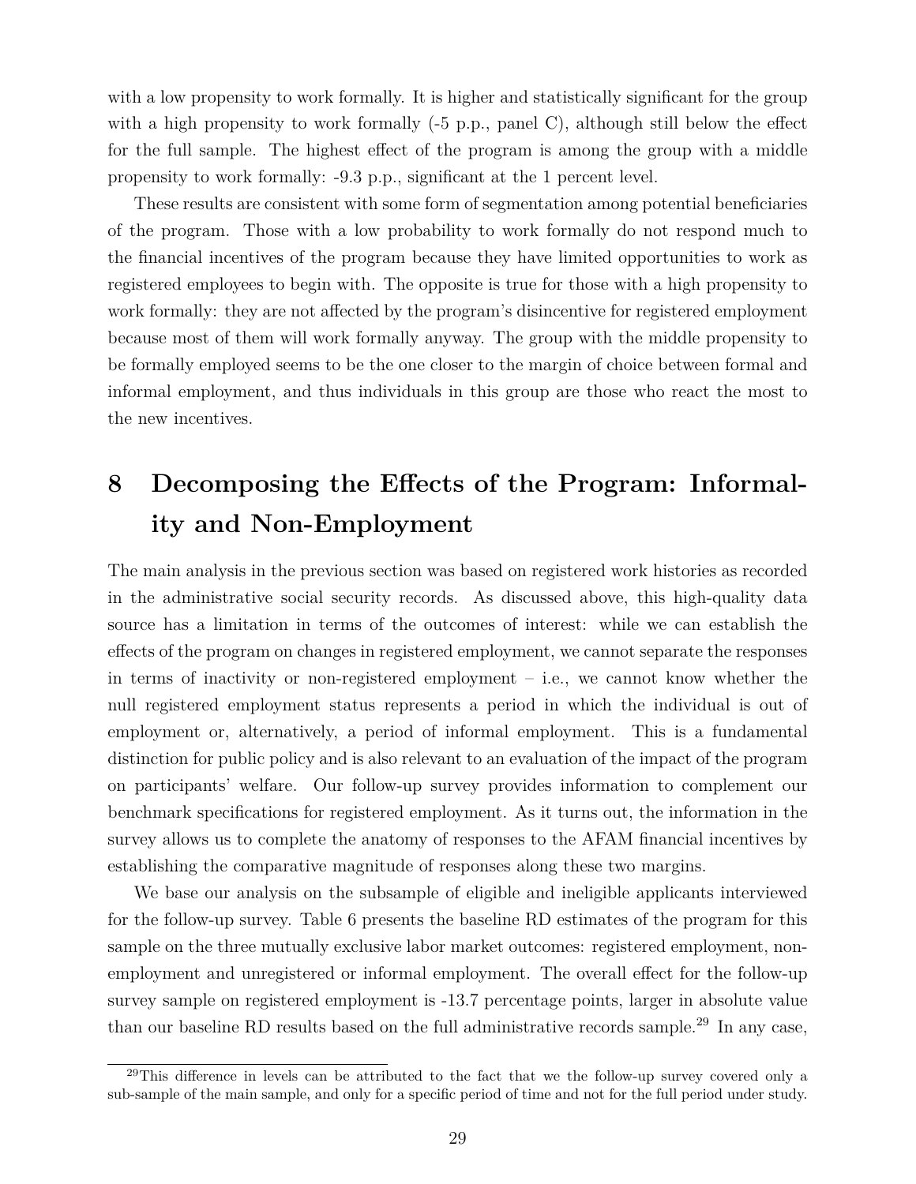with a low propensity to work formally. It is higher and statistically significant for the group with a high propensity to work formally (-5 p.p., panel C), although still below the effect for the full sample. The highest effect of the program is among the group with a middle propensity to work formally: -9.3 p.p., significant at the 1 percent level.

These results are consistent with some form of segmentation among potential beneficiaries of the program. Those with a low probability to work formally do not respond much to the financial incentives of the program because they have limited opportunities to work as registered employees to begin with. The opposite is true for those with a high propensity to work formally: they are not affected by the program's disincentive for registered employment because most of them will work formally anyway. The group with the middle propensity to be formally employed seems to be the one closer to the margin of choice between formal and informal employment, and thus individuals in this group are those who react the most to the new incentives.

# 8 Decomposing the Effects of the Program: Informality and Non-Employment

The main analysis in the previous section was based on registered work histories as recorded in the administrative social security records. As discussed above, this high-quality data source has a limitation in terms of the outcomes of interest: while we can establish the effects of the program on changes in registered employment, we cannot separate the responses in terms of inactivity or non-registered employment – i.e., we cannot know whether the null registered employment status represents a period in which the individual is out of employment or, alternatively, a period of informal employment. This is a fundamental distinction for public policy and is also relevant to an evaluation of the impact of the program on participants' welfare. Our follow-up survey provides information to complement our benchmark specifications for registered employment. As it turns out, the information in the survey allows us to complete the anatomy of responses to the AFAM financial incentives by establishing the comparative magnitude of responses along these two margins.

We base our analysis on the subsample of eligible and ineligible applicants interviewed for the follow-up survey. Table 6 presents the baseline RD estimates of the program for this sample on the three mutually exclusive labor market outcomes: registered employment, non-employment and unregistered or informal employment. The overall effect for the follow-up survey sample on registered employment is -13.7 percentage points, larger in absolute value than our baseline RD results based on the full administrative records sample.[29] In any case,

[29] This difference in levels can be attributed to the fact that we the follow-up survey covered only a sub-sample of the main sample, and only for a specific period of time and not for the full period under study.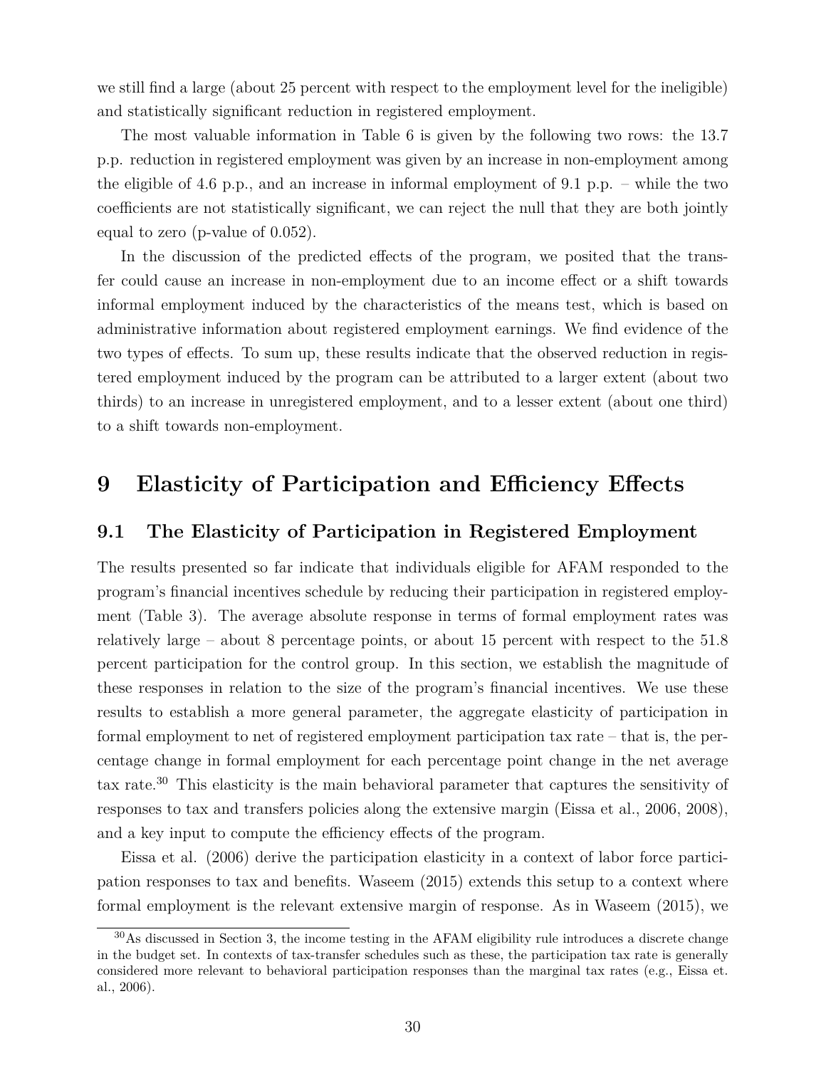we still find a large (about 25 percent with respect to the employment level for the ineligible) and statistically significant reduction in registered employment.

The most valuable information in Table 6 is given by the following two rows: the 13.7 p.p. reduction in registered employment was given by an increase in non-employment among the eligible of 4.6 p.p., and an increase in informal employment of 9.1 p.p. – while the two coefficients are not statistically significant, we can reject the null that they are both jointly equal to zero (p-value of 0.052).

In the discussion of the predicted effects of the program, we posited that the transfer could cause an increase in non-employment due to an income effect or a shift towards informal employment induced by the characteristics of the means test, which is based on administrative information about registered employment earnings. We find evidence of the two types of effects. To sum up, these results indicate that the observed reduction in registered employment induced by the program can be attributed to a larger extent (about two thirds) to an increase in unregistered employment, and to a lesser extent (about one third) to a shift towards non-employment.

# 9 Elasticity of Participation and Efficiency Effects

## 9.1 The Elasticity of Participation in Registered Employment

The results presented so far indicate that individuals eligible for AFAM responded to the program's financial incentives schedule by reducing their participation in registered employment (Table 3). The average absolute response in terms of formal employment rates was relatively large – about 8 percentage points, or about 15 percent with respect to the 51.8 percent participation for the control group. In this section, we establish the magnitude of these responses in relation to the size of the program's financial incentives. We use these results to establish a more general parameter, the aggregate elasticity of participation in formal employment to net of registered employment participation tax rate – that is, the percentage change in formal employment for each percentage point change in the net average tax rate.[30] This elasticity is the main behavioral parameter that captures the sensitivity of responses to tax and transfers policies along the extensive margin (Eissa et al., 2006, 2008), and a key input to compute the efficiency effects of the program.

Eissa et al. (2006) derive the participation elasticity in a context of labor force participation responses to tax and benefits. Waseem (2015) extends this setup to a context where formal employment is the relevant extensive margin of response. As in Waseem (2015), we

[30] As discussed in Section 3, the income testing in the AFAM eligibility rule introduces a discrete change in the budget set. In contexts of tax-transfer schedules such as these, the participation tax rate is generally considered more relevant to behavioral participation responses than the marginal tax rates (e.g., Eissa et. al., 2006).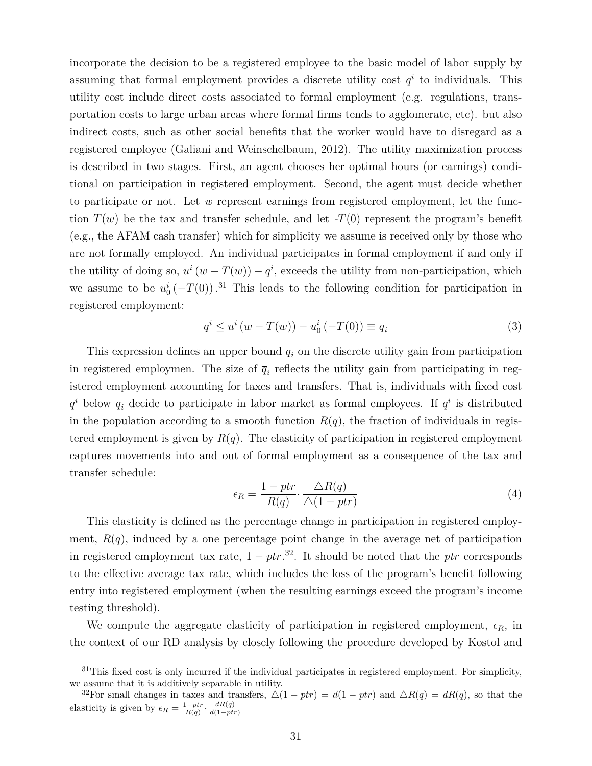incorporate the decision to be a registered employee to the basic model of labor supply by assuming that formal employment provides a discrete utility cost $q^i$ to individuals. This utility cost include direct costs associated to formal employment (e.g. regulations, transportation costs to large urban areas where formal firms tends to agglomerate, etc). but also indirect costs, such as other social benefits that the worker would have to disregard as a registered employee (Galiani and Weinschelbaum, 2012). The utility maximization process is described in two stages. First, an agent chooses her optimal hours (or earnings) conditional on participation in registered employment. Second, the agent must decide whether to participate or not. Let $w$ represent earnings from registered employment, let the function $T(w)$ be the tax and transfer schedule, and let $-T(0)$ represent the program's benefit (e.g., the AFAM cash transfer) which for simplicity we assume is received only by those who are not formally employed. An individual participates in formal employment if and only if the utility of doing so, $u^i(w - T(w)) - q^i$, exceeds the utility from non-participation, which we assume to be $u_0^i(-T(0))$.[31] This leads to the following condition for participation in registered employment:

$$q^i \leq u^i(w - T(w)) - u_0^i(-T(0)) \equiv \overline{q}_i \tag{3}$$

This expression defines an upper bound $\overline{q}_i$ on the discrete utility gain from participation in registered employmen. The size of $\overline{q}_i$ reflects the utility gain from participating in registered employment accounting for taxes and transfers. That is, individuals with fixed cost $q^i$ below $\overline{q}_i$ decide to participate in labor market as formal employees. If $q^i$ is distributed in the population according to a smooth function $R(q)$, the fraction of individuals in registered employment is given by $R(\overline{q})$. The elasticity of participation in registered employment captures movements into and out of formal employment as a consequence of the tax and transfer schedule:

$$\epsilon_R = \frac{1 - ptr}{R(q)} \cdot \frac{\triangle R(q)}{\triangle(1 - ptr)} \tag{4}$$

This elasticity is defined as the percentage change in participation in registered employment, $R(q)$, induced by a one percentage point change in the average net of participation in registered employment tax rate, $1 - ptr$.[32]. It should be noted that the $ptr$ corresponds to the effective average tax rate, which includes the loss of the program's benefit following entry into registered employment (when the resulting earnings exceed the program's income testing threshold).

We compute the aggregate elasticity of participation in registered employment, $\epsilon_R$, in the context of our RD analysis by closely following the procedure developed by Kostol and

[31] This fixed cost is only incurred if the individual participates in registered employment. For simplicity, we assume that it is additively separable in utility.

[32] For small changes in taxes and transfers, $\triangle(1 - ptr) = d(1 - ptr)$ and $\triangle R(q) = dR(q)$, so that the elasticity is given by $\epsilon_R = \frac{1-ptr}{R(q)} \cdot \frac{dR(q)}{d(1-ptr)}$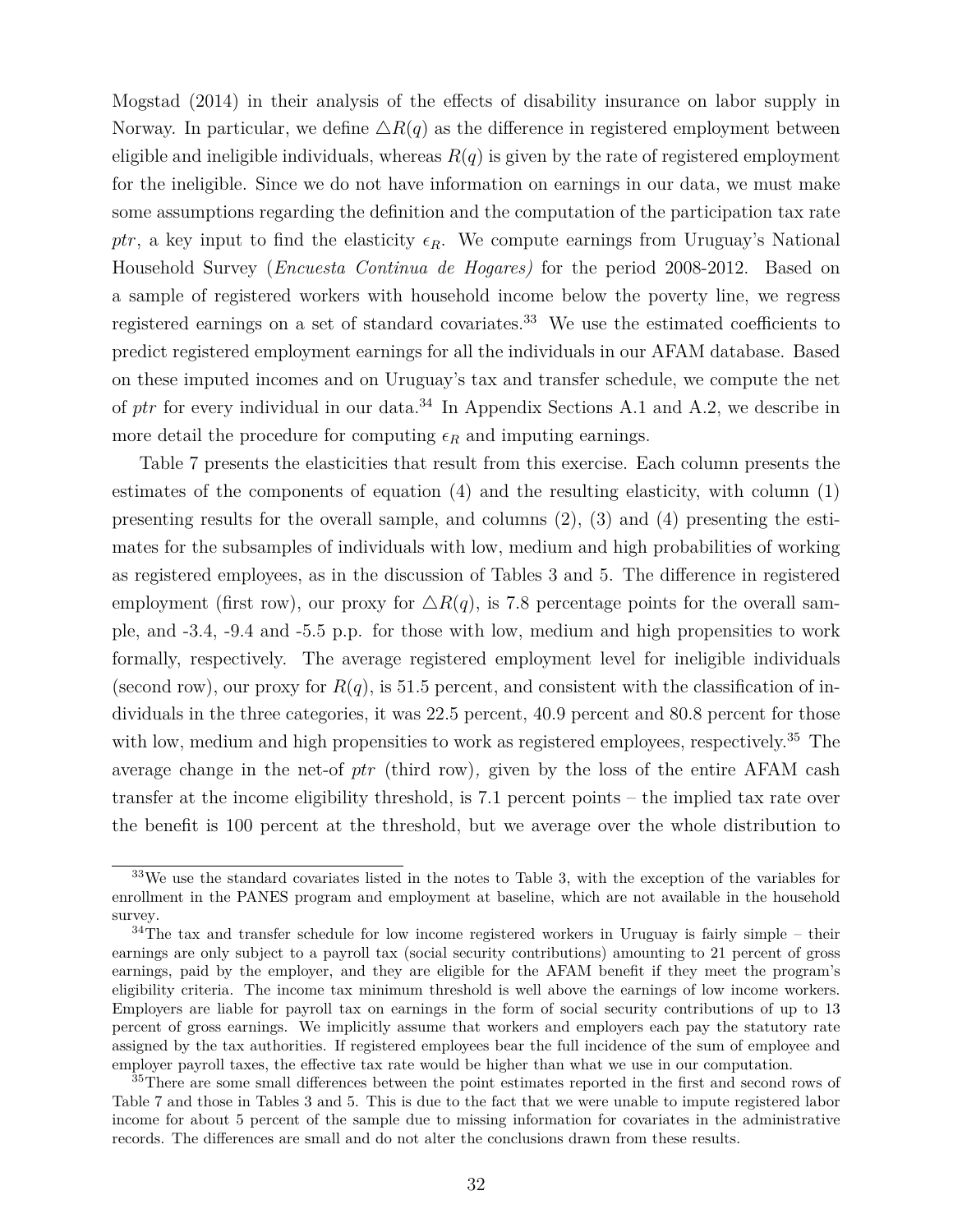Mogstad (2014) in their analysis of the effects of disability insurance on labor supply in Norway. In particular, we define $\triangle R(q)$ as the difference in registered employment between eligible and ineligible individuals, whereas $R(q)$ is given by the rate of registered employment for the ineligible. Since we do not have information on earnings in our data, we must make some assumptions regarding the definition and the computation of the participation tax rate *ptr*, a key input to find the elasticity $\epsilon_R$. We compute earnings from Uruguay's National Household Survey (*Encuesta Continua de Hogares)* for the period 2008-2012. Based on a sample of registered workers with household income below the poverty line, we regress registered earnings on a set of standard covariates.[33] We use the estimated coefficients to predict registered employment earnings for all the individuals in our AFAM database. Based on these imputed incomes and on Uruguay's tax and transfer schedule, we compute the net of *ptr* for every individual in our data.[34] In Appendix Sections A.1 and A.2, we describe in more detail the procedure for computing $\epsilon_R$ and imputing earnings.

Table 7 presents the elasticities that result from this exercise. Each column presents the estimates of the components of equation (4) and the resulting elasticity, with column (1) presenting results for the overall sample, and columns (2), (3) and (4) presenting the estimates for the subsamples of individuals with low, medium and high probabilities of working as registered employees, as in the discussion of Tables 3 and 5. The difference in registered employment (first row), our proxy for $\triangle R(q)$, is 7.8 percentage points for the overall sample, and -3.4, -9.4 and -5.5 p.p. for those with low, medium and high propensities to work formally, respectively. The average registered employment level for ineligible individuals (second row), our proxy for $R(q)$, is 51.5 percent, and consistent with the classification of individuals in the three categories, it was 22.5 percent, 40.9 percent and 80.8 percent for those with low, medium and high propensities to work as registered employees, respectively.[35] The average change in the net-of *ptr* (third row)*,* given by the loss of the entire AFAM cash transfer at the income eligibility threshold, is 7.1 percent points – the implied tax rate over the benefit is 100 percent at the threshold, but we average over the whole distribution to

[33]We use the standard covariates listed in the notes to Table 3, with the exception of the variables for enrollment in the PANES program and employment at baseline, which are not available in the household survey.

[34]The tax and transfer schedule for low income registered workers in Uruguay is fairly simple – their earnings are only subject to a payroll tax (social security contributions) amounting to 21 percent of gross earnings, paid by the employer, and they are eligible for the AFAM benefit if they meet the program's eligibility criteria. The income tax minimum threshold is well above the earnings of low income workers. Employers are liable for payroll tax on earnings in the form of social security contributions of up to 13 percent of gross earnings. We implicitly assume that workers and employers each pay the statutory rate assigned by the tax authorities. If registered employees bear the full incidence of the sum of employee and employer payroll taxes, the effective tax rate would be higher than what we use in our computation.

[35]There are some small differences between the point estimates reported in the first and second rows of Table 7 and those in Tables 3 and 5. This is due to the fact that we were unable to impute registered labor income for about 5 percent of the sample due to missing information for covariates in the administrative records. The differences are small and do not alter the conclusions drawn from these results.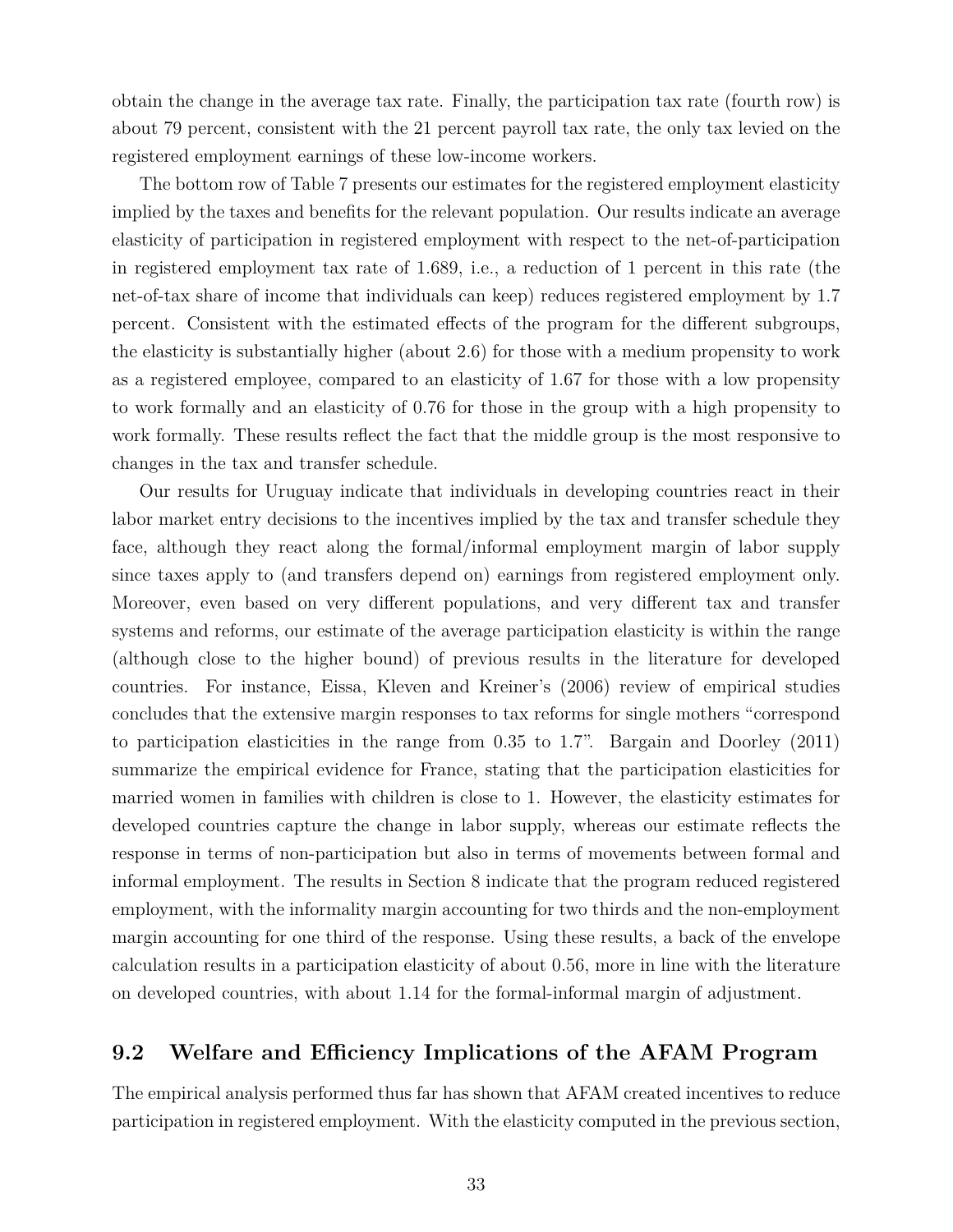obtain the change in the average tax rate. Finally, the participation tax rate (fourth row) is about 79 percent, consistent with the 21 percent payroll tax rate, the only tax levied on the registered employment earnings of these low-income workers.

The bottom row of Table 7 presents our estimates for the registered employment elasticity implied by the taxes and benefits for the relevant population. Our results indicate an average elasticity of participation in registered employment with respect to the net-of-participation in registered employment tax rate of 1.689, i.e., a reduction of 1 percent in this rate (the net-of-tax share of income that individuals can keep) reduces registered employment by 1.7 percent. Consistent with the estimated effects of the program for the different subgroups, the elasticity is substantially higher (about 2.6) for those with a medium propensity to work as a registered employee, compared to an elasticity of 1.67 for those with a low propensity to work formally and an elasticity of 0.76 for those in the group with a high propensity to work formally. These results reflect the fact that the middle group is the most responsive to changes in the tax and transfer schedule.

Our results for Uruguay indicate that individuals in developing countries react in their labor market entry decisions to the incentives implied by the tax and transfer schedule they face, although they react along the formal/informal employment margin of labor supply since taxes apply to (and transfers depend on) earnings from registered employment only. Moreover, even based on very different populations, and very different tax and transfer systems and reforms, our estimate of the average participation elasticity is within the range (although close to the higher bound) of previous results in the literature for developed countries. For instance, Eissa, Kleven and Kreiner's (2006) review of empirical studies concludes that the extensive margin responses to tax reforms for single mothers "correspond to participation elasticities in the range from 0.35 to 1.7". Bargain and Doorley (2011) summarize the empirical evidence for France, stating that the participation elasticities for married women in families with children is close to 1. However, the elasticity estimates for developed countries capture the change in labor supply, whereas our estimate reflects the response in terms of non-participation but also in terms of movements between formal and informal employment. The results in Section 8 indicate that the program reduced registered employment, with the informality margin accounting for two thirds and the non-employment margin accounting for one third of the response. Using these results, a back of the envelope calculation results in a participation elasticity of about 0.56, more in line with the literature on developed countries, with about 1.14 for the formal-informal margin of adjustment.

## 9.2 Welfare and Efficiency Implications of the AFAM Program

The empirical analysis performed thus far has shown that AFAM created incentives to reduce participation in registered employment. With the elasticity computed in the previous section,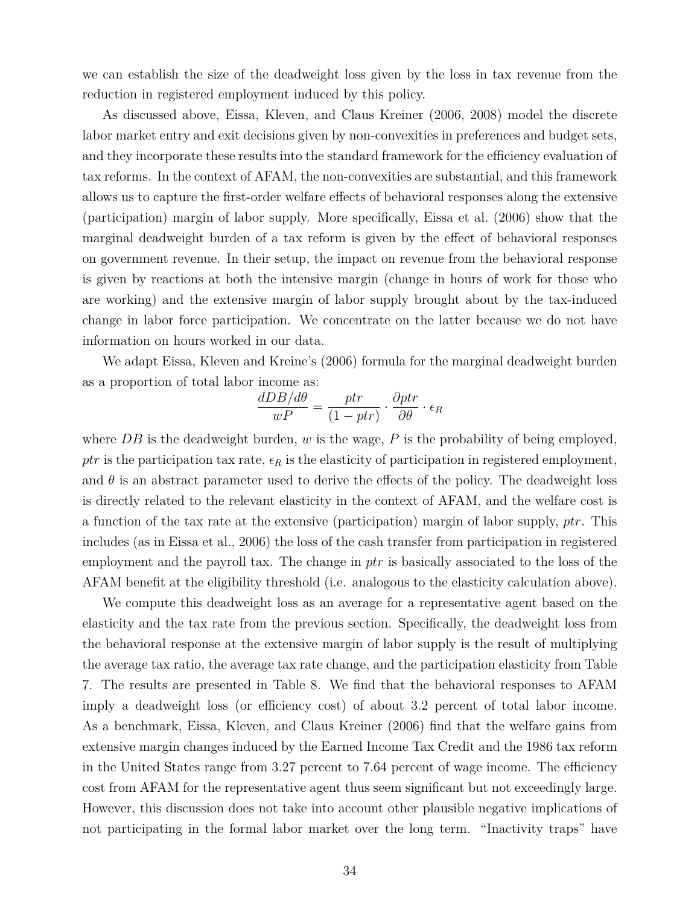we can establish the size of the deadweight loss given by the loss in tax revenue from the reduction in registered employment induced by this policy.

As discussed above, Eissa, Kleven, and Claus Kreiner (2006, 2008) model the discrete labor market entry and exit decisions given by non-convexities in preferences and budget sets, and they incorporate these results into the standard framework for the efficiency evaluation of tax reforms. In the context of AFAM, the non-convexities are substantial, and this framework allows us to capture the first-order welfare effects of behavioral responses along the extensive (participation) margin of labor supply. More specifically, Eissa et al. (2006) show that the marginal deadweight burden of a tax reform is given by the effect of behavioral responses on government revenue. In their setup, the impact on revenue from the behavioral response is given by reactions at both the intensive margin (change in hours of work for those who are working) and the extensive margin of labor supply brought about by the tax-induced change in labor force participation. We concentrate on the latter because we do not have information on hours worked in our data.

We adapt Eissa, Kleven and Kreine's (2006) formula for the marginal deadweight burden as a proportion of total labor income as:

$$\frac{dDB/d\theta}{wP} = \frac{ptr}{(1-ptr)} \cdot \frac{\partial ptr}{\partial \theta} \cdot \epsilon_R$$

where $DB$ is the deadweight burden, $w$ is the wage, $P$ is the probability of being employed, $ptr$ is the participation tax rate, $\epsilon_R$ is the elasticity of participation in registered employment, and $\theta$ is an abstract parameter used to derive the effects of the policy. The deadweight loss is directly related to the relevant elasticity in the context of AFAM, and the welfare cost is a function of the tax rate at the extensive (participation) margin of labor supply, $ptr$. This includes (as in Eissa et al., 2006) the loss of the cash transfer from participation in registered employment and the payroll tax. The change in $ptr$ is basically associated to the loss of the AFAM benefit at the eligibility threshold (i.e. analogous to the elasticity calculation above).

We compute this deadweight loss as an average for a representative agent based on the elasticity and the tax rate from the previous section. Specifically, the deadweight loss from the behavioral response at the extensive margin of labor supply is the result of multiplying the average tax ratio, the average tax rate change, and the participation elasticity from Table 7. The results are presented in Table 8. We find that the behavioral responses to AFAM imply a deadweight loss (or efficiency cost) of about 3.2 percent of total labor income. As a benchmark, Eissa, Kleven, and Claus Kreiner (2006) find that the welfare gains from extensive margin changes induced by the Earned Income Tax Credit and the 1986 tax reform in the United States range from 3.27 percent to 7.64 percent of wage income. The efficiency cost from AFAM for the representative agent thus seem significant but not exceedingly large. However, this discussion does not take into account other plausible negative implications of not participating in the formal labor market over the long term. "Inactivity traps" have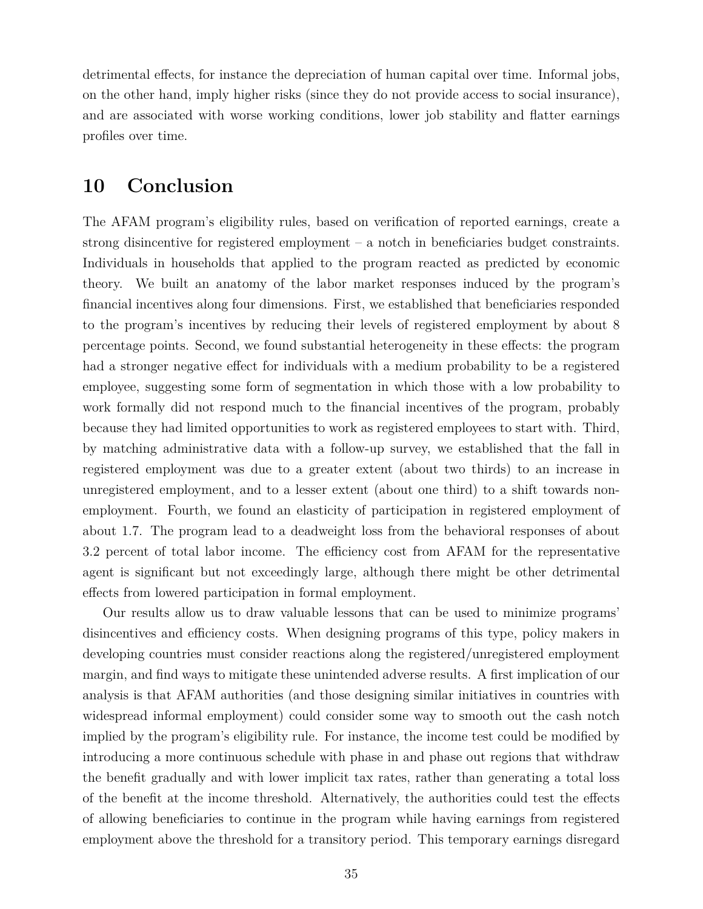detrimental effects, for instance the depreciation of human capital over time. Informal jobs, on the other hand, imply higher risks (since they do not provide access to social insurance), and are associated with worse working conditions, lower job stability and flatter earnings profiles over time.

# 10 Conclusion

The AFAM program's eligibility rules, based on verification of reported earnings, create a strong disincentive for registered employment – a notch in beneficiaries budget constraints. Individuals in households that applied to the program reacted as predicted by economic theory. We built an anatomy of the labor market responses induced by the program's financial incentives along four dimensions. First, we established that beneficiaries responded to the program's incentives by reducing their levels of registered employment by about 8 percentage points. Second, we found substantial heterogeneity in these effects: the program had a stronger negative effect for individuals with a medium probability to be a registered employee, suggesting some form of segmentation in which those with a low probability to work formally did not respond much to the financial incentives of the program, probably because they had limited opportunities to work as registered employees to start with. Third, by matching administrative data with a follow-up survey, we established that the fall in registered employment was due to a greater extent (about two thirds) to an increase in unregistered employment, and to a lesser extent (about one third) to a shift towards non-employment. Fourth, we found an elasticity of participation in registered employment of about 1.7. The program lead to a deadweight loss from the behavioral responses of about 3.2 percent of total labor income. The efficiency cost from AFAM for the representative agent is significant but not exceedingly large, although there might be other detrimental effects from lowered participation in formal employment.

Our results allow us to draw valuable lessons that can be used to minimize programs' disincentives and efficiency costs. When designing programs of this type, policy makers in developing countries must consider reactions along the registered/unregistered employment margin, and find ways to mitigate these unintended adverse results. A first implication of our analysis is that AFAM authorities (and those designing similar initiatives in countries with widespread informal employment) could consider some way to smooth out the cash notch implied by the program's eligibility rule. For instance, the income test could be modified by introducing a more continuous schedule with phase in and phase out regions that withdraw the benefit gradually and with lower implicit tax rates, rather than generating a total loss of the benefit at the income threshold. Alternatively, the authorities could test the effects of allowing beneficiaries to continue in the program while having earnings from registered employment above the threshold for a transitory period. This temporary earnings disregard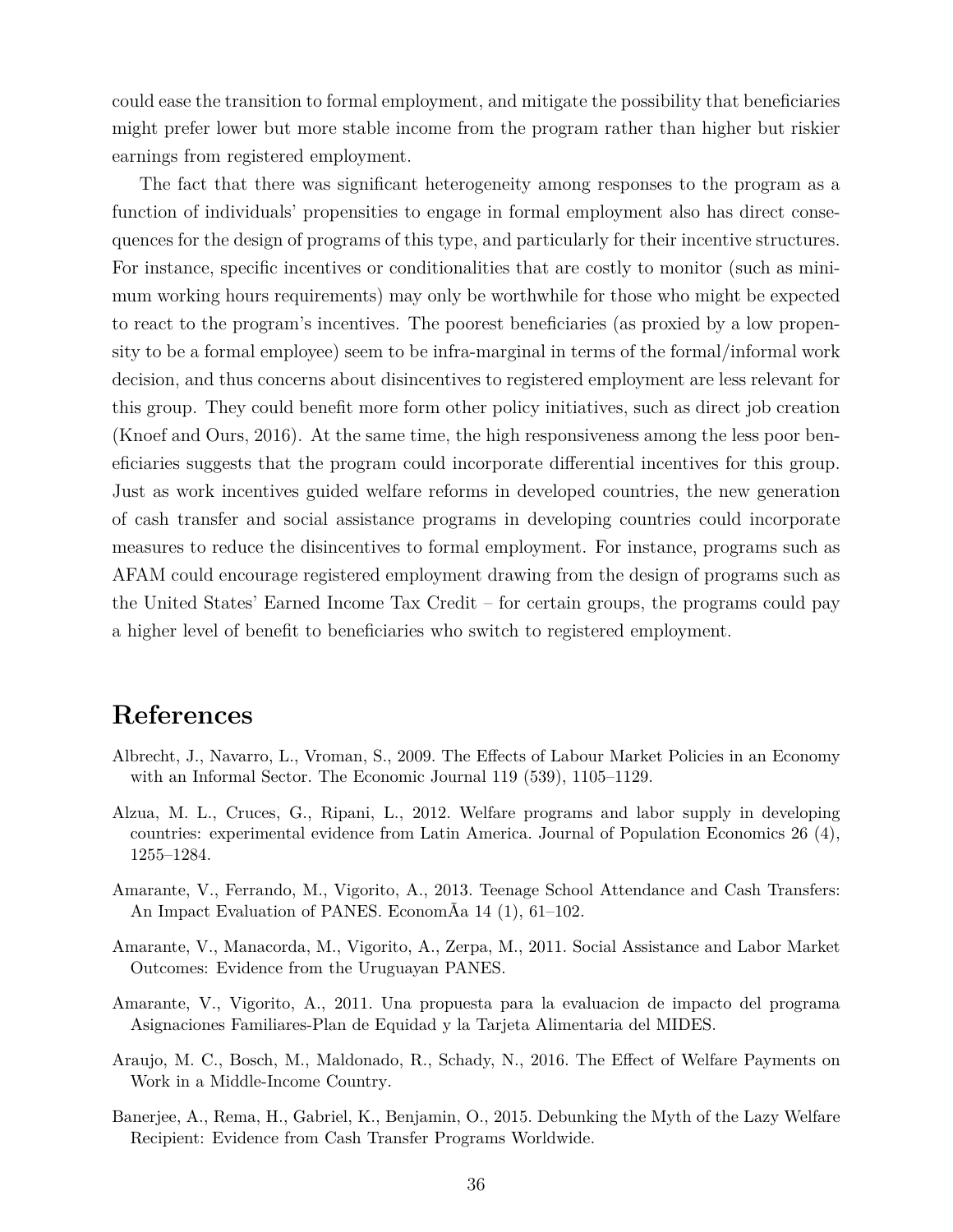could ease the transition to formal employment, and mitigate the possibility that beneficiaries might prefer lower but more stable income from the program rather than higher but riskier earnings from registered employment.

The fact that there was significant heterogeneity among responses to the program as a function of individuals' propensities to engage in formal employment also has direct consequences for the design of programs of this type, and particularly for their incentive structures. For instance, specific incentives or conditionalities that are costly to monitor (such as minimum working hours requirements) may only be worthwhile for those who might be expected to react to the program's incentives. The poorest beneficiaries (as proxied by a low propensity to be a formal employee) seem to be infra-marginal in terms of the formal/informal work decision, and thus concerns about disincentives to registered employment are less relevant for this group. They could benefit more form other policy initiatives, such as direct job creation (Knoef and Ours, 2016). At the same time, the high responsiveness among the less poor beneficiaries suggests that the program could incorporate differential incentives for this group. Just as work incentives guided welfare reforms in developed countries, the new generation of cash transfer and social assistance programs in developing countries could incorporate measures to reduce the disincentives to formal employment. For instance, programs such as AFAM could encourage registered employment drawing from the design of programs such as the United States' Earned Income Tax Credit – for certain groups, the programs could pay a higher level of benefit to beneficiaries who switch to registered employment.

# References

Albrecht, J., Navarro, L., Vroman, S., 2009. The Effects of Labour Market Policies in an Economy with an Informal Sector. The Economic Journal 119 (539), 1105–1129.

Alzua, M. L., Cruces, G., Ripani, L., 2012. Welfare programs and labor supply in developing countries: experimental evidence from Latin America. Journal of Population Economics 26 (4), 1255–1284.

Amarante, V., Ferrando, M., Vigorito, A., 2013. Teenage School Attendance and Cash Transfers: An Impact Evaluation of PANES. EconomÃa 14 (1), 61–102.

Amarante, V., Manacorda, M., Vigorito, A., Zerpa, M., 2011. Social Assistance and Labor Market Outcomes: Evidence from the Uruguayan PANES.

Amarante, V., Vigorito, A., 2011. Una propuesta para la evaluacion de impacto del programa Asignaciones Familiares-Plan de Equidad y la Tarjeta Alimentaria del MIDES.

Araujo, M. C., Bosch, M., Maldonado, R., Schady, N., 2016. The Effect of Welfare Payments on Work in a Middle-Income Country.

Banerjee, A., Rema, H., Gabriel, K., Benjamin, O., 2015. Debunking the Myth of the Lazy Welfare Recipient: Evidence from Cash Transfer Programs Worldwide.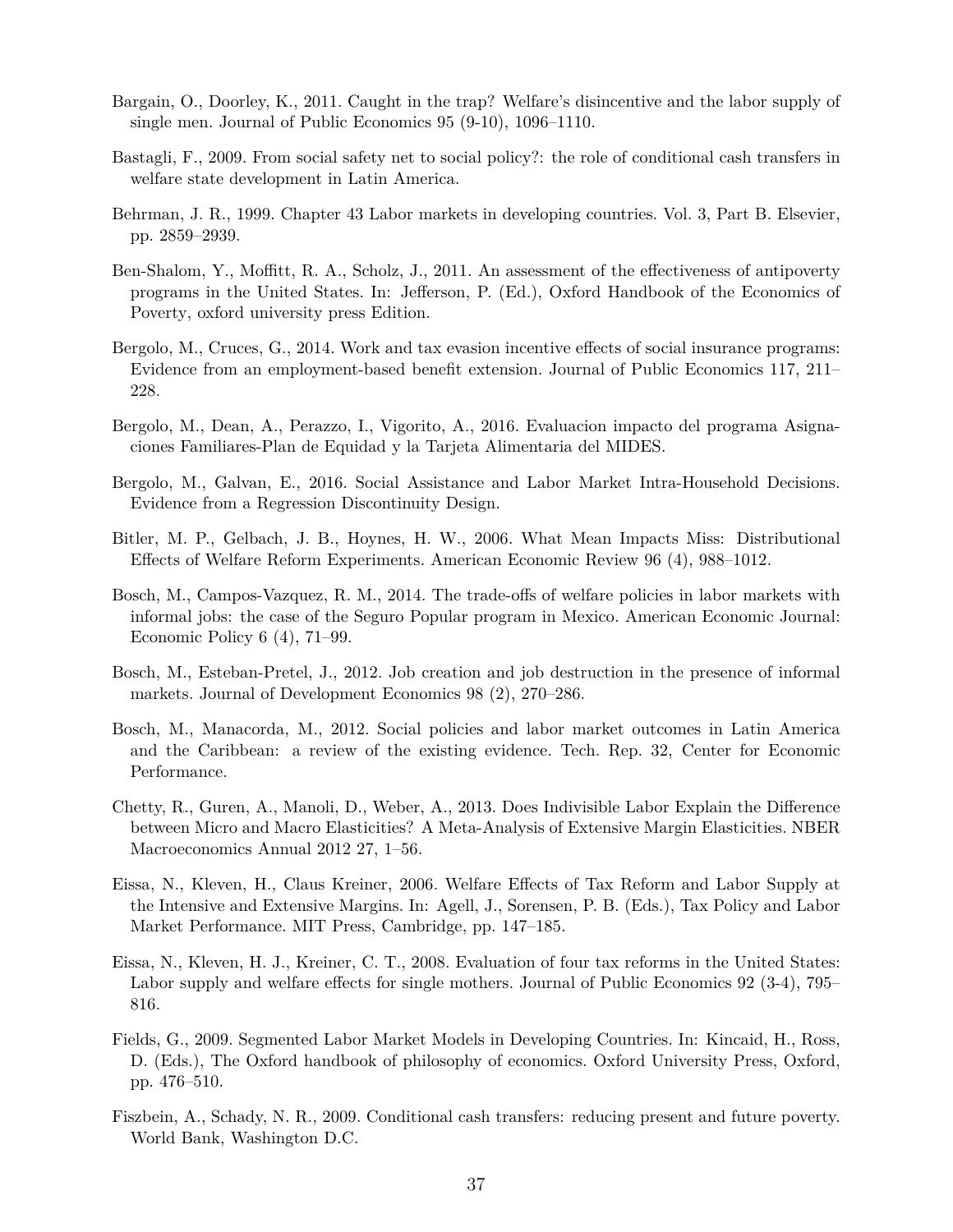Bargain, O., Doorley, K., 2011. Caught in the trap? Welfare's disincentive and the labor supply of single men. Journal of Public Economics 95 (9-10), 1096–1110.

Bastagli, F., 2009. From social safety net to social policy?: the role of conditional cash transfers in welfare state development in Latin America.

Behrman, J. R., 1999. Chapter 43 Labor markets in developing countries. Vol. 3, Part B. Elsevier, pp. 2859–2939.

Ben-Shalom, Y., Moffitt, R. A., Scholz, J., 2011. An assessment of the effectiveness of antipoverty programs in the United States. In: Jefferson, P. (Ed.), Oxford Handbook of the Economics of Poverty, oxford university press Edition.

Bergolo, M., Cruces, G., 2014. Work and tax evasion incentive effects of social insurance programs: Evidence from an employment-based benefit extension. Journal of Public Economics 117, 211–228.

Bergolo, M., Dean, A., Perazzo, I., Vigorito, A., 2016. Evaluacion impacto del programa Asignaciones Familiares-Plan de Equidad y la Tarjeta Alimentaria del MIDES.

Bergolo, M., Galvan, E., 2016. Social Assistance and Labor Market Intra-Household Decisions. Evidence from a Regression Discontinuity Design.

Bitler, M. P., Gelbach, J. B., Hoynes, H. W., 2006. What Mean Impacts Miss: Distributional Effects of Welfare Reform Experiments. American Economic Review 96 (4), 988–1012.

Bosch, M., Campos-Vazquez, R. M., 2014. The trade-offs of welfare policies in labor markets with informal jobs: the case of the Seguro Popular program in Mexico. American Economic Journal: Economic Policy 6 (4), 71–99.

Bosch, M., Esteban-Pretel, J., 2012. Job creation and job destruction in the presence of informal markets. Journal of Development Economics 98 (2), 270–286.

Bosch, M., Manacorda, M., 2012. Social policies and labor market outcomes in Latin America and the Caribbean: a review of the existing evidence. Tech. Rep. 32, Center for Economic Performance.

Chetty, R., Guren, A., Manoli, D., Weber, A., 2013. Does Indivisible Labor Explain the Difference between Micro and Macro Elasticities? A Meta-Analysis of Extensive Margin Elasticities. NBER Macroeconomics Annual 2012 27, 1–56.

Eissa, N., Kleven, H., Claus Kreiner, 2006. Welfare Effects of Tax Reform and Labor Supply at the Intensive and Extensive Margins. In: Agell, J., Sorensen, P. B. (Eds.), Tax Policy and Labor Market Performance. MIT Press, Cambridge, pp. 147–185.

Eissa, N., Kleven, H. J., Kreiner, C. T., 2008. Evaluation of four tax reforms in the United States: Labor supply and welfare effects for single mothers. Journal of Public Economics 92 (3-4), 795–816.

Fields, G., 2009. Segmented Labor Market Models in Developing Countries. In: Kincaid, H., Ross, D. (Eds.), The Oxford handbook of philosophy of economics. Oxford University Press, Oxford, pp. 476–510.

Fiszbein, A., Schady, N. R., 2009. Conditional cash transfers: reducing present and future poverty. World Bank, Washington D.C.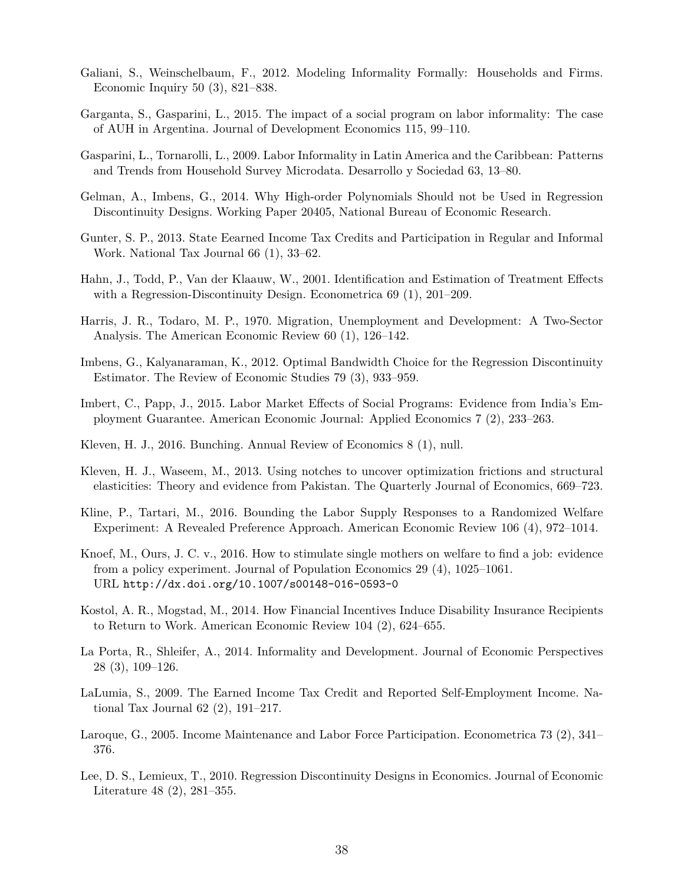Galiani, S., Weinschelbaum, F., 2012. Modeling Informality Formally: Households and Firms. Economic Inquiry 50 (3), 821–838.

Garganta, S., Gasparini, L., 2015. The impact of a social program on labor informality: The case of AUH in Argentina. Journal of Development Economics 115, 99–110.

Gasparini, L., Tornarolli, L., 2009. Labor Informality in Latin America and the Caribbean: Patterns and Trends from Household Survey Microdata. Desarrollo y Sociedad 63, 13–80.

Gelman, A., Imbens, G., 2014. Why High-order Polynomials Should not be Used in Regression Discontinuity Designs. Working Paper 20405, National Bureau of Economic Research.

Gunter, S. P., 2013. State Eearned Income Tax Credits and Participation in Regular and Informal Work. National Tax Journal 66 (1), 33–62.

Hahn, J., Todd, P., Van der Klaauw, W., 2001. Identification and Estimation of Treatment Effects with a Regression-Discontinuity Design. Econometrica 69 (1), 201–209.

Harris, J. R., Todaro, M. P., 1970. Migration, Unemployment and Development: A Two-Sector Analysis. The American Economic Review 60 (1), 126–142.

Imbens, G., Kalyanaraman, K., 2012. Optimal Bandwidth Choice for the Regression Discontinuity Estimator. The Review of Economic Studies 79 (3), 933–959.

Imbert, C., Papp, J., 2015. Labor Market Effects of Social Programs: Evidence from India's Employment Guarantee. American Economic Journal: Applied Economics 7 (2), 233–263.

Kleven, H. J., 2016. Bunching. Annual Review of Economics 8 (1), null.

Kleven, H. J., Waseem, M., 2013. Using notches to uncover optimization frictions and structural elasticities: Theory and evidence from Pakistan. The Quarterly Journal of Economics, 669–723.

Kline, P., Tartari, M., 2016. Bounding the Labor Supply Responses to a Randomized Welfare Experiment: A Revealed Preference Approach. American Economic Review 106 (4), 972–1014.

Knoef, M., Ours, J. C. v., 2016. How to stimulate single mothers on welfare to find a job: evidence from a policy experiment. Journal of Population Economics 29 (4), 1025–1061.
URL http://dx.doi.org/10.1007/s00148-016-0593-0

Kostol, A. R., Mogstad, M., 2014. How Financial Incentives Induce Disability Insurance Recipients to Return to Work. American Economic Review 104 (2), 624–655.

La Porta, R., Shleifer, A., 2014. Informality and Development. Journal of Economic Perspectives 28 (3), 109–126.

LaLumia, S., 2009. The Earned Income Tax Credit and Reported Self-Employment Income. National Tax Journal 62 (2), 191–217.

Laroque, G., 2005. Income Maintenance and Labor Force Participation. Econometrica 73 (2), 341–376.

Lee, D. S., Lemieux, T., 2010. Regression Discontinuity Designs in Economics. Journal of Economic Literature 48 (2), 281–355.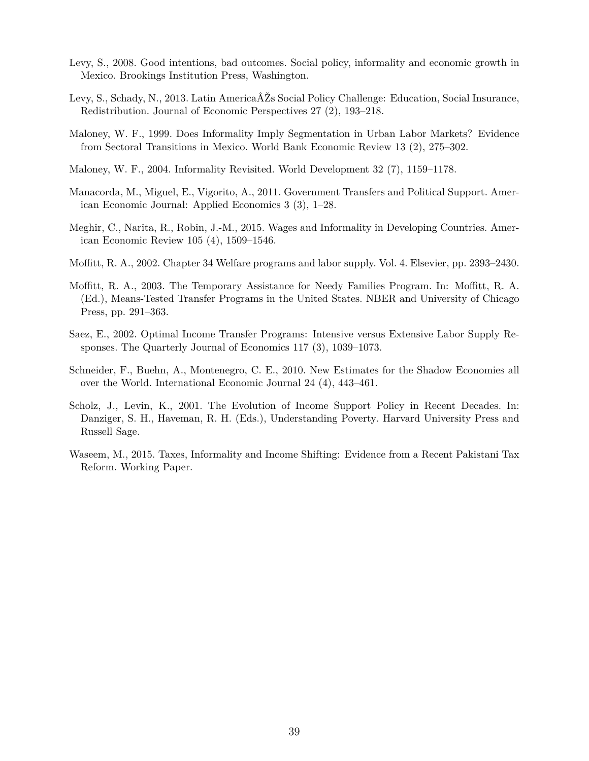Levy, S., 2008. Good intentions, bad outcomes. Social policy, informality and economic growth in Mexico. Brookings Institution Press, Washington.

Levy, S., Schady, N., 2013. Latin AmericaÂŽs Social Policy Challenge: Education, Social Insurance, Redistribution. Journal of Economic Perspectives 27 (2), 193–218.

Maloney, W. F., 1999. Does Informality Imply Segmentation in Urban Labor Markets? Evidence from Sectoral Transitions in Mexico. World Bank Economic Review 13 (2), 275–302.

Maloney, W. F., 2004. Informality Revisited. World Development 32 (7), 1159–1178.

Manacorda, M., Miguel, E., Vigorito, A., 2011. Government Transfers and Political Support. American Economic Journal: Applied Economics 3 (3), 1–28.

Meghir, C., Narita, R., Robin, J.-M., 2015. Wages and Informality in Developing Countries. American Economic Review 105 (4), 1509–1546.

Moffitt, R. A., 2002. Chapter 34 Welfare programs and labor supply. Vol. 4. Elsevier, pp. 2393–2430.

Moffitt, R. A., 2003. The Temporary Assistance for Needy Families Program. In: Moffitt, R. A. (Ed.), Means-Tested Transfer Programs in the United States. NBER and University of Chicago Press, pp. 291–363.

Saez, E., 2002. Optimal Income Transfer Programs: Intensive versus Extensive Labor Supply Responses. The Quarterly Journal of Economics 117 (3), 1039–1073.

Schneider, F., Buehn, A., Montenegro, C. E., 2010. New Estimates for the Shadow Economies all over the World. International Economic Journal 24 (4), 443–461.

Scholz, J., Levin, K., 2001. The Evolution of Income Support Policy in Recent Decades. In: Danziger, S. H., Haveman, R. H. (Eds.), Understanding Poverty. Harvard University Press and Russell Sage.

Waseem, M., 2015. Taxes, Informality and Income Shifting: Evidence from a Recent Pakistani Tax Reform. Working Paper.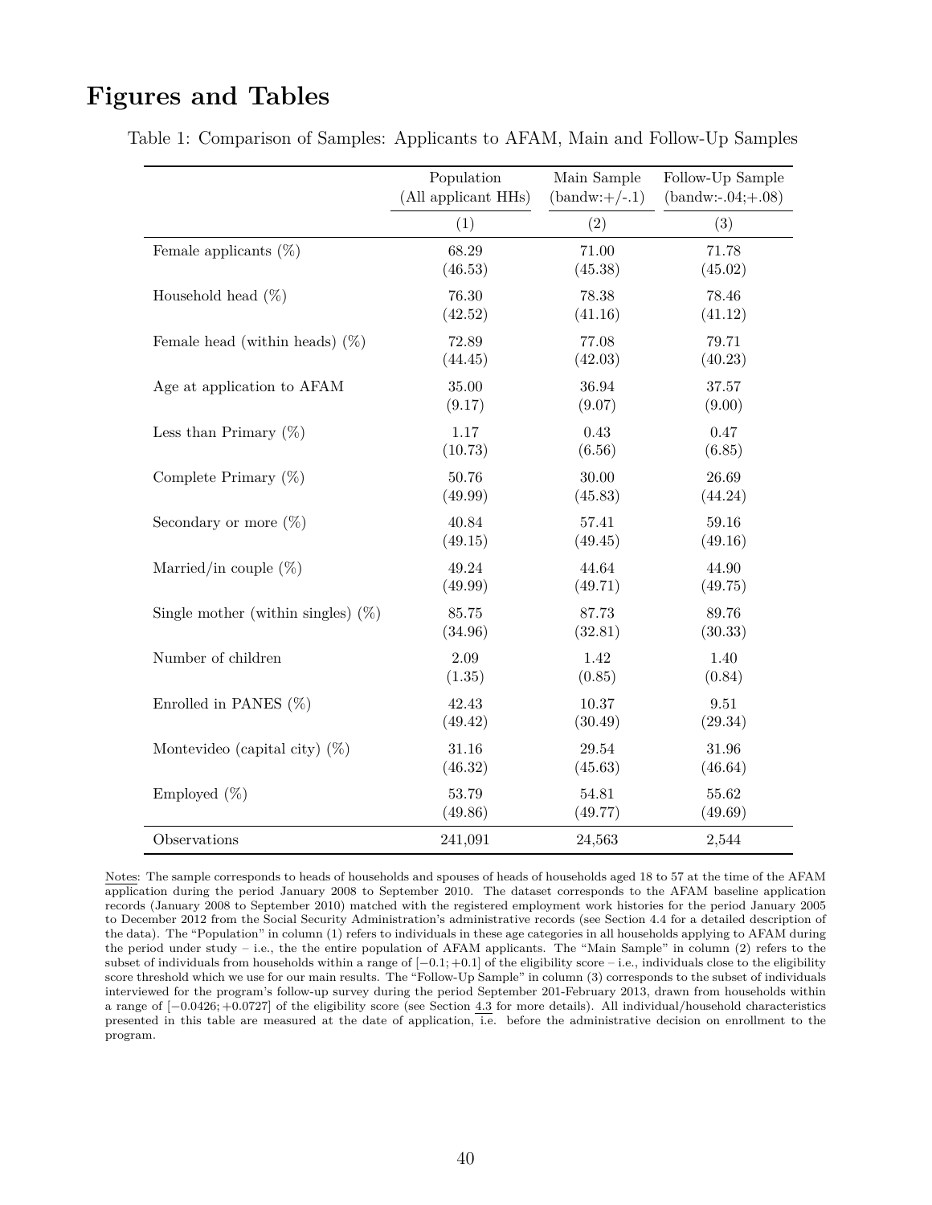# Figures and Tables

Table 1: Comparison of Samples: Applicants to AFAM, Main and Follow-Up Samples

| | Population (All applicant HHs) | Main Sample (bandw:+/-.1) | Follow-Up Sample (bandw:-.04;+.08) |
|---|---|---|---|
| | (1) | (2) | (3) |
| Female applicants (%) | 68.29 | 71.00 | 71.78 |
| | (46.53) | (45.38) | (45.02) |
| Household head (%) | 76.30 | 78.38 | 78.46 |
| | (42.52) | (41.16) | (41.12) |
| Female head (within heads) (%) | 72.89 | 77.08 | 79.71 |
| | (44.45) | (42.03) | (40.23) |
| Age at application to AFAM | 35.00 | 36.94 | 37.57 |
| | (9.17) | (9.07) | (9.00) |
| Less than Primary (%) | 1.17 | 0.43 | 0.47 |
| | (10.73) | (6.56) | (6.85) |
| Complete Primary (%) | 50.76 | 30.00 | 26.69 |
| | (49.99) | (45.83) | (44.24) |
| Secondary or more (%) | 40.84 | 57.41 | 59.16 |
| | (49.15) | (49.45) | (49.16) |
| Married/in couple (%) | 49.24 | 44.64 | 44.90 |
| | (49.99) | (49.71) | (49.75) |
| Single mother (within singles) (%) | 85.75 | 87.73 | 89.76 |
| | (34.96) | (32.81) | (30.33) |
| Number of children | 2.09 | 1.42 | 1.40 |
| | (1.35) | (0.85) | (0.84) |
| Enrolled in PANES (%) | 42.43 | 10.37 | 9.51 |
| | (49.42) | (30.49) | (29.34) |
| Montevideo (capital city) (%) | 31.16 | 29.54 | 31.96 |
| | (46.32) | (45.63) | (46.64) |
| Employed (%) | 53.79 | 54.81 | 55.62 |
| | (49.86) | (49.77) | (49.69) |
| Observations | 241,091 | 24,563 | 2,544 |

Notes: The sample corresponds to heads of households and spouses of heads of households aged 18 to 57 at the time of the AFAM application during the period January 2008 to September 2010. The dataset corresponds to the AFAM baseline application records (January 2008 to September 2010) matched with the registered employment work histories for the period January 2005 to December 2012 from the Social Security Administration's administrative records (see Section 4.4 for a detailed description of the data). The "Population" in column (1) refers to individuals in these age categories in all households applying to AFAM during the period under study – i.e., the the entire population of AFAM applicants. The "Main Sample" in column (2) refers to the subset of individuals from households within a range of $[-0.1;+0.1]$ of the eligibility score – i.e., individuals close to the eligibility score threshold which we use for our main results. The "Follow-Up Sample" in column (3) corresponds to the subset of individuals interviewed for the program's follow-up survey during the period September 201-February 2013, drawn from households within a range of $[-0.0426;+0.0727]$ of the eligibility score (see Section 4.3 for more details). All individual/household characteristics presented in this table are measured at the date of application, i.e. before the administrative decision on enrollment to the program.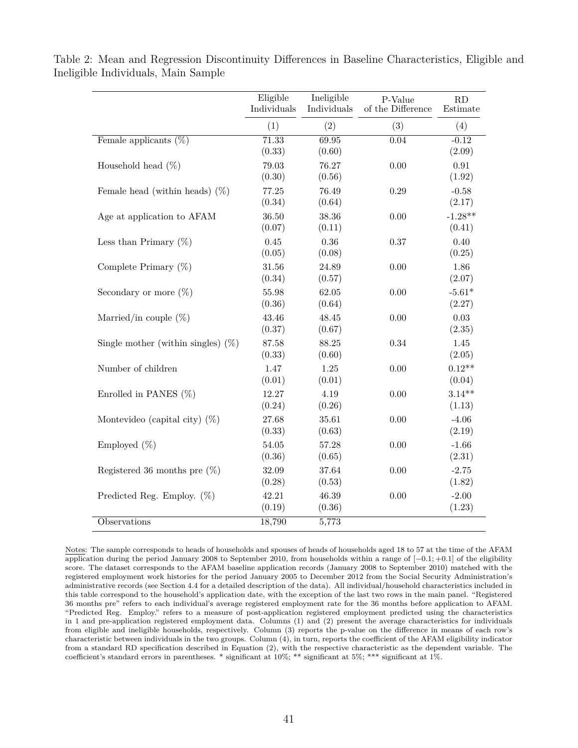Table 2: Mean and Regression Discontinuity Differences in Baseline Characteristics, Eligible and Ineligible Individuals, Main Sample

| | Eligible Individuals | Ineligible Individuals | P-Value of the Difference | RD Estimate |
|---|---|---|---|---|
| | (1) | (2) | (3) | (4) |
| Female applicants (%) | 71.33 | 69.95 | 0.04 | -0.12 |
| | (0.33) | (0.60) | | (2.09) |
| Household head (%) | 79.03 | 76.27 | 0.00 | 0.91 |
| | (0.30) | (0.56) | | (1.92) |
| Female head (within heads) (%) | 77.25 | 76.49 | 0.29 | -0.58 |
| | (0.34) | (0.64) | | (2.17) |
| Age at application to AFAM | 36.50 | 38.36 | 0.00 | -1.28** |
| | (0.07) | (0.11) | | (0.41) |
| Less than Primary (%) | 0.45 | 0.36 | 0.37 | 0.40 |
| | (0.05) | (0.08) | | (0.25) |
| Complete Primary (%) | 31.56 | 24.89 | 0.00 | 1.86 |
| | (0.34) | (0.57) | | (2.07) |
| Secondary or more (%) | 55.98 | 62.05 | 0.00 | -5.61* |
| | (0.36) | (0.64) | | (2.27) |
| Married/in couple (%) | 43.46 | 48.45 | 0.00 | 0.03 |
| | (0.37) | (0.67) | | (2.35) |
| Single mother (within singles) (%) | 87.58 | 88.25 | 0.34 | 1.45 |
| | (0.33) | (0.60) | | (2.05) |
| Number of children | 1.47 | 1.25 | 0.00 | 0.12** |
| | (0.01) | (0.01) | | (0.04) |
| Enrolled in PANES (%) | 12.27 | 4.19 | 0.00 | 3.14** |
| | (0.24) | (0.26) | | (1.13) |
| Montevideo (capital city) (%) | 27.68 | 35.61 | 0.00 | -4.06 |
| | (0.33) | (0.63) | | (2.19) |
| Employed (%) | 54.05 | 57.28 | 0.00 | -1.66 |
| | (0.36) | (0.65) | | (2.31) |
| Registered 36 months pre (%) | 32.09 | 37.64 | 0.00 | -2.75 |
| | (0.28) | (0.53) | | (1.82) |
| Predicted Reg. Employ. (%) | 42.21 | 46.39 | 0.00 | -2.00 |
| | (0.19) | (0.36) | | (1.23) |
| Observations | 18,790 | 5,773 | | |

Notes: The sample corresponds to heads of households and spouses of heads of households aged 18 to 57 at the time of the AFAM application during the period January 2008 to September 2010, from households within a range of $[-0.1;+0.1]$ of the eligibility score. The dataset corresponds to the AFAM baseline application records (January 2008 to September 2010) matched with the registered employment work histories for the period January 2005 to December 2012 from the Social Security Administration's administrative records (see Section 4.4 for a detailed description of the data). All individual/household characteristics included in this table correspond to the household's application date, with the exception of the last two rows in the main panel. "Registered 36 months pre" refers to each individual's average registered employment rate for the 36 months before application to AFAM. "Predicted Reg. Employ." refers to a measure of post-application registered employment predicted using the characteristics in 1 and pre-application registered employment data. Columns (1) and (2) present the average characteristics for individuals from eligible and ineligible households, respectively. Column (3) reports the p-value on the difference in means of each row's characteristic between individuals in the two groups. Column (4), in turn, reports the coefficient of the AFAM eligibility indicator from a standard RD specification described in Equation (2), with the respective characteristic as the dependent variable. The coefficient's standard errors in parentheses. * significant at 10%; ** significant at 5%; *** significant at 1%.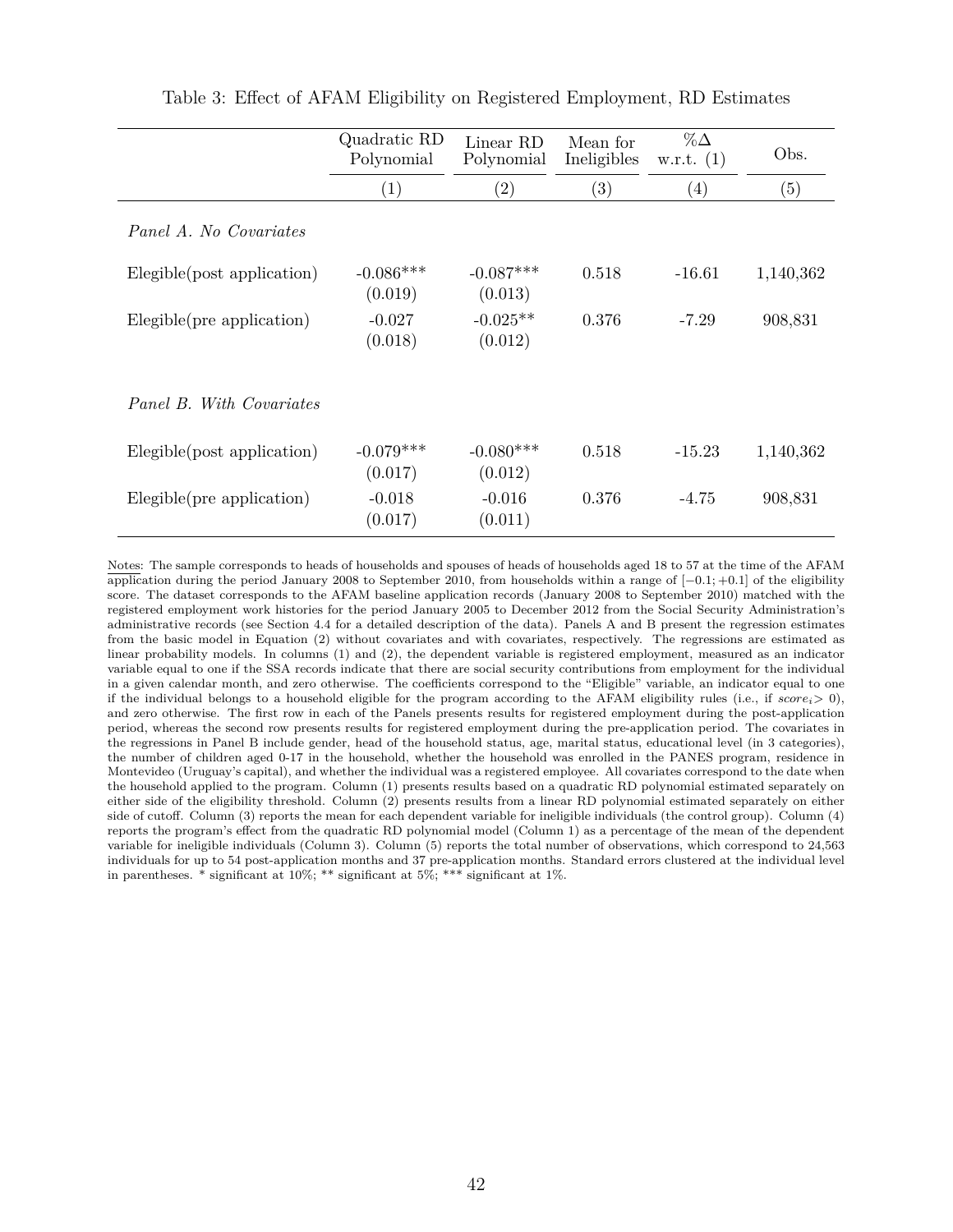Table 3: Effect of AFAM Eligibility on Registered Employment, RD Estimates

| | Quadratic RD Polynomial | Linear RD Polynomial | Mean for Ineligibles | %Δ w.r.t. (1) | Obs. |
|---|---|---|---|---|---|
| | (1) | (2) | (3) | (4) | (5) |
| *Panel A. No Covariates* | | | | | |
| Elegible(post application) | -0.086*** | -0.087*** | 0.518 | -16.61 | 1,140,362 |
| | (0.019) | (0.013) | | | |
| Elegible(pre application) | -0.027 | -0.025** | 0.376 | -7.29 | 908,831 |
| | (0.018) | (0.012) | | | |
| *Panel B. With Covariates* | | | | | |
| Elegible(post application) | -0.079*** | -0.080*** | 0.518 | -15.23 | 1,140,362 |
| | (0.017) | (0.012) | | | |
| Elegible(pre application) | -0.018 | -0.016 | 0.376 | -4.75 | 908,831 |
| | (0.017) | (0.011) | | | |

Notes: The sample corresponds to heads of households and spouses of heads of households aged 18 to 57 at the time of the AFAM application during the period January 2008 to September 2010, from households within a range of $[-0.1; +0.1]$ of the eligibility score. The dataset corresponds to the AFAM baseline application records (January 2008 to September 2010) matched with the registered employment work histories for the period January 2005 to December 2012 from the Social Security Administration's administrative records (see Section 4.4 for a detailed description of the data). Panels A and B present the regression estimates from the basic model in Equation (2) without covariates and with covariates, respectively. The regressions are estimated as linear probability models. In columns (1) and (2), the dependent variable is registered employment, measured as an indicator variable equal to one if the SSA records indicate that there are social security contributions from employment for the individual in a given calendar month, and zero otherwise. The coefficients correspond to the "Eligible" variable, an indicator equal to one if the individual belongs to a household eligible for the program according to the AFAM eligibility rules (i.e., if $score_i > 0$), and zero otherwise. The first row in each of the Panels presents results for registered employment during the post-application period, whereas the second row presents results for registered employment during the pre-application period. The covariates in the regressions in Panel B include gender, head of the household status, age, marital status, educational level (in 3 categories), the number of children aged 0-17 in the household, whether the household was enrolled in the PANES program, residence in Montevideo (Uruguay's capital), and whether the individual was a registered employee. All covariates correspond to the date when the household applied to the program. Column (1) presents results based on a quadratic RD polynomial estimated separately on either side of the eligibility threshold. Column (2) presents results from a linear RD polynomial estimated separately on either side of cutoff. Column (3) reports the mean for each dependent variable for ineligible individuals (the control group). Column (4) reports the program's effect from the quadratic RD polynomial model (Column 1) as a percentage of the mean of the dependent variable for ineligible individuals (Column 3). Column (5) reports the total number of observations, which correspond to 24,563 individuals for up to 54 post-application months and 37 pre-application months. Standard errors clustered at the individual level in parentheses. * significant at 10%; ** significant at 5%; *** significant at 1%.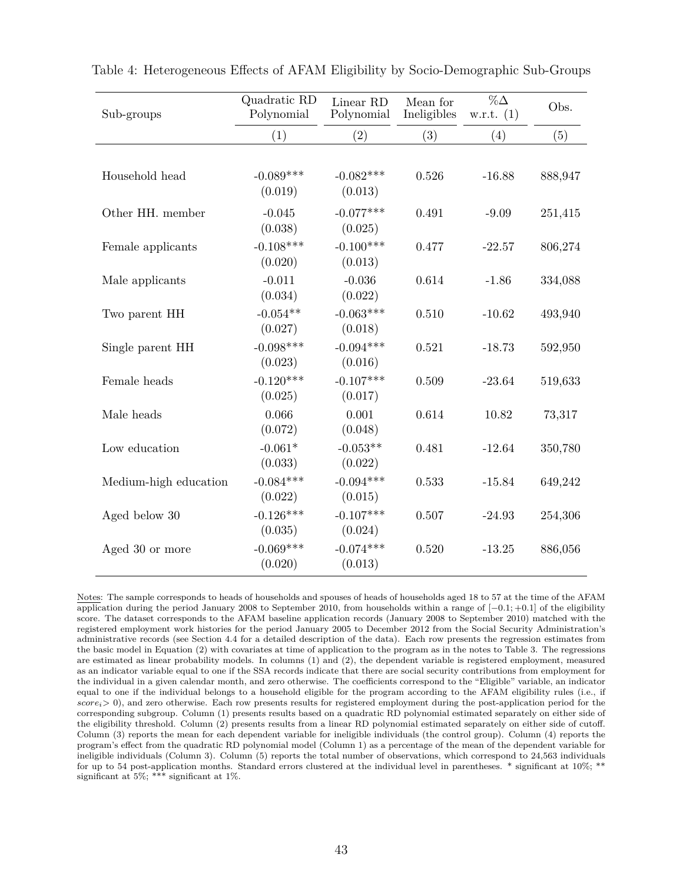Table 4: Heterogeneous Effects of AFAM Eligibility by Socio-Demographic Sub-Groups

| Sub-groups | Quadratic RD Polynomial | Linear RD Polynomial | Mean for Ineligibles | %Δ w.r.t. (1) | Obs. |
|---|---|---|---|---|---|
| | (1) | (2) | (3) | (4) | (5) |
| Household head | -0.089*** | -0.082*** | 0.526 | -16.88 | 888,947 |
| | (0.019) | (0.013) | | | |
| Other HH. member | -0.045 | -0.077*** | 0.491 | -9.09 | 251,415 |
| | (0.038) | (0.025) | | | |
| Female applicants | -0.108*** | -0.100*** | 0.477 | -22.57 | 806,274 |
| | (0.020) | (0.013) | | | |
| Male applicants | -0.011 | -0.036 | 0.614 | -1.86 | 334,088 |
| | (0.034) | (0.022) | | | |
| Two parent HH | -0.054** | -0.063*** | 0.510 | -10.62 | 493,940 |
| | (0.027) | (0.018) | | | |
| Single parent HH | -0.098*** | -0.094*** | 0.521 | -18.73 | 592,950 |
| | (0.023) | (0.016) | | | |
| Female heads | -0.120*** | -0.107*** | 0.509 | -23.64 | 519,633 |
| | (0.025) | (0.017) | | | |
| Male heads | 0.066 | 0.001 | 0.614 | 10.82 | 73,317 |
| | (0.072) | (0.048) | | | |
| Low education | -0.061* | -0.053** | 0.481 | -12.64 | 350,780 |
| | (0.033) | (0.022) | | | |
| Medium-high education | -0.084*** | -0.094*** | 0.533 | -15.84 | 649,242 |
| | (0.022) | (0.015) | | | |
| Aged below 30 | -0.126*** | -0.107*** | 0.507 | -24.93 | 254,306 |
| | (0.035) | (0.024) | | | |
| Aged 30 or more | -0.069*** | -0.074*** | 0.520 | -13.25 | 886,056 |
| | (0.020) | (0.013) | | | |

Notes: The sample corresponds to heads of households and spouses of heads of households aged 18 to 57 at the time of the AFAM application during the period January 2008 to September 2010, from households within a range of $[-0.1; +0.1]$ of the eligibility score. The dataset corresponds to the AFAM baseline application records (January 2008 to September 2010) matched with the registered employment work histories for the period January 2005 to December 2012 from the Social Security Administration's administrative records (see Section 4.4 for a detailed description of the data). Each row presents the regression estimates from the basic model in Equation (2) with covariates at time of application to the program as in the notes to Table 3. The regressions are estimated as linear probability models. In columns (1) and (2), the dependent variable is registered employment, measured as an indicator variable equal to one if the SSA records indicate that there are social security contributions from employment for the individual in a given calendar month, and zero otherwise. The coefficients correspond to the "Eligible" variable, an indicator equal to one if the individual belongs to a household eligible for the program according to the AFAM eligibility rules (i.e., if $score_i > 0$), and zero otherwise. Each row presents results for registered employment during the post-application period for the corresponding subgroup. Column (1) presents results based on a quadratic RD polynomial estimated separately on either side of the eligibility threshold. Column (2) presents results from a linear RD polynomial estimated separately on either side of cutoff. Column (3) reports the mean for each dependent variable for ineligible individuals (the control group). Column (4) reports the program's effect from the quadratic RD polynomial model (Column 1) as a percentage of the mean of the dependent variable for ineligible individuals (Column 3). Column (5) reports the total number of observations, which correspond to 24,563 individuals for up to 54 post-application months. Standard errors clustered at the individual level in parentheses. * significant at 10%; ** significant at 5%; *** significant at 1%.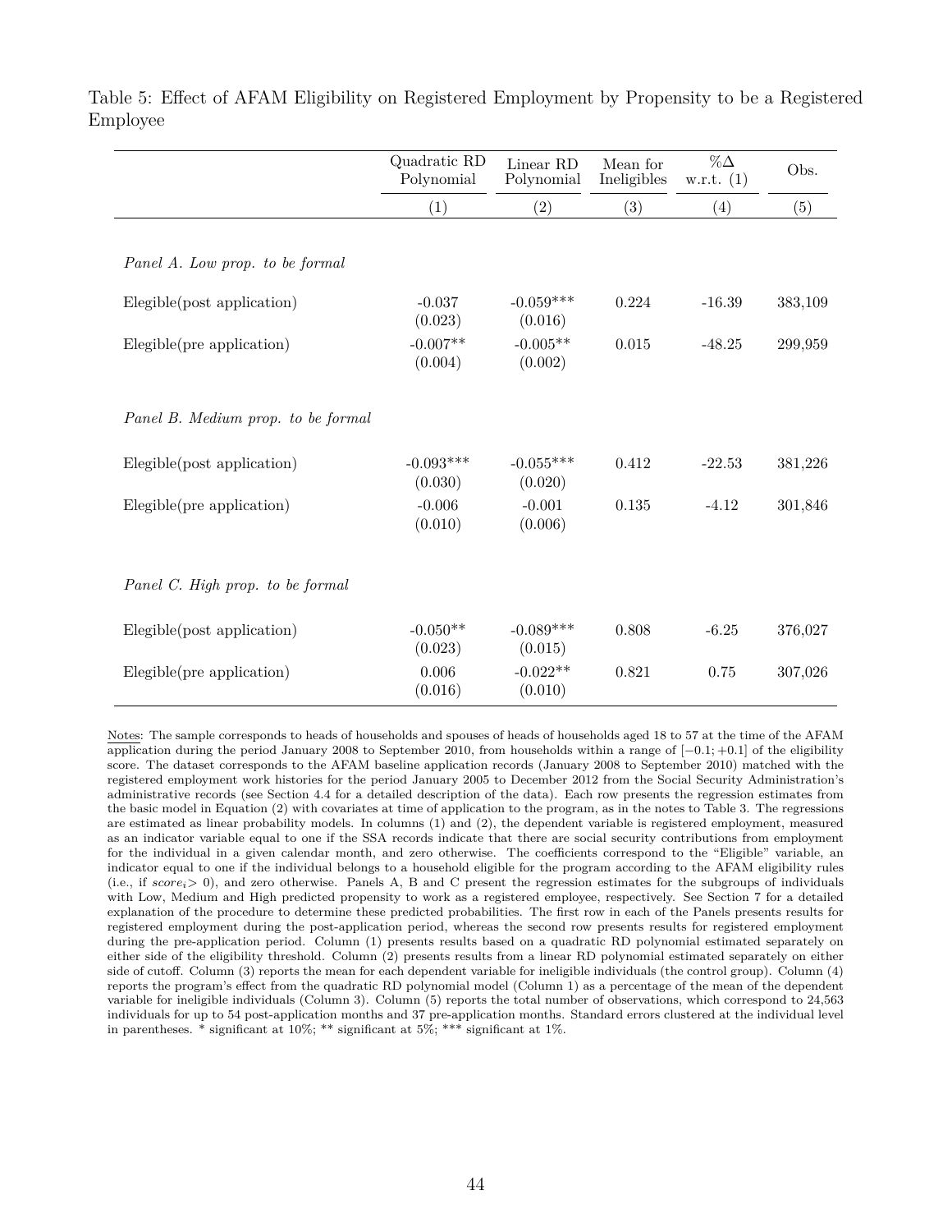Table 5: Effect of AFAM Eligibility on Registered Employment by Propensity to be a Registered Employee

| | Quadratic RD Polynomial | Linear RD Polynomial | Mean for Ineligibles | %Δ w.r.t. (1) | Obs. |
|---|---|---|---|---|---|
| | (1) | (2) | (3) | (4) | (5) |
| *Panel A. Low prop. to be formal* | | | | | |
| Elegible(post application) | -0.037<br>(0.023) | -0.059***<br>(0.016) | 0.224 | -16.39 | 383,109 |
| Elegible(pre application) | -0.007**<br>(0.004) | -0.005**<br>(0.002) | 0.015 | -48.25 | 299,959 |
| *Panel B. Medium prop. to be formal* | | | | | |
| Elegible(post application) | -0.093***<br>(0.030) | -0.055***<br>(0.020) | 0.412 | -22.53 | 381,226 |
| Elegible(pre application) | -0.006<br>(0.010) | -0.001<br>(0.006) | 0.135 | -4.12 | 301,846 |
| *Panel C. High prop. to be formal* | | | | | |
| Elegible(post application) | -0.050**<br>(0.023) | -0.089***<br>(0.015) | 0.808 | -6.25 | 376,027 |
| Elegible(pre application) | 0.006<br>(0.016) | -0.022**<br>(0.010) | 0.821 | 0.75 | 307,026 |

Notes: The sample corresponds to heads of households and spouses of heads of households aged 18 to 57 at the time of the AFAM application during the period January 2008 to September 2010, from households within a range of $[-0.1; +0.1]$ of the eligibility score. The dataset corresponds to the AFAM baseline application records (January 2008 to September 2010) matched with the registered employment work histories for the period January 2005 to December 2012 from the Social Security Administration's administrative records (see Section 4.4 for a detailed description of the data). Each row presents the regression estimates from the basic model in Equation (2) with covariates at time of application to the program, as in the notes to Table 3. The regressions are estimated as linear probability models. In columns (1) and (2), the dependent variable is registered employment, measured as an indicator variable equal to one if the SSA records indicate that there are social security contributions from employment for the individual in a given calendar month, and zero otherwise. The coefficients correspond to the "Eligible" variable, an indicator equal to one if the individual belongs to a household eligible for the program according to the AFAM eligibility rules (i.e., if $score_i > 0$), and zero otherwise. Panels A, B and C present the regression estimates for the subgroups of individuals with Low, Medium and High predicted propensity to work as a registered employee, respectively. See Section 7 for a detailed explanation of the procedure to determine these predicted probabilities. The first row in each of the Panels presents results for registered employment during the post-application period, whereas the second row presents results for registered employment during the pre-application period. Column (1) presents results based on a quadratic RD polynomial estimated separately on either side of the eligibility threshold. Column (2) presents results from a linear RD polynomial estimated separately on either side of cutoff. Column (3) reports the mean for each dependent variable for ineligible individuals (the control group). Column (4) reports the program's effect from the quadratic RD polynomial model (Column 1) as a percentage of the mean of the dependent variable for ineligible individuals (Column 3). Column (5) reports the total number of observations, which correspond to 24,563 individuals for up to 54 post-application months and 37 pre-application months. Standard errors clustered at the individual level in parentheses. * significant at 10%; ** significant at 5%; *** significant at 1%.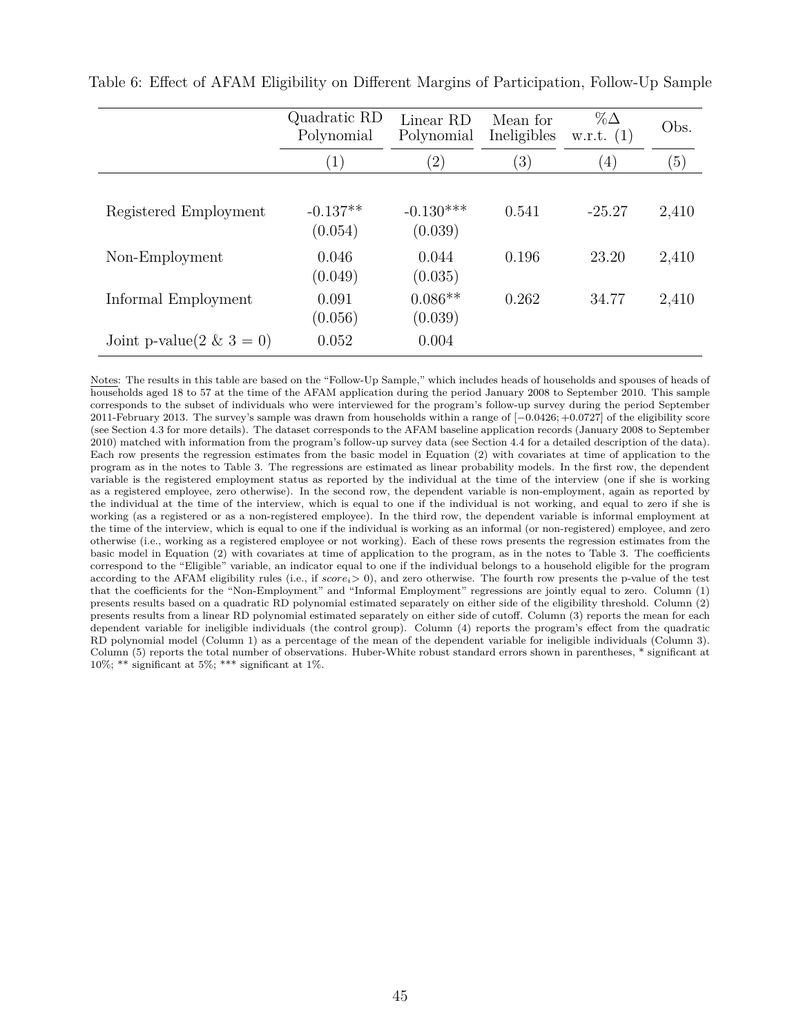Table 6: Effect of AFAM Eligibility on Different Margins of Participation, Follow-Up Sample

| | Quadratic RD Polynomial | Linear RD Polynomial | Mean for Ineligibles | %Δ w.r.t. (1) | Obs. |
|---|---|---|---|---|---|
| | (1) | (2) | (3) | (4) | (5) |
| Registered Employment | -0.137** (0.054) | -0.130*** (0.039) | 0.541 | -25.27 | 2,410 |
| Non-Employment | 0.046 (0.049) | 0.044 (0.035) | 0.196 | 23.20 | 2,410 |
| Informal Employment | 0.091 (0.056) | 0.086** (0.039) | 0.262 | 34.77 | 2,410 |
| Joint p-value(2 & 3 = 0) | 0.052 | 0.004 | | | |

Notes: The results in this table are based on the "Follow-Up Sample," which includes heads of households and spouses of heads of households aged 18 to 57 at the time of the AFAM application during the period January 2008 to September 2010. This sample corresponds to the subset of individuals who were interviewed for the program's follow-up survey during the period September 2011-February 2013. The survey's sample was drawn from households within a range of $[-0.0426; +0.0727]$ of the eligibility score (see Section 4.3 for more details). The dataset corresponds to the AFAM baseline application records (January 2008 to September 2010) matched with information from the program's follow-up survey data (see Section 4.4 for a detailed description of the data). Each row presents the regression estimates from the basic model in Equation (2) with covariates at time of application to the program as in the notes to Table 3. The regressions are estimated as linear probability models. In the first row, the dependent variable is the registered employment status as reported by the individual at the time of the interview (one if she is working as a registered employee, zero otherwise). In the second row, the dependent variable is non-employment, again as reported by the individual at the time of the interview, which is equal to one if the individual is not working, and equal to zero if she is working (as a registered or as a non-registered employee). In the third row, the dependent variable is informal employment at the time of the interview, which is equal to one if the individual is working as an informal (or non-registered) employee, and zero otherwise (i.e., working as a registered employee or not working). Each of these rows presents the regression estimates from the basic model in Equation (2) with covariates at time of application to the program, as in the notes to Table 3. The coefficients correspond to the "Eligible" variable, an indicator equal to one if the individual belongs to a household eligible for the program according to the AFAM eligibility rules (i.e., if $score_i > 0$), and zero otherwise. The fourth row presents the p-value of the test that the coefficients for the "Non-Employment" and "Informal Employment" regressions are jointly equal to zero. Column (1) presents results based on a quadratic RD polynomial estimated separately on either side of the eligibility threshold. Column (2) presents results from a linear RD polynomial estimated separately on either side of cutoff. Column (3) reports the mean for each dependent variable for ineligible individuals (the control group). Column (4) reports the program's effect from the quadratic RD polynomial model (Column 1) as a percentage of the mean of the dependent variable for ineligible individuals (Column 3). Column (5) reports the total number of observations. Huber-White robust standard errors shown in parentheses, * significant at 10%; ** significant at 5%; *** significant at 1%.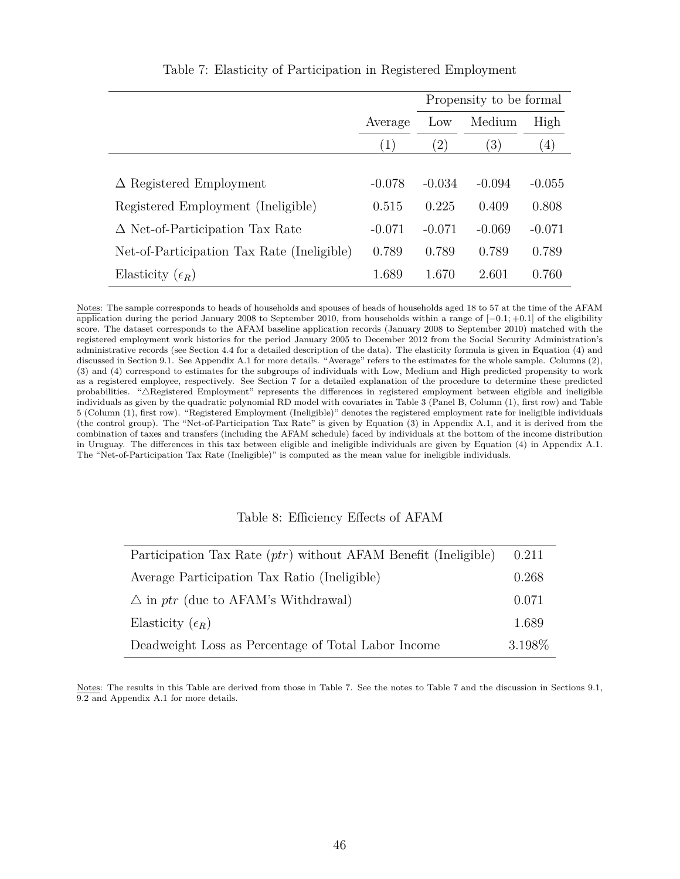Table 7: Elasticity of Participation in Registered Employment

| | | Propensity to be formal | | |
|---|---|---|---|---|
| | Average | Low | Medium | High |
| | (1) | (2) | (3) | (4) |
| $\Delta$ Registered Employment | -0.078 | -0.034 | -0.094 | -0.055 |
| Registered Employment (Ineligible) | 0.515 | 0.225 | 0.409 | 0.808 |
| $\Delta$ Net-of-Participation Tax Rate | -0.071 | -0.071 | -0.069 | -0.071 |
| Net-of-Participation Tax Rate (Ineligible) | 0.789 | 0.789 | 0.789 | 0.789 |
| Elasticity ($\epsilon_R$) | 1.689 | 1.670 | 2.601 | 0.760 |

Notes: The sample corresponds to heads of households and spouses of heads of households aged 18 to 57 at the time of the AFAM application during the period January 2008 to September 2010, from households within a range of $[-0.1; +0.1]$ of the eligibility score. The dataset corresponds to the AFAM baseline application records (January 2008 to September 2010) matched with the registered employment work histories for the period January 2005 to December 2012 from the Social Security Administration's administrative records (see Section 4.4 for a detailed description of the data). The elasticity formula is given in Equation (4) and discussed in Section 9.1. See Appendix A.1 for more details. "Average" refers to the estimates for the whole sample. Columns (2), (3) and (4) correspond to estimates for the subgroups of individuals with Low, Medium and High predicted propensity to work as a registered employee, respectively. See Section 7 for a detailed explanation of the procedure to determine these predicted probabilities. "$\triangle$Registered Employment" represents the differences in registered employment between eligible and ineligible individuals as given by the quadratic polynomial RD model with covariates in Table 3 (Panel B, Column (1), first row) and Table 5 (Column (1), first row). "Registered Employment (Ineligible)" denotes the registered employment rate for ineligible individuals (the control group). The "Net-of-Participation Tax Rate" is given by Equation (3) in Appendix A.1, and it is derived from the combination of taxes and transfers (including the AFAM schedule) faced by individuals at the bottom of the income distribution in Uruguay. The differences in this tax between eligible and ineligible individuals are given by Equation (4) in Appendix A.1. The "Net-of-Participation Tax Rate (Ineligible)" is computed as the mean value for ineligible individuals.

Table 8: Efficiency Effects of AFAM

| | |
|---|---|
| Participation Tax Rate (*ptr*) without AFAM Benefit (Ineligible) | 0.211 |
| Average Participation Tax Ratio (Ineligible) | 0.268 |
| $\triangle$ in *ptr* (due to AFAM's Withdrawal) | 0.071 |
| Elasticity ($\epsilon_R$) | 1.689 |
| Deadweight Loss as Percentage of Total Labor Income | 3.198% |

Notes: The results in this Table are derived from those in Table 7. See the notes to Table 7 and the discussion in Sections 9.1, 9.2 and Appendix A.1 for more details.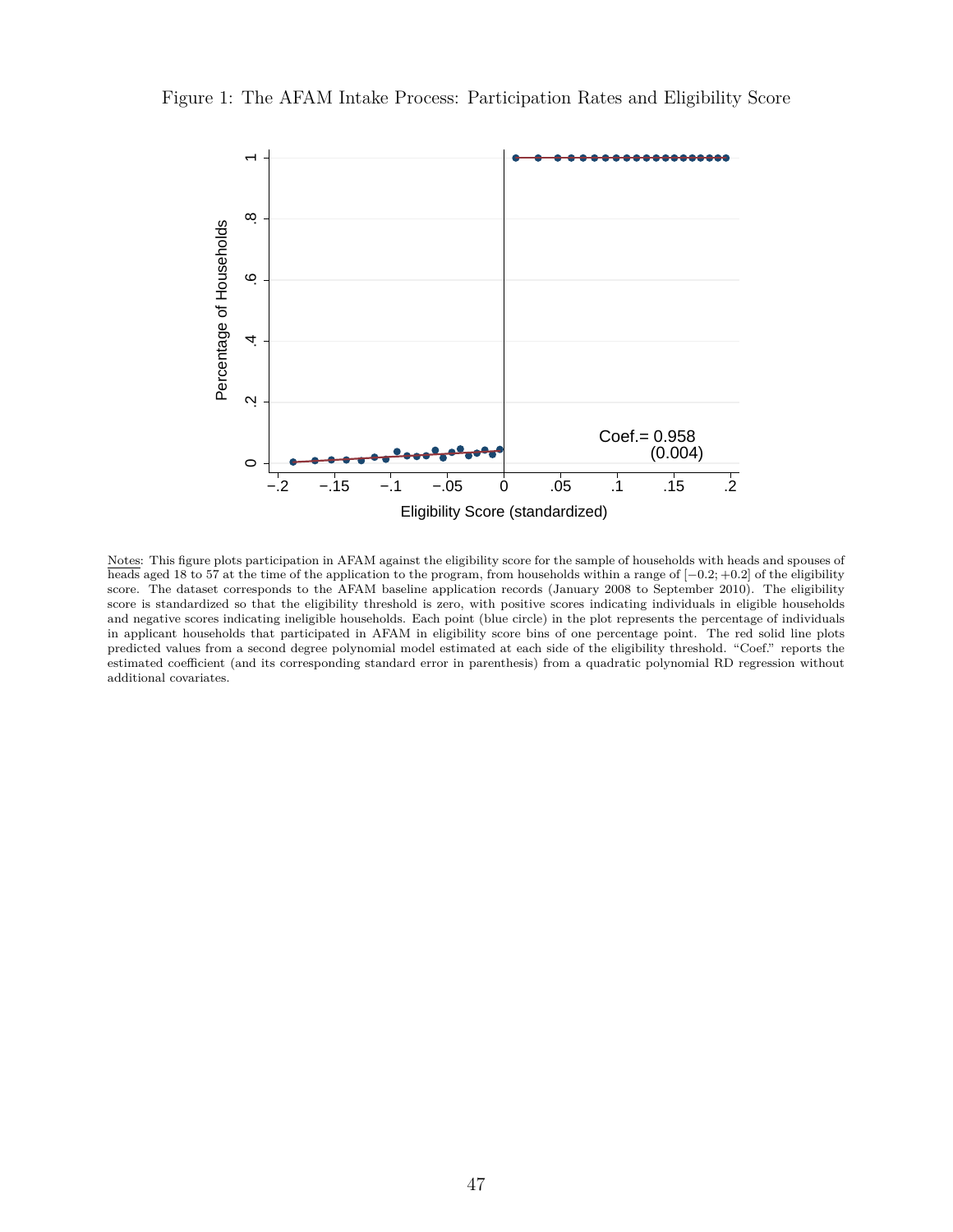Figure 1: The AFAM Intake Process: Participation Rates and Eligibility Score

Notes: This figure plots participation in AFAM against the eligibility score for the sample of households with heads and spouses of heads aged 18 to 57 at the time of the application to the program, from households within a range of $[-0.2; +0.2]$ of the eligibility score. The dataset corresponds to the AFAM baseline application records (January 2008 to September 2010). The eligibility score is standardized so that the eligibility threshold is zero, with positive scores indicating individuals in eligible households and negative scores indicating ineligible households. Each point (blue circle) in the plot represents the percentage of individuals in applicant households that participated in AFAM in eligibility score bins of one percentage point. The red solid line plots predicted values from a second degree polynomial model estimated at each side of the eligibility threshold. "Coef." reports the estimated coefficient (and its corresponding standard error in parenthesis) from a quadratic polynomial RD regression without additional covariates.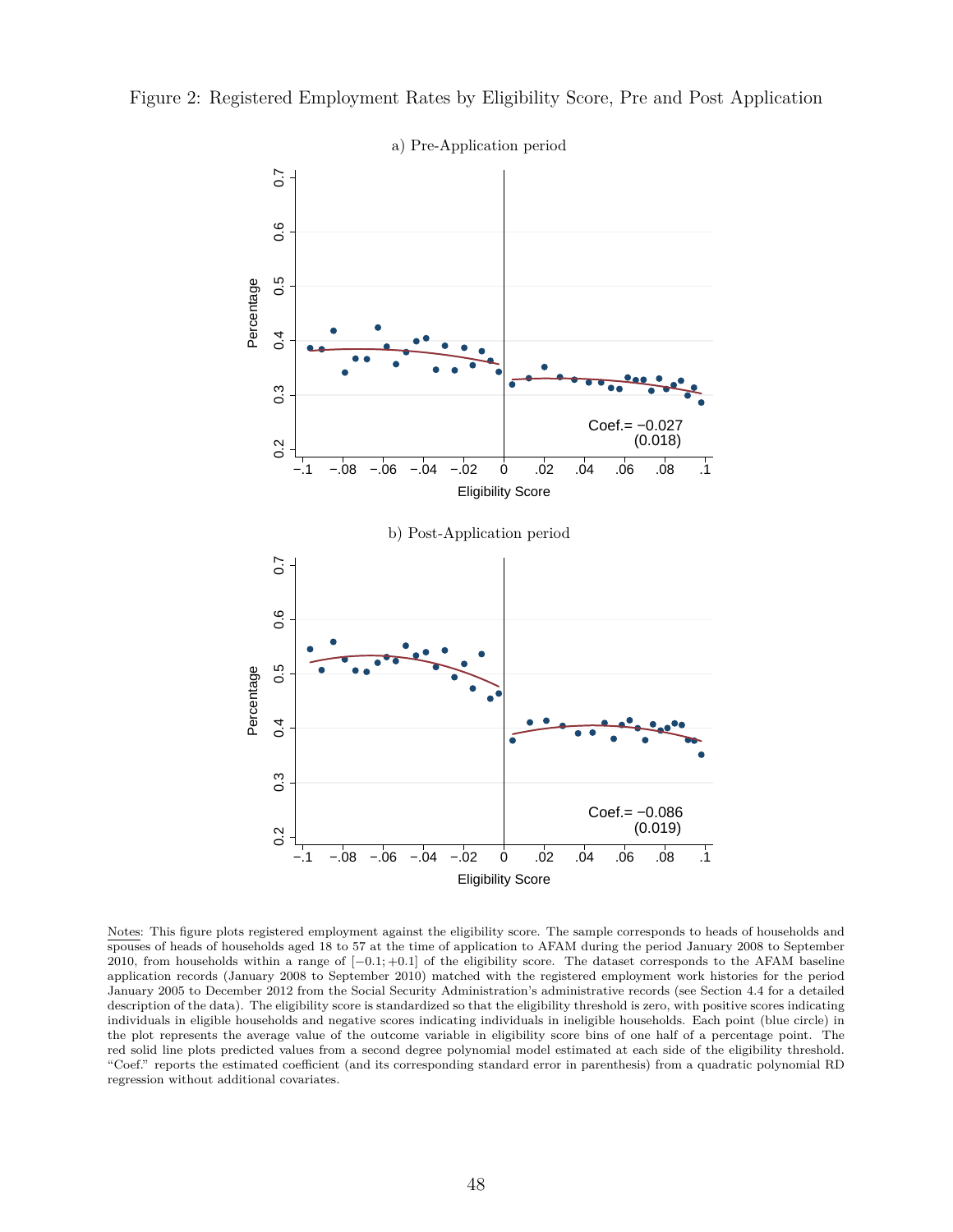Figure 2: Registered Employment Rates by Eligibility Score, Pre and Post Application

a) Pre-Application period

Coef.= −0.027
(0.018)

b) Post-Application period

Coef.= −0.086
(0.019)

Notes: This figure plots registered employment against the eligibility score. The sample corresponds to heads of households and spouses of heads of households aged 18 to 57 at the time of application to AFAM during the period January 2008 to September 2010, from households within a range of $[-0.1; +0.1]$ of the eligibility score. The dataset corresponds to the AFAM baseline application records (January 2008 to September 2010) matched with the registered employment work histories for the period January 2005 to December 2012 from the Social Security Administration's administrative records (see Section 4.4 for a detailed description of the data). The eligibility score is standardized so that the eligibility threshold is zero, with positive scores indicating individuals in eligible households and negative scores indicating individuals in ineligible households. Each point (blue circle) in the plot represents the average value of the outcome variable in eligibility score bins of one half of a percentage point. The red solid line plots predicted values from a second degree polynomial model estimated at each side of the eligibility threshold. "Coef." reports the estimated coefficient (and its corresponding standard error in parenthesis) from a quadratic polynomial RD regression without additional covariates.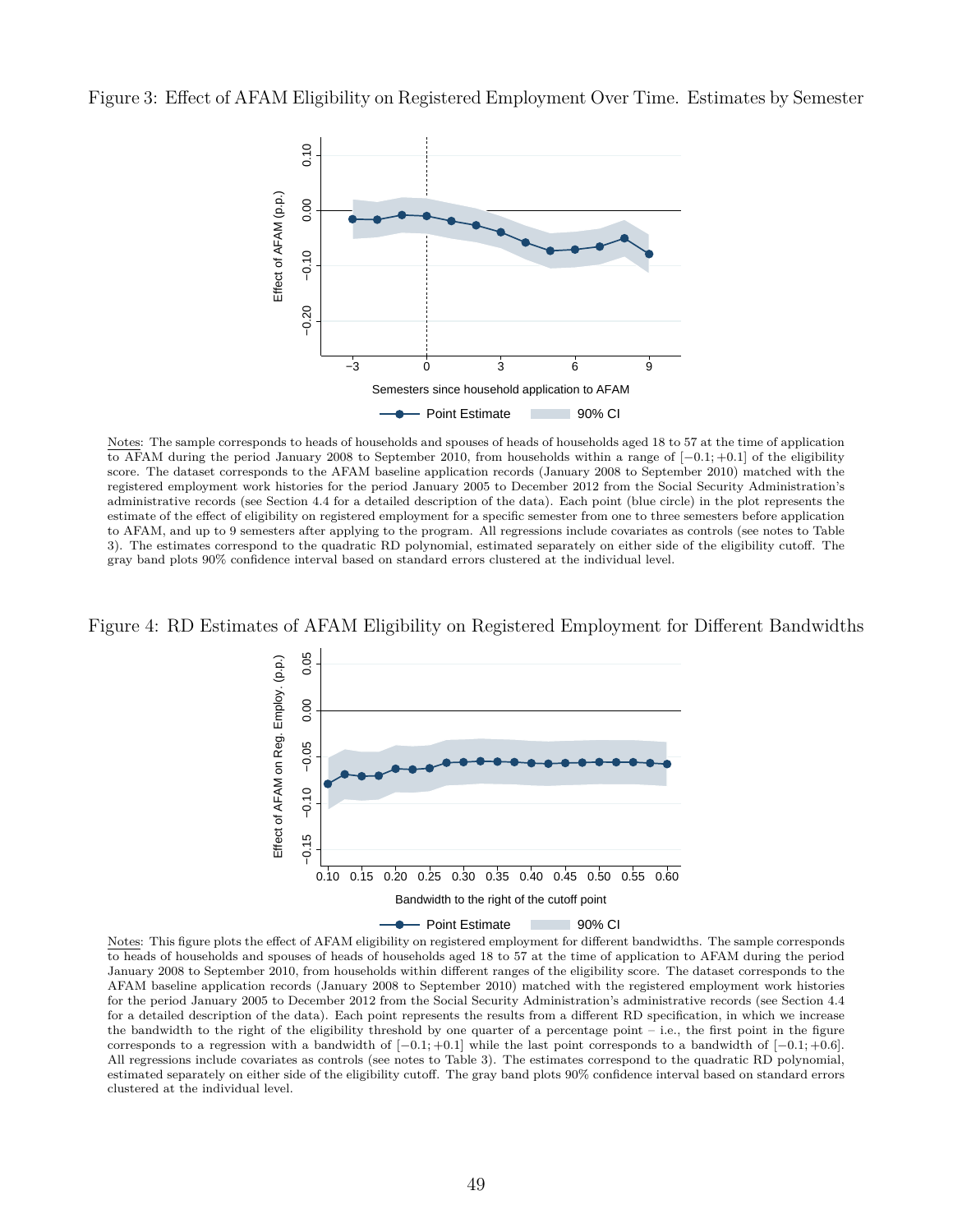Figure 3: Effect of AFAM Eligibility on Registered Employment Over Time. Estimates by Semester

Notes: The sample corresponds to heads of households and spouses of heads of households aged 18 to 57 at the time of application to AFAM during the period January 2008 to September 2010, from households within a range of $[-0.1; +0.1]$ of the eligibility score. The dataset corresponds to the AFAM baseline application records (January 2008 to September 2010) matched with the registered employment work histories for the period January 2005 to December 2012 from the Social Security Administration's administrative records (see Section 4.4 for a detailed description of the data). Each point (blue circle) in the plot represents the estimate of the effect of eligibility on registered employment for a specific semester from one to three semesters before application to AFAM, and up to 9 semesters after applying to the program. All regressions include covariates as controls (see notes to Table 3). The estimates correspond to the quadratic RD polynomial, estimated separately on either side of the eligibility cutoff. The gray band plots 90% confidence interval based on standard errors clustered at the individual level.

Figure 4: RD Estimates of AFAM Eligibility on Registered Employment for Different Bandwidths

Notes: This figure plots the effect of AFAM eligibility on registered employment for different bandwidths. The sample corresponds to heads of households and spouses of heads of households aged 18 to 57 at the time of application to AFAM during the period January 2008 to September 2010, from households within different ranges of the eligibility score. The dataset corresponds to the AFAM baseline application records (January 2008 to September 2010) matched with the registered employment work histories for the period January 2005 to December 2012 from the Social Security Administration's administrative records (see Section 4.4 for a detailed description of the data). Each point represents the results from a different RD specification, in which we increase the bandwidth to the right of the eligibility threshold by one quarter of a percentage point – i.e., the first point in the figure corresponds to a regression with a bandwidth of $[-0.1; +0.1]$ while the last point corresponds to a bandwidth of $[-0.1; +0.6]$. All regressions include covariates as controls (see notes to Table 3). The estimates correspond to the quadratic RD polynomial, estimated separately on either side of the eligibility cutoff. The gray band plots 90% confidence interval based on standard errors clustered at the individual level.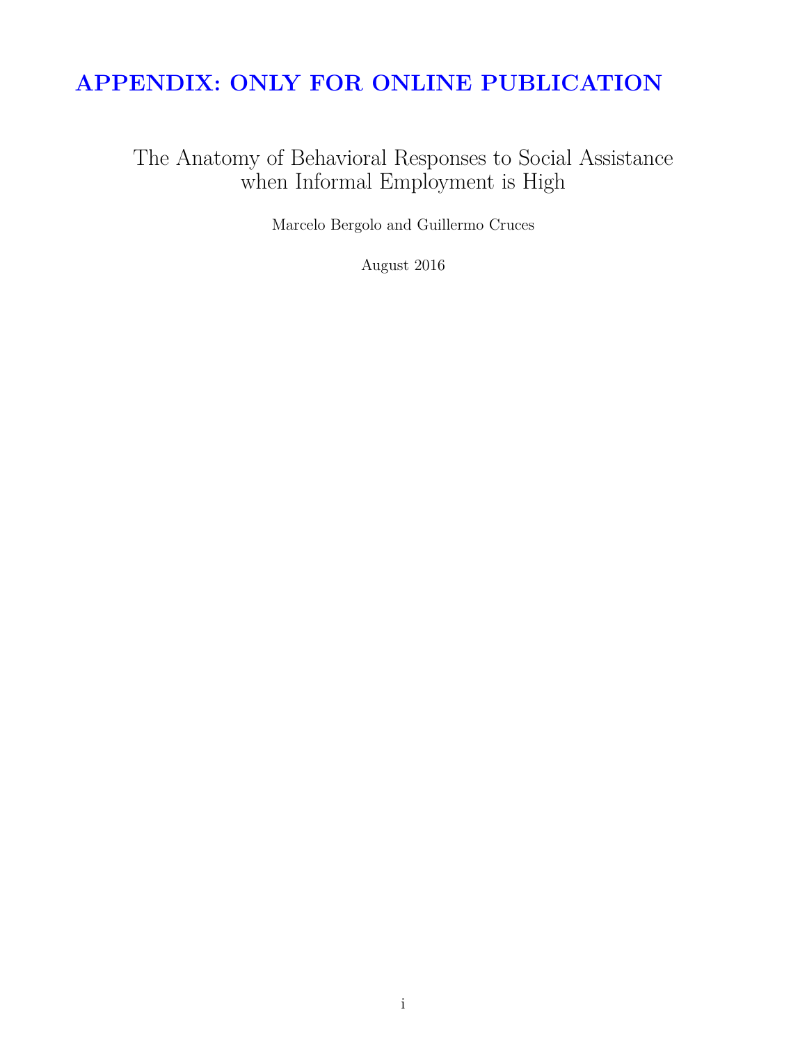# APPENDIX: ONLY FOR ONLINE PUBLICATION

## The Anatomy of Behavioral Responses to Social Assistance when Informal Employment is High

Marcelo Bergolo and Guillermo Cruces

August 2016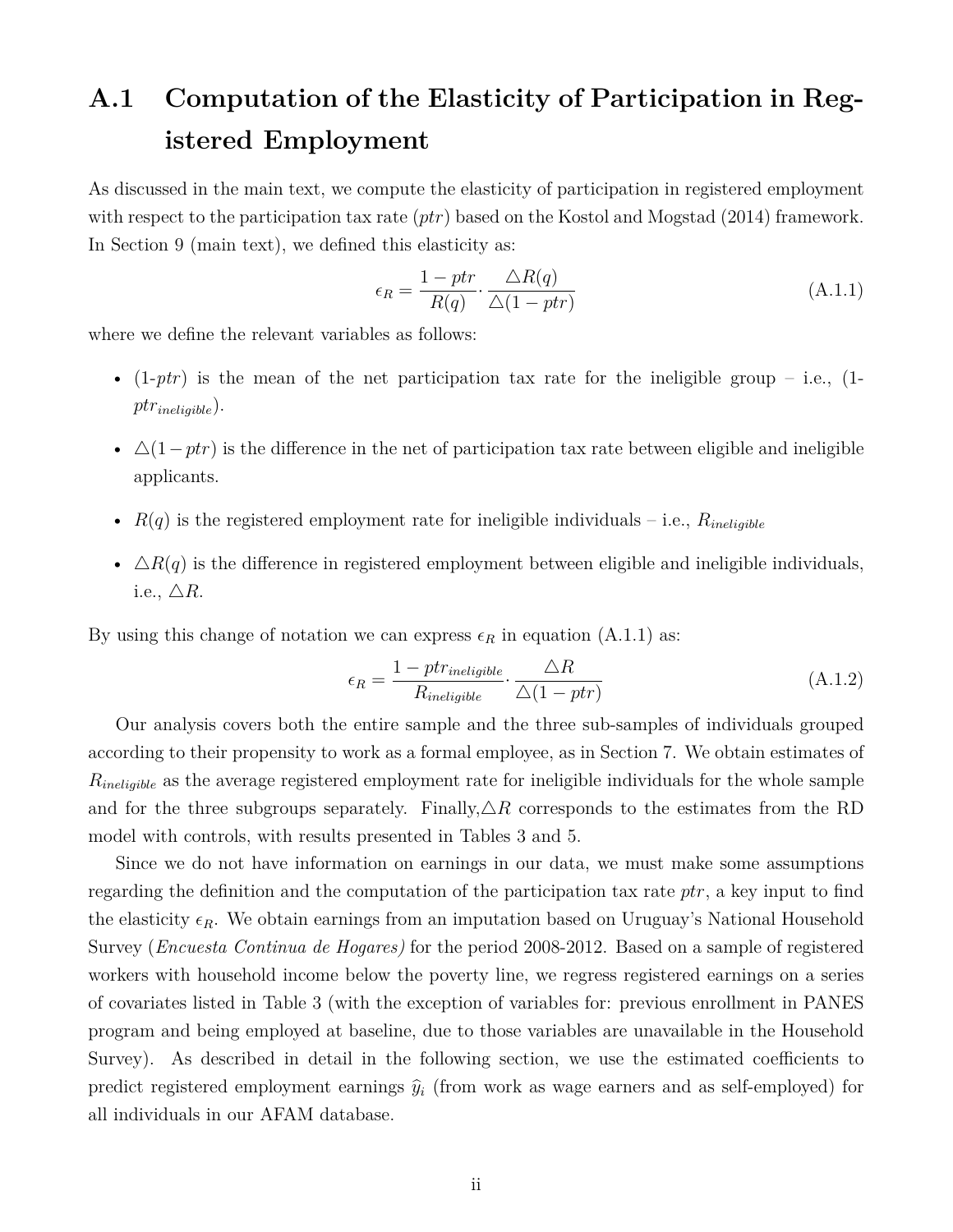## A.1 Computation of the Elasticity of Participation in Registered Employment

As discussed in the main text, we compute the elasticity of participation in registered employment with respect to the participation tax rate ($ptr$) based on the Kostol and Mogstad (2014) framework. In Section 9 (main text), we defined this elasticity as:

$$\epsilon_R = \frac{1 - ptr}{R(q)} \cdot \frac{\triangle R(q)}{\triangle(1 - ptr)} \tag{A.1.1}$$

where we define the relevant variables as follows:

- (1-$ptr$) is the mean of the net participation tax rate for the ineligible group – i.e., (1-$ptr_{ineligible}$).
- $\triangle(1 - ptr)$ is the difference in the net of participation tax rate between eligible and ineligible applicants.
- $R(q)$ is the registered employment rate for ineligible individuals – i.e., $R_{ineligible}$
- $\triangle R(q)$ is the difference in registered employment between eligible and ineligible individuals, i.e., $\triangle R$.

By using this change of notation we can express $\epsilon_R$ in equation (A.1.1) as:

$$\epsilon_R = \frac{1 - ptr_{ineligible}}{R_{ineligible}} \cdot \frac{\triangle R}{\triangle(1 - ptr)} \tag{A.1.2}$$

Our analysis covers both the entire sample and the three sub-samples of individuals grouped according to their propensity to work as a formal employee, as in Section 7. We obtain estimates of $R_{ineligible}$ as the average registered employment rate for ineligible individuals for the whole sample and for the three subgroups separately. Finally,$\triangle R$ corresponds to the estimates from the RD model with controls, with results presented in Tables 3 and 5.

Since we do not have information on earnings in our data, we must make some assumptions regarding the definition and the computation of the participation tax rate $ptr$, a key input to find the elasticity $\epsilon_R$. We obtain earnings from an imputation based on Uruguay's National Household Survey (*Encuesta Continua de Hogares)* for the period 2008-2012. Based on a sample of registered workers with household income below the poverty line, we regress registered earnings on a series of covariates listed in Table 3 (with the exception of variables for: previous enrollment in PANES program and being employed at baseline, due to those variables are unavailable in the Household Survey). As described in detail in the following section, we use the estimated coefficients to predict registered employment earnings $\widehat{y}_i$ (from work as wage earners and as self-employed) for all individuals in our AFAM database.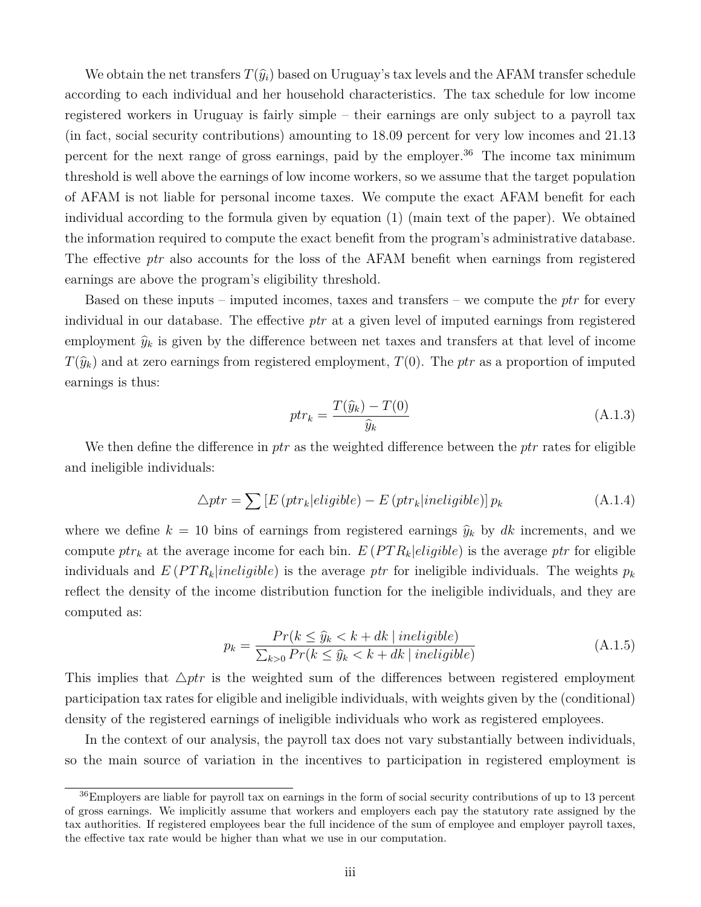We obtain the net transfers $T(\widehat{y}_i)$ based on Uruguay's tax levels and the AFAM transfer schedule according to each individual and her household characteristics. The tax schedule for low income registered workers in Uruguay is fairly simple – their earnings are only subject to a payroll tax (in fact, social security contributions) amounting to 18.09 percent for very low incomes and 21.13 percent for the next range of gross earnings, paid by the employer.[36] The income tax minimum threshold is well above the earnings of low income workers, so we assume that the target population of AFAM is not liable for personal income taxes. We compute the exact AFAM benefit for each individual according to the formula given by equation (1) (main text of the paper). We obtained the information required to compute the exact benefit from the program's administrative database. The effective *ptr* also accounts for the loss of the AFAM benefit when earnings from registered earnings are above the program's eligibility threshold.

Based on these inputs – imputed incomes, taxes and transfers – we compute the *ptr* for every individual in our database. The effective *ptr* at a given level of imputed earnings from registered employment $\widehat{y}_k$ is given by the difference between net taxes and transfers at that level of income $T(\widehat{y}_k)$ and at zero earnings from registered employment, $T(0)$. The *ptr* as a proportion of imputed earnings is thus:

$$ptr_k = \frac{T(\widehat{y}_k) - T(0)}{\widehat{y}_k} \tag{A.1.3}$$

We then define the difference in *ptr* as the weighted difference between the *ptr* rates for eligible and ineligible individuals:

$$\triangle ptr = \sum \left[ E\left(ptr_k | eligible\right) - E\left(ptr_k | ineligible\right) \right] p_k \tag{A.1.4}$$

where we define $k = 10$ bins of earnings from registered earnings $\widehat{y}_k$ by $dk$ increments, and we compute $ptr_k$ at the average income for each bin. $E\left(PTR_k | eligible\right)$ is the average *ptr* for eligible individuals and $E\left(PTR_k | ineligible\right)$ is the average *ptr* for ineligible individuals. The weights $p_k$ reflect the density of the income distribution function for the ineligible individuals, and they are computed as:

$$p_k = \frac{Pr(k \leq \widehat{y}_k < k + dk \mid ineligible)}{\sum_{k>0} Pr(k \leq \widehat{y}_k < k + dk \mid ineligible)} \tag{A.1.5}$$

This implies that $\triangle ptr$ is the weighted sum of the differences between registered employment participation tax rates for eligible and ineligible individuals, with weights given by the (conditional) density of the registered earnings of ineligible individuals who work as registered employees.

In the context of our analysis, the payroll tax does not vary substantially between individuals, so the main source of variation in the incentives to participation in registered employment is

[36] Employers are liable for payroll tax on earnings in the form of social security contributions of up to 13 percent of gross earnings. We implicitly assume that workers and employers each pay the statutory rate assigned by the tax authorities. If registered employees bear the full incidence of the sum of employee and employer payroll taxes, the effective tax rate would be higher than what we use in our computation.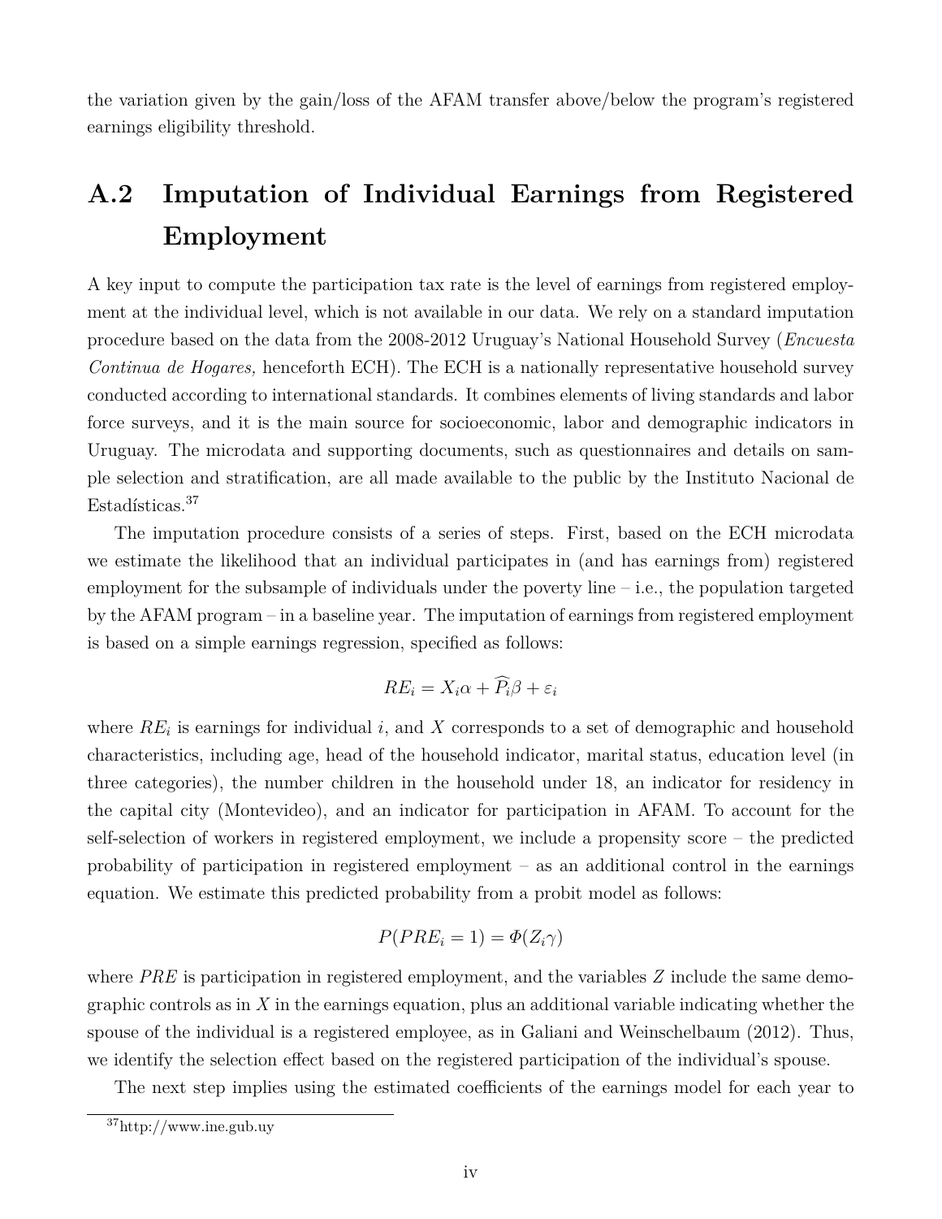the variation given by the gain/loss of the AFAM transfer above/below the program's registered earnings eligibility threshold.

## A.2 Imputation of Individual Earnings from Registered Employment

A key input to compute the participation tax rate is the level of earnings from registered employment at the individual level, which is not available in our data. We rely on a standard imputation procedure based on the data from the 2008-2012 Uruguay's National Household Survey (*Encuesta Continua de Hogares,* henceforth ECH). The ECH is a nationally representative household survey conducted according to international standards. It combines elements of living standards and labor force surveys, and it is the main source for socioeconomic, labor and demographic indicators in Uruguay. The microdata and supporting documents, such as questionnaires and details on sample selection and stratification, are all made available to the public by the Instituto Nacional de Estadísticas.[37]

The imputation procedure consists of a series of steps. First, based on the ECH microdata we estimate the likelihood that an individual participates in (and has earnings from) registered employment for the subsample of individuals under the poverty line – i.e., the population targeted by the AFAM program – in a baseline year. The imputation of earnings from registered employment is based on a simple earnings regression, specified as follows:

$$RE_i = X_i\alpha + \widehat{P_i}\beta + \varepsilon_i$$

where $RE_i$ is earnings for individual $i$, and $X$ corresponds to a set of demographic and household characteristics, including age, head of the household indicator, marital status, education level (in three categories), the number children in the household under 18, an indicator for residency in the capital city (Montevideo), and an indicator for participation in AFAM. To account for the self-selection of workers in registered employment, we include a propensity score – the predicted probability of participation in registered employment – as an additional control in the earnings equation. We estimate this predicted probability from a probit model as follows:

$$P(PRE_i = 1) = \Phi(Z_i\gamma)$$

where $PRE$ is participation in registered employment, and the variables $Z$ include the same demographic controls as in $X$ in the earnings equation, plus an additional variable indicating whether the spouse of the individual is a registered employee, as in Galiani and Weinschelbaum (2012). Thus, we identify the selection effect based on the registered participation of the individual's spouse.

The next step implies using the estimated coefficients of the earnings model for each year to

[37] http://www.ine.gub.uy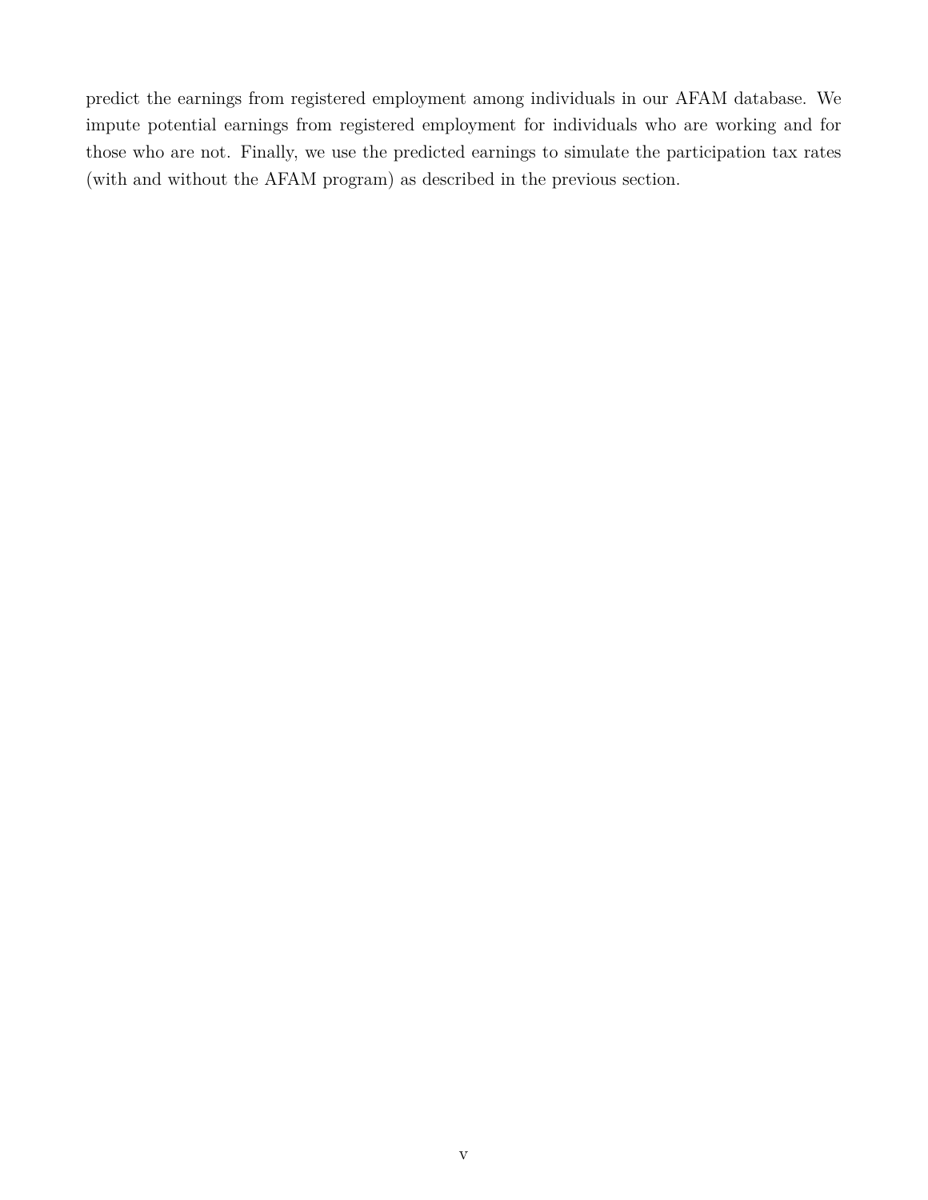predict the earnings from registered employment among individuals in our AFAM database. We impute potential earnings from registered employment for individuals who are working and for those who are not. Finally, we use the predicted earnings to simulate the participation tax rates (with and without the AFAM program) as described in the previous section.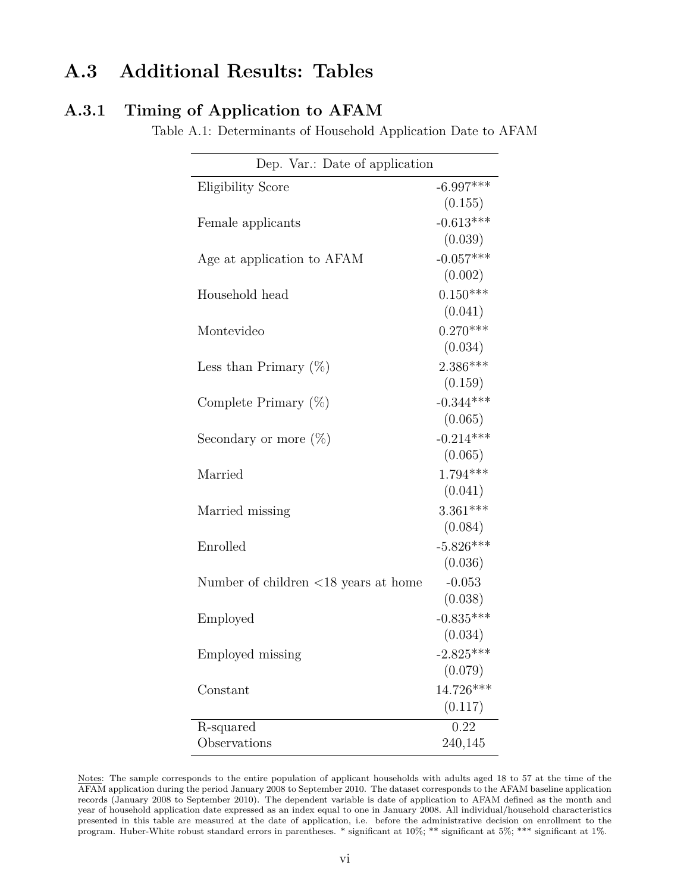## A.3 Additional Results: Tables

### A.3.1 Timing of Application to AFAM

Table A.1: Determinants of Household Application Date to AFAM

| | Dep. Var.: Date of application |
|---|---|
| Eligibility Score | -6.997*** |
| | (0.155) |
| Female applicants | -0.613*** |
| | (0.039) |
| Age at application to AFAM | -0.057*** |
| | (0.002) |
| Household head | 0.150*** |
| | (0.041) |
| Montevideo | 0.270*** |
| | (0.034) |
| Less than Primary (%) | 2.386*** |
| | (0.159) |
| Complete Primary (%) | -0.344*** |
| | (0.065) |
| Secondary or more (%) | -0.214*** |
| | (0.065) |
| Married | 1.794*** |
| | (0.041) |
| Married missing | 3.361*** |
| | (0.084) |
| Enrolled | -5.826*** |
| | (0.036) |
| Number of children <18 years at home | -0.053 |
| | (0.038) |
| Employed | -0.835*** |
| | (0.034) |
| Employed missing | -2.825*** |
| | (0.079) |
| Constant | 14.726*** |
| | (0.117) |
| R-squared | 0.22 |
| Observations | 240,145 |

Notes: The sample corresponds to the entire population of applicant households with adults aged 18 to 57 at the time of the AFAM application during the period January 2008 to September 2010. The dataset corresponds to the AFAM baseline application records (January 2008 to September 2010). The dependent variable is date of application to AFAM defined as the month and year of household application date expressed as an index equal to one in January 2008. All individual/household characteristics presented in this table are measured at the date of application, i.e. before the administrative decision on enrollment to the program. Huber-White robust standard errors in parentheses. * significant at 10%; ** significant at 5%; *** significant at 1%.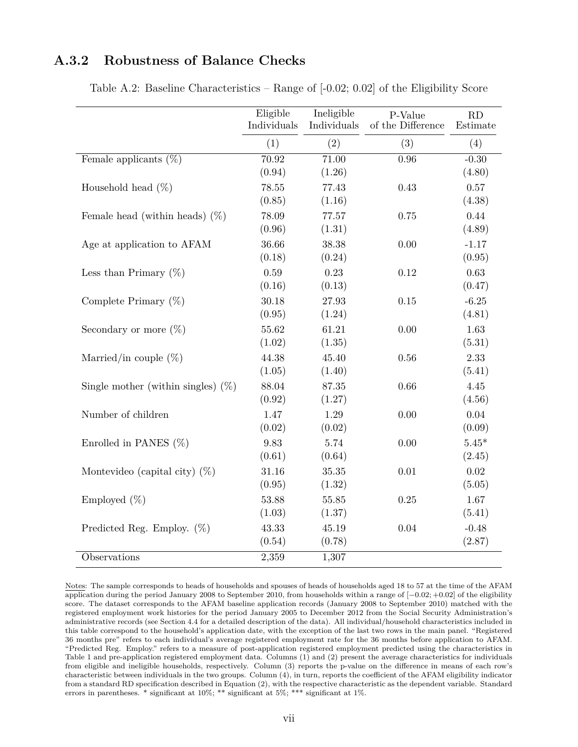### A.3.2 Robustness of Balance Checks

Table A.2: Baseline Characteristics – Range of [-0.02; 0.02] of the Eligibility Score

| | Eligible Individuals | Ineligible Individuals | P-Value of the Difference | RD Estimate |
|---|---|---|---|---|
| | (1) | (2) | (3) | (4) |
| Female applicants (%) | 70.92 | 71.00 | 0.96 | -0.30 |
| | (0.94) | (1.26) | | (4.80) |
| Household head (%) | 78.55 | 77.43 | 0.43 | 0.57 |
| | (0.85) | (1.16) | | (4.38) |
| Female head (within heads) (%) | 78.09 | 77.57 | 0.75 | 0.44 |
| | (0.96) | (1.31) | | (4.89) |
| Age at application to AFAM | 36.66 | 38.38 | 0.00 | -1.17 |
| | (0.18) | (0.24) | | (0.95) |
| Less than Primary (%) | 0.59 | 0.23 | 0.12 | 0.63 |
| | (0.16) | (0.13) | | (0.47) |
| Complete Primary (%) | 30.18 | 27.93 | 0.15 | -6.25 |
| | (0.95) | (1.24) | | (4.81) |
| Secondary or more (%) | 55.62 | 61.21 | 0.00 | 1.63 |
| | (1.02) | (1.35) | | (5.31) |
| Married/in couple (%) | 44.38 | 45.40 | 0.56 | 2.33 |
| | (1.05) | (1.40) | | (5.41) |
| Single mother (within singles) (%) | 88.04 | 87.35 | 0.66 | 4.45 |
| | (0.92) | (1.27) | | (4.56) |
| Number of children | 1.47 | 1.29 | 0.00 | 0.04 |
| | (0.02) | (0.02) | | (0.09) |
| Enrolled in PANES (%) | 9.83 | 5.74 | 0.00 | 5.45* |
| | (0.61) | (0.64) | | (2.45) |
| Montevideo (capital city) (%) | 31.16 | 35.35 | 0.01 | 0.02 |
| | (0.95) | (1.32) | | (5.05) |
| Employed (%) | 53.88 | 55.85 | 0.25 | 1.67 |
| | (1.03) | (1.37) | | (5.41) |
| Predicted Reg. Employ. (%) | 43.33 | 45.19 | 0.04 | -0.48 |
| | (0.54) | (0.78) | | (2.87) |
| Observations | 2,359 | 1,307 | | |

Notes: The sample corresponds to heads of households and spouses of heads of households aged 18 to 57 at the time of the AFAM application during the period January 2008 to September 2010, from households within a range of $[-0.02; +0.02]$ of the eligibility score. The dataset corresponds to the AFAM baseline application records (January 2008 to September 2010) matched with the registered employment work histories for the period January 2005 to December 2012 from the Social Security Administration's administrative records (see Section 4.4 for a detailed description of the data). All individual/household characteristics included in this table correspond to the household's application date, with the exception of the last two rows in the main panel. "Registered 36 months pre" refers to each individual's average registered employment rate for the 36 months before application to AFAM. "Predicted Reg. Employ." refers to a measure of post-application registered employment predicted using the characteristics in Table 1 and pre-application registered employment data. Columns (1) and (2) present the average characteristics for individuals from eligible and ineligible households, respectively. Column (3) reports the p-value on the difference in means of each row's characteristic between individuals in the two groups. Column (4), in turn, reports the coefficient of the AFAM eligibility indicator from a standard RD specification described in Equation (2), with the respective characteristic as the dependent variable. Standard errors in parentheses. * significant at 10%; ** significant at 5%; *** significant at 1%.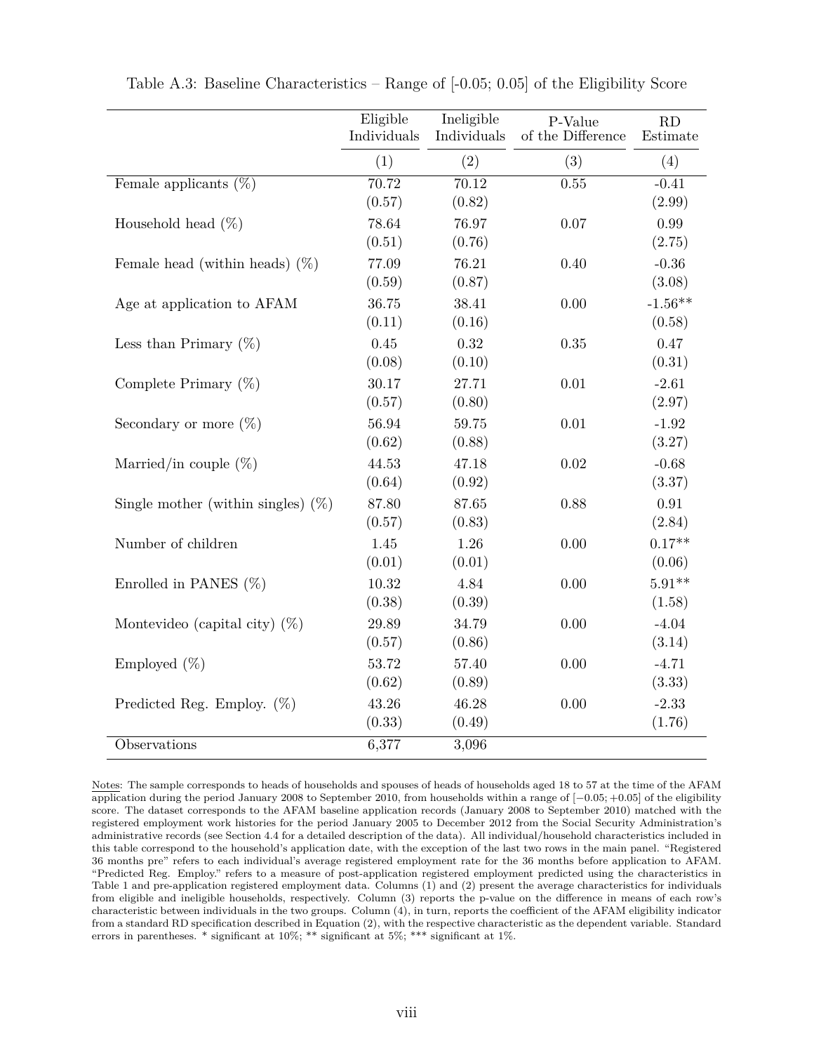Table A.3: Baseline Characteristics – Range of [-0.05; 0.05] of the Eligibility Score

| | Eligible Individuals | Ineligible Individuals | P-Value of the Difference | RD Estimate |
|---|---|---|---|---|
| | (1) | (2) | (3) | (4) |
| Female applicants (%) | 70.72 | 70.12 | 0.55 | -0.41 |
| | (0.57) | (0.82) | | (2.99) |
| Household head (%) | 78.64 | 76.97 | 0.07 | 0.99 |
| | (0.51) | (0.76) | | (2.75) |
| Female head (within heads) (%) | 77.09 | 76.21 | 0.40 | -0.36 |
| | (0.59) | (0.87) | | (3.08) |
| Age at application to AFAM | 36.75 | 38.41 | 0.00 | -1.56** |
| | (0.11) | (0.16) | | (0.58) |
| Less than Primary (%) | 0.45 | 0.32 | 0.35 | 0.47 |
| | (0.08) | (0.10) | | (0.31) |
| Complete Primary (%) | 30.17 | 27.71 | 0.01 | -2.61 |
| | (0.57) | (0.80) | | (2.97) |
| Secondary or more (%) | 56.94 | 59.75 | 0.01 | -1.92 |
| | (0.62) | (0.88) | | (3.27) |
| Married/in couple (%) | 44.53 | 47.18 | 0.02 | -0.68 |
| | (0.64) | (0.92) | | (3.37) |
| Single mother (within singles) (%) | 87.80 | 87.65 | 0.88 | 0.91 |
| | (0.57) | (0.83) | | (2.84) |
| Number of children | 1.45 | 1.26 | 0.00 | 0.17** |
| | (0.01) | (0.01) | | (0.06) |
| Enrolled in PANES (%) | 10.32 | 4.84 | 0.00 | 5.91** |
| | (0.38) | (0.39) | | (1.58) |
| Montevideo (capital city) (%) | 29.89 | 34.79 | 0.00 | -4.04 |
| | (0.57) | (0.86) | | (3.14) |
| Employed (%) | 53.72 | 57.40 | 0.00 | -4.71 |
| | (0.62) | (0.89) | | (3.33) |
| Predicted Reg. Employ. (%) | 43.26 | 46.28 | 0.00 | -2.33 |
| | (0.33) | (0.49) | | (1.76) |
| Observations | 6,377 | 3,096 | | |

Notes: The sample corresponds to heads of households and spouses of heads of households aged 18 to 57 at the time of the AFAM application during the period January 2008 to September 2010, from households within a range of $[-0.05; +0.05]$ of the eligibility score. The dataset corresponds to the AFAM baseline application records (January 2008 to September 2010) matched with the registered employment work histories for the period January 2005 to December 2012 from the Social Security Administration's administrative records (see Section 4.4 for a detailed description of the data). All individual/household characteristics included in this table correspond to the household's application date, with the exception of the last two rows in the main panel. "Registered 36 months pre" refers to each individual's average registered employment rate for the 36 months before application to AFAM. "Predicted Reg. Employ." refers to a measure of post-application registered employment predicted using the characteristics in Table 1 and pre-application registered employment data. Columns (1) and (2) present the average characteristics for individuals from eligible and ineligible households, respectively. Column (3) reports the p-value on the difference in means of each row's characteristic between individuals in the two groups. Column (4), in turn, reports the coefficient of the AFAM eligibility indicator from a standard RD specification described in Equation (2), with the respective characteristic as the dependent variable. Standard errors in parentheses. * significant at 10%; ** significant at 5%; *** significant at 1%.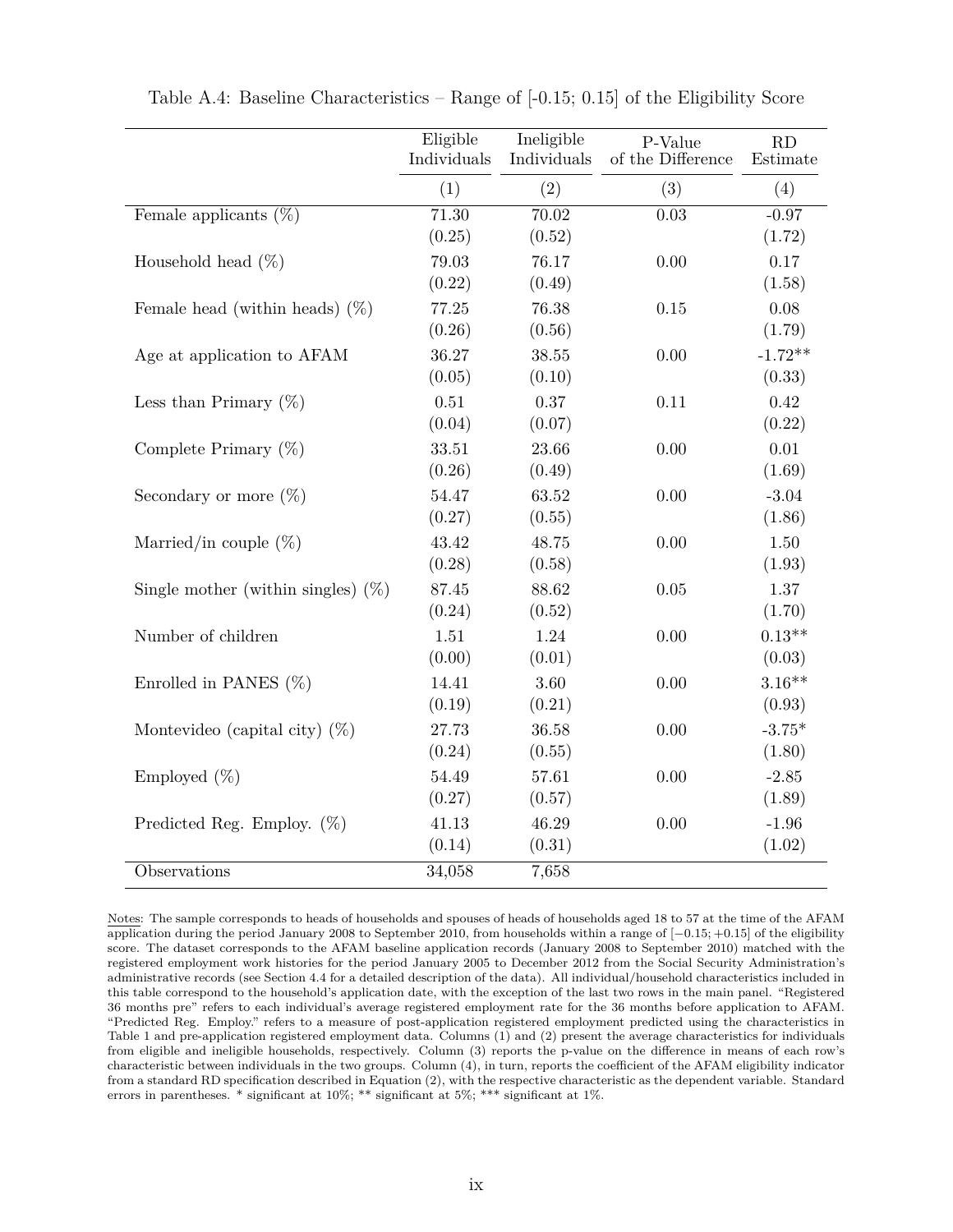Table A.4: Baseline Characteristics – Range of [-0.15; 0.15] of the Eligibility Score

| | Eligible Individuals | Ineligible Individuals | P-Value of the Difference | RD Estimate |
|---|---|---|---|---|
| | (1) | (2) | (3) | (4) |
| Female applicants (%) | 71.30 | 70.02 | 0.03 | -0.97 |
| | (0.25) | (0.52) | | (1.72) |
| Household head (%) | 79.03 | 76.17 | 0.00 | 0.17 |
| | (0.22) | (0.49) | | (1.58) |
| Female head (within heads) (%) | 77.25 | 76.38 | 0.15 | 0.08 |
| | (0.26) | (0.56) | | (1.79) |
| Age at application to AFAM | 36.27 | 38.55 | 0.00 | -1.72** |
| | (0.05) | (0.10) | | (0.33) |
| Less than Primary (%) | 0.51 | 0.37 | 0.11 | 0.42 |
| | (0.04) | (0.07) | | (0.22) |
| Complete Primary (%) | 33.51 | 23.66 | 0.00 | 0.01 |
| | (0.26) | (0.49) | | (1.69) |
| Secondary or more (%) | 54.47 | 63.52 | 0.00 | -3.04 |
| | (0.27) | (0.55) | | (1.86) |
| Married/in couple (%) | 43.42 | 48.75 | 0.00 | 1.50 |
| | (0.28) | (0.58) | | (1.93) |
| Single mother (within singles) (%) | 87.45 | 88.62 | 0.05 | 1.37 |
| | (0.24) | (0.52) | | (1.70) |
| Number of children | 1.51 | 1.24 | 0.00 | 0.13** |
| | (0.00) | (0.01) | | (0.03) |
| Enrolled in PANES (%) | 14.41 | 3.60 | 0.00 | 3.16** |
| | (0.19) | (0.21) | | (0.93) |
| Montevideo (capital city) (%) | 27.73 | 36.58 | 0.00 | -3.75* |
| | (0.24) | (0.55) | | (1.80) |
| Employed (%) | 54.49 | 57.61 | 0.00 | -2.85 |
| | (0.27) | (0.57) | | (1.89) |
| Predicted Reg. Employ. (%) | 41.13 | 46.29 | 0.00 | -1.96 |
| | (0.14) | (0.31) | | (1.02) |
| Observations | 34,058 | 7,658 | | |

Notes: The sample corresponds to heads of households and spouses of heads of households aged 18 to 57 at the time of the AFAM application during the period January 2008 to September 2010, from households within a range of $[-0.15; +0.15]$ of the eligibility score. The dataset corresponds to the AFAM baseline application records (January 2008 to September 2010) matched with the registered employment work histories for the period January 2005 to December 2012 from the Social Security Administration's administrative records (see Section 4.4 for a detailed description of the data). All individual/household characteristics included in this table correspond to the household's application date, with the exception of the last two rows in the main panel. "Registered 36 months pre" refers to each individual's average registered employment rate for the 36 months before application to AFAM. "Predicted Reg. Employ." refers to a measure of post-application registered employment predicted using the characteristics in Table 1 and pre-application registered employment data. Columns (1) and (2) present the average characteristics for individuals from eligible and ineligible households, respectively. Column (3) reports the p-value on the difference in means of each row's characteristic between individuals in the two groups. Column (4), in turn, reports the coefficient of the AFAM eligibility indicator from a standard RD specification described in Equation (2), with the respective characteristic as the dependent variable. Standard errors in parentheses. * significant at 10%; ** significant at 5%; *** significant at 1%.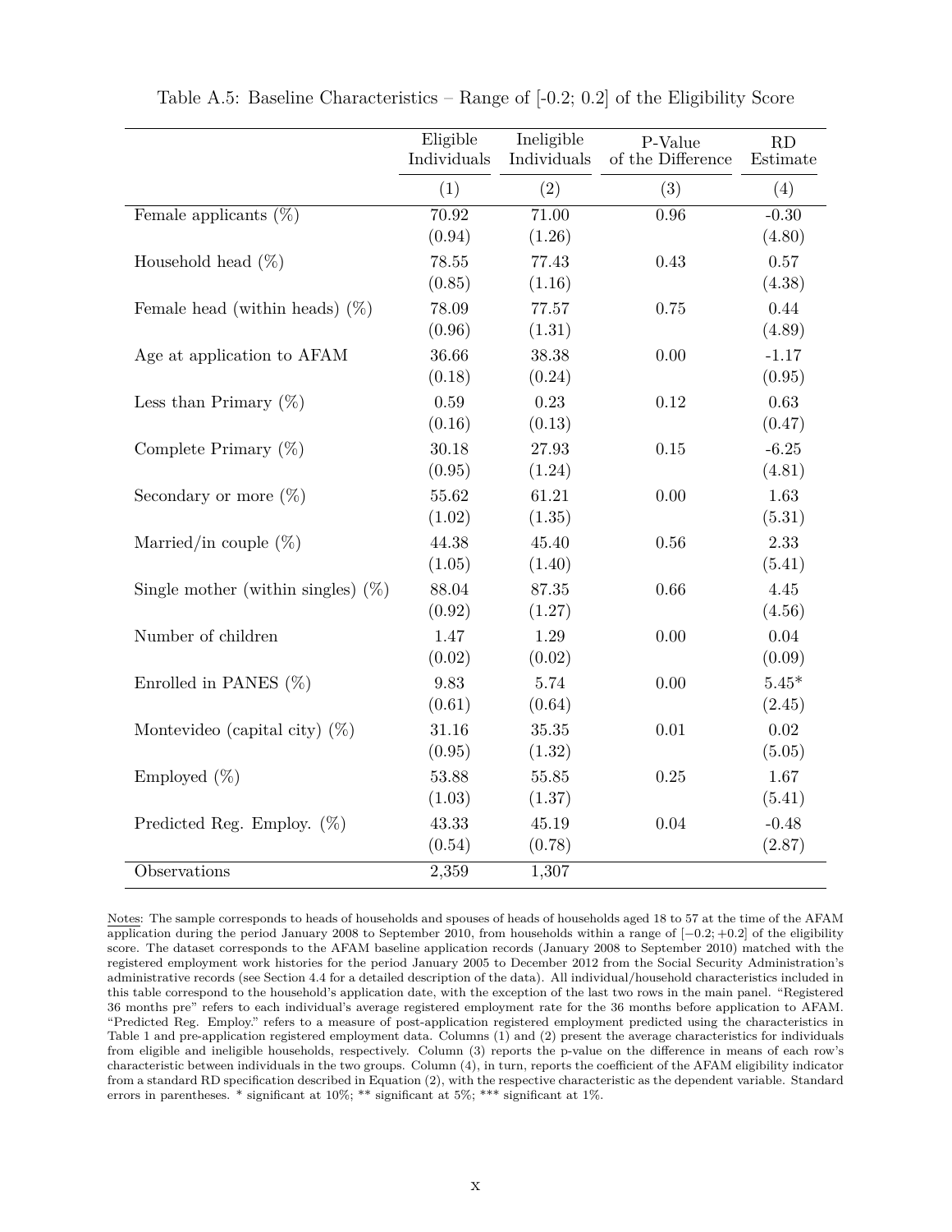Table A.5: Baseline Characteristics – Range of [-0.2; 0.2] of the Eligibility Score

| | Eligible Individuals | Ineligible Individuals | P-Value of the Difference | RD Estimate |
|---|---|---|---|---|
| | (1) | (2) | (3) | (4) |
| Female applicants (%) | 70.92 | 71.00 | 0.96 | -0.30 |
| | (0.94) | (1.26) | | (4.80) |
| Household head (%) | 78.55 | 77.43 | 0.43 | 0.57 |
| | (0.85) | (1.16) | | (4.38) |
| Female head (within heads) (%) | 78.09 | 77.57 | 0.75 | 0.44 |
| | (0.96) | (1.31) | | (4.89) |
| Age at application to AFAM | 36.66 | 38.38 | 0.00 | -1.17 |
| | (0.18) | (0.24) | | (0.95) |
| Less than Primary (%) | 0.59 | 0.23 | 0.12 | 0.63 |
| | (0.16) | (0.13) | | (0.47) |
| Complete Primary (%) | 30.18 | 27.93 | 0.15 | -6.25 |
| | (0.95) | (1.24) | | (4.81) |
| Secondary or more (%) | 55.62 | 61.21 | 0.00 | 1.63 |
| | (1.02) | (1.35) | | (5.31) |
| Married/in couple (%) | 44.38 | 45.40 | 0.56 | 2.33 |
| | (1.05) | (1.40) | | (5.41) |
| Single mother (within singles) (%) | 88.04 | 87.35 | 0.66 | 4.45 |
| | (0.92) | (1.27) | | (4.56) |
| Number of children | 1.47 | 1.29 | 0.00 | 0.04 |
| | (0.02) | (0.02) | | (0.09) |
| Enrolled in PANES (%) | 9.83 | 5.74 | 0.00 | 5.45* |
| | (0.61) | (0.64) | | (2.45) |
| Montevideo (capital city) (%) | 31.16 | 35.35 | 0.01 | 0.02 |
| | (0.95) | (1.32) | | (5.05) |
| Employed (%) | 53.88 | 55.85 | 0.25 | 1.67 |
| | (1.03) | (1.37) | | (5.41) |
| Predicted Reg. Employ. (%) | 43.33 | 45.19 | 0.04 | -0.48 |
| | (0.54) | (0.78) | | (2.87) |
| Observations | 2,359 | 1,307 | | |

Notes: The sample corresponds to heads of households and spouses of heads of households aged 18 to 57 at the time of the AFAM application during the period January 2008 to September 2010, from households within a range of $[-0.2; +0.2]$ of the eligibility score. The dataset corresponds to the AFAM baseline application records (January 2008 to September 2010) matched with the registered employment work histories for the period January 2005 to December 2012 from the Social Security Administration's administrative records (see Section 4.4 for a detailed description of the data). All individual/household characteristics included in this table correspond to the household's application date, with the exception of the last two rows in the main panel. "Registered 36 months pre" refers to each individual's average registered employment rate for the 36 months before application to AFAM. "Predicted Reg. Employ." refers to a measure of post-application registered employment predicted using the characteristics in Table 1 and pre-application registered employment data. Columns (1) and (2) present the average characteristics for individuals from eligible and ineligible households, respectively. Column (3) reports the p-value on the difference in means of each row's characteristic between individuals in the two groups. Column (4), in turn, reports the coefficient of the AFAM eligibility indicator from a standard RD specification described in Equation (2), with the respective characteristic as the dependent variable. Standard errors in parentheses. * significant at 10%; ** significant at 5%; *** significant at 1%.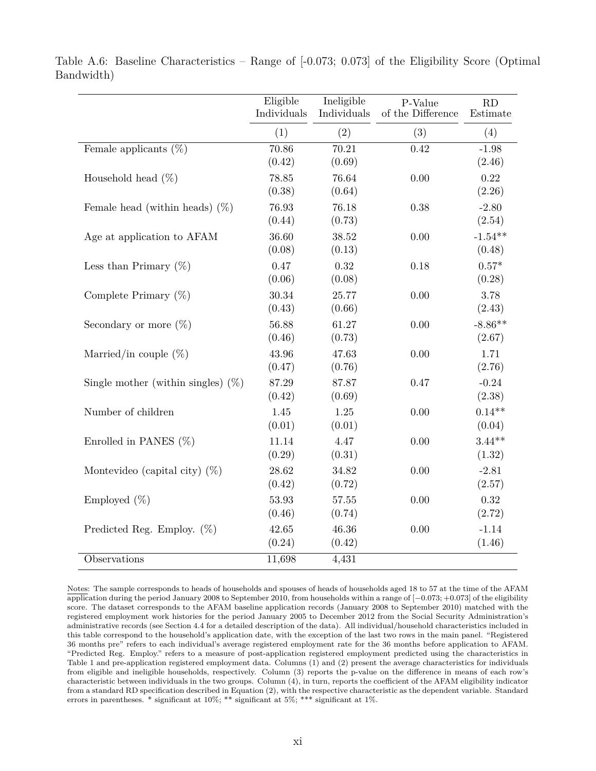Table A.6: Baseline Characteristics – Range of [-0.073; 0.073] of the Eligibility Score (Optimal Bandwidth)

| | Eligible Individuals | Ineligible Individuals | P-Value of the Difference | RD Estimate |
|---|---|---|---|---|
| | (1) | (2) | (3) | (4) |
| Female applicants (%) | 70.86 | 70.21 | 0.42 | -1.98 |
| | (0.42) | (0.69) | | (2.46) |
| Household head (%) | 78.85 | 76.64 | 0.00 | 0.22 |
| | (0.38) | (0.64) | | (2.26) |
| Female head (within heads) (%) | 76.93 | 76.18 | 0.38 | -2.80 |
| | (0.44) | (0.73) | | (2.54) |
| Age at application to AFAM | 36.60 | 38.52 | 0.00 | -1.54** |
| | (0.08) | (0.13) | | (0.48) |
| Less than Primary (%) | 0.47 | 0.32 | 0.18 | 0.57* |
| | (0.06) | (0.08) | | (0.28) |
| Complete Primary (%) | 30.34 | 25.77 | 0.00 | 3.78 |
| | (0.43) | (0.66) | | (2.43) |
| Secondary or more (%) | 56.88 | 61.27 | 0.00 | -8.86** |
| | (0.46) | (0.73) | | (2.67) |
| Married/in couple (%) | 43.96 | 47.63 | 0.00 | 1.71 |
| | (0.47) | (0.76) | | (2.76) |
| Single mother (within singles) (%) | 87.29 | 87.87 | 0.47 | -0.24 |
| | (0.42) | (0.69) | | (2.38) |
| Number of children | 1.45 | 1.25 | 0.00 | 0.14** |
| | (0.01) | (0.01) | | (0.04) |
| Enrolled in PANES (%) | 11.14 | 4.47 | 0.00 | 3.44** |
| | (0.29) | (0.31) | | (1.32) |
| Montevideo (capital city) (%) | 28.62 | 34.82 | 0.00 | -2.81 |
| | (0.42) | (0.72) | | (2.57) |
| Employed (%) | 53.93 | 57.55 | 0.00 | 0.32 |
| | (0.46) | (0.74) | | (2.72) |
| Predicted Reg. Employ. (%) | 42.65 | 46.36 | 0.00 | -1.14 |
| | (0.24) | (0.42) | | (1.46) |
| Observations | 11,698 | 4,431 | | |

Notes: The sample corresponds to heads of households and spouses of heads of households aged 18 to 57 at the time of the AFAM application during the period January 2008 to September 2010, from households within a range of [−0.073; +0.073] of the eligibility score. The dataset corresponds to the AFAM baseline application records (January 2008 to September 2010) matched with the registered employment work histories for the period January 2005 to December 2012 from the Social Security Administration's administrative records (see Section 4.4 for a detailed description of the data). All individual/household characteristics included in this table correspond to the household's application date, with the exception of the last two rows in the main panel. "Registered 36 months pre" refers to each individual's average registered employment rate for the 36 months before application to AFAM. "Predicted Reg. Employ." refers to a measure of post-application registered employment predicted using the characteristics in Table 1 and pre-application registered employment data. Columns (1) and (2) present the average characteristics for individuals from eligible and ineligible households, respectively. Column (3) reports the p-value on the difference in means of each row's characteristic between individuals in the two groups. Column (4), in turn, reports the coefficient of the AFAM eligibility indicator from a standard RD specification described in Equation (2), with the respective characteristic as the dependent variable. Standard errors in parentheses. * significant at 10%; ** significant at 5%; *** significant at 1%.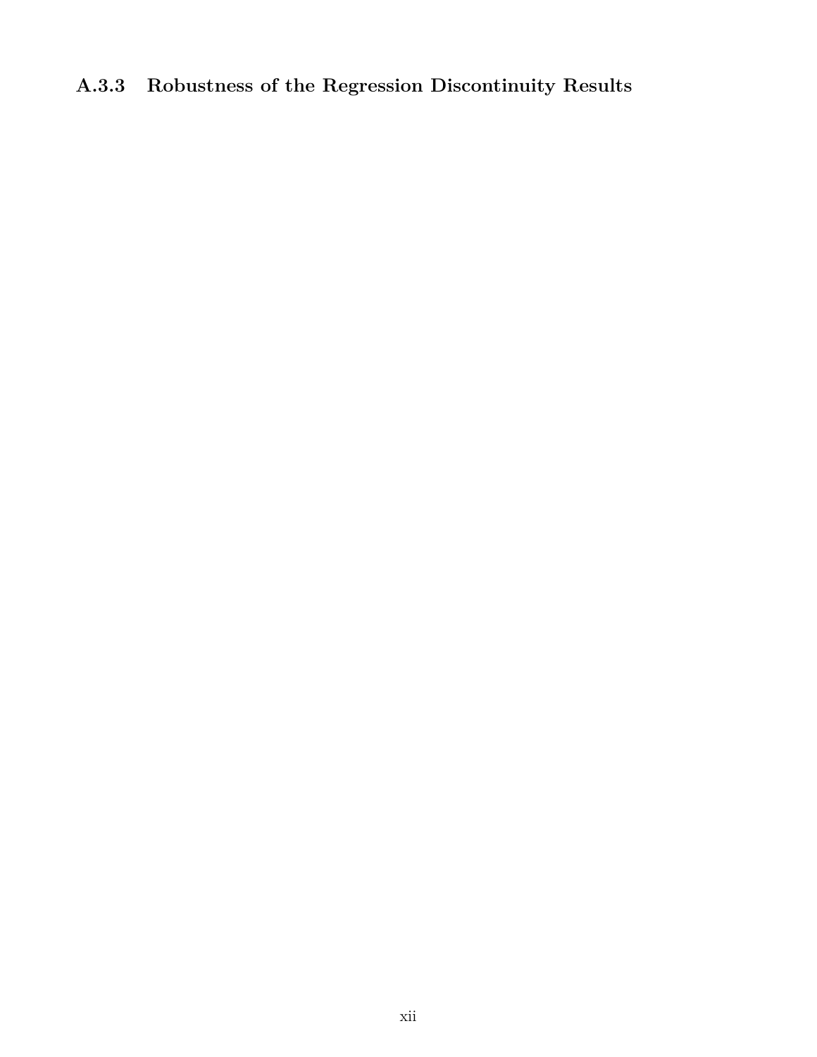### A.3.3 Robustness of the Regression Discontinuity Results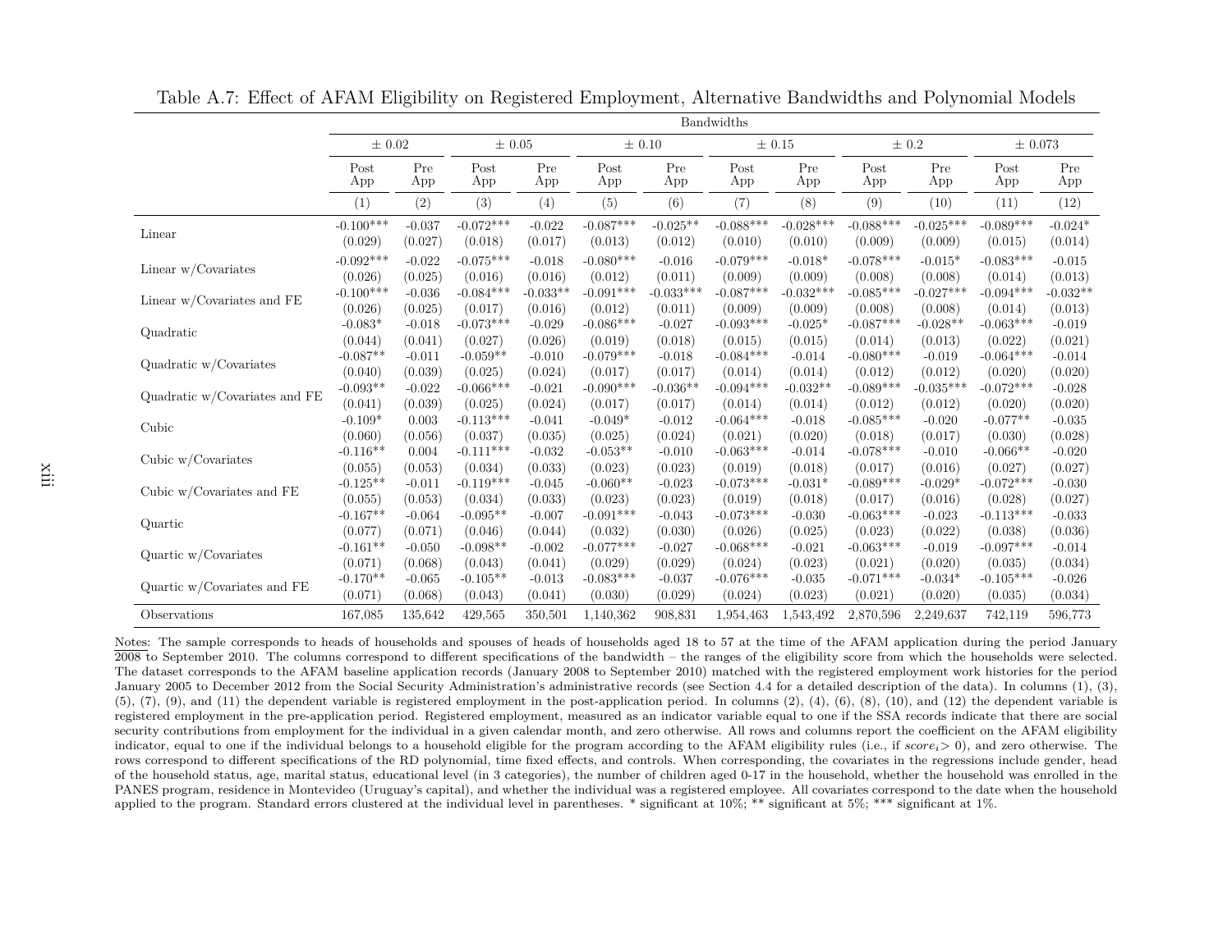Table A.7: Effect of AFAM Eligibility on Registered Employment, Alternative Bandwidths and Polynomial Models

| | Bandwidths | | | | | | | | | | | |
|---|---|---|---|---|---|---|---|---|---|---|---|---|
| | ± 0.02 | | ± 0.05 | | ± 0.10 | | ± 0.15 | | ± 0.2 | | ± 0.073 | |
| | Post App | Pre App | Post App | Pre App | Post App | Pre App | Post App | Pre App | Post App | Pre App | Post App | Pre App |
| | (1) | (2) | (3) | (4) | (5) | (6) | (7) | (8) | (9) | (10) | (11) | (12) |
| Linear | -0.100*** | -0.037 | -0.072*** | -0.022 | -0.087*** | -0.025** | -0.088*** | -0.028*** | -0.088*** | -0.025*** | -0.089*** | -0.024* |
| | (0.029) | (0.027) | (0.018) | (0.017) | (0.013) | (0.012) | (0.010) | (0.010) | (0.009) | (0.009) | (0.015) | (0.014) |
| Linear w/Covariates | -0.092*** | -0.022 | -0.075*** | -0.018 | -0.080*** | -0.016 | -0.079*** | -0.018* | -0.078*** | -0.015* | -0.083*** | -0.015 |
| | (0.026) | (0.025) | (0.016) | (0.016) | (0.012) | (0.011) | (0.009) | (0.009) | (0.008) | (0.008) | (0.014) | (0.013) |
| Linear w/Covariates and FE | -0.100*** | -0.036 | -0.084*** | -0.033** | -0.091*** | -0.033*** | -0.087*** | -0.032*** | -0.085*** | -0.027*** | -0.094*** | -0.032** |
| | (0.026) | (0.025) | (0.017) | (0.016) | (0.012) | (0.011) | (0.009) | (0.009) | (0.008) | (0.008) | (0.014) | (0.013) |
| Quadratic | -0.083* | -0.018 | -0.073*** | -0.029 | -0.086*** | -0.027 | -0.093*** | -0.025* | -0.087*** | -0.028** | -0.063*** | -0.019 |
| | (0.044) | (0.041) | (0.027) | (0.026) | (0.019) | (0.018) | (0.015) | (0.015) | (0.014) | (0.013) | (0.022) | (0.021) |
| Quadratic w/Covariates | -0.087** | -0.011 | -0.059** | -0.010 | -0.079*** | -0.018 | -0.084*** | -0.014 | -0.080*** | -0.019 | -0.064*** | -0.014 |
| | (0.040) | (0.039) | (0.025) | (0.024) | (0.017) | (0.017) | (0.014) | (0.014) | (0.012) | (0.012) | (0.020) | (0.020) |
| Quadratic w/Covariates and FE | -0.093** | -0.022 | -0.066*** | -0.021 | -0.090*** | -0.036** | -0.094*** | -0.032** | -0.089*** | -0.035*** | -0.072*** | -0.028 |
| | (0.041) | (0.039) | (0.025) | (0.024) | (0.017) | (0.017) | (0.014) | (0.014) | (0.012) | (0.012) | (0.020) | (0.020) |
| Cubic | -0.109* | 0.003 | -0.113*** | -0.041 | -0.049* | -0.012 | -0.064*** | -0.018 | -0.085*** | -0.020 | -0.077** | -0.035 |
| | (0.060) | (0.056) | (0.037) | (0.035) | (0.025) | (0.024) | (0.021) | (0.020) | (0.018) | (0.017) | (0.030) | (0.028) |
| Cubic w/Covariates | -0.116** | 0.004 | -0.111*** | -0.032 | -0.053** | -0.010 | -0.063*** | -0.014 | -0.078*** | -0.010 | -0.066** | -0.020 |
| | (0.055) | (0.053) | (0.034) | (0.033) | (0.023) | (0.023) | (0.019) | (0.018) | (0.017) | (0.016) | (0.027) | (0.027) |
| Cubic w/Covariates and FE | -0.125** | -0.011 | -0.119*** | -0.045 | -0.060** | -0.023 | -0.073*** | -0.031* | -0.089*** | -0.029* | -0.072*** | -0.030 |
| | (0.055) | (0.053) | (0.034) | (0.033) | (0.023) | (0.023) | (0.019) | (0.018) | (0.017) | (0.016) | (0.028) | (0.027) |
| Quartic | -0.167** | -0.064 | -0.095** | -0.007 | -0.091*** | -0.043 | -0.073*** | -0.030 | -0.063*** | -0.023 | -0.113*** | -0.033 |
| | (0.077) | (0.071) | (0.046) | (0.044) | (0.032) | (0.030) | (0.026) | (0.025) | (0.023) | (0.022) | (0.038) | (0.036) |
| Quartic w/Covariates | -0.161** | -0.050 | -0.098** | -0.002 | -0.077*** | -0.027 | -0.068*** | -0.021 | -0.063*** | -0.019 | -0.097*** | -0.014 |
| | (0.071) | (0.068) | (0.043) | (0.041) | (0.029) | (0.029) | (0.024) | (0.023) | (0.021) | (0.020) | (0.035) | (0.034) |
| Quartic w/Covariates and FE | -0.170** | -0.065 | -0.105** | -0.013 | -0.083*** | -0.037 | -0.076*** | -0.035 | -0.071*** | -0.034* | -0.105*** | -0.026 |
| | (0.071) | (0.068) | (0.043) | (0.041) | (0.030) | (0.029) | (0.024) | (0.023) | (0.021) | (0.020) | (0.035) | (0.034) |
| Observations | 167,085 | 135,642 | 429,565 | 350,501 | 1,140,362 | 908,831 | 1,954,463 | 1,543,492 | 2,870,596 | 2,249,637 | 742,119 | 596,773 |

Notes: The sample corresponds to heads of households and spouses of heads of households aged 18 to 57 at the time of the AFAM application during the period January 2008 to September 2010. The columns correspond to different specifications of the bandwidth – the ranges of the eligibility score from which the households were selected. The dataset corresponds to the AFAM baseline application records (January 2008 to September 2010) matched with the registered employment work histories for the period January 2005 to December 2012 from the Social Security Administration's administrative records (see Section 4.4 for a detailed description of the data). In columns (1), (3), (5), (7), (9), and (11) the dependent variable is registered employment in the post-application period. In columns (2), (4), (6), (8), (10), and (12) the dependent variable is registered employment in the pre-application period. Registered employment, measured as an indicator variable equal to one if the SSA records indicate that there are social security contributions from employment for the individual in a given calendar month, and zero otherwise. All rows and columns report the coefficient on the AFAM eligibility indicator, equal to one if the individual belongs to a household eligible for the program according to the AFAM eligibility rules (i.e., if $score_i > 0$), and zero otherwise. The rows correspond to different specifications of the RD polynomial, time fixed effects, and controls. When corresponding, the covariates in the regressions include gender, head of the household status, age, marital status, educational level (in 3 categories), the number of children aged 0-17 in the household, whether the household was enrolled in the PANES program, residence in Montevideo (Uruguay's capital), and whether the individual was a registered employee. All covariates correspond to the date when the household applied to the program. Standard errors clustered at the individual level in parentheses. * significant at 10%; ** significant at 5%; *** significant at 1%.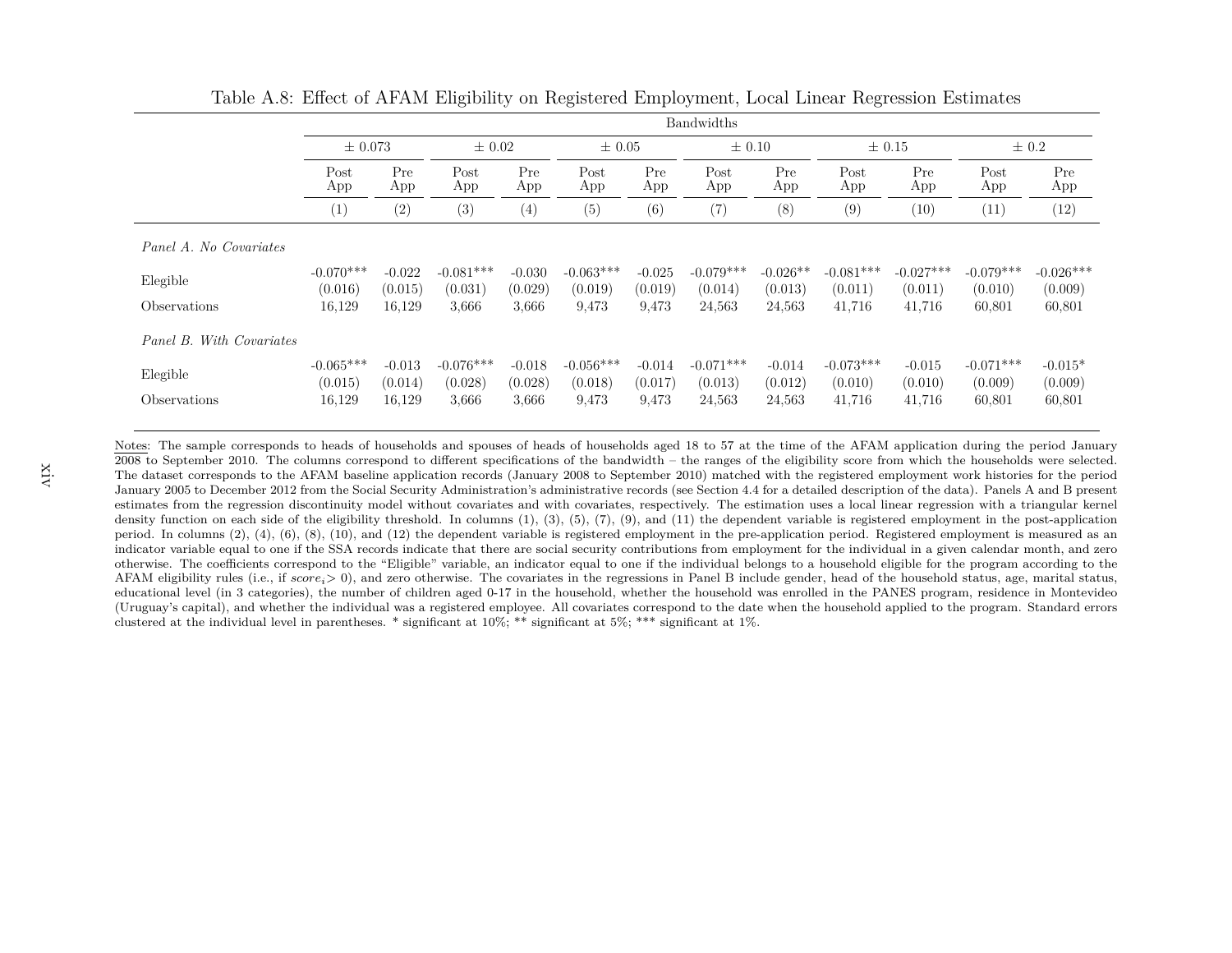Table A.8: Effect of AFAM Eligibility on Registered Employment, Local Linear Regression Estimates

| | Bandwidths | | | | | | | | | | | |
|---|---|---|---|---|---|---|---|---|---|---|---|---|
| | ± 0.073 | | ± 0.02 | | ± 0.05 | | ± 0.10 | | ± 0.15 | | ± 0.2 | |
| | Post App | Pre App | Post App | Pre App | Post App | Pre App | Post App | Pre App | Post App | Pre App | Post App | Pre App |
| | (1) | (2) | (3) | (4) | (5) | (6) | (7) | (8) | (9) | (10) | (11) | (12) |
| *Panel A. No Covariates* | | | | | | | | | | | | |
| Elegible | -0.070*** | -0.022 | -0.081*** | -0.030 | -0.063*** | -0.025 | -0.079*** | -0.026** | -0.081*** | -0.027*** | -0.079*** | -0.026*** |
| | (0.016) | (0.015) | (0.031) | (0.029) | (0.019) | (0.019) | (0.014) | (0.013) | (0.011) | (0.011) | (0.010) | (0.009) |
| Observations | 16,129 | 16,129 | 3,666 | 3,666 | 9,473 | 9,473 | 24,563 | 24,563 | 41,716 | 41,716 | 60,801 | 60,801 |
| *Panel B. With Covariates* | | | | | | | | | | | | |
| Elegible | -0.065*** | -0.013 | -0.076*** | -0.018 | -0.056*** | -0.014 | -0.071*** | -0.014 | -0.073*** | -0.015 | -0.071*** | -0.015* |
| | (0.015) | (0.014) | (0.028) | (0.028) | (0.018) | (0.017) | (0.013) | (0.012) | (0.010) | (0.010) | (0.009) | (0.009) |
| Observations | 16,129 | 16,129 | 3,666 | 3,666 | 9,473 | 9,473 | 24,563 | 24,563 | 41,716 | 41,716 | 60,801 | 60,801 |

Notes: The sample corresponds to heads of households and spouses of heads of households aged 18 to 57 at the time of the AFAM application during the period January 2008 to September 2010. The columns correspond to different specifications of the bandwidth – the ranges of the eligibility score from which the households were selected. The dataset corresponds to the AFAM baseline application records (January 2008 to September 2010) matched with the registered employment work histories for the period January 2005 to December 2012 from the Social Security Administration's administrative records (see Section 4.4 for a detailed description of the data). Panels A and B present estimates from the regression discontinuity model without covariates and with covariates, respectively. The estimation uses a local linear regression with a triangular kernel density function on each side of the eligibility threshold. In columns (1), (3), (5), (7), (9), and (11) the dependent variable is registered employment in the post-application period. In columns (2), (4), (6), (8), (10), and (12) the dependent variable is registered employment in the pre-application period. Registered employment is measured as an indicator variable equal to one if the SSA records indicate that there are social security contributions from employment for the individual in a given calendar month, and zero otherwise. The coefficients correspond to the "Eligible" variable, an indicator equal to one if the individual belongs to a household eligible for the program according to the AFAM eligibility rules (i.e., if $score_i > 0$), and zero otherwise. The covariates in the regressions in Panel B include gender, head of the household status, age, marital status, educational level (in 3 categories), the number of children aged 0-17 in the household, whether the household was enrolled in the PANES program, residence in Montevideo (Uruguay's capital), and whether the individual was a registered employee. All covariates correspond to the date when the household applied to the program. Standard errors clustered at the individual level in parentheses. * significant at 10%; ** significant at 5%; *** significant at 1%.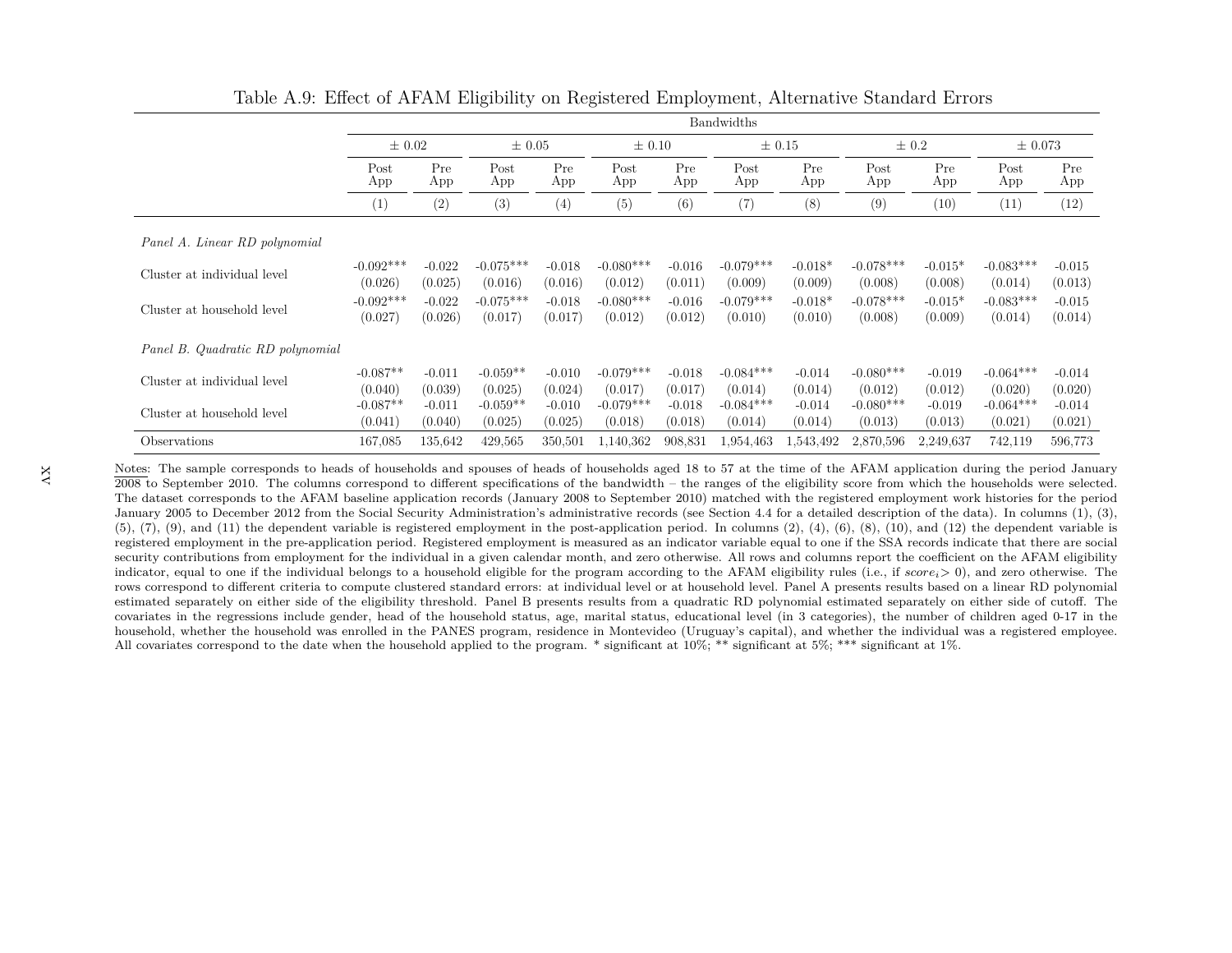Table A.9: Effect of AFAM Eligibility on Registered Employment, Alternative Standard Errors

| | Bandwidths | | | | | | | | | | | |
|---|---|---|---|---|---|---|---|---|---|---|---|---|
| | ± 0.02 | | ± 0.05 | | ± 0.10 | | ± 0.15 | | ± 0.2 | | ± 0.073 | |
| | Post App | Pre App | Post App | Pre App | Post App | Pre App | Post App | Pre App | Post App | Pre App | Post App | Pre App |
| | (1) | (2) | (3) | (4) | (5) | (6) | (7) | (8) | (9) | (10) | (11) | (12) |
| *Panel A. Linear RD polynomial* | | | | | | | | | | | | |
| Cluster at individual level | -0.092*** | -0.022 | -0.075*** | -0.018 | -0.080*** | -0.016 | -0.079*** | -0.018* | -0.078*** | -0.015* | -0.083*** | -0.015 |
| | (0.026) | (0.025) | (0.016) | (0.016) | (0.012) | (0.011) | (0.009) | (0.009) | (0.008) | (0.008) | (0.014) | (0.013) |
| Cluster at household level | -0.092*** | -0.022 | -0.075*** | -0.018 | -0.080*** | -0.016 | -0.079*** | -0.018* | -0.078*** | -0.015* | -0.083*** | -0.015 |
| | (0.027) | (0.026) | (0.017) | (0.017) | (0.012) | (0.012) | (0.010) | (0.010) | (0.008) | (0.009) | (0.014) | (0.014) |
| *Panel B. Quadratic RD polynomial* | | | | | | | | | | | | |
| Cluster at individual level | -0.087** | -0.011 | -0.059** | -0.010 | -0.079*** | -0.018 | -0.084*** | -0.014 | -0.080*** | -0.019 | -0.064*** | -0.014 |
| | (0.040) | (0.039) | (0.025) | (0.024) | (0.017) | (0.017) | (0.014) | (0.014) | (0.012) | (0.012) | (0.020) | (0.020) |
| Cluster at household level | -0.087** | -0.011 | -0.059** | -0.010 | -0.079*** | -0.018 | -0.084*** | -0.014 | -0.080*** | -0.019 | -0.064*** | -0.014 |
| | (0.041) | (0.040) | (0.025) | (0.025) | (0.018) | (0.018) | (0.014) | (0.014) | (0.013) | (0.013) | (0.021) | (0.021) |
| Observations | 167,085 | 135,642 | 429,565 | 350,501 | 1,140,362 | 908,831 | 1,954,463 | 1,543,492 | 2,870,596 | 2,249,637 | 742,119 | 596,773 |

Notes: The sample corresponds to heads of households and spouses of heads of households aged 18 to 57 at the time of the AFAM application during the period January 2008 to September 2010. The columns correspond to different specifications of the bandwidth – the ranges of the eligibility score from which the households were selected. The dataset corresponds to the AFAM baseline application records (January 2008 to September 2010) matched with the registered employment work histories for the period January 2005 to December 2012 from the Social Security Administration's administrative records (see Section 4.4 for a detailed description of the data). In columns (1), (3), (5), (7), (9), and (11) the dependent variable is registered employment in the post-application period. In columns (2), (4), (6), (8), (10), and (12) the dependent variable is registered employment in the pre-application period. Registered employment is measured as an indicator variable equal to one if the SSA records indicate that there are social security contributions from employment for the individual in a given calendar month, and zero otherwise. All rows and columns report the coefficient on the AFAM eligibility indicator, equal to one if the individual belongs to a household eligible for the program according to the AFAM eligibility rules (i.e., if $score_i > 0$), and zero otherwise. The rows correspond to different criteria to compute clustered standard errors: at individual level or at household level. Panel A presents results based on a linear RD polynomial estimated separately on either side of the eligibility threshold. Panel B presents results from a quadratic RD polynomial estimated separately on either side of cutoff. The covariates in the regressions include gender, head of the household status, age, marital status, educational level (in 3 categories), the number of children aged 0-17 in the household, whether the household was enrolled in the PANES program, residence in Montevideo (Uruguay's capital), and whether the individual was a registered employee. All covariates correspond to the date when the household applied to the program. * significant at 10%; ** significant at 5%; *** significant at 1%.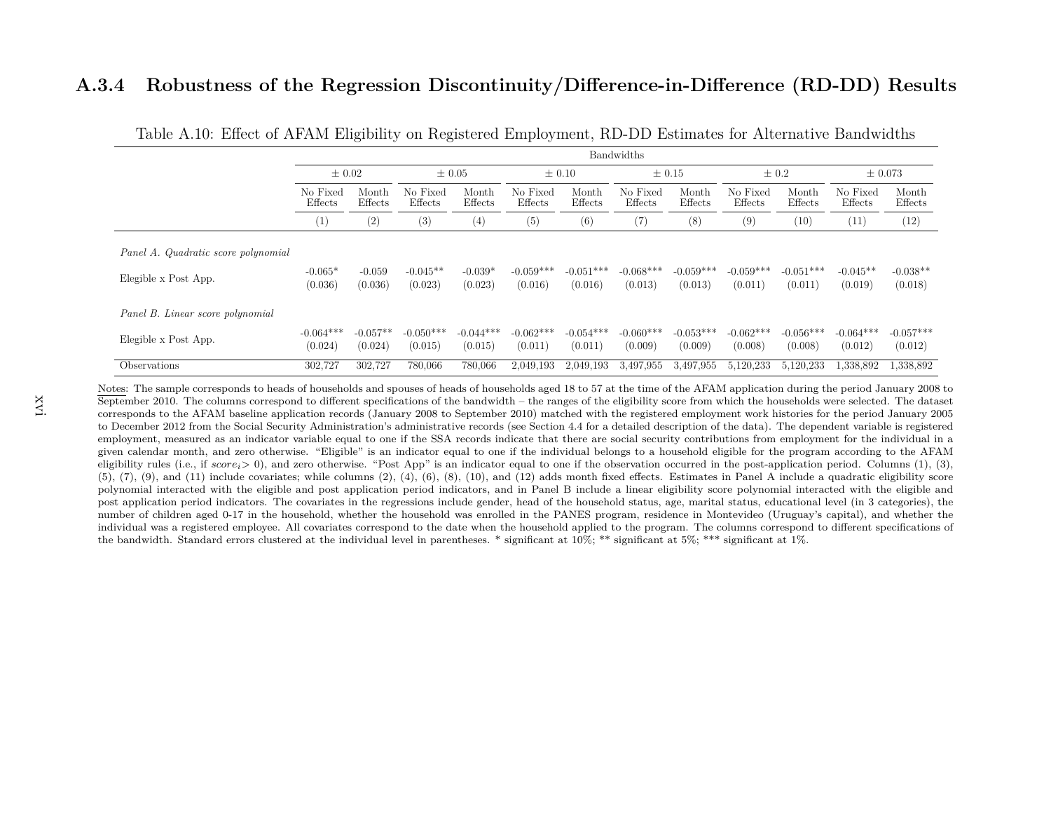### A.3.4 Robustness of the Regression Discontinuity/Difference-in-Difference (RD-DD) Results

Table A.10: Effect of AFAM Eligibility on Registered Employment, RD-DD Estimates for Alternative Bandwidths

| | Bandwidths | | | | | | | | | | | |
|---|---|---|---|---|---|---|---|---|---|---|---|---|
| | ± 0.02 | | ± 0.05 | | ± 0.10 | | ± 0.15 | | ± 0.2 | | ± 0.073 | |
| | No Fixed Effects | Month Effects | No Fixed Effects | Month Effects | No Fixed Effects | Month Effects | No Fixed Effects | Month Effects | No Fixed Effects | Month Effects | No Fixed Effects | Month Effects |
| | (1) | (2) | (3) | (4) | (5) | (6) | (7) | (8) | (9) | (10) | (11) | (12) |
| *Panel A. Quadratic score polynomial* | | | | | | | | | | | | |
| Elegible x Post App. | -0.065* | -0.059 | -0.045** | -0.039* | -0.059*** | -0.051*** | -0.068*** | -0.059*** | -0.059*** | -0.051*** | -0.045** | -0.038** |
| | (0.036) | (0.036) | (0.023) | (0.023) | (0.016) | (0.016) | (0.013) | (0.013) | (0.011) | (0.011) | (0.019) | (0.018) |
| *Panel B. Linear score polynomial* | | | | | | | | | | | | |
| Elegible x Post App. | -0.064*** | -0.057** | -0.050*** | -0.044*** | -0.062*** | -0.054*** | -0.060*** | -0.053*** | -0.062*** | -0.056*** | -0.064*** | -0.057*** |
| | (0.024) | (0.024) | (0.015) | (0.015) | (0.011) | (0.011) | (0.009) | (0.009) | (0.008) | (0.008) | (0.012) | (0.012) |
| Observations | 302,727 | 302,727 | 780,066 | 780,066 | 2,049,193 | 2,049,193 | 3,497,955 | 3,497,955 | 5,120,233 | 5,120,233 | 1,338,892 | 1,338,892 |

Notes: The sample corresponds to heads of households and spouses of heads of households aged 18 to 57 at the time of the AFAM application during the period January 2008 to September 2010. The columns correspond to different specifications of the bandwidth – the ranges of the eligibility score from which the households were selected. The dataset corresponds to the AFAM baseline application records (January 2008 to September 2010) matched with the registered employment work histories for the period January 2005 to December 2012 from the Social Security Administration's administrative records (see Section 4.4 for a detailed description of the data). The dependent variable is registered employment, measured as an indicator variable equal to one if the SSA records indicate that there are social security contributions from employment for the individual in a given calendar month, and zero otherwise. "Eligible" is an indicator equal to one if the individual belongs to a household eligible for the program according to the AFAM eligibility rules (i.e., if $score_i > 0$), and zero otherwise. "Post App" is an indicator equal to one if the observation occurred in the post-application period. Columns (1), (3), (5), (7), (9), and (11) include covariates; while columns (2), (4), (6), (8), (10), and (12) adds month fixed effects. Estimates in Panel A include a quadratic eligibility score polynomial interacted with the eligible and post application period indicators, and in Panel B include a linear eligibility score polynomial interacted with the eligible and post application period indicators. The covariates in the regressions include gender, head of the household status, age, marital status, educational level (in 3 categories), the number of children aged 0-17 in the household, whether the household was enrolled in the PANES program, residence in Montevideo (Uruguay's capital), and whether the individual was a registered employee. All covariates correspond to the date when the household applied to the program. The columns correspond to different specifications of the bandwidth. Standard errors clustered at the individual level in parentheses. * significant at 10%; ** significant at 5%; *** significant at 1%.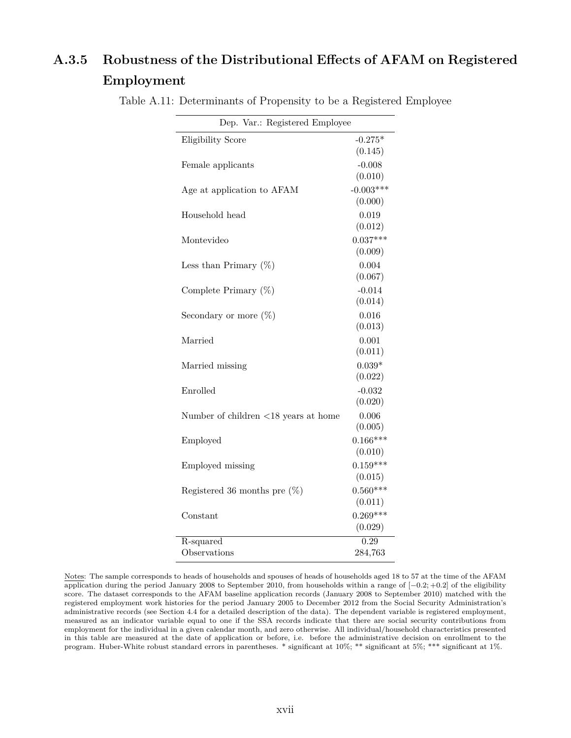### A.3.5 Robustness of the Distributional Effects of AFAM on Registered Employment

Table A.11: Determinants of Propensity to be a Registered Employee

| Dep. Var.: Registered Employee | |
|---|---|
| Eligibility Score | -0.275* |
| | (0.145) |
| Female applicants | -0.008 |
| | (0.010) |
| Age at application to AFAM | -0.003*** |
| | (0.000) |
| Household head | 0.019 |
| | (0.012) |
| Montevideo | 0.037*** |
| | (0.009) |
| Less than Primary (%) | 0.004 |
| | (0.067) |
| Complete Primary (%) | -0.014 |
| | (0.014) |
| Secondary or more (%) | 0.016 |
| | (0.013) |
| Married | 0.001 |
| | (0.011) |
| Married missing | 0.039* |
| | (0.022) |
| Enrolled | -0.032 |
| | (0.020) |
| Number of children <18 years at home | 0.006 |
| | (0.005) |
| Employed | 0.166*** |
| | (0.010) |
| Employed missing | 0.159*** |
| | (0.015) |
| Registered 36 months pre (%) | 0.560*** |
| | (0.011) |
| Constant | 0.269*** |
| | (0.029) |
| R-squared | 0.29 |
| Observations | 284,763 |

Notes: The sample corresponds to heads of households and spouses of heads of households aged 18 to 57 at the time of the AFAM application during the period January 2008 to September 2010, from households within a range of $[-0.2; +0.2]$ of the eligibility score. The dataset corresponds to the AFAM baseline application records (January 2008 to September 2010) matched with the registered employment work histories for the period January 2005 to December 2012 from the Social Security Administration's administrative records (see Section 4.4 for a detailed description of the data). The dependent variable is registered employment, measured as an indicator variable equal to one if the SSA records indicate that there are social security contributions from employment for the individual in a given calendar month, and zero otherwise. All individual/household characteristics presented in this table are measured at the date of application or before, i.e. before the administrative decision on enrollment to the program. Huber-White robust standard errors in parentheses. * significant at 10%; ** significant at 5%; *** significant at 1%.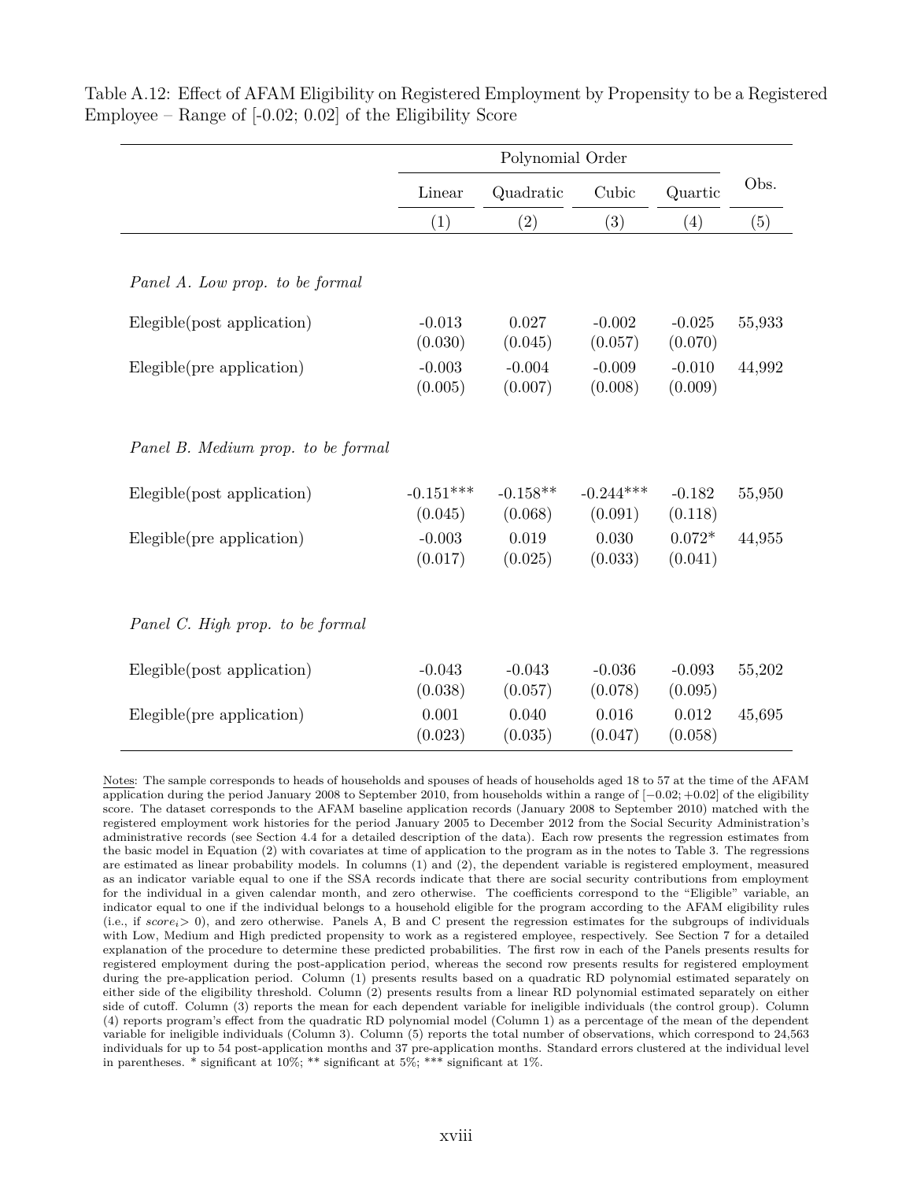Table A.12: Effect of AFAM Eligibility on Registered Employment by Propensity to be a Registered Employee – Range of [-0.02; 0.02] of the Eligibility Score

| | Polynomial Order | | | | Obs. |
|---|---|---|---|---|---|
| | Linear | Quadratic | Cubic | Quartic | |
| | (1) | (2) | (3) | (4) | (5) |
| *Panel A. Low prop. to be formal* | | | | | |
| Elegible(post application) | -0.013 | 0.027 | -0.002 | -0.025 | 55,933 |
| | (0.030) | (0.045) | (0.057) | (0.070) | |
| Elegible(pre application) | -0.003 | -0.004 | -0.009 | -0.010 | 44,992 |
| | (0.005) | (0.007) | (0.008) | (0.009) | |
| *Panel B. Medium prop. to be formal* | | | | | |
| Elegible(post application) | -0.151*** | -0.158** | -0.244*** | -0.182 | 55,950 |
| | (0.045) | (0.068) | (0.091) | (0.118) | |
| Elegible(pre application) | -0.003 | 0.019 | 0.030 | 0.072* | 44,955 |
| | (0.017) | (0.025) | (0.033) | (0.041) | |
| *Panel C. High prop. to be formal* | | | | | |
| Elegible(post application) | -0.043 | -0.043 | -0.036 | -0.093 | 55,202 |
| | (0.038) | (0.057) | (0.078) | (0.095) | |
| Elegible(pre application) | 0.001 | 0.040 | 0.016 | 0.012 | 45,695 |
| | (0.023) | (0.035) | (0.047) | (0.058) | |

Notes: The sample corresponds to heads of households and spouses of heads of households aged 18 to 57 at the time of the AFAM application during the period January 2008 to September 2010, from households within a range of $[-0.02; +0.02]$ of the eligibility score. The dataset corresponds to the AFAM baseline application records (January 2008 to September 2010) matched with the registered employment work histories for the period January 2005 to December 2012 from the Social Security Administration's administrative records (see Section 4.4 for a detailed description of the data). Each row presents the regression estimates from the basic model in Equation (2) with covariates at time of application to the program as in the notes to Table 3. The regressions are estimated as linear probability models. In columns (1) and (2), the dependent variable is registered employment, measured as an indicator variable equal to one if the SSA records indicate that there are social security contributions from employment for the individual in a given calendar month, and zero otherwise. The coefficients correspond to the "Eligible" variable, an indicator equal to one if the individual belongs to a household eligible for the program according to the AFAM eligibility rules (i.e., if $score_i > 0$), and zero otherwise. Panels A, B and C present the regression estimates for the subgroups of individuals with Low, Medium and High predicted propensity to work as a registered employee, respectively. See Section 7 for a detailed explanation of the procedure to determine these predicted probabilities. The first row in each of the Panels presents results for registered employment during the post-application period, whereas the second row presents results for registered employment during the pre-application period. Column (1) presents results based on a quadratic RD polynomial estimated separately on either side of the eligibility threshold. Column (2) presents results from a linear RD polynomial estimated separately on either side of cutoff. Column (3) reports the mean for each dependent variable for ineligible individuals (the control group). Column (4) reports program's effect from the quadratic RD polynomial model (Column 1) as a percentage of the mean of the dependent variable for ineligible individuals (Column 3). Column (5) reports the total number of observations, which correspond to 24,563 individuals for up to 54 post-application months and 37 pre-application months. Standard errors clustered at the individual level in parentheses. * significant at 10%; ** significant at 5%; *** significant at 1%.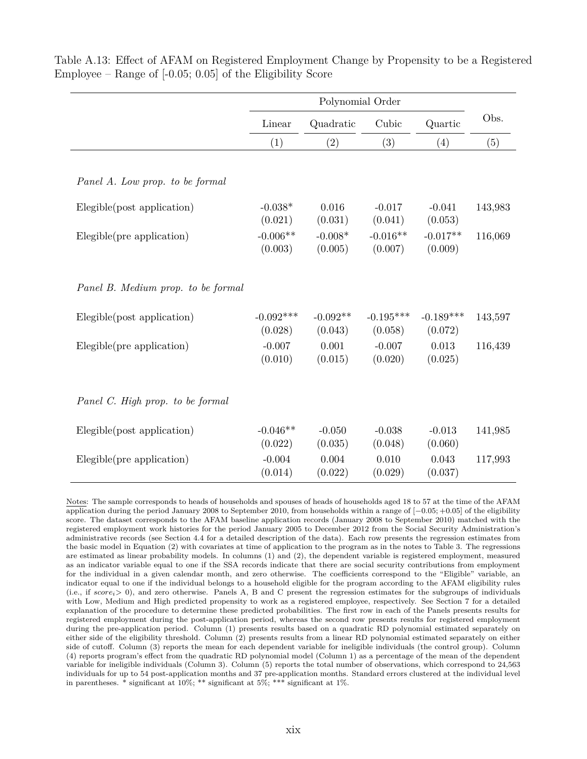Table A.13: Effect of AFAM on Registered Employment Change by Propensity to be a Registered Employee – Range of [-0.05; 0.05] of the Eligibility Score

| | Polynomial Order | | | | Obs. |
|---|---|---|---|---|---|
| | Linear | Quadratic | Cubic | Quartic | |
| | (1) | (2) | (3) | (4) | (5) |
| *Panel A. Low prop. to be formal* | | | | | |
| Elegible(post application) | -0.038* | 0.016 | -0.017 | -0.041 | 143,983 |
| | (0.021) | (0.031) | (0.041) | (0.053) | |
| Elegible(pre application) | -0.006** | -0.008* | -0.016** | -0.017** | 116,069 |
| | (0.003) | (0.005) | (0.007) | (0.009) | |
| *Panel B. Medium prop. to be formal* | | | | | |
| Elegible(post application) | -0.092*** | -0.092** | -0.195*** | -0.189*** | 143,597 |
| | (0.028) | (0.043) | (0.058) | (0.072) | |
| Elegible(pre application) | -0.007 | 0.001 | -0.007 | 0.013 | 116,439 |
| | (0.010) | (0.015) | (0.020) | (0.025) | |
| *Panel C. High prop. to be formal* | | | | | |
| Elegible(post application) | -0.046** | -0.050 | -0.038 | -0.013 | 141,985 |
| | (0.022) | (0.035) | (0.048) | (0.060) | |
| Elegible(pre application) | -0.004 | 0.004 | 0.010 | 0.043 | 117,993 |
| | (0.014) | (0.022) | (0.029) | (0.037) | |

Notes: The sample corresponds to heads of households and spouses of heads of households aged 18 to 57 at the time of the AFAM application during the period January 2008 to September 2010, from households within a range of $[-0.05; +0.05]$ of the eligibility score. The dataset corresponds to the AFAM baseline application records (January 2008 to September 2010) matched with the registered employment work histories for the period January 2005 to December 2012 from the Social Security Administration's administrative records (see Section 4.4 for a detailed description of the data). Each row presents the regression estimates from the basic model in Equation (2) with covariates at time of application to the program as in the notes to Table 3. The regressions are estimated as linear probability models. In columns (1) and (2), the dependent variable is registered employment, measured as an indicator variable equal to one if the SSA records indicate that there are social security contributions from employment for the individual in a given calendar month, and zero otherwise. The coefficients correspond to the "Eligible" variable, an indicator equal to one if the individual belongs to a household eligible for the program according to the AFAM eligibility rules (i.e., if $score_i > 0$), and zero otherwise. Panels A, B and C present the regression estimates for the subgroups of individuals with Low, Medium and High predicted propensity to work as a registered employee, respectively. See Section 7 for a detailed explanation of the procedure to determine these predicted probabilities. The first row in each of the Panels presents results for registered employment during the post-application period, whereas the second row presents results for registered employment during the pre-application period. Column (1) presents results based on a quadratic RD polynomial estimated separately on either side of the eligibility threshold. Column (2) presents results from a linear RD polynomial estimated separately on either side of cutoff. Column (3) reports the mean for each dependent variable for ineligible individuals (the control group). Column (4) reports program's effect from the quadratic RD polynomial model (Column 1) as a percentage of the mean of the dependent variable for ineligible individuals (Column 3). Column (5) reports the total number of observations, which correspond to 24,563 individuals for up to 54 post-application months and 37 pre-application months. Standard errors clustered at the individual level in parentheses. * significant at 10%; ** significant at 5%; *** significant at 1%.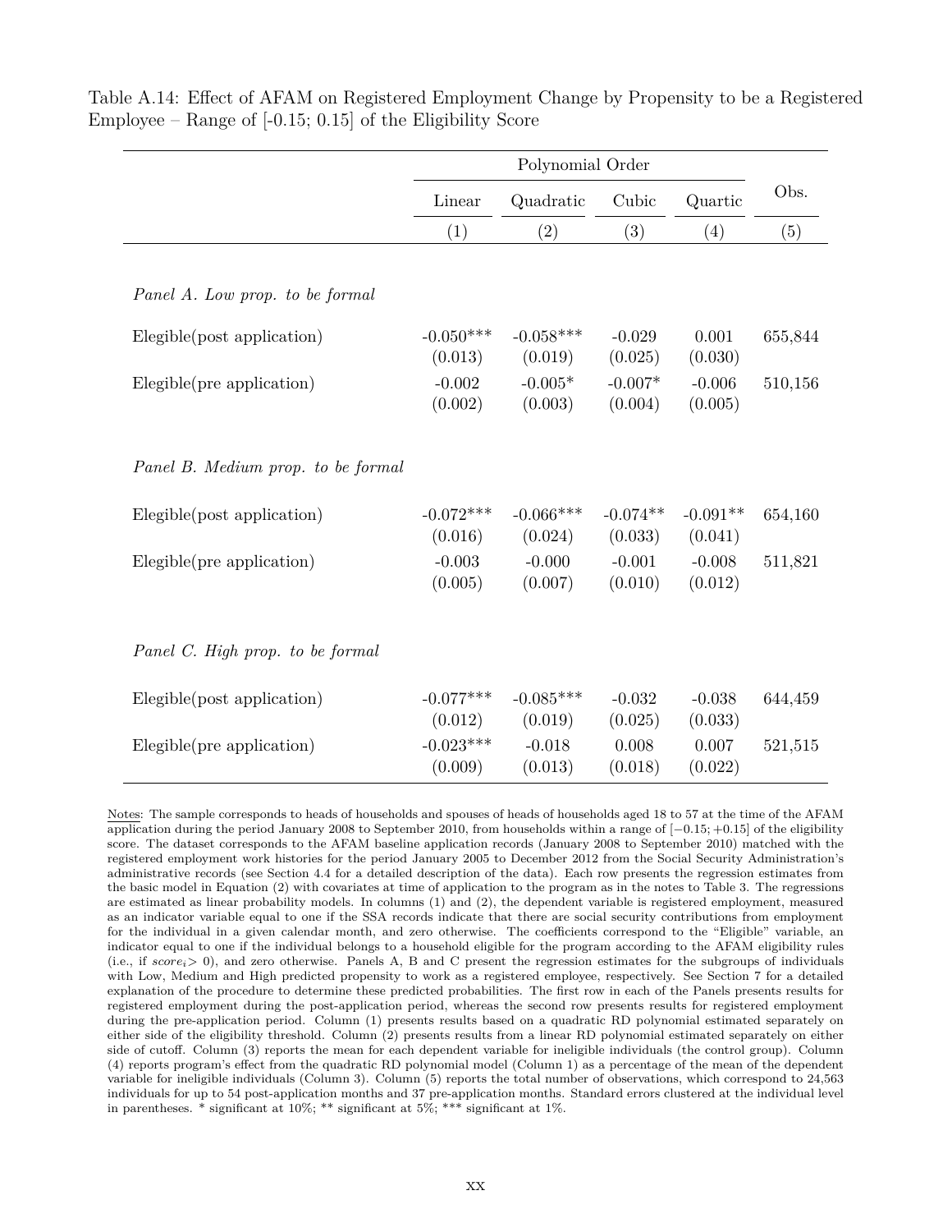Table A.14: Effect of AFAM on Registered Employment Change by Propensity to be a Registered Employee – Range of [-0.15; 0.15] of the Eligibility Score

| | Polynomial Order | | | | Obs. |
|---|---|---|---|---|---|
| | Linear | Quadratic | Cubic | Quartic | |
| | (1) | (2) | (3) | (4) | (5) |
| *Panel A. Low prop. to be formal* | | | | | |
| Elegible(post application) | -0.050*** | -0.058*** | -0.029 | 0.001 | 655,844 |
| | (0.013) | (0.019) | (0.025) | (0.030) | |
| Elegible(pre application) | -0.002 | -0.005* | -0.007* | -0.006 | 510,156 |
| | (0.002) | (0.003) | (0.004) | (0.005) | |
| *Panel B. Medium prop. to be formal* | | | | | |
| Elegible(post application) | -0.072*** | -0.066*** | -0.074** | -0.091** | 654,160 |
| | (0.016) | (0.024) | (0.033) | (0.041) | |
| Elegible(pre application) | -0.003 | -0.000 | -0.001 | -0.008 | 511,821 |
| | (0.005) | (0.007) | (0.010) | (0.012) | |
| *Panel C. High prop. to be formal* | | | | | |
| Elegible(post application) | -0.077*** | -0.085*** | -0.032 | -0.038 | 644,459 |
| | (0.012) | (0.019) | (0.025) | (0.033) | |
| Elegible(pre application) | -0.023*** | -0.018 | 0.008 | 0.007 | 521,515 |
| | (0.009) | (0.013) | (0.018) | (0.022) | |

Notes: The sample corresponds to heads of households and spouses of heads of households aged 18 to 57 at the time of the AFAM application during the period January 2008 to September 2010, from households within a range of $[-0.15; +0.15]$ of the eligibility score. The dataset corresponds to the AFAM baseline application records (January 2008 to September 2010) matched with the registered employment work histories for the period January 2005 to December 2012 from the Social Security Administration's administrative records (see Section 4.4 for a detailed description of the data). Each row presents the regression estimates from the basic model in Equation (2) with covariates at time of application to the program as in the notes to Table 3. The regressions are estimated as linear probability models. In columns (1) and (2), the dependent variable is registered employment, measured as an indicator variable equal to one if the SSA records indicate that there are social security contributions from employment for the individual in a given calendar month, and zero otherwise. The coefficients correspond to the "Eligible" variable, an indicator equal to one if the individual belongs to a household eligible for the program according to the AFAM eligibility rules (i.e., if $score_i > 0$), and zero otherwise. Panels A, B and C present the regression estimates for the subgroups of individuals with Low, Medium and High predicted propensity to work as a registered employee, respectively. See Section 7 for a detailed explanation of the procedure to determine these predicted probabilities. The first row in each of the Panels presents results for registered employment during the post-application period, whereas the second row presents results for registered employment during the pre-application period. Column (1) presents results based on a quadratic RD polynomial estimated separately on either side of the eligibility threshold. Column (2) presents results from a linear RD polynomial estimated separately on either side of cutoff. Column (3) reports the mean for each dependent variable for ineligible individuals (the control group). Column (4) reports program's effect from the quadratic RD polynomial model (Column 1) as a percentage of the mean of the dependent variable for ineligible individuals (Column 3). Column (5) reports the total number of observations, which correspond to 24,563 individuals for up to 54 post-application months and 37 pre-application months. Standard errors clustered at the individual level in parentheses. * significant at 10%; ** significant at 5%; *** significant at 1%.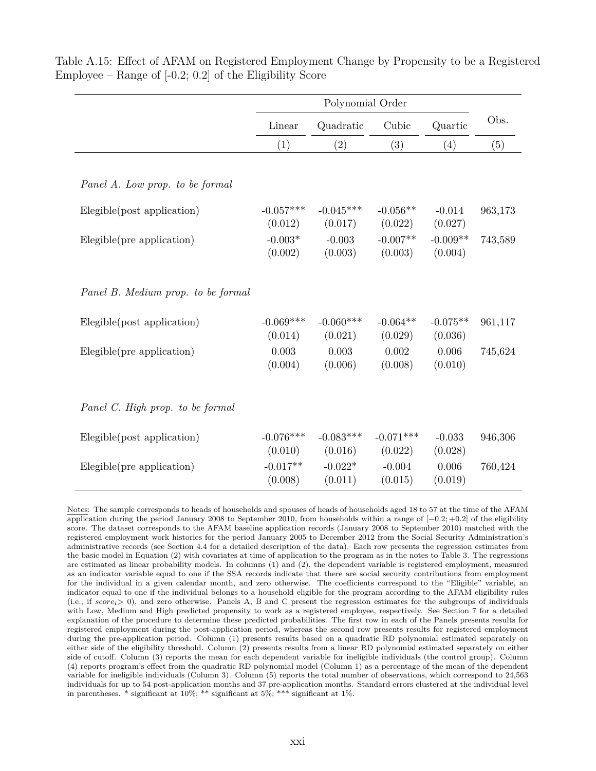Table A.15: Effect of AFAM on Registered Employment Change by Propensity to be a Registered Employee – Range of [-0.2; 0.2] of the Eligibility Score

| | Polynomial Order | | | | Obs. |
|---|---|---|---|---|---|
| | Linear | Quadratic | Cubic | Quartic | |
| | (1) | (2) | (3) | (4) | (5) |
| *Panel A. Low prop. to be formal* | | | | | |
| Elegible(post application) | -0.057*** | -0.045*** | -0.056** | -0.014 | 963,173 |
| | (0.012) | (0.017) | (0.022) | (0.027) | |
| Elegible(pre application) | -0.003* | -0.003 | -0.007** | -0.009** | 743,589 |
| | (0.002) | (0.003) | (0.003) | (0.004) | |
| *Panel B. Medium prop. to be formal* | | | | | |
| Elegible(post application) | -0.069*** | -0.060*** | -0.064** | -0.075** | 961,117 |
| | (0.014) | (0.021) | (0.029) | (0.036) | |
| Elegible(pre application) | 0.003 | 0.003 | 0.002 | 0.006 | 745,624 |
| | (0.004) | (0.006) | (0.008) | (0.010) | |
| *Panel C. High prop. to be formal* | | | | | |
| Elegible(post application) | -0.076*** | -0.083*** | -0.071*** | -0.033 | 946,306 |
| | (0.010) | (0.016) | (0.022) | (0.028) | |
| Elegible(pre application) | -0.017** | -0.022* | -0.004 | 0.006 | 760,424 |
| | (0.008) | (0.011) | (0.015) | (0.019) | |

Notes: The sample corresponds to heads of households and spouses of heads of households aged 18 to 57 at the time of the AFAM application during the period January 2008 to September 2010, from households within a range of $[-0.2;+0.2]$ of the eligibility score. The dataset corresponds to the AFAM baseline application records (January 2008 to September 2010) matched with the registered employment work histories for the period January 2005 to December 2012 from the Social Security Administration's administrative records (see Section 4.4 for a detailed description of the data). Each row presents the regression estimates from the basic model in Equation (2) with covariates at time of application to the program as in the notes to Table 3. The regressions are estimated as linear probability models. In columns (1) and (2), the dependent variable is registered employment, measured as an indicator variable equal to one if the SSA records indicate that there are social security contributions from employment for the individual in a given calendar month, and zero otherwise. The coefficients correspond to the "Eligible" variable, an indicator equal to one if the individual belongs to a household eligible for the program according to the AFAM eligibility rules (i.e., if $score_i > 0$), and zero otherwise. Panels A, B and C present the regression estimates for the subgroups of individuals with Low, Medium and High predicted propensity to work as a registered employee, respectively. See Section 7 for a detailed explanation of the procedure to determine these predicted probabilities. The first row in each of the Panels presents results for registered employment during the post-application period, whereas the second row presents results for registered employment during the pre-application period. Column (1) presents results based on a quadratic RD polynomial estimated separately on either side of the eligibility threshold. Column (2) presents results from a linear RD polynomial estimated separately on either side of cutoff. Column (3) reports the mean for each dependent variable for ineligible individuals (the control group). Column (4) reports program's effect from the quadratic RD polynomial model (Column 1) as a percentage of the mean of the dependent variable for ineligible individuals (Column 3). Column (5) reports the total number of observations, which correspond to 24,563 individuals for up to 54 post-application months and 37 pre-application months. Standard errors clustered at the individual level in parentheses. * significant at 10%; ** significant at 5%; *** significant at 1%.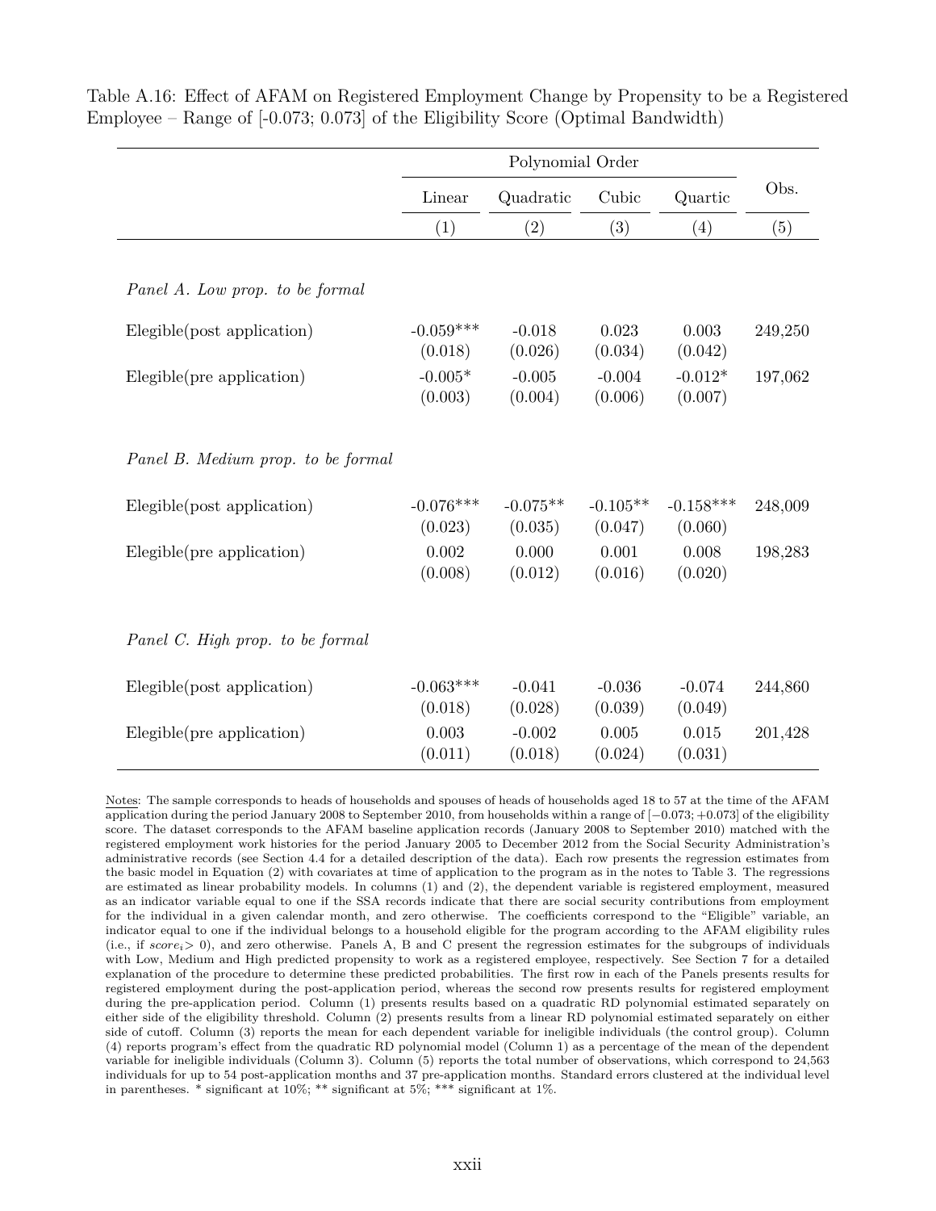Table A.16: Effect of AFAM on Registered Employment Change by Propensity to be a Registered Employee – Range of [-0.073; 0.073] of the Eligibility Score (Optimal Bandwidth)

| | Polynomial Order | | | | Obs. |
|---|---|---|---|---|---|
| | Linear | Quadratic | Cubic | Quartic | |
| | (1) | (2) | (3) | (4) | (5) |
| *Panel A. Low prop. to be formal* | | | | | |
| Elegible(post application) | -0.059*** | -0.018 | 0.023 | 0.003 | 249,250 |
| | (0.018) | (0.026) | (0.034) | (0.042) | |
| Elegible(pre application) | -0.005* | -0.005 | -0.004 | -0.012* | 197,062 |
| | (0.003) | (0.004) | (0.006) | (0.007) | |
| *Panel B. Medium prop. to be formal* | | | | | |
| Elegible(post application) | -0.076*** | -0.075** | -0.105** | -0.158*** | 248,009 |
| | (0.023) | (0.035) | (0.047) | (0.060) | |
| Elegible(pre application) | 0.002 | 0.000 | 0.001 | 0.008 | 198,283 |
| | (0.008) | (0.012) | (0.016) | (0.020) | |
| *Panel C. High prop. to be formal* | | | | | |
| Elegible(post application) | -0.063*** | -0.041 | -0.036 | -0.074 | 244,860 |
| | (0.018) | (0.028) | (0.039) | (0.049) | |
| Elegible(pre application) | 0.003 | -0.002 | 0.005 | 0.015 | 201,428 |
| | (0.011) | (0.018) | (0.024) | (0.031) | |

Notes: The sample corresponds to heads of households and spouses of heads of households aged 18 to 57 at the time of the AFAM application during the period January 2008 to September 2010, from households within a range of $[-0.073; +0.073]$ of the eligibility score. The dataset corresponds to the AFAM baseline application records (January 2008 to September 2010) matched with the registered employment work histories for the period January 2005 to December 2012 from the Social Security Administration's administrative records (see Section 4.4 for a detailed description of the data). Each row presents the regression estimates from the basic model in Equation (2) with covariates at time of application to the program as in the notes to Table 3. The regressions are estimated as linear probability models. In columns (1) and (2), the dependent variable is registered employment, measured as an indicator variable equal to one if the SSA records indicate that there are social security contributions from employment for the individual in a given calendar month, and zero otherwise. The coefficients correspond to the "Eligible" variable, an indicator equal to one if the individual belongs to a household eligible for the program according to the AFAM eligibility rules (i.e., if $score_i > 0$), and zero otherwise. Panels A, B and C present the regression estimates for the subgroups of individuals with Low, Medium and High predicted propensity to work as a registered employee, respectively. See Section 7 for a detailed explanation of the procedure to determine these predicted probabilities. The first row in each of the Panels presents results for registered employment during the post-application period, whereas the second row presents results for registered employment during the pre-application period. Column (1) presents results based on a quadratic RD polynomial estimated separately on either side of the eligibility threshold. Column (2) presents results from a linear RD polynomial estimated separately on either side of cutoff. Column (3) reports the mean for each dependent variable for ineligible individuals (the control group). Column (4) reports program's effect from the quadratic RD polynomial model (Column 1) as a percentage of the mean of the dependent variable for ineligible individuals (Column 3). Column (5) reports the total number of observations, which correspond to 24,563 individuals for up to 54 post-application months and 37 pre-application months. Standard errors clustered at the individual level in parentheses. * significant at 10%; ** significant at 5%; *** significant at 1%.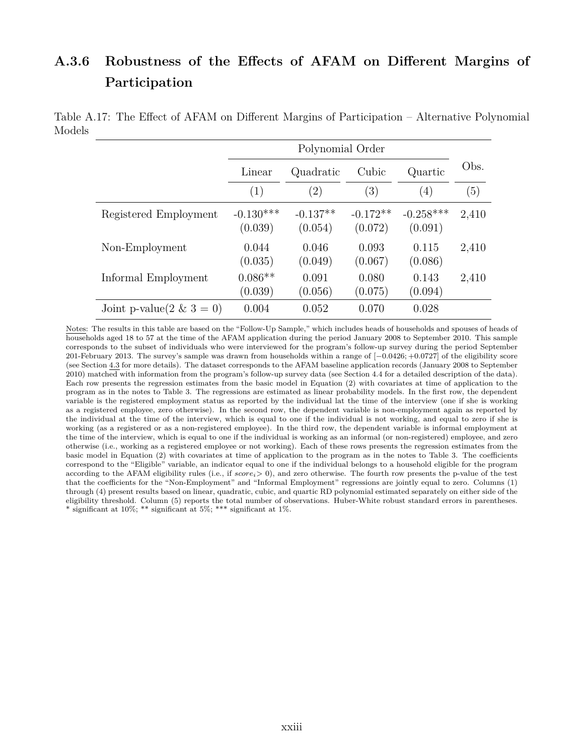### A.3.6 Robustness of the Effects of AFAM on Different Margins of Participation

Table A.17: The Effect of AFAM on Different Margins of Participation – Alternative Polynomial Models

| | Polynomial Order | | | | Obs. |
|---|---|---|---|---|---|
| | Linear | Quadratic | Cubic | Quartic | |
| | (1) | (2) | (3) | (4) | (5) |
| Registered Employment | -0.130*** | -0.137** | -0.172** | -0.258*** | 2,410 |
| | (0.039) | (0.054) | (0.072) | (0.091) | |
| Non-Employment | 0.044 | 0.046 | 0.093 | 0.115 | 2,410 |
| | (0.035) | (0.049) | (0.067) | (0.086) | |
| Informal Employment | 0.086** | 0.091 | 0.080 | 0.143 | 2,410 |
| | (0.039) | (0.056) | (0.075) | (0.094) | |
| Joint p-value(2 & 3 = 0) | 0.004 | 0.052 | 0.070 | 0.028 | |

Notes: The results in this table are based on the "Follow-Up Sample," which includes heads of households and spouses of heads of households aged 18 to 57 at the time of the AFAM application during the period January 2008 to September 2010. This sample corresponds to the subset of individuals who were interviewed for the program's follow-up survey during the period September 201-February 2013. The survey's sample was drawn from households within a range of $[-0.0426; +0.0727]$ of the eligibility score (see Section 4.3 for more details). The dataset corresponds to the AFAM baseline application records (January 2008 to September 2010) matched with information from the program's follow-up survey data (see Section 4.4 for a detailed description of the data). Each row presents the regression estimates from the basic model in Equation (2) with covariates at time of application to the program as in the notes to Table 3. The regressions are estimated as linear probability models. In the first row, the dependent variable is the registered employment status as reported by the individual lat the time of the interview (one if she is working as a registered employee, zero otherwise). In the second row, the dependent variable is non-employment again as reported by the individual at the time of the interview, which is equal to one if the individual is not working, and equal to zero if she is working (as a registered or as a non-registered employee). In the third row, the dependent variable is informal employment at the time of the interview, which is equal to one if the individual is working as an informal (or non-registered) employee, and zero otherwise (i.e., working as a registered employee or not working). Each of these rows presents the regression estimates from the basic model in Equation (2) with covariates at time of application to the program as in the notes to Table 3. The coefficients correspond to the "Eligible" variable, an indicator equal to one if the individual belongs to a household eligible for the program according to the AFAM eligibility rules (i.e., if $score_i > 0$), and zero otherwise. The fourth row presents the p-value of the test that the coefficients for the "Non-Employment" and "Informal Employment" regressions are jointly equal to zero. Columns (1) through (4) present results based on linear, quadratic, cubic, and quartic RD polynomial estimated separately on either side of the eligibility threshold. Column (5) reports the total number of observations. Huber-White robust standard errors in parentheses. * significant at 10%; ** significant at 5%; *** significant at 1%.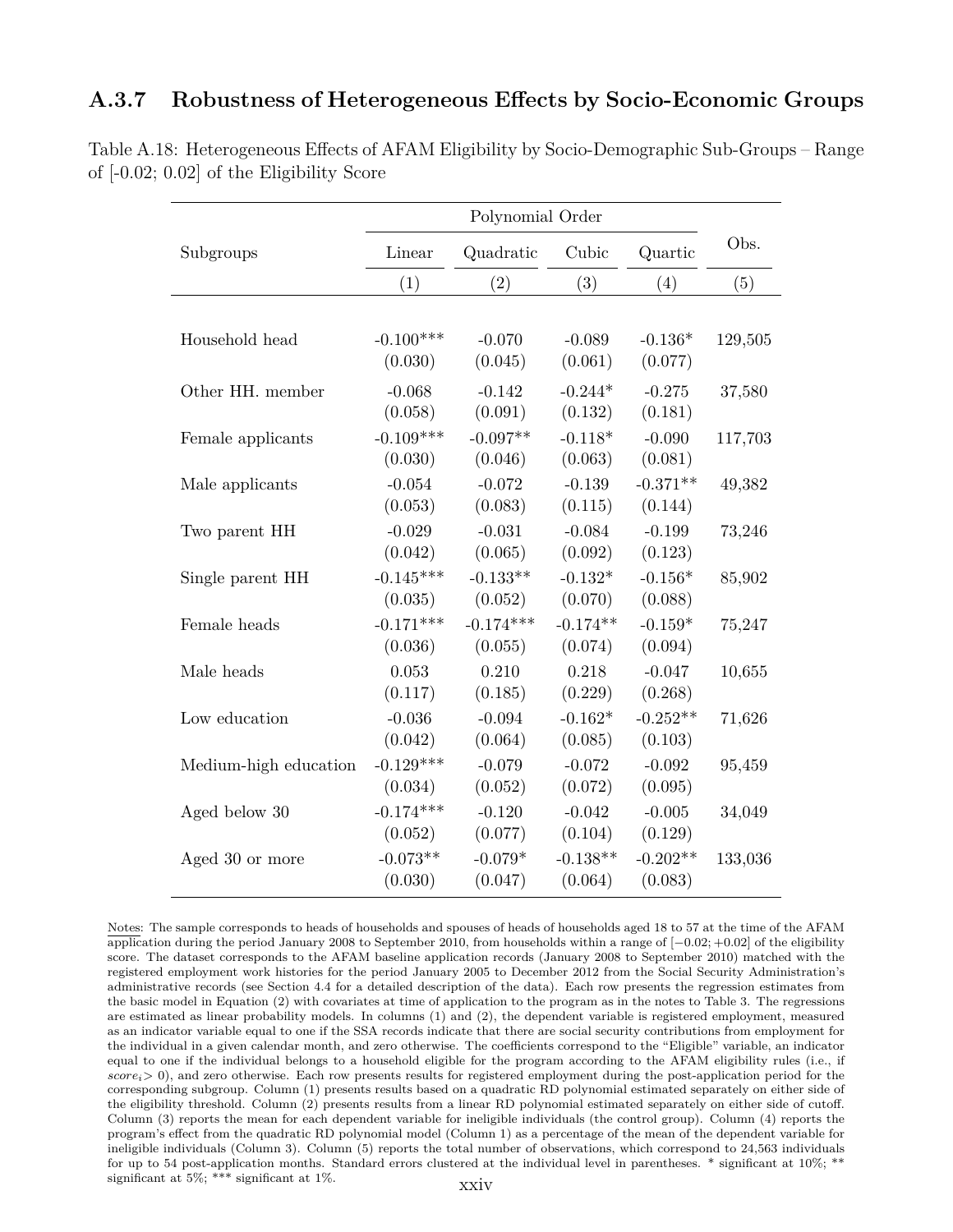### A.3.7 Robustness of Heterogeneous Effects by Socio-Economic Groups

Table A.18: Heterogeneous Effects of AFAM Eligibility by Socio-Demographic Sub-Groups – Range of [-0.02; 0.02] of the Eligibility Score

| Subgroups | Polynomial Order | | | | Obs. |
|---|---|---|---|---|---|
| | Linear | Quadratic | Cubic | Quartic | |
| | (1) | (2) | (3) | (4) | (5) |
| Household head | -0.100*** | -0.070 | -0.089 | -0.136* | 129,505 |
| | (0.030) | (0.045) | (0.061) | (0.077) | |
| Other HH. member | -0.068 | -0.142 | -0.244* | -0.275 | 37,580 |
| | (0.058) | (0.091) | (0.132) | (0.181) | |
| Female applicants | -0.109*** | -0.097** | -0.118* | -0.090 | 117,703 |
| | (0.030) | (0.046) | (0.063) | (0.081) | |
| Male applicants | -0.054 | -0.072 | -0.139 | -0.371** | 49,382 |
| | (0.053) | (0.083) | (0.115) | (0.144) | |
| Two parent HH | -0.029 | -0.031 | -0.084 | -0.199 | 73,246 |
| | (0.042) | (0.065) | (0.092) | (0.123) | |
| Single parent HH | -0.145*** | -0.133** | -0.132* | -0.156* | 85,902 |
| | (0.035) | (0.052) | (0.070) | (0.088) | |
| Female heads | -0.171*** | -0.174*** | -0.174** | -0.159* | 75,247 |
| | (0.036) | (0.055) | (0.074) | (0.094) | |
| Male heads | 0.053 | 0.210 | 0.218 | -0.047 | 10,655 |
| | (0.117) | (0.185) | (0.229) | (0.268) | |
| Low education | -0.036 | -0.094 | -0.162* | -0.252** | 71,626 |
| | (0.042) | (0.064) | (0.085) | (0.103) | |
| Medium-high education | -0.129*** | -0.079 | -0.072 | -0.092 | 95,459 |
| | (0.034) | (0.052) | (0.072) | (0.095) | |
| Aged below 30 | -0.174*** | -0.120 | -0.042 | -0.005 | 34,049 |
| | (0.052) | (0.077) | (0.104) | (0.129) | |
| Aged 30 or more | -0.073** | -0.079* | -0.138** | -0.202** | 133,036 |
| | (0.030) | (0.047) | (0.064) | (0.083) | |

Notes: The sample corresponds to heads of households and spouses of heads of households aged 18 to 57 at the time of the AFAM application during the period January 2008 to September 2010, from households within a range of $[-0.02; +0.02]$ of the eligibility score. The dataset corresponds to the AFAM baseline application records (January 2008 to September 2010) matched with the registered employment work histories for the period January 2005 to December 2012 from the Social Security Administration's administrative records (see Section 4.4 for a detailed description of the data). Each row presents the regression estimates from the basic model in Equation (2) with covariates at time of application to the program as in the notes to Table 3. The regressions are estimated as linear probability models. In columns (1) and (2), the dependent variable is registered employment, measured as an indicator variable equal to one if the SSA records indicate that there are social security contributions from employment for the individual in a given calendar month, and zero otherwise. The coefficients correspond to the "Eligible" variable, an indicator equal to one if the individual belongs to a household eligible for the program according to the AFAM eligibility rules (i.e., if $score_i > 0$), and zero otherwise. Each row presents results for registered employment during the post-application period for the corresponding subgroup. Column (1) presents results based on a quadratic RD polynomial estimated separately on either side of the eligibility threshold. Column (2) presents results from a linear RD polynomial estimated separately on either side of cutoff. Column (3) reports the mean for each dependent variable for ineligible individuals (the control group). Column (4) reports the program's effect from the quadratic RD polynomial model (Column 1) as a percentage of the mean of the dependent variable for ineligible individuals (Column 3). Column (5) reports the total number of observations, which correspond to 24,563 individuals for up to 54 post-application months. Standard errors clustered at the individual level in parentheses. * significant at 10%; ** significant at 5%; *** significant at 1%.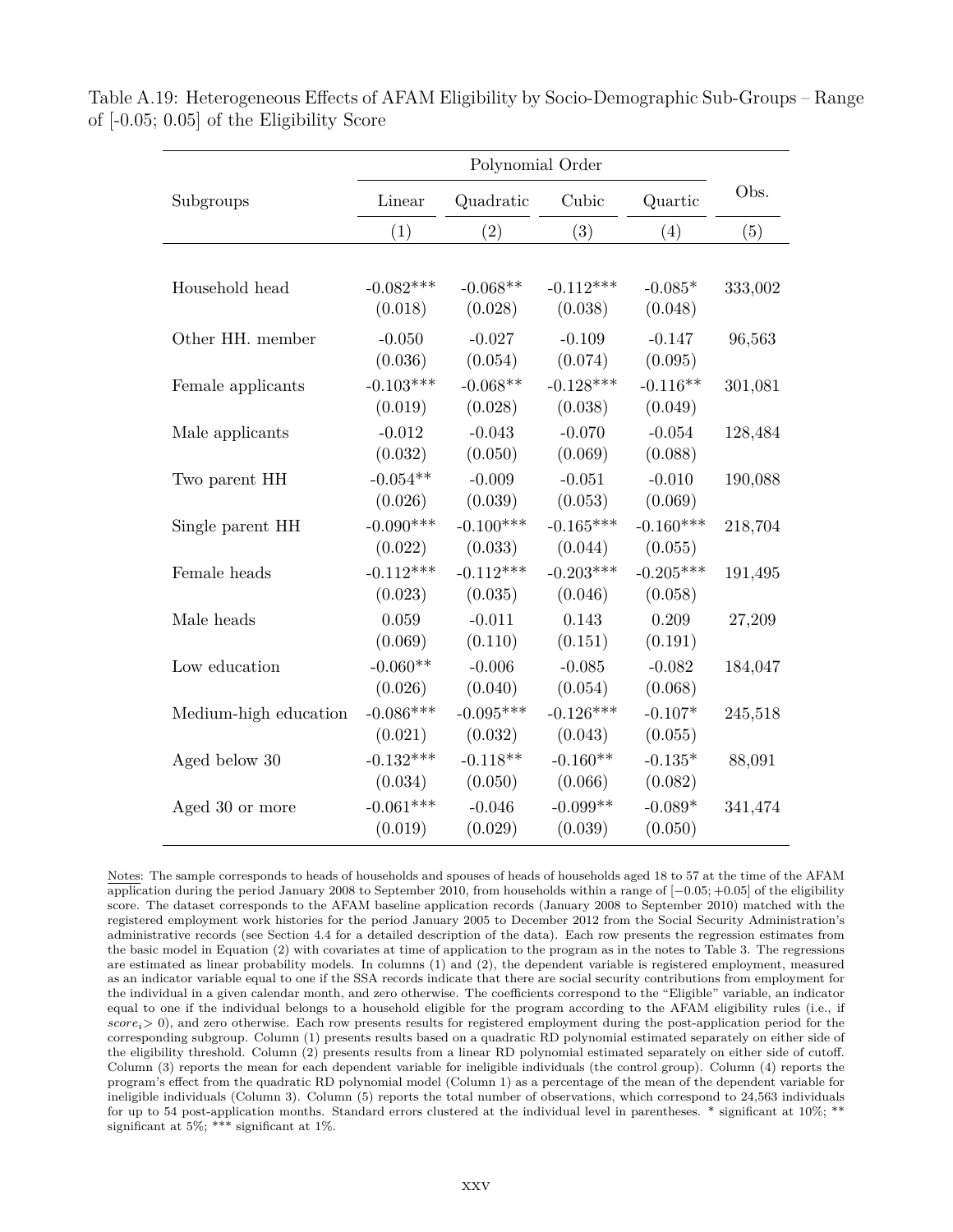Table A.19: Heterogeneous Effects of AFAM Eligibility by Socio-Demographic Sub-Groups – Range of [-0.05; 0.05] of the Eligibility Score

| | Polynomial Order | | | | |
|---|---|---|---|---|---|
| Subgroups | Linear | Quadratic | Cubic | Quartic | Obs. |
| | (1) | (2) | (3) | (4) | (5) |
| Household head | -0.082*** | -0.068** | -0.112*** | -0.085* | 333,002 |
| | (0.018) | (0.028) | (0.038) | (0.048) | |
| Other HH. member | -0.050 | -0.027 | -0.109 | -0.147 | 96,563 |
| | (0.036) | (0.054) | (0.074) | (0.095) | |
| Female applicants | -0.103*** | -0.068** | -0.128*** | -0.116** | 301,081 |
| | (0.019) | (0.028) | (0.038) | (0.049) | |
| Male applicants | -0.012 | -0.043 | -0.070 | -0.054 | 128,484 |
| | (0.032) | (0.050) | (0.069) | (0.088) | |
| Two parent HH | -0.054** | -0.009 | -0.051 | -0.010 | 190,088 |
| | (0.026) | (0.039) | (0.053) | (0.069) | |
| Single parent HH | -0.090*** | -0.100*** | -0.165*** | -0.160*** | 218,704 |
| | (0.022) | (0.033) | (0.044) | (0.055) | |
| Female heads | -0.112*** | -0.112*** | -0.203*** | -0.205*** | 191,495 |
| | (0.023) | (0.035) | (0.046) | (0.058) | |
| Male heads | 0.059 | -0.011 | 0.143 | 0.209 | 27,209 |
| | (0.069) | (0.110) | (0.151) | (0.191) | |
| Low education | -0.060** | -0.006 | -0.085 | -0.082 | 184,047 |
| | (0.026) | (0.040) | (0.054) | (0.068) | |
| Medium-high education | -0.086*** | -0.095*** | -0.126*** | -0.107* | 245,518 |
| | (0.021) | (0.032) | (0.043) | (0.055) | |
| Aged below 30 | -0.132*** | -0.118** | -0.160** | -0.135* | 88,091 |
| | (0.034) | (0.050) | (0.066) | (0.082) | |
| Aged 30 or more | -0.061*** | -0.046 | -0.099** | -0.089* | 341,474 |
| | (0.019) | (0.029) | (0.039) | (0.050) | |

Notes: The sample corresponds to heads of households and spouses of heads of households aged 18 to 57 at the time of the AFAM application during the period January 2008 to September 2010, from households within a range of $[-0.05; +0.05]$ of the eligibility score. The dataset corresponds to the AFAM baseline application records (January 2008 to September 2010) matched with the registered employment work histories for the period January 2005 to December 2012 from the Social Security Administration's administrative records (see Section 4.4 for a detailed description of the data). Each row presents the regression estimates from the basic model in Equation (2) with covariates at time of application to the program as in the notes to Table 3. The regressions are estimated as linear probability models. In columns (1) and (2), the dependent variable is registered employment, measured as an indicator variable equal to one if the SSA records indicate that there are social security contributions from employment for the individual in a given calendar month, and zero otherwise. The coefficients correspond to the "Eligible" variable, an indicator equal to one if the individual belongs to a household eligible for the program according to the AFAM eligibility rules (i.e., if $score_i > 0$), and zero otherwise. Each row presents results for registered employment during the post-application period for the corresponding subgroup. Column (1) presents results based on a quadratic RD polynomial estimated separately on either side of the eligibility threshold. Column (2) presents results from a linear RD polynomial estimated separately on either side of cutoff. Column (3) reports the mean for each dependent variable for ineligible individuals (the control group). Column (4) reports the program's effect from the quadratic RD polynomial model (Column 1) as a percentage of the mean of the dependent variable for ineligible individuals (Column 3). Column (5) reports the total number of observations, which correspond to 24,563 individuals for up to 54 post-application months. Standard errors clustered at the individual level in parentheses. * significant at 10%; ** significant at 5%; *** significant at 1%.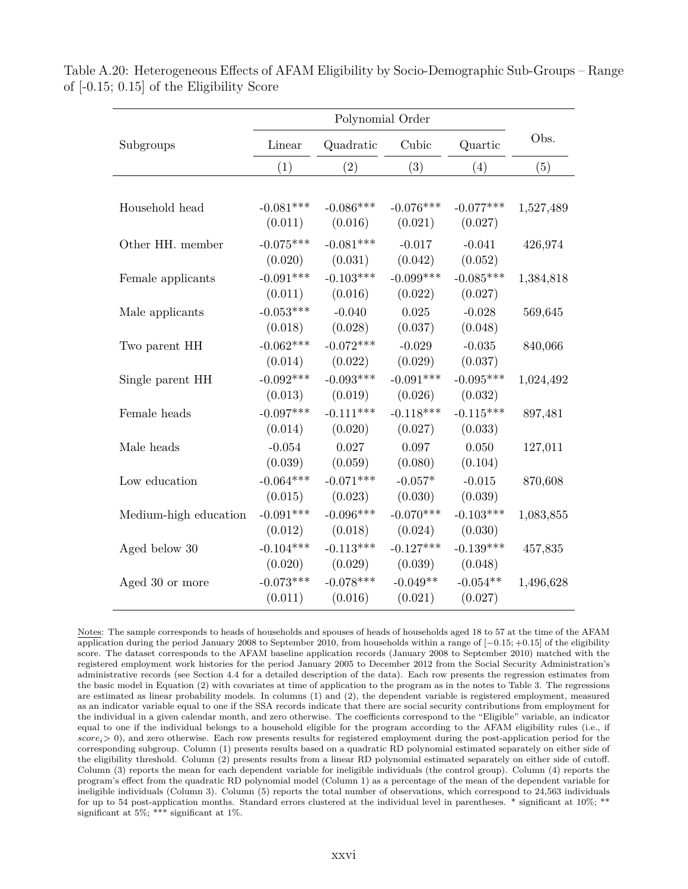Table A.20: Heterogeneous Effects of AFAM Eligibility by Socio-Demographic Sub-Groups – Range of [-0.15; 0.15] of the Eligibility Score

| Subgroups | Polynomial Order | | | | Obs. |
|---|---|---|---|---|---|
| | Linear | Quadratic | Cubic | Quartic | |
| | (1) | (2) | (3) | (4) | (5) |
| Household head | -0.081*** | -0.086*** | -0.076*** | -0.077*** | 1,527,489 |
| | (0.011) | (0.016) | (0.021) | (0.027) | |
| Other HH. member | -0.075*** | -0.081*** | -0.017 | -0.041 | 426,974 |
| | (0.020) | (0.031) | (0.042) | (0.052) | |
| Female applicants | -0.091*** | -0.103*** | -0.099*** | -0.085*** | 1,384,818 |
| | (0.011) | (0.016) | (0.022) | (0.027) | |
| Male applicants | -0.053*** | -0.040 | 0.025 | -0.028 | 569,645 |
| | (0.018) | (0.028) | (0.037) | (0.048) | |
| Two parent HH | -0.062*** | -0.072*** | -0.029 | -0.035 | 840,066 |
| | (0.014) | (0.022) | (0.029) | (0.037) | |
| Single parent HH | -0.092*** | -0.093*** | -0.091*** | -0.095*** | 1,024,492 |
| | (0.013) | (0.019) | (0.026) | (0.032) | |
| Female heads | -0.097*** | -0.111*** | -0.118*** | -0.115*** | 897,481 |
| | (0.014) | (0.020) | (0.027) | (0.033) | |
| Male heads | -0.054 | 0.027 | 0.097 | 0.050 | 127,011 |
| | (0.039) | (0.059) | (0.080) | (0.104) | |
| Low education | -0.064*** | -0.071*** | -0.057* | -0.015 | 870,608 |
| | (0.015) | (0.023) | (0.030) | (0.039) | |
| Medium-high education | -0.091*** | -0.096*** | -0.070*** | -0.103*** | 1,083,855 |
| | (0.012) | (0.018) | (0.024) | (0.030) | |
| Aged below 30 | -0.104*** | -0.113*** | -0.127*** | -0.139*** | 457,835 |
| | (0.020) | (0.029) | (0.039) | (0.048) | |
| Aged 30 or more | -0.073*** | -0.078*** | -0.049** | -0.054** | 1,496,628 |
| | (0.011) | (0.016) | (0.021) | (0.027) | |

Notes: The sample corresponds to heads of households and spouses of heads of households aged 18 to 57 at the time of the AFAM application during the period January 2008 to September 2010, from households within a range of $[-0.15; +0.15]$ of the eligibility score. The dataset corresponds to the AFAM baseline application records (January 2008 to September 2010) matched with the registered employment work histories for the period January 2005 to December 2012 from the Social Security Administration's administrative records (see Section 4.4 for a detailed description of the data). Each row presents the regression estimates from the basic model in Equation (2) with covariates at time of application to the program as in the notes to Table 3. The regressions are estimated as linear probability models. In columns (1) and (2), the dependent variable is registered employment, measured as an indicator variable equal to one if the SSA records indicate that there are social security contributions from employment for the individual in a given calendar month, and zero otherwise. The coefficients correspond to the "Eligible" variable, an indicator equal to one if the individual belongs to a household eligible for the program according to the AFAM eligibility rules (i.e., if $score_i > 0$), and zero otherwise. Each row presents results for registered employment during the post-application period for the corresponding subgroup. Column (1) presents results based on a quadratic RD polynomial estimated separately on either side of the eligibility threshold. Column (2) presents results from a linear RD polynomial estimated separately on either side of cutoff. Column (3) reports the mean for each dependent variable for ineligible individuals (the control group). Column (4) reports the program's effect from the quadratic RD polynomial model (Column 1) as a percentage of the mean of the dependent variable for ineligible individuals (Column 3). Column (5) reports the total number of observations, which correspond to 24,563 individuals for up to 54 post-application months. Standard errors clustered at the individual level in parentheses. * significant at 10%; ** significant at 5%; *** significant at 1%.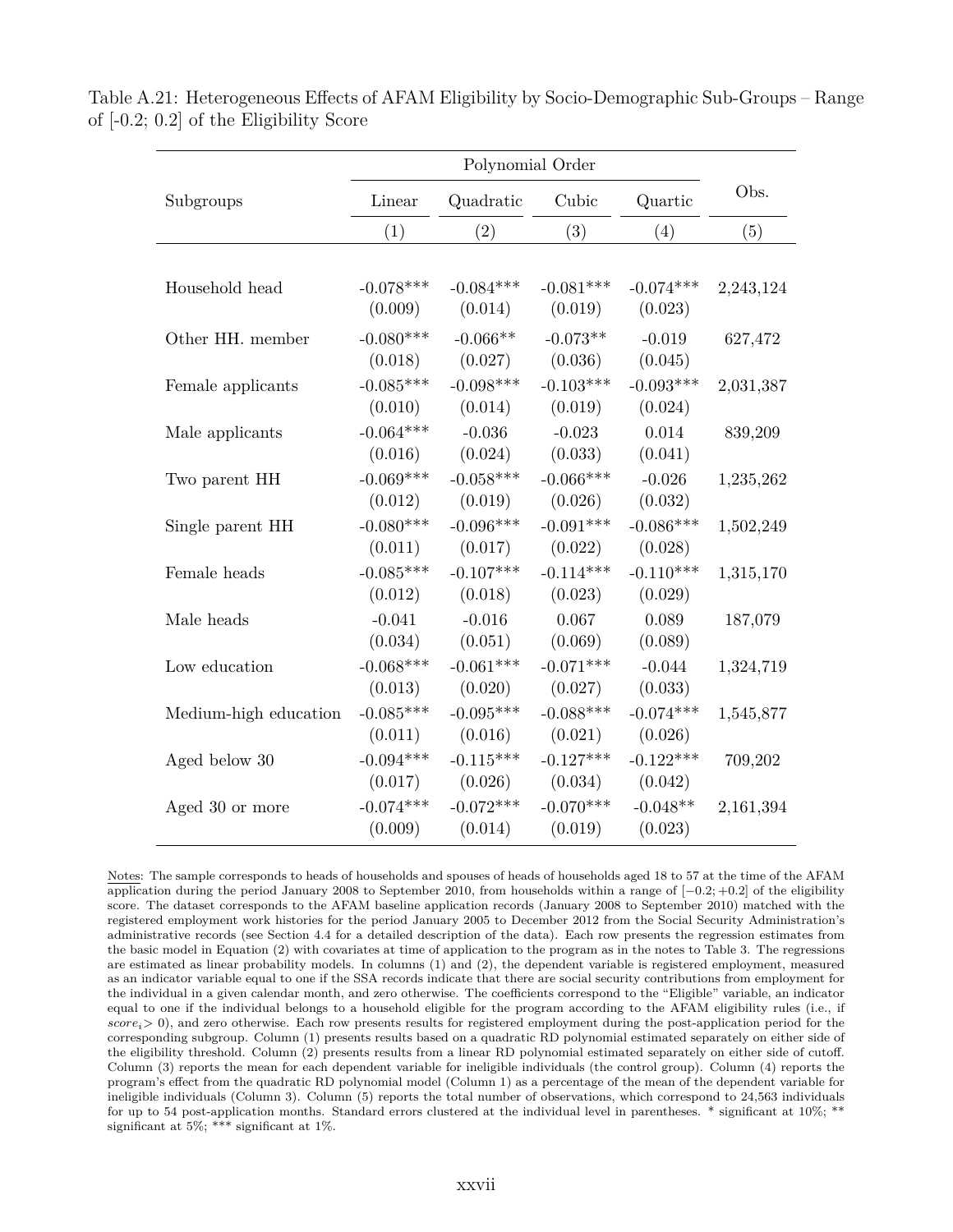Table A.21: Heterogeneous Effects of AFAM Eligibility by Socio-Demographic Sub-Groups – Range of [-0.2; 0.2] of the Eligibility Score

| Subgroups | Polynomial Order | | | | Obs. |
|---|---|---|---|---|---|
| | Linear | Quadratic | Cubic | Quartic | |
| | (1) | (2) | (3) | (4) | (5) |
| Household head | -0.078*** | -0.084*** | -0.081*** | -0.074*** | 2,243,124 |
| | (0.009) | (0.014) | (0.019) | (0.023) | |
| Other HH. member | -0.080*** | -0.066** | -0.073** | -0.019 | 627,472 |
| | (0.018) | (0.027) | (0.036) | (0.045) | |
| Female applicants | -0.085*** | -0.098*** | -0.103*** | -0.093*** | 2,031,387 |
| | (0.010) | (0.014) | (0.019) | (0.024) | |
| Male applicants | -0.064*** | -0.036 | -0.023 | 0.014 | 839,209 |
| | (0.016) | (0.024) | (0.033) | (0.041) | |
| Two parent HH | -0.069*** | -0.058*** | -0.066*** | -0.026 | 1,235,262 |
| | (0.012) | (0.019) | (0.026) | (0.032) | |
| Single parent HH | -0.080*** | -0.096*** | -0.091*** | -0.086*** | 1,502,249 |
| | (0.011) | (0.017) | (0.022) | (0.028) | |
| Female heads | -0.085*** | -0.107*** | -0.114*** | -0.110*** | 1,315,170 |
| | (0.012) | (0.018) | (0.023) | (0.029) | |
| Male heads | -0.041 | -0.016 | 0.067 | 0.089 | 187,079 |
| | (0.034) | (0.051) | (0.069) | (0.089) | |
| Low education | -0.068*** | -0.061*** | -0.071*** | -0.044 | 1,324,719 |
| | (0.013) | (0.020) | (0.027) | (0.033) | |
| Medium-high education | -0.085*** | -0.095*** | -0.088*** | -0.074*** | 1,545,877 |
| | (0.011) | (0.016) | (0.021) | (0.026) | |
| Aged below 30 | -0.094*** | -0.115*** | -0.127*** | -0.122*** | 709,202 |
| | (0.017) | (0.026) | (0.034) | (0.042) | |
| Aged 30 or more | -0.074*** | -0.072*** | -0.070*** | -0.048** | 2,161,394 |
| | (0.009) | (0.014) | (0.019) | (0.023) | |

Notes: The sample corresponds to heads of households and spouses of heads of households aged 18 to 57 at the time of the AFAM application during the period January 2008 to September 2010, from households within a range of $[-0.2; +0.2]$ of the eligibility score. The dataset corresponds to the AFAM baseline application records (January 2008 to September 2010) matched with the registered employment work histories for the period January 2005 to December 2012 from the Social Security Administration's administrative records (see Section 4.4 for a detailed description of the data). Each row presents the regression estimates from the basic model in Equation (2) with covariates at time of application to the program as in the notes to Table 3. The regressions are estimated as linear probability models. In columns (1) and (2), the dependent variable is registered employment, measured as an indicator variable equal to one if the SSA records indicate that there are social security contributions from employment for the individual in a given calendar month, and zero otherwise. The coefficients correspond to the "Eligible" variable, an indicator equal to one if the individual belongs to a household eligible for the program according to the AFAM eligibility rules (i.e., if $score_i > 0$), and zero otherwise. Each row presents results for registered employment during the post-application period for the corresponding subgroup. Column (1) presents results based on a quadratic RD polynomial estimated separately on either side of the eligibility threshold. Column (2) presents results from a linear RD polynomial estimated separately on either side of cutoff. Column (3) reports the mean for each dependent variable for ineligible individuals (the control group). Column (4) reports the program's effect from the quadratic RD polynomial model (Column 1) as a percentage of the mean of the dependent variable for ineligible individuals (Column 3). Column (5) reports the total number of observations, which correspond to 24,563 individuals for up to 54 post-application months. Standard errors clustered at the individual level in parentheses. * significant at 10%; ** significant at 5%; *** significant at 1%.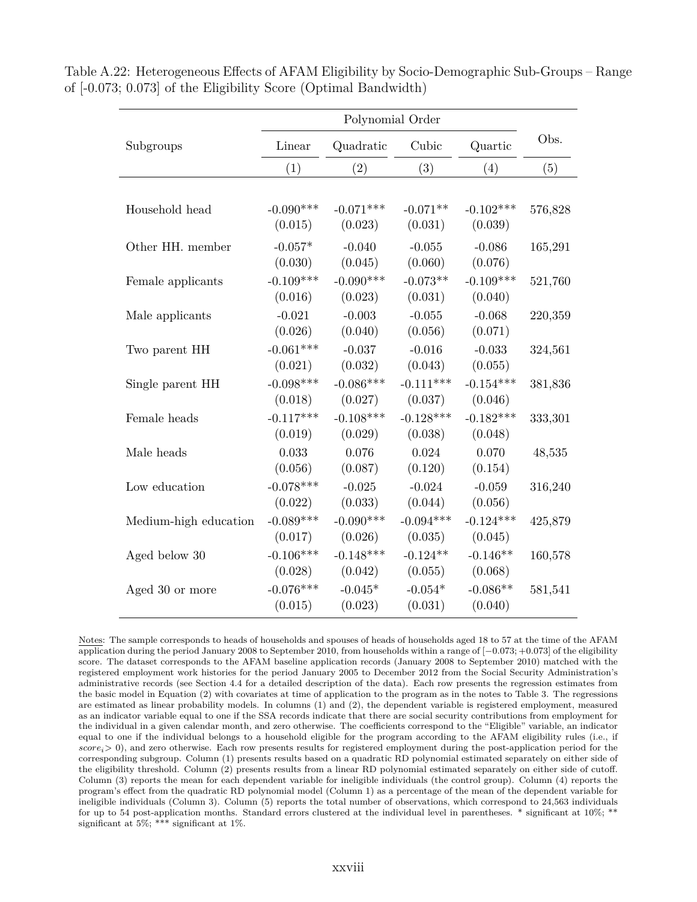Table A.22: Heterogeneous Effects of AFAM Eligibility by Socio-Demographic Sub-Groups – Range of [-0.073; 0.073] of the Eligibility Score (Optimal Bandwidth)

| Subgroups | Polynomial Order | | | | Obs. |
|---|---|---|---|---|---|
| | Linear | Quadratic | Cubic | Quartic | |
| | (1) | (2) | (3) | (4) | (5) |
| Household head | -0.090*** | -0.071*** | -0.071** | -0.102*** | 576,828 |
| | (0.015) | (0.023) | (0.031) | (0.039) | |
| Other HH. member | -0.057* | -0.040 | -0.055 | -0.086 | 165,291 |
| | (0.030) | (0.045) | (0.060) | (0.076) | |
| Female applicants | -0.109*** | -0.090*** | -0.073** | -0.109*** | 521,760 |
| | (0.016) | (0.023) | (0.031) | (0.040) | |
| Male applicants | -0.021 | -0.003 | -0.055 | -0.068 | 220,359 |
| | (0.026) | (0.040) | (0.056) | (0.071) | |
| Two parent HH | -0.061*** | -0.037 | -0.016 | -0.033 | 324,561 |
| | (0.021) | (0.032) | (0.043) | (0.055) | |
| Single parent HH | -0.098*** | -0.086*** | -0.111*** | -0.154*** | 381,836 |
| | (0.018) | (0.027) | (0.037) | (0.046) | |
| Female heads | -0.117*** | -0.108*** | -0.128*** | -0.182*** | 333,301 |
| | (0.019) | (0.029) | (0.038) | (0.048) | |
| Male heads | 0.033 | 0.076 | 0.024 | 0.070 | 48,535 |
| | (0.056) | (0.087) | (0.120) | (0.154) | |
| Low education | -0.078*** | -0.025 | -0.024 | -0.059 | 316,240 |
| | (0.022) | (0.033) | (0.044) | (0.056) | |
| Medium-high education | -0.089*** | -0.090*** | -0.094*** | -0.124*** | 425,879 |
| | (0.017) | (0.026) | (0.035) | (0.045) | |
| Aged below 30 | -0.106*** | -0.148*** | -0.124** | -0.146** | 160,578 |
| | (0.028) | (0.042) | (0.055) | (0.068) | |
| Aged 30 or more | -0.076*** | -0.045* | -0.054* | -0.086** | 581,541 |
| | (0.015) | (0.023) | (0.031) | (0.040) | |

Notes: The sample corresponds to heads of households and spouses of heads of households aged 18 to 57 at the time of the AFAM application during the period January 2008 to September 2010, from households within a range of $[-0.073; +0.073]$ of the eligibility score. The dataset corresponds to the AFAM baseline application records (January 2008 to September 2010) matched with the registered employment work histories for the period January 2005 to December 2012 from the Social Security Administration's administrative records (see Section 4.4 for a detailed description of the data). Each row presents the regression estimates from the basic model in Equation (2) with covariates at time of application to the program as in the notes to Table 3. The regressions are estimated as linear probability models. In columns (1) and (2), the dependent variable is registered employment, measured as an indicator variable equal to one if the SSA records indicate that there are social security contributions from employment for the individual in a given calendar month, and zero otherwise. The coefficients correspond to the "Eligible" variable, an indicator equal to one if the individual belongs to a household eligible for the program according to the AFAM eligibility rules (i.e., if $score_i > 0$), and zero otherwise. Each row presents results for registered employment during the post-application period for the corresponding subgroup. Column (1) presents results based on a quadratic RD polynomial estimated separately on either side of the eligibility threshold. Column (2) presents results from a linear RD polynomial estimated separately on either side of cutoff. Column (3) reports the mean for each dependent variable for ineligible individuals (the control group). Column (4) reports the program's effect from the quadratic RD polynomial model (Column 1) as a percentage of the mean of the dependent variable for ineligible individuals (Column 3). Column (5) reports the total number of observations, which correspond to 24,563 individuals for up to 54 post-application months. Standard errors clustered at the individual level in parentheses. * significant at 10%; ** significant at 5%; *** significant at 1%.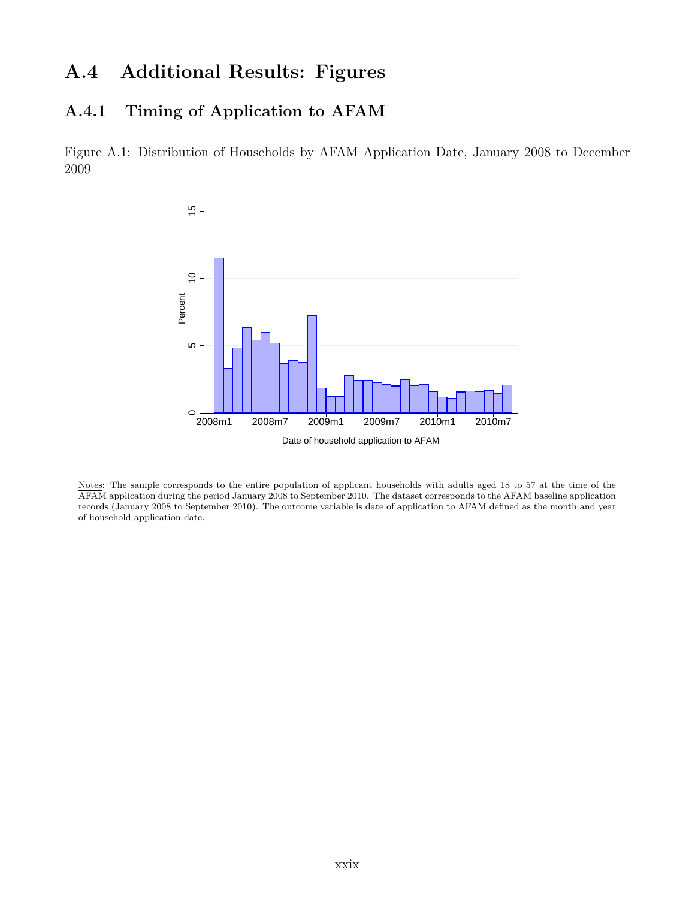## A.4 Additional Results: Figures

### A.4.1 Timing of Application to AFAM

Figure A.1: Distribution of Households by AFAM Application Date, January 2008 to December 2009

Notes: The sample corresponds to the entire population of applicant households with adults aged 18 to 57 at the time of the AFAM application during the period January 2008 to September 2010. The dataset corresponds to the AFAM baseline application records (January 2008 to September 2010). The outcome variable is date of application to AFAM defined as the month and year of household application date.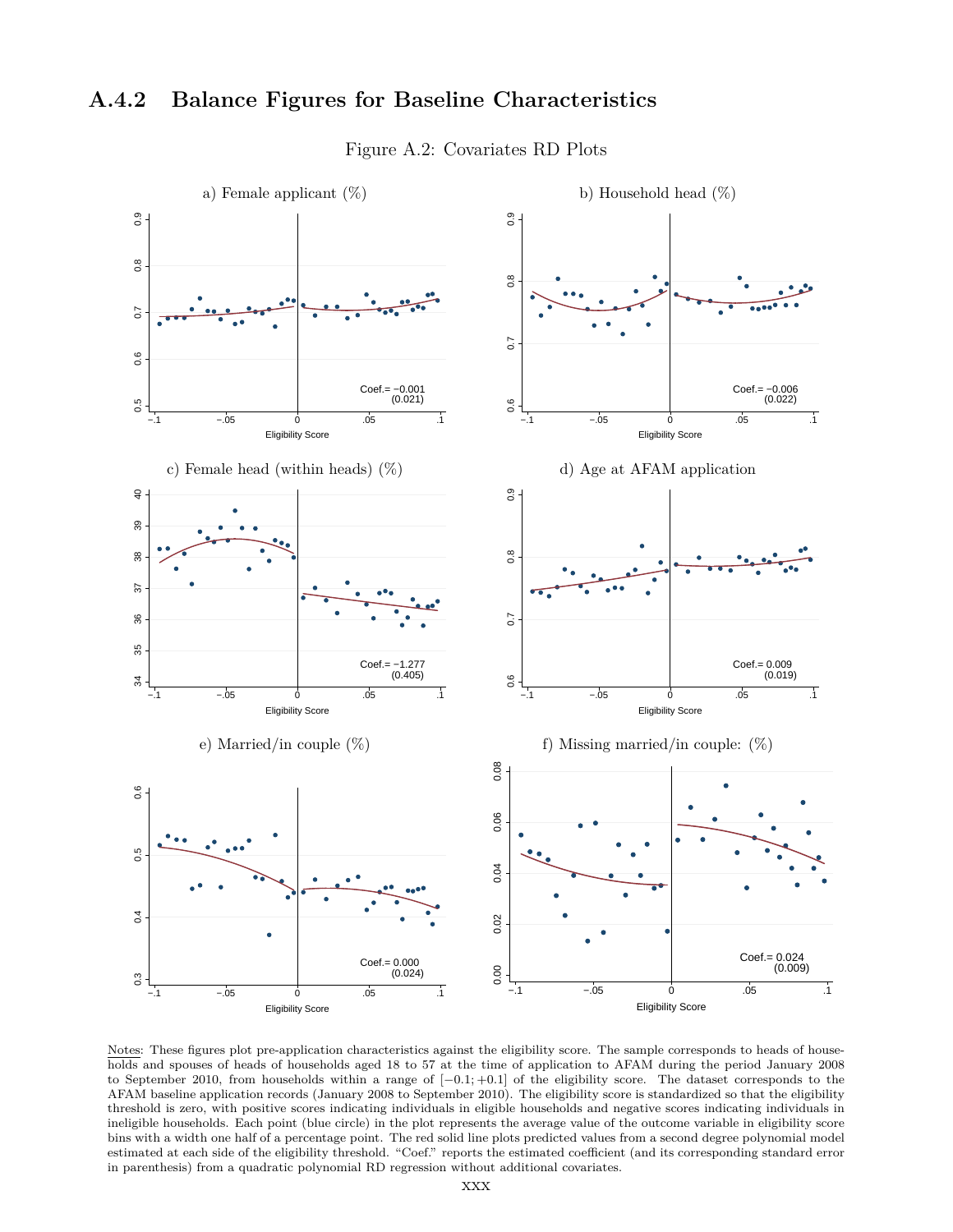### A.4.2 Balance Figures for Baseline Characteristics

Figure A.2: Covariates RD Plots

a) Female applicant (%)

Coef.= −0.001 (0.021)

b) Household head (%)

Coef.= −0.006 (0.022)

c) Female head (within heads) (%)

Coef.= −1.277 (0.405)

d) Age at AFAM application

Coef.= 0.009 (0.019)

e) Married/in couple (%)

Coef.= 0.000 (0.024)

f) Missing married/in couple: (%)

Coef.= 0.024 (0.009)

Notes: These figures plot pre-application characteristics against the eligibility score. The sample corresponds to heads of households and spouses of heads of households aged 18 to 57 at the time of application to AFAM during the period January 2008 to September 2010, from households within a range of $[-0.1;+0.1]$ of the eligibility score. The dataset corresponds to the AFAM baseline application records (January 2008 to September 2010). The eligibility score is standardized so that the eligibility threshold is zero, with positive scores indicating individuals in eligible households and negative scores indicating individuals in ineligible households. Each point (blue circle) in the plot represents the average value of the outcome variable in eligibility score bins with a width one half of a percentage point. The red solid line plots predicted values from a second degree polynomial model estimated at each side of the eligibility threshold. "Coef." reports the estimated coefficient (and its corresponding standard error in parenthesis) from a quadratic polynomial RD regression without additional covariates.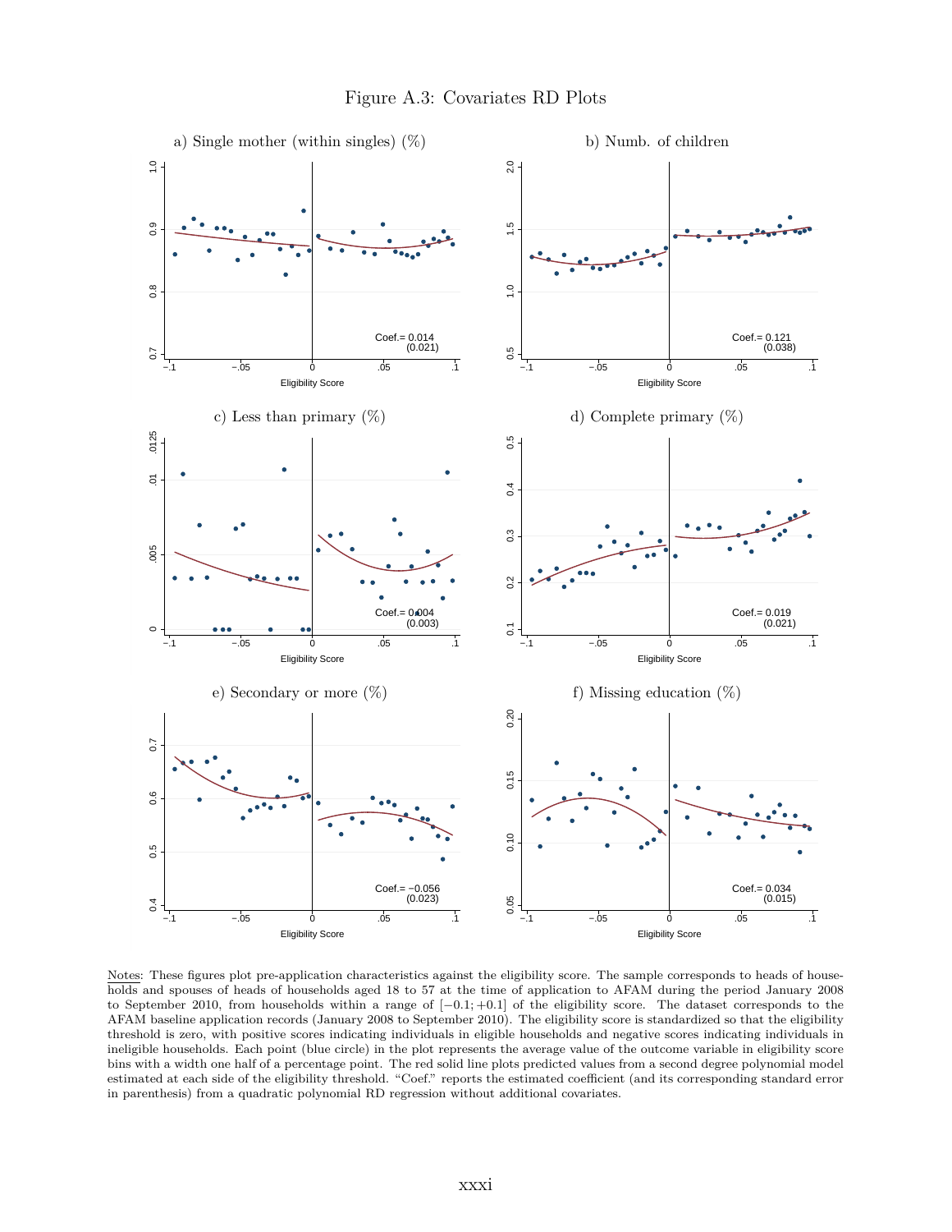Figure A.3: Covariates RD Plots

a) Single mother (within singles) (%)

Coef.= 0.014 (0.021)

b) Numb. of children

Coef.= 0.121 (0.038)

c) Less than primary (%)

Coef.= 0.004 (0.003)

d) Complete primary (%)

Coef.= 0.019 (0.021)

e) Secondary or more (%)

Coef.= −0.056 (0.023)

f) Missing education (%)

Coef.= 0.034 (0.015)

Notes: These figures plot pre-application characteristics against the eligibility score. The sample corresponds to heads of households and spouses of heads of households aged 18 to 57 at the time of application to AFAM during the period January 2008 to September 2010, from households within a range of $[-0.1; +0.1]$ of the eligibility score. The dataset corresponds to the AFAM baseline application records (January 2008 to September 2010). The eligibility score is standardized so that the eligibility threshold is zero, with positive scores indicating individuals in eligible households and negative scores indicating individuals in ineligible households. Each point (blue circle) in the plot represents the average value of the outcome variable in eligibility score bins with a width one half of a percentage point. The red solid line plots predicted values from a second degree polynomial model estimated at each side of the eligibility threshold. "Coef." reports the estimated coefficient (and its corresponding standard error in parenthesis) from a quadratic polynomial RD regression without additional covariates.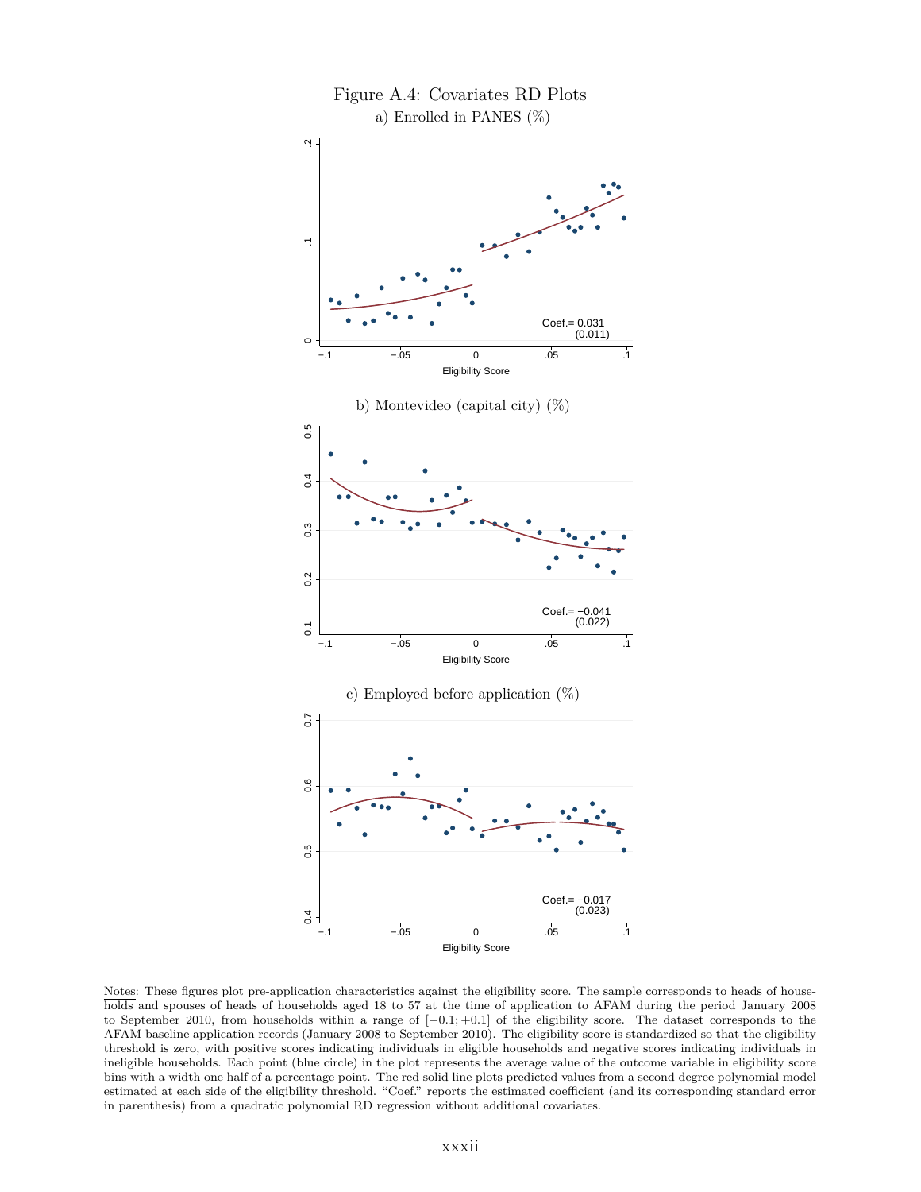Figure A.4: Covariates RD Plots

a) Enrolled in PANES (%)

Coef.= 0.031
(0.011)

b) Montevideo (capital city) (%)

Coef.= −0.041
(0.022)

c) Employed before application (%)

Coef.= −0.017
(0.023)

Notes: These figures plot pre-application characteristics against the eligibility score. The sample corresponds to heads of households and spouses of heads of households aged 18 to 57 at the time of application to AFAM during the period January 2008 to September 2010, from households within a range of $[-0.1; +0.1]$ of the eligibility score. The dataset corresponds to the AFAM baseline application records (January 2008 to September 2010). The eligibility score is standardized so that the eligibility threshold is zero, with positive scores indicating individuals in eligible households and negative scores indicating individuals in ineligible households. Each point (blue circle) in the plot represents the average value of the outcome variable in eligibility score bins with a width one half of a percentage point. The red solid line plots predicted values from a second degree polynomial model estimated at each side of the eligibility threshold. "Coef." reports the estimated coefficient (and its corresponding standard error in parenthesis) from a quadratic polynomial RD regression without additional covariates.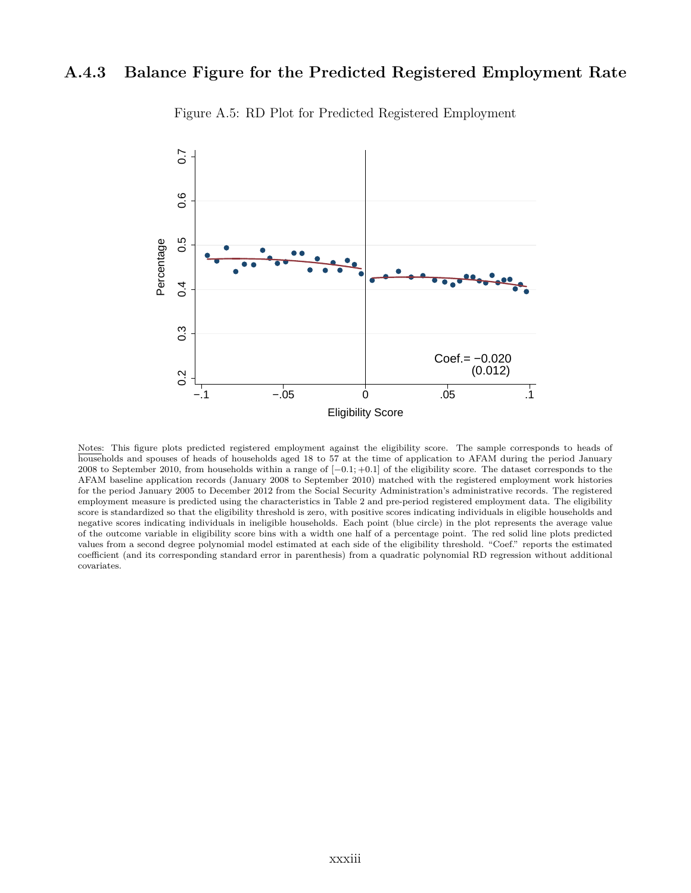### A.4.3 Balance Figure for the Predicted Registered Employment Rate

Figure A.5: RD Plot for Predicted Registered Employment

Notes: This figure plots predicted registered employment against the eligibility score. The sample corresponds to heads of households and spouses of heads of households aged 18 to 57 at the time of application to AFAM during the period January 2008 to September 2010, from households within a range of $[-0.1; +0.1]$ of the eligibility score. The dataset corresponds to the AFAM baseline application records (January 2008 to September 2010) matched with the registered employment work histories for the period January 2005 to December 2012 from the Social Security Administration's administrative records. The registered employment measure is predicted using the characteristics in Table 2 and pre-period registered employment data. The eligibility score is standardized so that the eligibility threshold is zero, with positive scores indicating individuals in eligible households and negative scores indicating individuals in ineligible households. Each point (blue circle) in the plot represents the average value of the outcome variable in eligibility score bins with a width one half of a percentage point. The red solid line plots predicted values from a second degree polynomial model estimated at each side of the eligibility threshold. "Coef." reports the estimated coefficient (and its corresponding standard error in parenthesis) from a quadratic polynomial RD regression without additional covariates.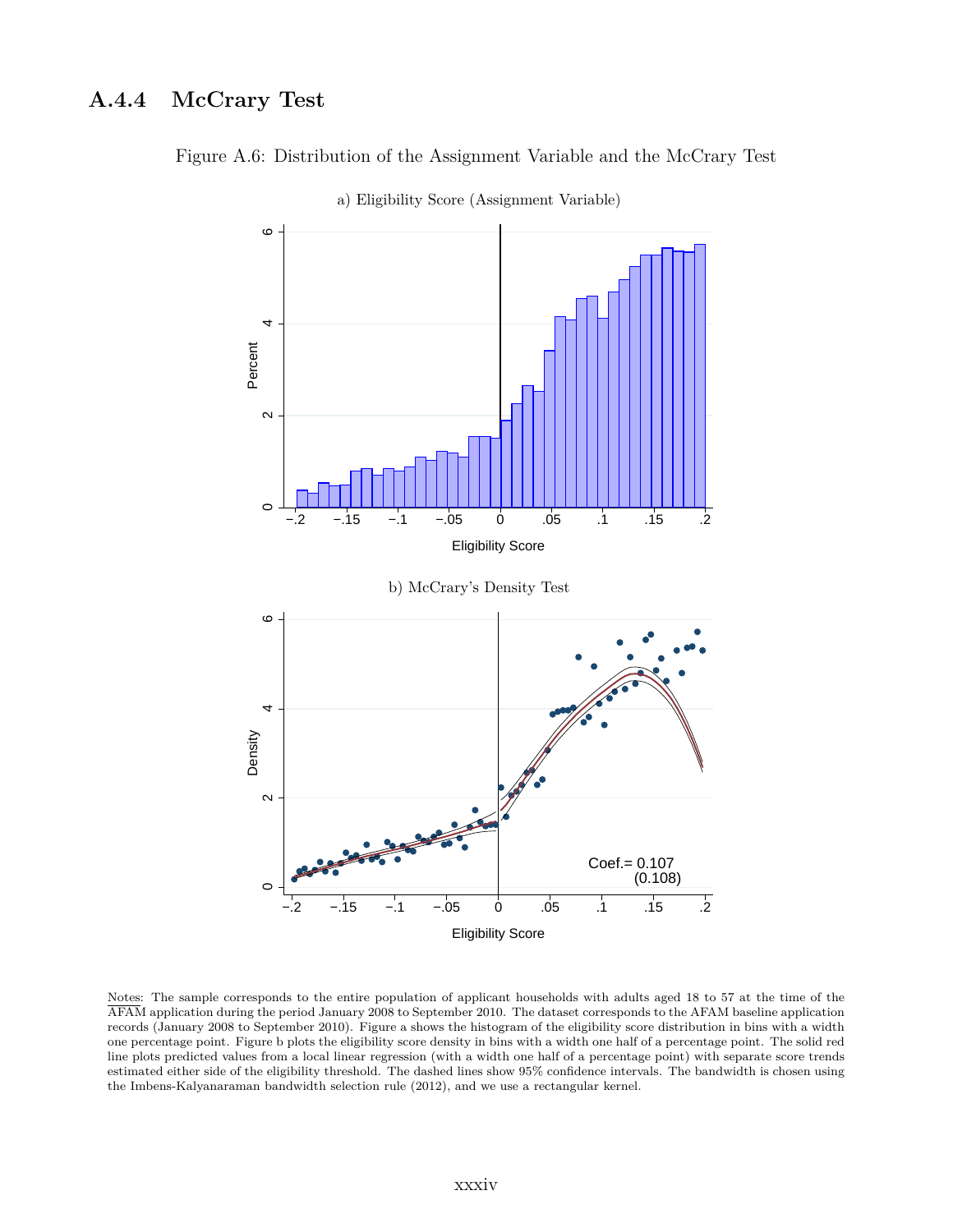### A.4.4 McCrary Test

Figure A.6: Distribution of the Assignment Variable and the McCrary Test

a) Eligibility Score (Assignment Variable)

b) McCrary's Density Test

Coef.= 0.107
(0.108)

Notes: The sample corresponds to the entire population of applicant households with adults aged 18 to 57 at the time of the AFAM application during the period January 2008 to September 2010. The dataset corresponds to the AFAM baseline application records (January 2008 to September 2010). Figure a shows the histogram of the eligibility score distribution in bins with a width one percentage point. Figure b plots the eligibility score density in bins with a width one half of a percentage point. The solid red line plots predicted values from a local linear regression (with a width one half of a percentage point) with separate score trends estimated either side of the eligibility threshold. The dashed lines show 95% confidence intervals. The bandwidth is chosen using the Imbens-Kalyanaraman bandwidth selection rule (2012), and we use a rectangular kernel.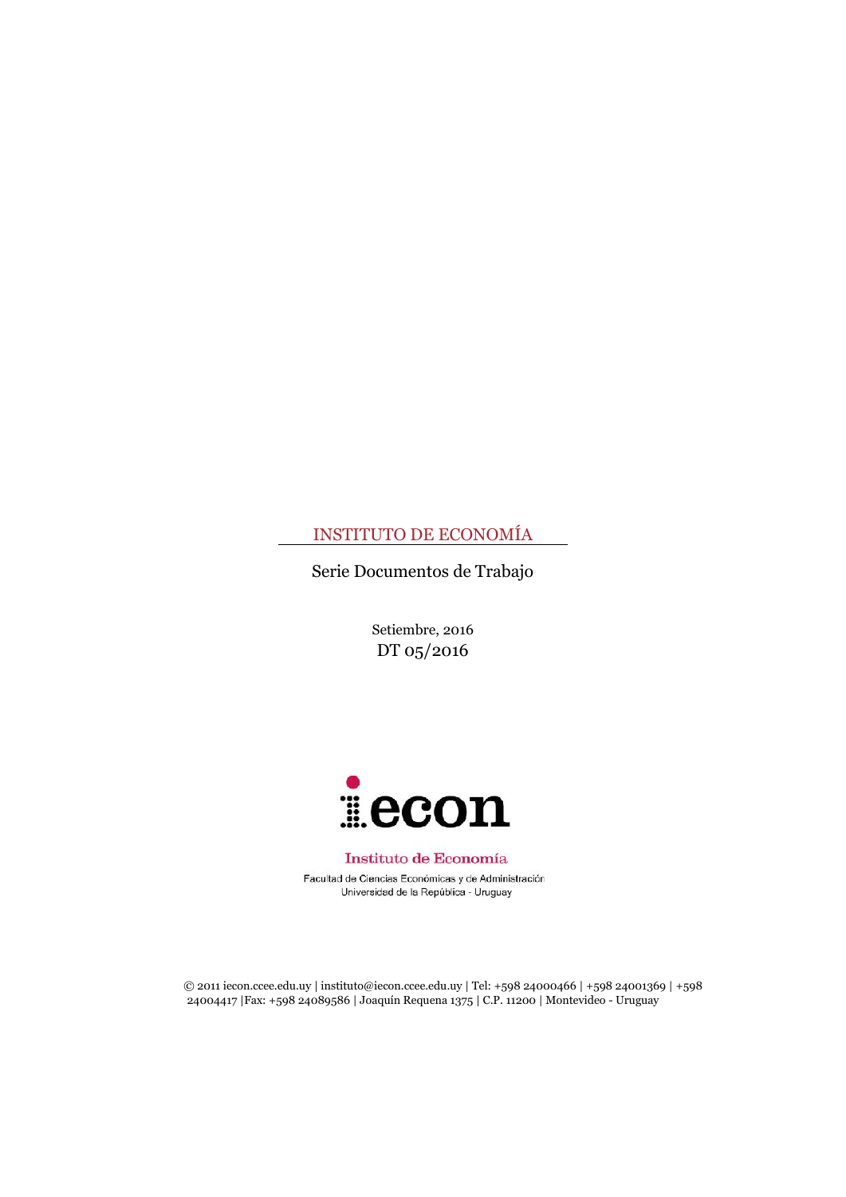INSTITUTO DE ECONOMÍA

Serie Documentos de Trabajo

Setiembre, 2016

DT 05/2016

iecon

Instituto de Economía

Facultad de Ciencias Económicas y de Administración

Universidad de la República - Uruguay

© 2011 iecon.ccee.edu.uy | instituto@iecon.ccee.edu.uy | Tel: +598 24000466 | +598 24001369 | +598 24004417 |Fax: +598 24089586 | Joaquín Requena 1375 | C.P. 11200 | Montevideo - Uruguay